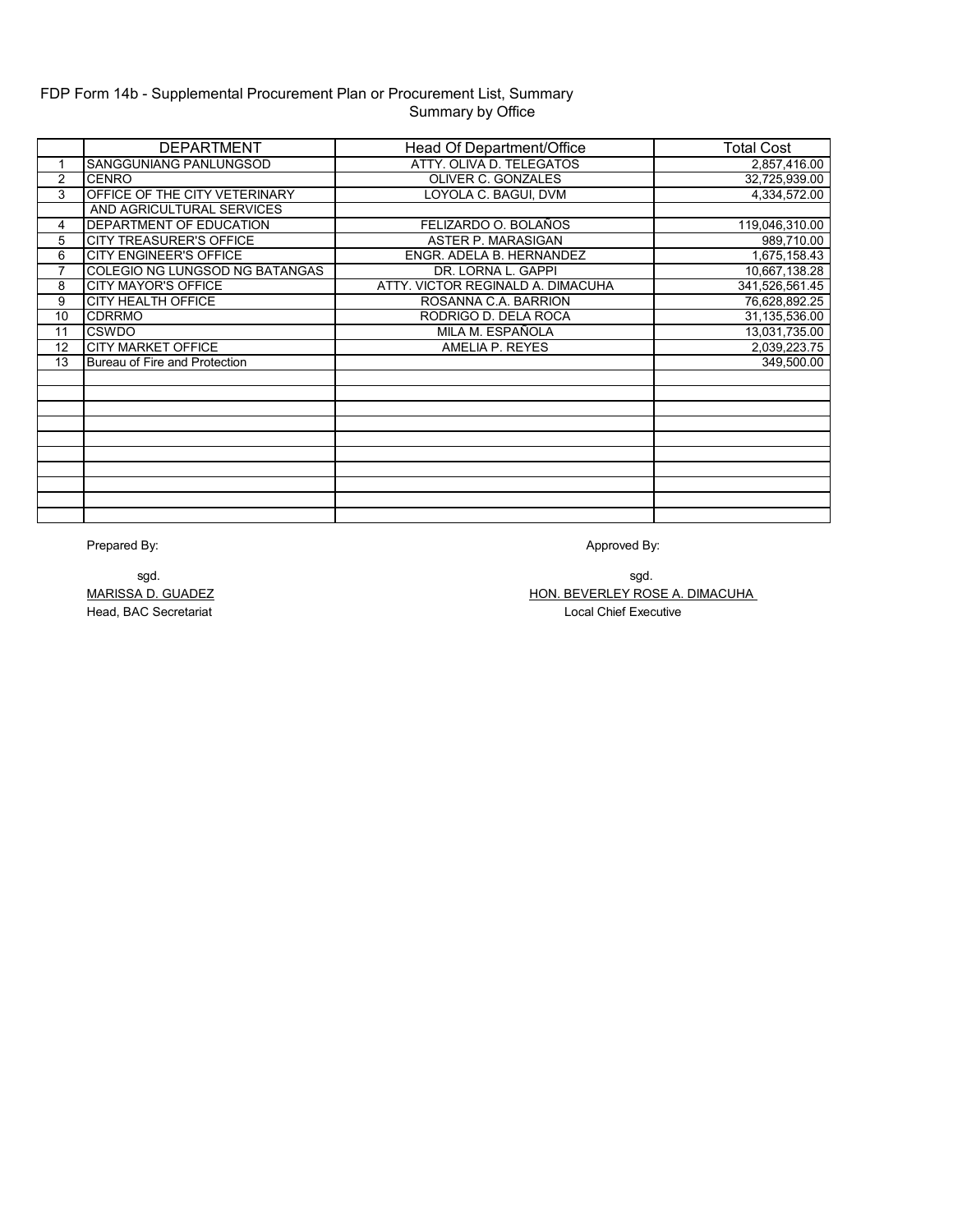FDP Form 14b - Supplemental Procurement Plan or Procurement List, Summary

Summary by Office

| | DEPARTMENT | Head Of Department/Office | Total Cost |
|---|---|---|---|
| 1 | SANGGUNIANG PANLUNGSOD | ATTY. OLIVA D. TELEGATOS | 2,857,416.00 |
| 2 | CENRO | OLIVER C. GONZALES | 32,725,939.00 |
| 3 | OFFICE OF THE CITY VETERINARY AND AGRICULTURAL SERVICES | LOYOLA C. BAGUI, DVM | 4,334,572.00 |
| 4 | DEPARTMENT OF EDUCATION | FELIZARDO O. BOLAÑOS | 119,046,310.00 |
| 5 | CITY TREASURER'S OFFICE | ASTER P. MARASIGAN | 989,710.00 |
| 6 | CITY ENGINEER'S OFFICE | ENGR. ADELA B. HERNANDEZ | 1,675,158.43 |
| 7 | COLEGIO NG LUNGSOD NG BATANGAS | DR. LORNA L. GAPPI | 10,667,138.28 |
| 8 | CITY MAYOR'S OFFICE | ATTY. VICTOR REGINALD A. DIMACUHA | 341,526,561.45 |
| 9 | CITY HEALTH OFFICE | ROSANNA C.A. BARRION | 76,628,892.25 |
| 10 | CDRRMO | RODRIGO D. DELA ROCA | 31,135,536.00 |
| 11 | CSWDO | MILA M. ESPAÑOLA | 13,031,735.00 |
| 12 | CITY MARKET OFFICE | AMELIA P. REYES | 2,039,223.75 |
| 13 | Bureau of Fire and Protection | | 349,500.00 |
| | | | |
| | | | |
| | | | |
| | | | |
| | | | |
| | | | |
| | | | |
| | | | |
| | | | |
| | | | |

Prepared By:

sgd.
MARISSA D. GUADEZ
Head, BAC Secretariat

Approved By:

sgd.
HON. BEVERLEY ROSE A. DIMACUHA
Local Chief Executive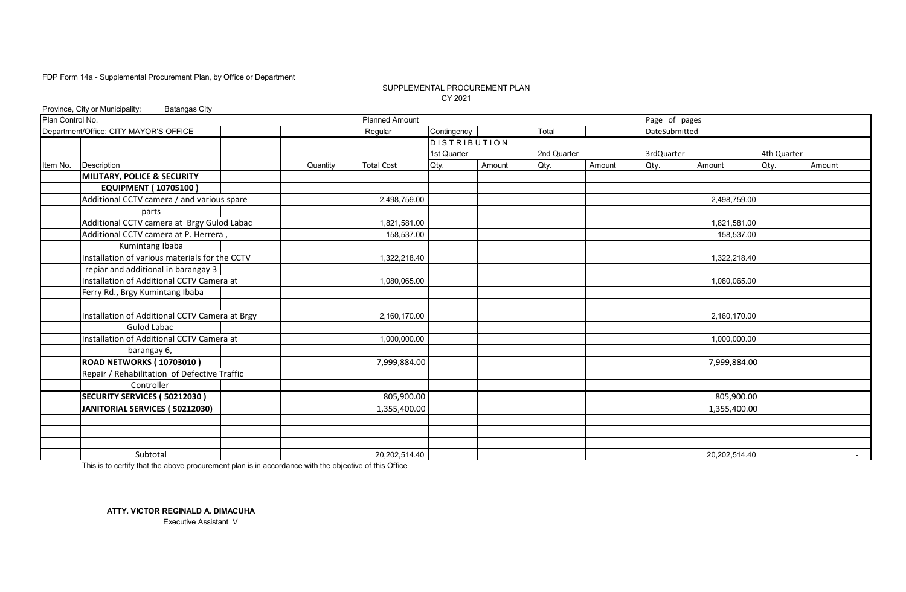FDP Form 14a - Supplemental Procurement Plan, by Office or Department

SUPPLEMENTAL PROCUREMENT PLAN
CY 2021

Province, City or Municipality: Batangas City

| Plan Control No. | | | | | Planned Amount | | | | | Page of pages | | | |
|---|---|---|---|---|---|---|---|---|---|---|---|---|---|
| Department/Office: CITY MAYOR'S OFFICE | | | | | Regular | Contingency | | Total | | DateSubmitted | | | |
| | | | | | | DISTRIBUTION | | | | | | | |
| | | | | | | 1st Quarter | | 2nd Quarter | | 3rdQuarter | | 4th Quarter | |
| Item No. | Description | | Quantity | | Total Cost | Qty. | Amount | Qty. | Amount | Qty. | Amount | Qty. | Amount |
| | **MILITARY, POLICE & SECURITY** | | | | | | | | | | | | |
| | **EQUIPMENT ( 10705100 )** | | | | | | | | | | | | |
| | Additional CCTV camera / and various spare | | | | 2,498,759.00 | | | | | | 2,498,759.00 | | |
| | parts | | | | | | | | | | | | |
| | Additional CCTV camera at Brgy Gulod Labac | | | | 1,821,581.00 | | | | | | 1,821,581.00 | | |
| | Additional CCTV camera at P. Herrera , | | | | 158,537.00 | | | | | | 158,537.00 | | |
| | Kumintang Ibaba | | | | | | | | | | | | |
| | Installation of various materials for the CCTV | | | | 1,322,218.40 | | | | | | 1,322,218.40 | | |
| | repiar and additional in barangay 3 | | | | | | | | | | | | |
| | Installation of Additional CCTV Camera at | | | | 1,080,065.00 | | | | | | 1,080,065.00 | | |
| | Ferry Rd., Brgy Kumintang Ibaba | | | | | | | | | | | | |
| | | | | | | | | | | | | | |
| | Installation of Additional CCTV Camera at Brgy | | | | 2,160,170.00 | | | | | | 2,160,170.00 | | |
| | Gulod Labac | | | | | | | | | | | | |
| | Installation of Additional CCTV Camera at | | | | 1,000,000.00 | | | | | | 1,000,000.00 | | |
| | barangay 6, | | | | | | | | | | | | |
| | **ROAD NETWORKS ( 10703010 )** | | | | 7,999,884.00 | | | | | | 7,999,884.00 | | |
| | Repair / Rehabilitation of Defective Traffic | | | | | | | | | | | | |
| | Controller | | | | | | | | | | | | |
| | **SECURITY SERVICES ( 50212030 )** | | | | 805,900.00 | | | | | | 805,900.00 | | |
| | **JANITORIAL SERVICES ( 50212030)** | | | | 1,355,400.00 | | | | | | 1,355,400.00 | | |
| | | | | | | | | | | | | | |
| | | | | | | | | | | | | | |
| | | | | | | | | | | | | | |
| | Subtotal | | | | 20,202,514.40 | | | | | | 20,202,514.40 | | - |

This is to certify that the above procurement plan is in accordance with the objective of this Office

**ATTY. VICTOR REGINALD A. DIMACUHA**
Executive Assistant V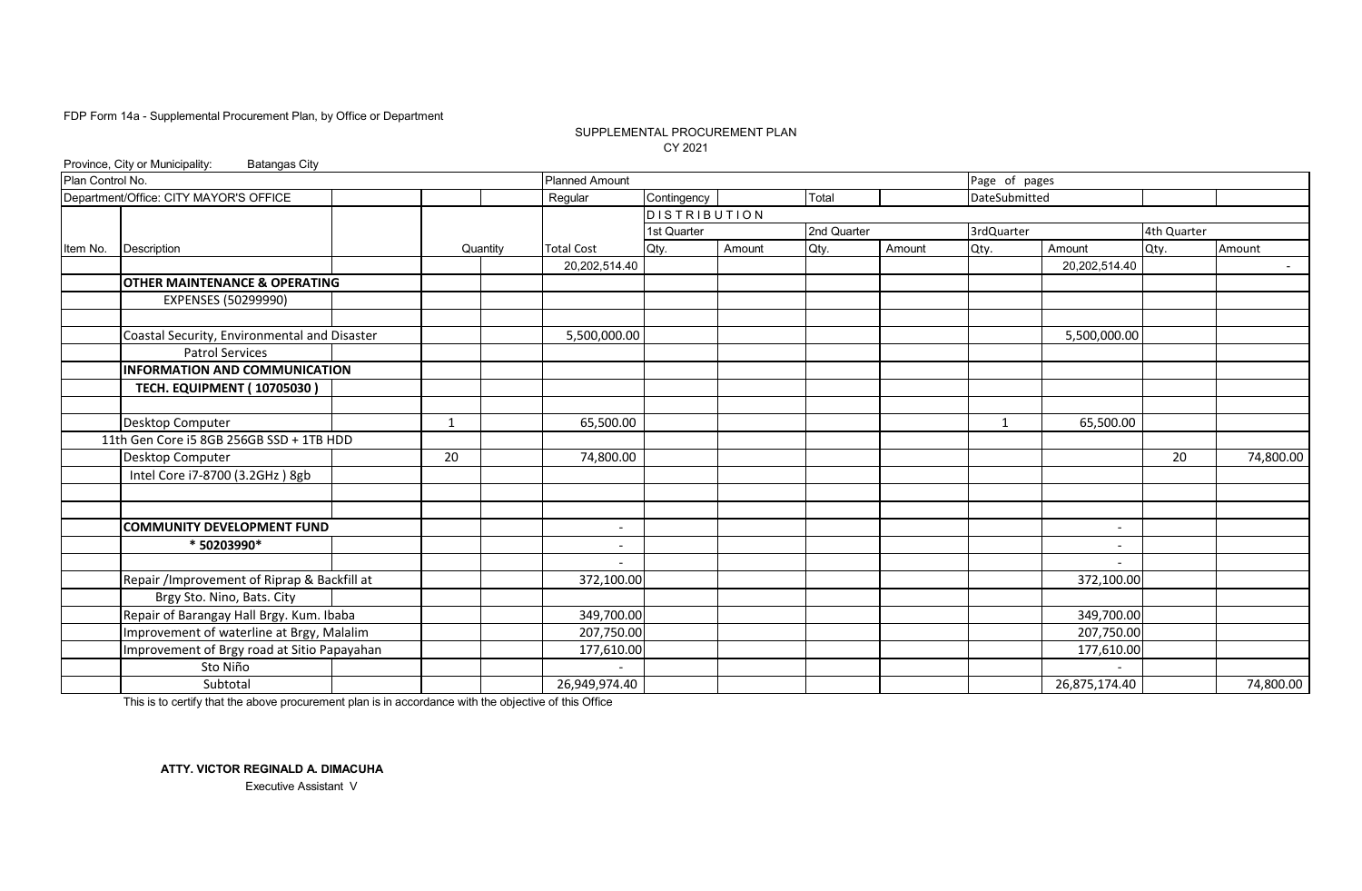FDP Form 14a - Supplemental Procurement Plan, by Office or Department

SUPPLEMENTAL PROCUREMENT PLAN
CY 2021

Province, City or Municipality: Batangas City

| Plan Control No. | | | | Planned Amount | | | | | Page of pages | | | |
|---|---|---|---|---|---|---|---|---|---|---|---|---|
| Department/Office: CITY MAYOR'S OFFICE | | | | Regular | Contingency | | Total | | DateSubmitted | | | |
| | | | | | DISTRIBUTION | | | | | | | |
| | | | | | 1st Quarter | | 2nd Quarter | | 3rdQuarter | | 4th Quarter | |
| Item No. | Description | | Quantity | Total Cost | Qty. | Amount | Qty. | Amount | Qty. | Amount | Qty. | Amount |
| | | | | 20,202,514.40 | | | | | | 20,202,514.40 | | - |
| | **OTHER MAINTENANCE & OPERATING** | | | | | | | | | | | |
| | EXPENSES (50299990) | | | | | | | | | | | |
| | | | | | | | | | | | | |
| | Coastal Security, Environmental and Disaster | | | 5,500,000.00 | | | | | | 5,500,000.00 | | |
| | Patrol Services | | | | | | | | | | | |
| | **INFORMATION AND COMMUNICATION** | | | | | | | | | | | |
| | **TECH. EQUIPMENT ( 10705030 )** | | | | | | | | | | | |
| | | | | | | | | | | | | |
| | Desktop Computer | | 1 | 65,500.00 | | | | | 1 | 65,500.00 | | |
| | 11th Gen Core i5 8GB 256GB SSD + 1TB HDD | | | | | | | | | | | |
| | Desktop Computer | | 20 | 74,800.00 | | | | | | | 20 | 74,800.00 |
| | Intel Core i7-8700 (3.2GHz ) 8gb | | | | | | | | | | | |
| | | | | | | | | | | | | |
| | | | | | | | | | | | | |
| | **COMMUNITY DEVELOPMENT FUND** | | | - | | | | | | - | | |
| | **\* 50203990\*** | | | - | | | | | | - | | |
| | | | | - | | | | | | - | | |
| | Repair /Improvement of Riprap & Backfill at | | | 372,100.00 | | | | | | 372,100.00 | | |
| | Brgy Sto. Nino, Bats. City | | | | | | | | | | | |
| | Repair of Barangay Hall Brgy. Kum. Ibaba | | | 349,700.00 | | | | | | 349,700.00 | | |
| | Improvement of waterline at Brgy, Malalim | | | 207,750.00 | | | | | | 207,750.00 | | |
| | Improvement of Brgy road at Sitio Papayahan | | | 177,610.00 | | | | | | 177,610.00 | | |
| | Sto Niño | | | - | | | | | | - | | |
| | Subtotal | | | 26,949,974.40 | | | | | | 26,875,174.40 | | 74,800.00 |

This is to certify that the above procurement plan is in accordance with the objective of this Office

**ATTY. VICTOR REGINALD A. DIMACUHA**
Executive Assistant V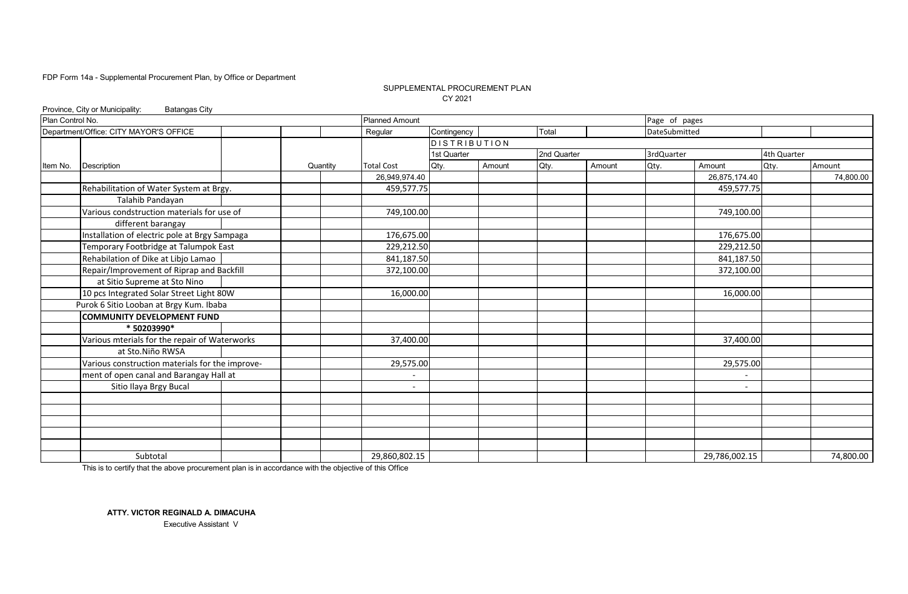FDP Form 14a - Supplemental Procurement Plan, by Office or Department

SUPPLEMENTAL PROCUREMENT PLAN
CY 2021

Province, City or Municipality: Batangas City

| Plan Control No. | | | | Planned Amount | | | | | Page of pages | | | |
|---|---|---|---|---|---|---|---|---|---|---|---|---|
| Department/Office: CITY MAYOR'S OFFICE | | | | Regular | Contingency | | Total | | DateSubmitted | | | |
| | | | | | DISTRIBUTION | | | | | | | |
| | | | | | 1st Quarter | | 2nd Quarter | | 3rdQuarter | | 4th Quarter | |
| Item No. | Description | | Quantity | Total Cost | Qty. | Amount | Qty. | Amount | Qty. | Amount | Qty. | Amount |
| | | | | 26,949,974.40 | | | | | | 26,875,174.40 | | 74,800.00 |
| | Rehabilitation of Water System at Brgy. | | | 459,577.75 | | | | | | 459,577.75 | | |
| | Talahib Pandayan | | | | | | | | | | | |
| | Various condstruction materials for use of | | | 749,100.00 | | | | | | 749,100.00 | | |
| | different barangay | | | | | | | | | | | |
| | Installation of electric pole at Brgy Sampaga | | | 176,675.00 | | | | | | 176,675.00 | | |
| | Temporary Footbridge at Talumpok East | | | 229,212.50 | | | | | | 229,212.50 | | |
| | Rehabilation of Dike at Libjo Lamao | | | 841,187.50 | | | | | | 841,187.50 | | |
| | Repair/Improvement of Riprap and Backfill | | | 372,100.00 | | | | | | 372,100.00 | | |
| | at Sitio Supreme at Sto Nino | | | | | | | | | | | |
| | 10 pcs Integrated Solar Street Light 80W | | | 16,000.00 | | | | | | 16,000.00 | | |
| | Purok 6 Sitio Looban at Brgy Kum. Ibaba | | | | | | | | | | | |
| | **COMMUNITY DEVELOPMENT FUND** | | | | | | | | | | | |
| | **\* 50203990\*** | | | | | | | | | | | |
| | Various mterials for the repair of Waterworks | | | 37,400.00 | | | | | | 37,400.00 | | |
| | at Sto.Niño RWSA | | | | | | | | | | | |
| | Various construction materials for the improve- | | | 29,575.00 | | | | | | 29,575.00 | | |
| | ment of open canal and Barangay Hall at | | | - | | | | | | - | | |
| | Sitio Ilaya Brgy Bucal | | | - | | | | | | - | | |
| | | | | | | | | | | | | |
| | | | | | | | | | | | | |
| | | | | | | | | | | | | |
| | | | | | | | | | | | | |
| | | | | | | | | | | | | |
| | Subtotal | | | 29,860,802.15 | | | | | | 29,786,002.15 | | 74,800.00 |

This is to certify that the above procurement plan is in accordance with the objective of this Office

**ATTY. VICTOR REGINALD A. DIMACUHA**
Executive Assistant V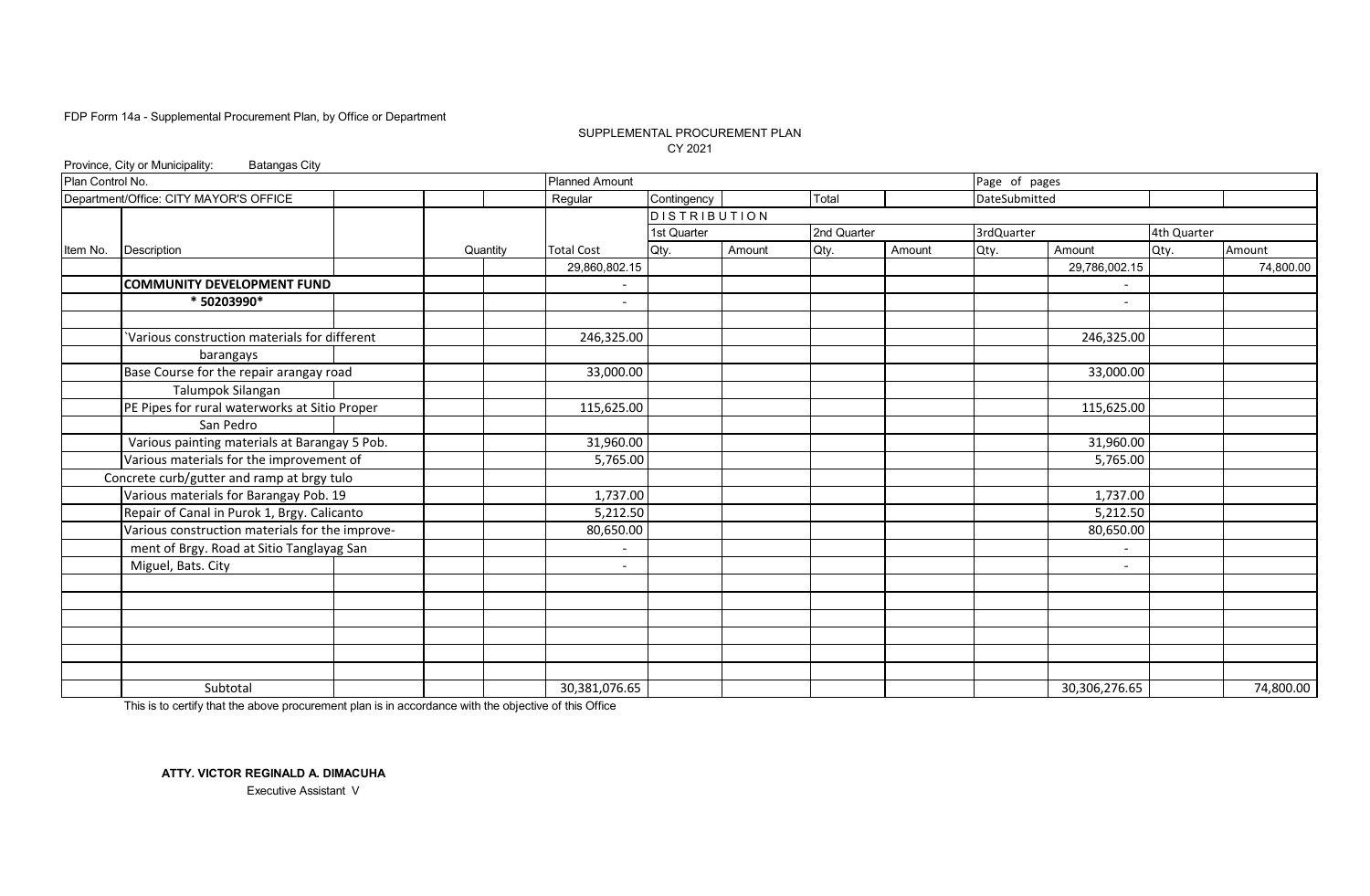FDP Form 14a - Supplemental Procurement Plan, by Office or Department

SUPPLEMENTAL PROCUREMENT PLAN

CY 2021

Province, City or Municipality: Batangas City

| Plan Control No. | | | Planned Amount | | | | | Page of pages | | | |
|---|---|---|---|---|---|---|---|---|---|---|---|
| Department/Office: CITY MAYOR'S OFFICE | | | Regular | Contingency | | Total | | DateSubmitted | | | |
| | | | | DISTRIBUTION | | | | | | | |
| | | | | 1st Quarter | | 2nd Quarter | | 3rdQuarter | | 4th Quarter | |
| Item No. | Description | Quantity | Total Cost | Qty. | Amount | Qty. | Amount | Qty. | Amount | Qty. | Amount |
| | | | 29,860,802.15 | | | | | | 29,786,002.15 | | 74,800.00 |
| | **COMMUNITY DEVELOPMENT FUND** | | - | | | | | | - | | |
| | **\* 50203990\*** | | - | | | | | | - | | |
| | | | | | | | | | | | |
| | `Various construction materials for different | | 246,325.00 | | | | | | 246,325.00 | | |
| | barangays | | | | | | | | | | |
| | Base Course for the repair arangay road | | 33,000.00 | | | | | | 33,000.00 | | |
| | Talumpok Silangan | | | | | | | | | | |
| | PE Pipes for rural waterworks at Sitio Proper | | 115,625.00 | | | | | | 115,625.00 | | |
| | San Pedro | | | | | | | | | | |
| | Various painting materials at Barangay 5 Pob. | | 31,960.00 | | | | | | 31,960.00 | | |
| | Various materials for the improvement of | | 5,765.00 | | | | | | 5,765.00 | | |
| | Concrete curb/gutter and ramp at brgy tulo | | | | | | | | | | |
| | Various materials for Barangay Pob. 19 | | 1,737.00 | | | | | | 1,737.00 | | |
| | Repair of Canal in Purok 1, Brgy. Calicanto | | 5,212.50 | | | | | | 5,212.50 | | |
| | Various construction materials for the improve- | | 80,650.00 | | | | | | 80,650.00 | | |
| | ment of Brgy. Road at Sitio Tanglayag San | | - | | | | | | - | | |
| | Miguel, Bats. City | | - | | | | | | - | | |
| | | | | | | | | | | | |
| | | | | | | | | | | | |
| | | | | | | | | | | | |
| | | | | | | | | | | | |
| | | | | | | | | | | | |
| | | | | | | | | | | | |
| | Subtotal | | 30,381,076.65 | | | | | | 30,306,276.65 | | 74,800.00 |

This is to certify that the above procurement plan is in accordance with the objective of this Office

**ATTY. VICTOR REGINALD A. DIMACUHA**

Executive Assistant V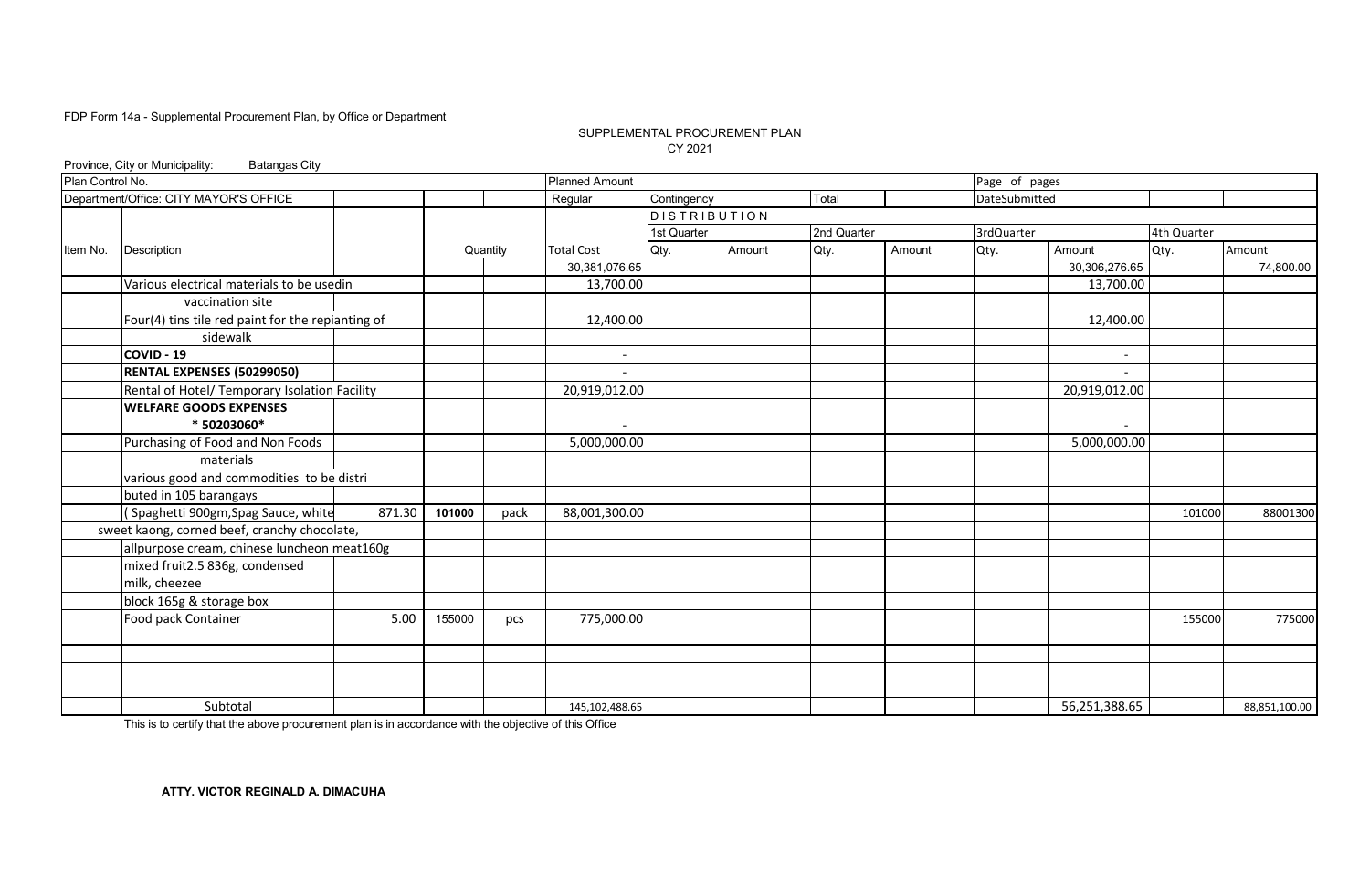FDP Form 14a - Supplemental Procurement Plan, by Office or Department

SUPPLEMENTAL PROCUREMENT PLAN
CY 2021

Province, City or Municipality: Batangas City

| Plan Control No. | | | | | Planned Amount | | | | | Page of pages | | | |
|---|---|---|---|---|---|---|---|---|---|---|---|---|---|
| Department/Office: CITY MAYOR'S OFFICE | | | | | Regular | Contingency | | Total | | DateSubmitted | | | |
| | | | | | | DISTRIBUTION | | | | | | | |
| | | | | | | 1st Quarter | | 2nd Quarter | | 3rdQuarter | | 4th Quarter | |
| Item No. | Description | | Quantity | | Total Cost | Qty. | Amount | Qty. | Amount | Qty. | Amount | Qty. | Amount |
| | | | | | 30,381,076.65 | | | | | | 30,306,276.65 | | 74,800.00 |
| | Various electrical materials to be usedin | | | | 13,700.00 | | | | | | 13,700.00 | | |
| | vaccination site | | | | | | | | | | | | |
| | Four(4) tins tile red paint for the repianting of | | | | 12,400.00 | | | | | | 12,400.00 | | |
| | sidewalk | | | | | | | | | | | | |
| | **COVID - 19** | | | | - | | | | | | - | | |
| | **RENTAL EXPENSES (50299050)** | | | | - | | | | | | - | | |
| | Rental of Hotel/ Temporary Isolation Facility | | | | 20,919,012.00 | | | | | | 20,919,012.00 | | |
| | **WELFARE GOODS EXPENSES** | | | | | | | | | | | | |
| | **\* 50203060\*** | | | | - | | | | | | - | | |
| | Purchasing of Food and Non Foods | | | | 5,000,000.00 | | | | | | 5,000,000.00 | | |
| | materials | | | | | | | | | | | | |
| | various good and commodities to be distri | | | | | | | | | | | | |
| | buted in 105 barangays | | | | | | | | | | | | |
| | ( Spaghetti 900gm,Spag Sauce, white | 871.30 | **101000** | pack | 88,001,300.00 | | | | | | | 101000 | 88001300 |
| | sweet kaong, corned beef, cranchy chocolate, | | | | | | | | | | | | |
| | allpurpose cream, chinese luncheon meat160g | | | | | | | | | | | | |
| | mixed fruit2.5 836g, condensed milk, cheezee | | | | | | | | | | | | |
| | block 165g & storage box | | | | | | | | | | | | |
| | Food pack Container | 5.00 | 155000 | pcs | 775,000.00 | | | | | | | 155000 | 775000 |
| | | | | | | | | | | | | | |
| | | | | | | | | | | | | | |
| | | | | | | | | | | | | | |
| | | | | | | | | | | | | | |
| | Subtotal | | | | 145,102,488.65 | | | | | | 56,251,388.65 | | 88,851,100.00 |

This is to certify that the above procurement plan is in accordance with the objective of this Office

**ATTY. VICTOR REGINALD A. DIMACUHA**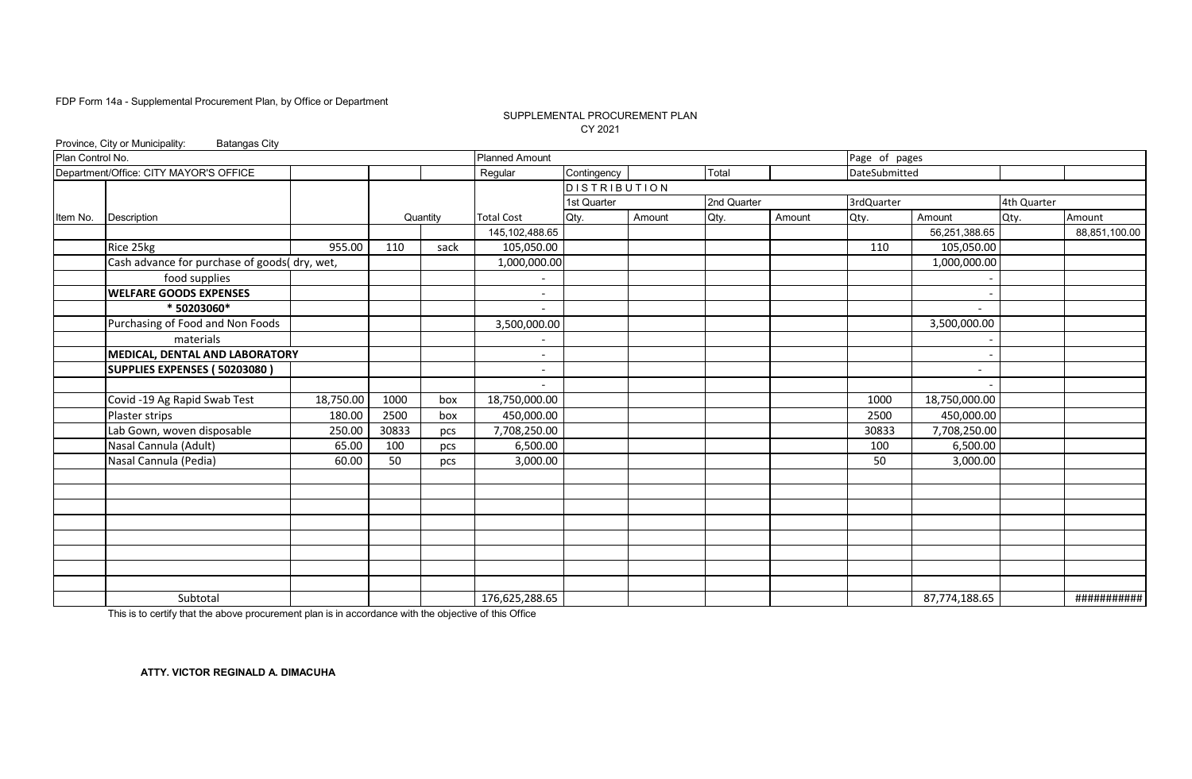FDP Form 14a - Supplemental Procurement Plan, by Office or Department

SUPPLEMENTAL PROCUREMENT PLAN
CY 2021

Province, City or Municipality: Batangas City

| Plan Control No. | | | | | Planned Amount | | | | | Page of pages | | | |
|---|---|---|---|---|---|---|---|---|---|---|---|---|---|
| Department/Office: CITY MAYOR'S OFFICE | | | | | Regular | Contingency | | Total | | DateSubmitted | | | |
| | | | | | | DISTRIBUTION | | | | | | | |
| | | | | | | 1st Quarter | | 2nd Quarter | | 3rdQuarter | | 4th Quarter | |
| Item No. | Description | | Quantity | | Total Cost | Qty. | Amount | Qty. | Amount | Qty. | Amount | Qty. | Amount |
| | | | | | 145,102,488.65 | | | | | | 56,251,388.65 | | 88,851,100.00 |
| | Rice 25kg | 955.00 | 110 | sack | 105,050.00 | | | | | 110 | 105,050.00 | | |
| | Cash advance for purchase of goods( dry, wet, | | | | 1,000,000.00 | | | | | | 1,000,000.00 | | |
| | food supplies | | | | - | | | | | | - | | |
| | **WELFARE GOODS EXPENSES** | | | | - | | | | | | - | | |
| | *** 50203060*** | | | | - | | | | | | - | | |
| | Purchasing of Food and Non Foods | | | | 3,500,000.00 | | | | | | 3,500,000.00 | | |
| | materials | | | | - | | | | | | - | | |
| | **MEDICAL, DENTAL AND LABORATORY** | | | | - | | | | | | - | | |
| | **SUPPLIES EXPENSES ( 50203080 )** | | | | - | | | | | | - | | |
| | | | | | - | | | | | | - | | |
| | Covid -19 Ag Rapid Swab Test | 18,750.00 | 1000 | box | 18,750,000.00 | | | | | 1000 | 18,750,000.00 | | |
| | Plaster strips | 180.00 | 2500 | box | 450,000.00 | | | | | 2500 | 450,000.00 | | |
| | Lab Gown, woven disposable | 250.00 | 30833 | pcs | 7,708,250.00 | | | | | 30833 | 7,708,250.00 | | |
| | Nasal Cannula (Adult) | 65.00 | 100 | pcs | 6,500.00 | | | | | 100 | 6,500.00 | | |
| | Nasal Cannula (Pedia) | 60.00 | 50 | pcs | 3,000.00 | | | | | 50 | 3,000.00 | | |
| | | | | | | | | | | | | | |
| | Subtotal | | | | 176,625,288.65 | | | | | | 87,774,188.65 | | ########### |

This is to certify that the above procurement plan is in accordance with the objective of this Office

**ATTY. VICTOR REGINALD A. DIMACUHA**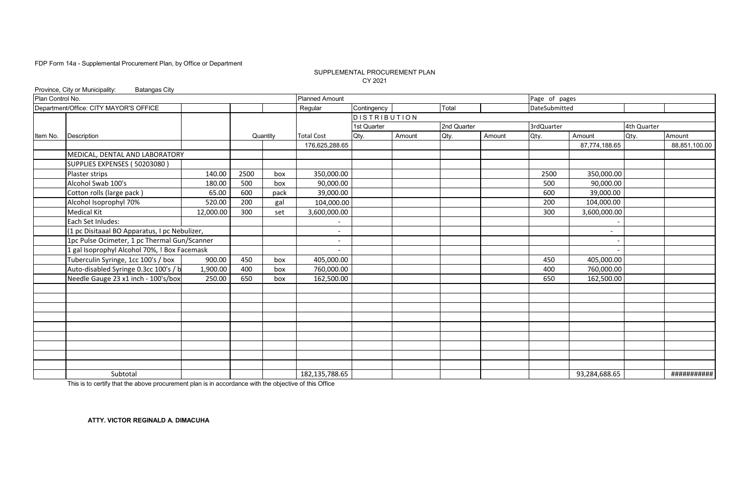FDP Form 14a - Supplemental Procurement Plan, by Office or Department

SUPPLEMENTAL PROCUREMENT PLAN
CY 2021

Province, City or Municipality: Batangas City

| Plan Control No. | | | | | Planned Amount | | | | | Page of pages | | | |
|---|---|---|---|---|---|---|---|---|---|---|---|---|---|
| Department/Office: CITY MAYOR'S OFFICE | | | | | Regular | Contingency | | Total | | DateSubmitted | | | |
| | | | | | | DISTRIBUTION | | | | | | | |
| | | | | | | 1st Quarter | | 2nd Quarter | | 3rdQuarter | | 4th Quarter | |
| Item No. | Description | | Quantity | | Total Cost | Qty. | Amount | Qty. | Amount | Qty. | Amount | Qty. | Amount |
| | | | | | 176,625,288.65 | | | | | | 87,774,188.65 | | 88,851,100.00 |
| | MEDICAL, DENTAL AND LABORATORY | | | | | | | | | | | | |
| | SUPPLIES EXPENSES ( 50203080 ) | | | | | | | | | | | | |
| | Plaster strips | 140.00 | 2500 | box | 350,000.00 | | | | | 2500 | 350,000.00 | | |
| | Alcohol Swab 100's | 180.00 | 500 | box | 90,000.00 | | | | | 500 | 90,000.00 | | |
| | Cotton rolls (large pack ) | 65.00 | 600 | pack | 39,000.00 | | | | | 600 | 39,000.00 | | |
| | Alcohol Isoprophyl 70% | 520.00 | 200 | gal | 104,000.00 | | | | | 200 | 104,000.00 | | |
| | Medical Kit | 12,000.00 | 300 | set | 3,600,000.00 | | | | | 300 | 3,600,000.00 | | |
| | Each Set Inludes: | | | | - | | | | | | - | | |
| | (1 pc Disitaaal BO Apparatus, I pc Nebulizer, | | | | - | | | | | | - | | |
| | 1pc Pulse Ocimeter, 1 pc Thermal Gun/Scanner | | | | - | | | | | | - | | |
| | 1 gal Isoprophyl Alcohol 70%, ! Box Facemask | | | | - | | | | | | - | | |
| | Tuberculin Syringe, 1cc 100's / box | 900.00 | 450 | box | 405,000.00 | | | | | 450 | 405,000.00 | | |
| | Auto-disabled Syringe 0.3cc 100's / b | 1,900.00 | 400 | box | 760,000.00 | | | | | 400 | 760,000.00 | | |
| | Needle Gauge 23 x1 inch - 100's/box | 250.00 | 650 | box | 162,500.00 | | | | | 650 | 162,500.00 | | |
| | | | | | | | | | | | | | |
| | Subtotal | | | | 182,135,788.65 | | | | | | 93,284,688.65 | | ########### |

This is to certify that the above procurement plan is in accordance with the objective of this Office

**ATTY. VICTOR REGINALD A. DIMACUHA**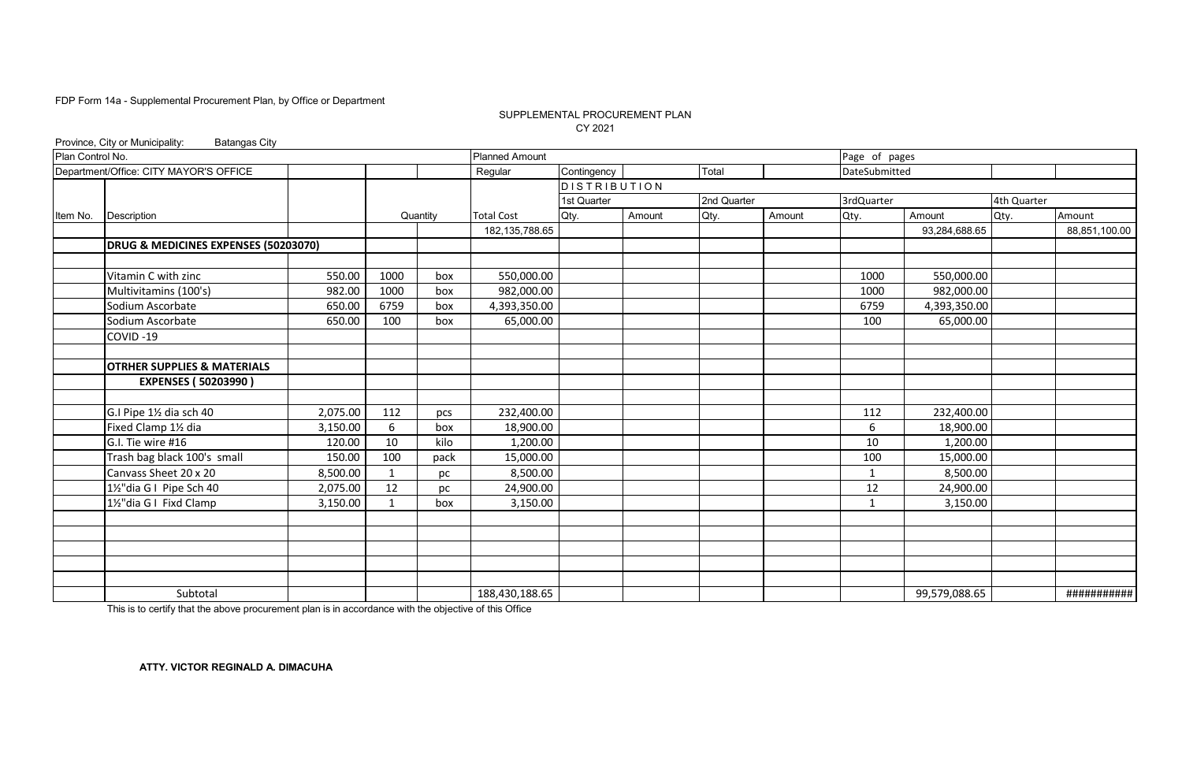FDP Form 14a - Supplemental Procurement Plan, by Office or Department

SUPPLEMENTAL PROCUREMENT PLAN
CY 2021

Province, City or Municipality: Batangas City

| Plan Control No. | | | | | Planned Amount | | | | | Page of pages | | | |
|---|---|---|---|---|---|---|---|---|---|---|---|---|---|
| Department/Office: CITY MAYOR'S OFFICE | | | | | Regular | Contingency | | Total | | DateSubmitted | | | |
| | | | | | | DISTRIBUTION | | | | | | | |
| | | | | | | 1st Quarter | | 2nd Quarter | | 3rdQuarter | | 4th Quarter | |
| Item No. | Description | | Quantity | | Total Cost | Qty. | Amount | Qty. | Amount | Qty. | Amount | Qty. | Amount |
| | | | | | 182,135,788.65 | | | | | | 93,284,688.65 | | 88,851,100.00 |
| | **DRUG & MEDICINES EXPENSES (50203070)** | | | | | | | | | | | | |
| | | | | | | | | | | | | | |
| | Vitamin C with zinc | 550.00 | 1000 | box | 550,000.00 | | | | | 1000 | 550,000.00 | | |
| | Multivitamins (100's) | 982.00 | 1000 | box | 982,000.00 | | | | | 1000 | 982,000.00 | | |
| | Sodium Ascorbate | 650.00 | 6759 | box | 4,393,350.00 | | | | | 6759 | 4,393,350.00 | | |
| | Sodium Ascorbate | 650.00 | 100 | box | 65,000.00 | | | | | 100 | 65,000.00 | | |
| | COVID -19 | | | | | | | | | | | | |
| | | | | | | | | | | | | | |
| | **OTRHER SUPPLIES & MATERIALS** | | | | | | | | | | | | |
| | **EXPENSES ( 50203990 )** | | | | | | | | | | | | |
| | | | | | | | | | | | | | |
| | G.I Pipe 1½ dia sch 40 | 2,075.00 | 112 | pcs | 232,400.00 | | | | | 112 | 232,400.00 | | |
| | Fixed Clamp 1½ dia | 3,150.00 | 6 | box | 18,900.00 | | | | | 6 | 18,900.00 | | |
| | G.I. Tie wire #16 | 120.00 | 10 | kilo | 1,200.00 | | | | | 10 | 1,200.00 | | |
| | Trash bag black 100's small | 150.00 | 100 | pack | 15,000.00 | | | | | 100 | 15,000.00 | | |
| | Canvass Sheet 20 x 20 | 8,500.00 | 1 | pc | 8,500.00 | | | | | 1 | 8,500.00 | | |
| | 1½"dia G I Pipe Sch 40 | 2,075.00 | 12 | pc | 24,900.00 | | | | | 12 | 24,900.00 | | |
| | 1½"dia G I Fixd Clamp | 3,150.00 | 1 | box | 3,150.00 | | | | | 1 | 3,150.00 | | |
| | | | | | | | | | | | | | |
| | | | | | | | | | | | | | |
| | | | | | | | | | | | | | |
| | | | | | | | | | | | | | |
| | | | | | | | | | | | | | |
| | Subtotal | | | | 188,430,188.65 | | | | | | 99,579,088.65 | | ########### |

This is to certify that the above procurement plan is in accordance with the objective of this Office

**ATTY. VICTOR REGINALD A. DIMACUHA**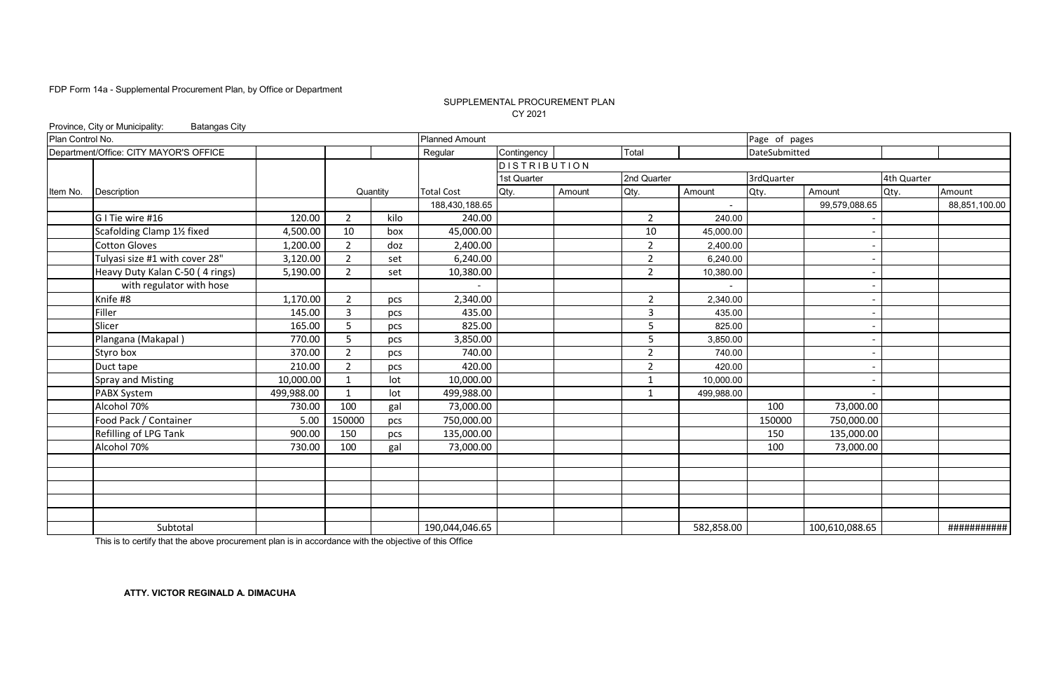FDP Form 14a - Supplemental Procurement Plan, by Office or Department

SUPPLEMENTAL PROCUREMENT PLAN

CY 2021

Province, City or Municipality: Batangas City

| Plan Control No. | | | | | Planned Amount | | | | | Page of pages | | | |
|---|---|---|---|---|---|---|---|---|---|---|---|---|---|
| Department/Office: CITY MAYOR'S OFFICE | | | | | Regular | Contingency | | Total | | DateSubmitted | | | |
| | | | | | | DISTRIBUTION | | | | | | | |
| | | | | | | 1st Quarter | | 2nd Quarter | | 3rdQuarter | | 4th Quarter | |
| Item No. | Description | | Quantity | | Total Cost | Qty. | Amount | Qty. | Amount | Qty. | Amount | Qty. | Amount |
| | | | | | 188,430,188.65 | | | | - | | 99,579,088.65 | | 88,851,100.00 |
| | G I Tie wire #16 | 120.00 | 2 | kilo | 240.00 | | | 2 | 240.00 | | - | | |
| | Scafolding Clamp 1½ fixed | 4,500.00 | 10 | box | 45,000.00 | | | 10 | 45,000.00 | | - | | |
| | Cotton Gloves | 1,200.00 | 2 | doz | 2,400.00 | | | 2 | 2,400.00 | | - | | |
| | Tulyasi size #1 with cover 28" | 3,120.00 | 2 | set | 6,240.00 | | | 2 | 6,240.00 | | - | | |
| | Heavy Duty Kalan C-50 ( 4 rings) | 5,190.00 | 2 | set | 10,380.00 | | | 2 | 10,380.00 | | - | | |
| | with regulator with hose | | | | - | | | | - | | - | | |
| | Knife #8 | 1,170.00 | 2 | pcs | 2,340.00 | | | 2 | 2,340.00 | | - | | |
| | Filler | 145.00 | 3 | pcs | 435.00 | | | 3 | 435.00 | | - | | |
| | Slicer | 165.00 | 5 | pcs | 825.00 | | | 5 | 825.00 | | - | | |
| | Plangana (Makapal ) | 770.00 | 5 | pcs | 3,850.00 | | | 5 | 3,850.00 | | - | | |
| | Styro box | 370.00 | 2 | pcs | 740.00 | | | 2 | 740.00 | | - | | |
| | Duct tape | 210.00 | 2 | pcs | 420.00 | | | 2 | 420.00 | | - | | |
| | Spray and Misting | 10,000.00 | 1 | lot | 10,000.00 | | | 1 | 10,000.00 | | - | | |
| | PABX System | 499,988.00 | 1 | lot | 499,988.00 | | | 1 | 499,988.00 | | - | | |
| | Alcohol 70% | 730.00 | 100 | gal | 73,000.00 | | | | | 100 | 73,000.00 | | |
| | Food Pack / Container | 5.00 | 150000 | pcs | 750,000.00 | | | | | 150000 | 750,000.00 | | |
| | Refilling of LPG Tank | 900.00 | 150 | pcs | 135,000.00 | | | | | 150 | 135,000.00 | | |
| | Alcohol 70% | 730.00 | 100 | gal | 73,000.00 | | | | | 100 | 73,000.00 | | |
| | | | | | | | | | | | | | |
| | | | | | | | | | | | | | |
| | | | | | | | | | | | | | |
| | | | | | | | | | | | | | |
| | | | | | | | | | | | | | |
| | Subtotal | | | | 190,044,046.65 | | | | 582,858.00 | | 100,610,088.65 | | ########### |

This is to certify that the above procurement plan is in accordance with the objective of this Office

**ATTY. VICTOR REGINALD A. DIMACUHA**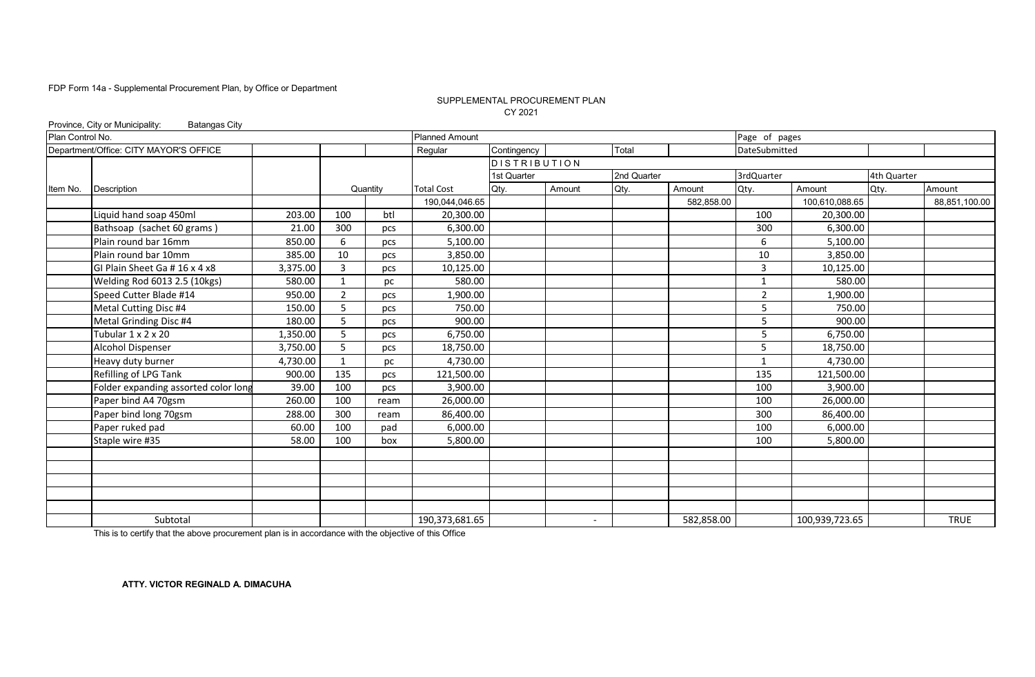FDP Form 14a - Supplemental Procurement Plan, by Office or Department

SUPPLEMENTAL PROCUREMENT PLAN
CY 2021

Province, City or Municipality: Batangas City

| Plan Control No. | | | | | Planned Amount | | | | | Page of pages | | | |
|---|---|---|---|---|---|---|---|---|---|---|---|---|---|
| Department/Office: CITY MAYOR'S OFFICE | | | | | Regular | Contingency | | Total | | DateSubmitted | | | |
| | | | | | | DISTRIBUTION | | | | | | | |
| | | | | | | 1st Quarter | | 2nd Quarter | | 3rdQuarter | | 4th Quarter | |
| Item No. | Description | | Quantity | | Total Cost | Qty. | Amount | Qty. | Amount | Qty. | Amount | Qty. | Amount |
| | | | | | 190,044,046.65 | | | | 582,858.00 | | 100,610,088.65 | | 88,851,100.00 |
| | Liquid hand soap 450ml | 203.00 | 100 | btl | 20,300.00 | | | | | 100 | 20,300.00 | | |
| | Bathsoap (sachet 60 grams ) | 21.00 | 300 | pcs | 6,300.00 | | | | | 300 | 6,300.00 | | |
| | Plain round bar 16mm | 850.00 | 6 | pcs | 5,100.00 | | | | | 6 | 5,100.00 | | |
| | Plain round bar 10mm | 385.00 | 10 | pcs | 3,850.00 | | | | | 10 | 3,850.00 | | |
| | GI Plain Sheet Ga # 16 x 4 x8 | 3,375.00 | 3 | pcs | 10,125.00 | | | | | 3 | 10,125.00 | | |
| | Welding Rod 6013 2.5 (10kgs) | 580.00 | 1 | pc | 580.00 | | | | | 1 | 580.00 | | |
| | Speed Cutter Blade #14 | 950.00 | 2 | pcs | 1,900.00 | | | | | 2 | 1,900.00 | | |
| | Metal Cutting Disc #4 | 150.00 | 5 | pcs | 750.00 | | | | | 5 | 750.00 | | |
| | Metal Grinding Disc #4 | 180.00 | 5 | pcs | 900.00 | | | | | 5 | 900.00 | | |
| | Tubular 1 x 2 x 20 | 1,350.00 | 5 | pcs | 6,750.00 | | | | | 5 | 6,750.00 | | |
| | Alcohol Dispenser | 3,750.00 | 5 | pcs | 18,750.00 | | | | | 5 | 18,750.00 | | |
| | Heavy duty burner | 4,730.00 | 1 | pc | 4,730.00 | | | | | 1 | 4,730.00 | | |
| | Refilling of LPG Tank | 900.00 | 135 | pcs | 121,500.00 | | | | | 135 | 121,500.00 | | |
| | Folder expanding assorted color long | 39.00 | 100 | pcs | 3,900.00 | | | | | 100 | 3,900.00 | | |
| | Paper bind A4 70gsm | 260.00 | 100 | ream | 26,000.00 | | | | | 100 | 26,000.00 | | |
| | Paper bind long 70gsm | 288.00 | 300 | ream | 86,400.00 | | | | | 300 | 86,400.00 | | |
| | Paper ruked pad | 60.00 | 100 | pad | 6,000.00 | | | | | 100 | 6,000.00 | | |
| | Staple wire #35 | 58.00 | 100 | box | 5,800.00 | | | | | 100 | 5,800.00 | | |
| | | | | | | | | | | | | | |
| | | | | | | | | | | | | | |
| | | | | | | | | | | | | | |
| | | | | | | | | | | | | | |
| | | | | | | | | | | | | | |
| | Subtotal | | | | 190,373,681.65 | | - | | 582,858.00 | | 100,939,723.65 | | TRUE |

This is to certify that the above procurement plan is in accordance with the objective of this Office

**ATTY. VICTOR REGINALD A. DIMACUHA**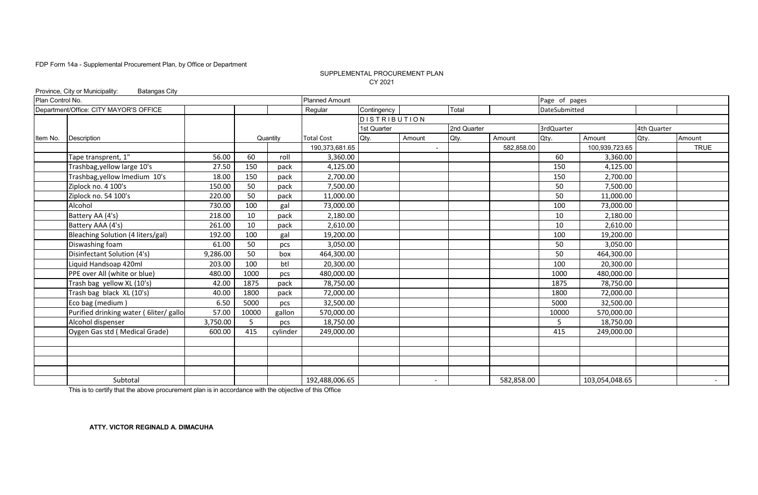FDP Form 14a - Supplemental Procurement Plan, by Office or Department

SUPPLEMENTAL PROCUREMENT PLAN
CY 2021

Province, City or Municipality: Batangas City

| Plan Control No. | | | | | Planned Amount | | | | | Page of pages | | | |
|---|---|---|---|---|---|---|---|---|---|---|---|---|---|
| Department/Office: CITY MAYOR'S OFFICE | | | | | Regular | Contingency | | Total | | DateSubmitted | | | |
| | | | | | | DISTRIBUTION | | | | | | | |
| | | | | | | 1st Quarter | | 2nd Quarter | | 3rdQuarter | | 4th Quarter | |
| Item No. | Description | | Quantity | | Total Cost | Qty. | Amount | Qty. | Amount | Qty. | Amount | Qty. | Amount |
| | | | | | 190,373,681.65 | | - | | 582,858.00 | | 100,939,723.65 | | TRUE |
| | Tape transprent, 1" | 56.00 | 60 | roll | 3,360.00 | | | | | 60 | 3,360.00 | | |
| | Trashbag,yellow large 10's | 27.50 | 150 | pack | 4,125.00 | | | | | 150 | 4,125.00 | | |
| | Trashbag,yellow lmedium 10's | 18.00 | 150 | pack | 2,700.00 | | | | | 150 | 2,700.00 | | |
| | Ziplock no. 4 100's | 150.00 | 50 | pack | 7,500.00 | | | | | 50 | 7,500.00 | | |
| | Ziplock no. 54 100's | 220.00 | 50 | pack | 11,000.00 | | | | | 50 | 11,000.00 | | |
| | Alcohol | 730.00 | 100 | gal | 73,000.00 | | | | | 100 | 73,000.00 | | |
| | Battery AA (4's) | 218.00 | 10 | pack | 2,180.00 | | | | | 10 | 2,180.00 | | |
| | Battery AAA (4's) | 261.00 | 10 | pack | 2,610.00 | | | | | 10 | 2,610.00 | | |
| | Bleaching Solution (4 liters/gal) | 192.00 | 100 | gal | 19,200.00 | | | | | 100 | 19,200.00 | | |
| | Diswashing foam | 61.00 | 50 | pcs | 3,050.00 | | | | | 50 | 3,050.00 | | |
| | Disinfectant Solution (4's) | 9,286.00 | 50 | box | 464,300.00 | | | | | 50 | 464,300.00 | | |
| | Liquid Handsoap 420ml | 203.00 | 100 | btl | 20,300.00 | | | | | 100 | 20,300.00 | | |
| | PPE over All (white or blue) | 480.00 | 1000 | pcs | 480,000.00 | | | | | 1000 | 480,000.00 | | |
| | Trash bag yellow XL (10's) | 42.00 | 1875 | pack | 78,750.00 | | | | | 1875 | 78,750.00 | | |
| | Trash bag black XL (10's) | 40.00 | 1800 | pack | 72,000.00 | | | | | 1800 | 72,000.00 | | |
| | Eco bag (medium ) | 6.50 | 5000 | pcs | 32,500.00 | | | | | 5000 | 32,500.00 | | |
| | Purified drinking water ( 6liter/ gallo | 57.00 | 10000 | gallon | 570,000.00 | | | | | 10000 | 570,000.00 | | |
| | Alcohol dispenser | 3,750.00 | 5 | pcs | 18,750.00 | | | | | 5 | 18,750.00 | | |
| | Oygen Gas std ( Medical Grade) | 600.00 | 415 | cylinder | 249,000.00 | | | | | 415 | 249,000.00 | | |
| | | | | | | | | | | | | | |
| | | | | | | | | | | | | | |
| | | | | | | | | | | | | | |
| | | | | | | | | | | | | | |
| | Subtotal | | | | 192,488,006.65 | | - | | 582,858.00 | | 103,054,048.65 | | - |

This is to certify that the above procurement plan is in accordance with the objective of this Office

**ATTY. VICTOR REGINALD A. DIMACUHA**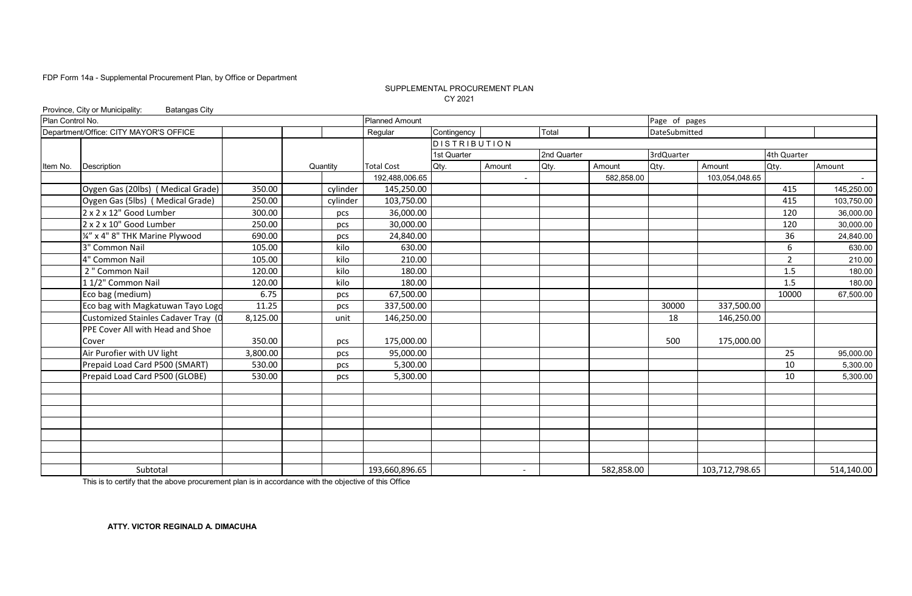FDP Form 14a - Supplemental Procurement Plan, by Office or Department

SUPPLEMENTAL PROCUREMENT PLAN
CY 2021

Province, City or Municipality: Batangas City

| Plan Control No. | | | | | Planned Amount | | | | | Page of pages | | | |
|---|---|---|---|---|---|---|---|---|---|---|---|---|---|
| Department/Office: CITY MAYOR'S OFFICE | | | | | Regular | Contingency | | Total | | DateSubmitted | | | |
| | | | | | | DISTRIBUTION | | | | | | | |
| | | | | | | 1st Quarter | | 2nd Quarter | | 3rdQuarter | | 4th Quarter | |
| Item No. | Description | | Quantity | | Total Cost | Qty. | Amount | Qty. | Amount | Qty. | Amount | Qty. | Amount |
| | | | | | 192,488,006.65 | | - | | 582,858.00 | | 103,054,048.65 | | - |
| | Oygen Gas (20lbs) ( Medical Grade) | 350.00 | | cylinder | 145,250.00 | | | | | | | 415 | 145,250.00 |
| | Oygen Gas (5lbs) ( Medical Grade) | 250.00 | | cylinder | 103,750.00 | | | | | | | 415 | 103,750.00 |
| | 2 x 2 x 12" Good Lumber | 300.00 | | pcs | 36,000.00 | | | | | | | 120 | 36,000.00 |
| | 2 x 2 x 10" Good Lumber | 250.00 | | pcs | 30,000.00 | | | | | | | 120 | 30,000.00 |
| | ¼" x 4" 8" THK Marine Plywood | 690.00 | | pcs | 24,840.00 | | | | | | | 36 | 24,840.00 |
| | 3" Common Nail | 105.00 | | kilo | 630.00 | | | | | | | 6 | 630.00 |
| | 4" Common Nail | 105.00 | | kilo | 210.00 | | | | | | | 2 | 210.00 |
| | 2 " Common Nail | 120.00 | | kilo | 180.00 | | | | | | | 1.5 | 180.00 |
| | 1 1/2" Common Nail | 120.00 | | kilo | 180.00 | | | | | | | 1.5 | 180.00 |
| | Eco bag (medium) | 6.75 | | pcs | 67,500.00 | | | | | | | 10000 | 67,500.00 |
| | Eco bag with Magkatuwan Tayo Logo | 11.25 | | pcs | 337,500.00 | | | | | 30000 | 337,500.00 | | |
| | Customized Stainles Cadaver Tray (0 | 8,125.00 | | unit | 146,250.00 | | | | | 18 | 146,250.00 | | |
| | PPE Cover All with Head and Shoe Cover | 350.00 | | pcs | 175,000.00 | | | | | 500 | 175,000.00 | | |
| | Air Purofier with UV light | 3,800.00 | | pcs | 95,000.00 | | | | | | | 25 | 95,000.00 |
| | Prepaid Load Card P500 (SMART) | 530.00 | | pcs | 5,300.00 | | | | | | | 10 | 5,300.00 |
| | Prepaid Load Card P500 (GLOBE) | 530.00 | | pcs | 5,300.00 | | | | | | | 10 | 5,300.00 |
| | | | | | | | | | | | | | |
| | | | | | | | | | | | | | |
| | | | | | | | | | | | | | |
| | | | | | | | | | | | | | |
| | | | | | | | | | | | | | |
| | | | | | | | | | | | | | |
| | | | | | | | | | | | | | |
| | Subtotal | | | | 193,660,896.65 | | - | | 582,858.00 | | 103,712,798.65 | | 514,140.00 |

This is to certify that the above procurement plan is in accordance with the objective of this Office

**ATTY. VICTOR REGINALD A. DIMACUHA**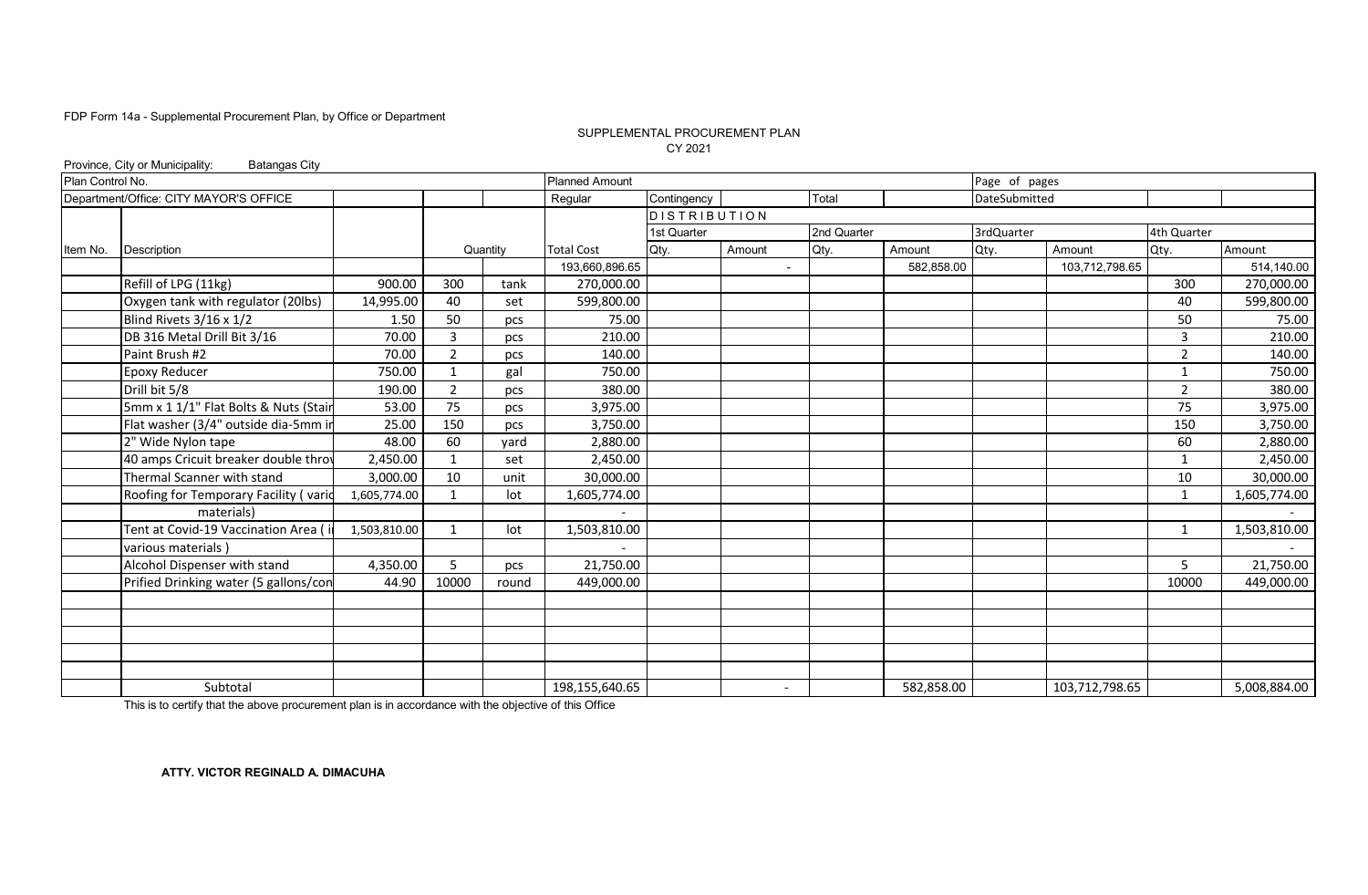FDP Form 14a - Supplemental Procurement Plan, by Office or Department

SUPPLEMENTAL PROCUREMENT PLAN
CY 2021

Province, City or Municipality: Batangas City

| Plan Control No. | | | | | Planned Amount | | | | | Page of pages | | | |
|---|---|---|---|---|---|---|---|---|---|---|---|---|---|
| Department/Office: CITY MAYOR'S OFFICE | | | | | Regular | Contingency | | Total | | DateSubmitted | | | |
| | | | | | | DISTRIBUTION | | | | | | | |
| | | | | | | 1st Quarter | | 2nd Quarter | | 3rdQuarter | | 4th Quarter | |
| Item No. | Description | | Quantity | | Total Cost | Qty. | Amount | Qty. | Amount | Qty. | Amount | Qty. | Amount |
| | | | | | 193,660,896.65 | | - | | 582,858.00 | | 103,712,798.65 | | 514,140.00 |
| | Refill of LPG (11kg) | 900.00 | 300 | tank | 270,000.00 | | | | | | | 300 | 270,000.00 |
| | Oxygen tank with regulator (20lbs) | 14,995.00 | 40 | set | 599,800.00 | | | | | | | 40 | 599,800.00 |
| | Blind Rivets 3/16 x 1/2 | 1.50 | 50 | pcs | 75.00 | | | | | | | 50 | 75.00 |
| | DB 316 Metal Drill Bit 3/16 | 70.00 | 3 | pcs | 210.00 | | | | | | | 3 | 210.00 |
| | Paint Brush #2 | 70.00 | 2 | pcs | 140.00 | | | | | | | 2 | 140.00 |
| | Epoxy Reducer | 750.00 | 1 | gal | 750.00 | | | | | | | 1 | 750.00 |
| | Drill bit 5/8 | 190.00 | 2 | pcs | 380.00 | | | | | | | 2 | 380.00 |
| | 5mm x 1 1/1" Flat Bolts & Nuts (Stair | 53.00 | 75 | pcs | 3,975.00 | | | | | | | 75 | 3,975.00 |
| | Flat washer (3/4" outside dia-5mm ir | 25.00 | 150 | pcs | 3,750.00 | | | | | | | 150 | 3,750.00 |
| | 2" Wide Nylon tape | 48.00 | 60 | yard | 2,880.00 | | | | | | | 60 | 2,880.00 |
| | 40 amps Cricuit breaker double thro | 2,450.00 | 1 | set | 2,450.00 | | | | | | | 1 | 2,450.00 |
| | Thermal Scanner with stand | 3,000.00 | 10 | unit | 30,000.00 | | | | | | | 10 | 30,000.00 |
| | Roofing for Temporary Facility ( vario | 1,605,774.00 | 1 | lot | 1,605,774.00 | | | | | | | 1 | 1,605,774.00 |
| | materials) | | | | - | | | | | | | | - |
| | Tent at Covid-19 Vaccination Area ( i | 1,503,810.00 | 1 | lot | 1,503,810.00 | | | | | | | 1 | 1,503,810.00 |
| | various materials ) | | | | - | | | | | | | | - |
| | Alcohol Dispenser with stand | 4,350.00 | 5 | pcs | 21,750.00 | | | | | | | 5 | 21,750.00 |
| | Prified Drinking water (5 gallons/con | 44.90 | 10000 | round | 449,000.00 | | | | | | | 10000 | 449,000.00 |
| | | | | | | | | | | | | | |
| | | | | | | | | | | | | | |
| | | | | | | | | | | | | | |
| | | | | | | | | | | | | | |
| | | | | | | | | | | | | | |
| | Subtotal | | | | 198,155,640.65 | | - | | 582,858.00 | | 103,712,798.65 | | 5,008,884.00 |

This is to certify that the above procurement plan is in accordance with the objective of this Office

**ATTY. VICTOR REGINALD A. DIMACUHA**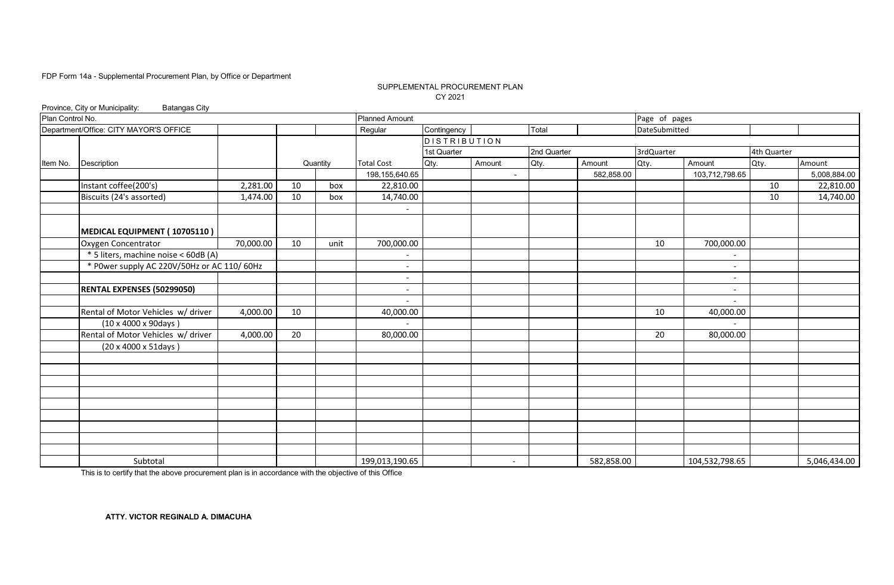FDP Form 14a - Supplemental Procurement Plan, by Office or Department

SUPPLEMENTAL PROCUREMENT PLAN
CY 2021

Province, City or Municipality: Batangas City

| Plan Control No. | | | | | Planned Amount | | | | | Page of pages | | | |
|---|---|---|---|---|---|---|---|---|---|---|---|---|---|
| Department/Office: CITY MAYOR'S OFFICE | | | | | Regular | Contingency | | Total | | DateSubmitted | | | |
| | | | | | | DISTRIBUTION | | | | | | | |
| | | | | | | 1st Quarter | | 2nd Quarter | | 3rdQuarter | | 4th Quarter | |
| Item No. | Description | | Quantity | | Total Cost | Qty. | Amount | Qty. | Amount | Qty. | Amount | Qty. | Amount |
| | | | | | 198,155,640.65 | | - | | 582,858.00 | | 103,712,798.65 | | 5,008,884.00 |
| | Instant coffee(200's) | 2,281.00 | 10 | box | 22,810.00 | | | | | | | 10 | 22,810.00 |
| | Biscuits (24's assorted) | 1,474.00 | 10 | box | 14,740.00 | | | | | | | 10 | 14,740.00 |
| | | | | | - | | | | | | | | |
| | **MEDICAL EQUIPMENT ( 10705110 )** | | | | | | | | | | | | |
| | Oxygen Concentrator | 70,000.00 | 10 | unit | 700,000.00 | | | | | 10 | 700,000.00 | | |
| | * 5 liters, machine noise < 60dB (A) | | | | - | | | | | | - | | |
| | * P0wer supply AC 220V/50Hz or AC 110/ 60Hz | | | | - | | | | | | - | | |
| | | | | | - | | | | | | - | | |
| | **RENTAL EXPENSES (50299050)** | | | | - | | | | | | - | | |
| | | | | | - | | | | | | - | | |
| | Rental of Motor Vehicles w/ driver | 4,000.00 | 10 | | 40,000.00 | | | | | 10 | 40,000.00 | | |
| | (10 x 4000 x 90days ) | | | | - | | | | | | - | | |
| | Rental of Motor Vehicles w/ driver | 4,000.00 | 20 | | 80,000.00 | | | | | 20 | 80,000.00 | | |
| | (20 x 4000 x 51days ) | | | | | | | | | | | | |
| | Subtotal | | | | 199,013,190.65 | | - | | 582,858.00 | | 104,532,798.65 | | 5,046,434.00 |

This is to certify that the above procurement plan is in accordance with the objective of this Office

**ATTY. VICTOR REGINALD A. DIMACUHA**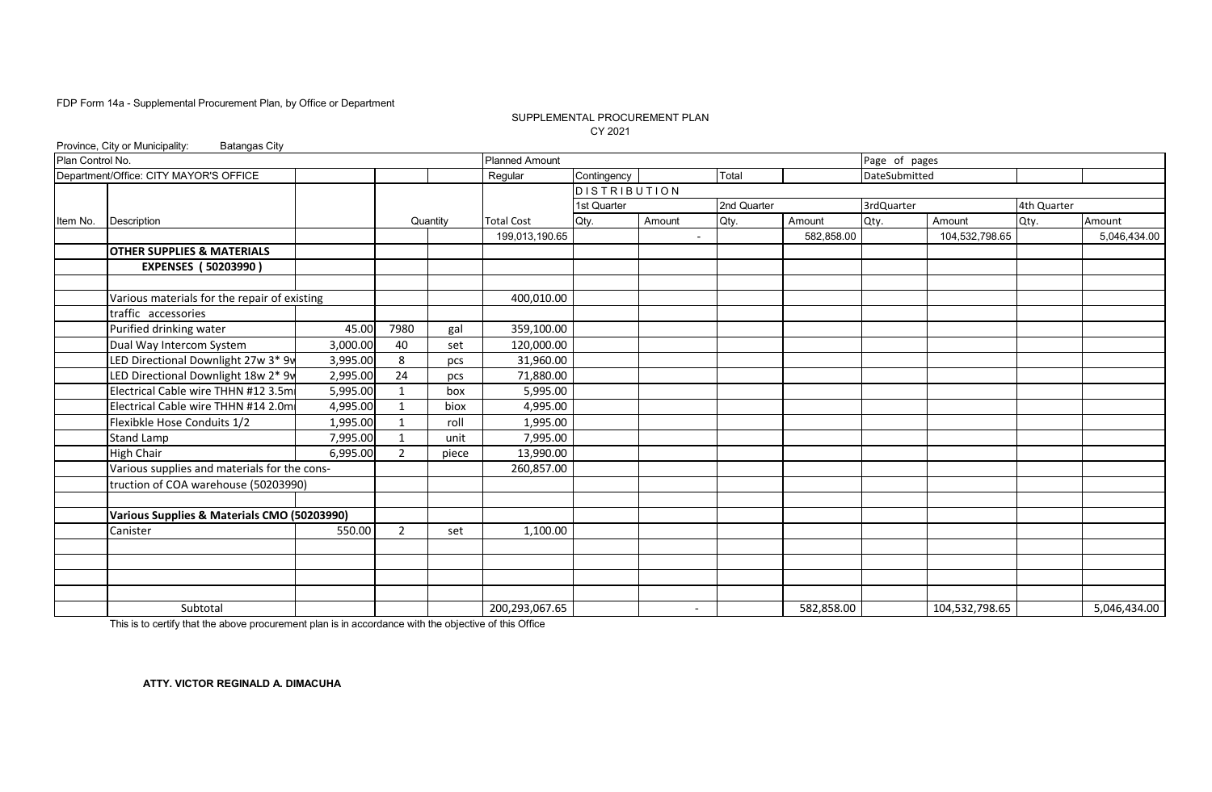FDP Form 14a - Supplemental Procurement Plan, by Office or Department

SUPPLEMENTAL PROCUREMENT PLAN
CY 2021

Province, City or Municipality: Batangas City

| Plan Control No. | | | | | Planned Amount | | | | | Page of pages | | | |
|---|---|---|---|---|---|---|---|---|---|---|---|---|---|
| Department/Office: CITY MAYOR'S OFFICE | | | | | Regular | Contingency | | Total | | DateSubmitted | | | |
| | | | | | | DISTRIBUTION | | | | | | | |
| | | | | | | 1st Quarter | | 2nd Quarter | | 3rdQuarter | | 4th Quarter | |
| Item No. | Description | | Quantity | | Total Cost | Qty. | Amount | Qty. | Amount | Qty. | Amount | Qty. | Amount |
| | | | | | 199,013,190.65 | | - | | 582,858.00 | | 104,532,798.65 | | 5,046,434.00 |
| | **OTHER SUPPLIES & MATERIALS** | | | | | | | | | | | | |
| | **EXPENSES ( 50203990 )** | | | | | | | | | | | | |
| | | | | | | | | | | | | | |
| | Various materials for the repair of existing | | | | 400,010.00 | | | | | | | | |
| | traffic accessories | | | | | | | | | | | | |
| | Purified drinking water | 45.00 | 7980 | gal | 359,100.00 | | | | | | | | |
| | Dual Way Intercom System | 3,000.00 | 40 | set | 120,000.00 | | | | | | | | |
| | LED Directional Downlight 27w 3* 9w | 3,995.00 | 8 | pcs | 31,960.00 | | | | | | | | |
| | LED Directional Downlight 18w 2* 9w | 2,995.00 | 24 | pcs | 71,880.00 | | | | | | | | |
| | Electrical Cable wire THHN #12 3.5m | 5,995.00 | 1 | box | 5,995.00 | | | | | | | | |
| | Electrical Cable wire THHN #14 2.0m | 4,995.00 | 1 | biox | 4,995.00 | | | | | | | | |
| | Flexibkle Hose Conduits 1/2 | 1,995.00 | 1 | roll | 1,995.00 | | | | | | | | |
| | Stand Lamp | 7,995.00 | 1 | unit | 7,995.00 | | | | | | | | |
| | High Chair | 6,995.00 | 2 | piece | 13,990.00 | | | | | | | | |
| | Various supplies and materials for the cons- | | | | 260,857.00 | | | | | | | | |
| | truction of COA warehouse (50203990) | | | | | | | | | | | | |
| | | | | | | | | | | | | | |
| | **Various Supplies & Materials CMO (50203990)** | | | | | | | | | | | | |
| | Canister | 550.00 | 2 | set | 1,100.00 | | | | | | | | |
| | | | | | | | | | | | | | |
| | | | | | | | | | | | | | |
| | | | | | | | | | | | | | |
| | | | | | | | | | | | | | |
| | Subtotal | | | | 200,293,067.65 | | - | | 582,858.00 | | 104,532,798.65 | | 5,046,434.00 |

This is to certify that the above procurement plan is in accordance with the objective of this Office

**ATTY. VICTOR REGINALD A. DIMACUHA**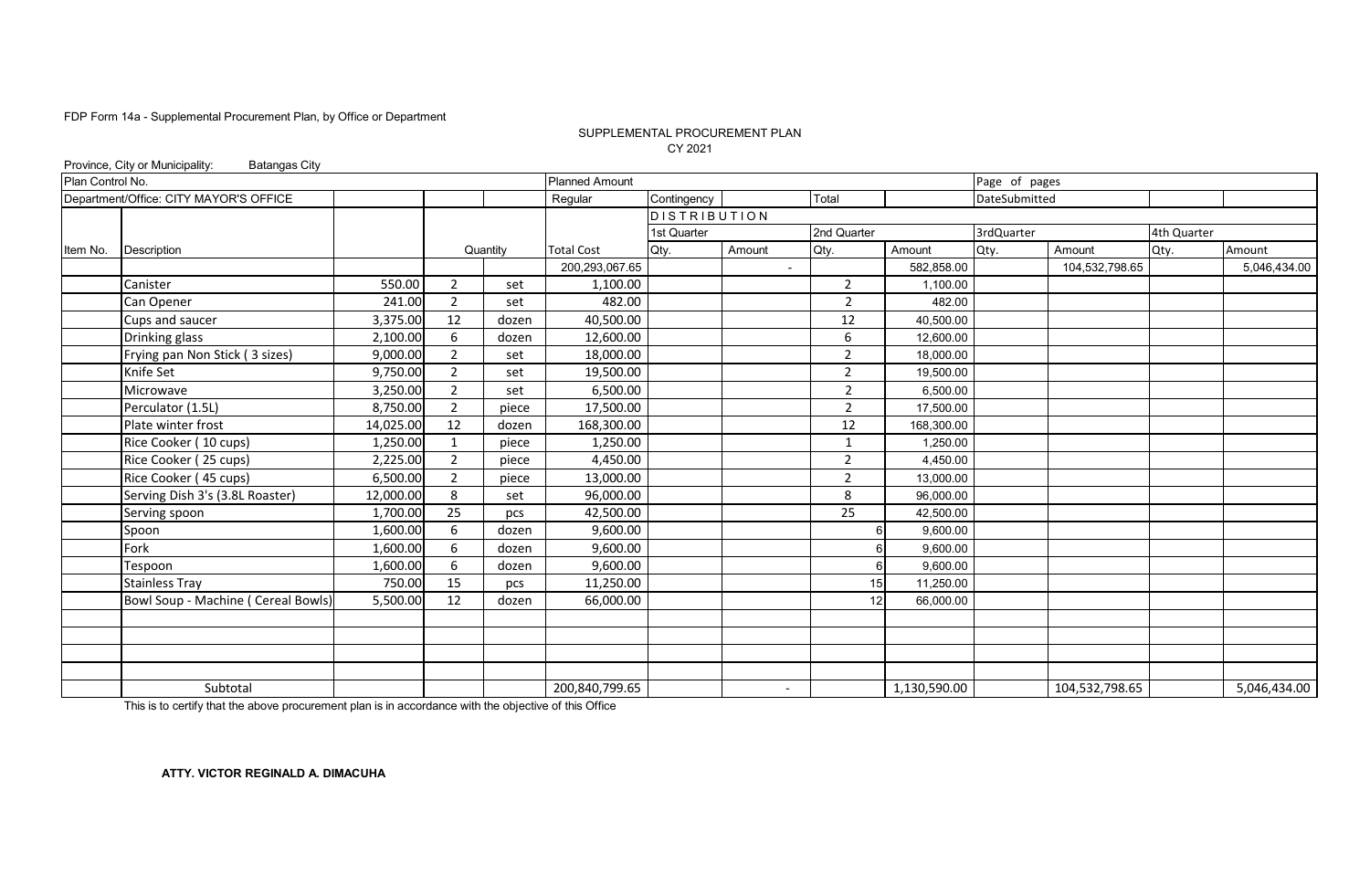FDP Form 14a - Supplemental Procurement Plan, by Office or Department

SUPPLEMENTAL PROCUREMENT PLAN
CY 2021

Province, City or Municipality: Batangas City

| Plan Control No. | | | | | Planned Amount | | | | | Page of pages | | | |
|---|---|---|---|---|---|---|---|---|---|---|---|---|---|
| Department/Office: CITY MAYOR'S OFFICE | | | | | Regular | Contingency | | Total | | DateSubmitted | | | |
| | | | | | | DISTRIBUTION | | | | | | | |
| | | | | | | 1st Quarter | | 2nd Quarter | | 3rdQuarter | | 4th Quarter | |
| Item No. | Description | | Quantity | | Total Cost | Qty. | Amount | Qty. | Amount | Qty. | Amount | Qty. | Amount |
| | | | | | 200,293,067.65 | | - | | 582,858.00 | | 104,532,798.65 | | 5,046,434.00 |
| | Canister | 550.00 | 2 | set | 1,100.00 | | | 2 | 1,100.00 | | | | |
| | Can Opener | 241.00 | 2 | set | 482.00 | | | 2 | 482.00 | | | | |
| | Cups and saucer | 3,375.00 | 12 | dozen | 40,500.00 | | | 12 | 40,500.00 | | | | |
| | Drinking glass | 2,100.00 | 6 | dozen | 12,600.00 | | | 6 | 12,600.00 | | | | |
| | Frying pan Non Stick ( 3 sizes) | 9,000.00 | 2 | set | 18,000.00 | | | 2 | 18,000.00 | | | | |
| | Knife Set | 9,750.00 | 2 | set | 19,500.00 | | | 2 | 19,500.00 | | | | |
| | Microwave | 3,250.00 | 2 | set | 6,500.00 | | | 2 | 6,500.00 | | | | |
| | Perculator (1.5L) | 8,750.00 | 2 | piece | 17,500.00 | | | 2 | 17,500.00 | | | | |
| | Plate winter frost | 14,025.00 | 12 | dozen | 168,300.00 | | | 12 | 168,300.00 | | | | |
| | Rice Cooker ( 10 cups) | 1,250.00 | 1 | piece | 1,250.00 | | | 1 | 1,250.00 | | | | |
| | Rice Cooker ( 25 cups) | 2,225.00 | 2 | piece | 4,450.00 | | | 2 | 4,450.00 | | | | |
| | Rice Cooker ( 45 cups) | 6,500.00 | 2 | piece | 13,000.00 | | | 2 | 13,000.00 | | | | |
| | Serving Dish 3's (3.8L Roaster) | 12,000.00 | 8 | set | 96,000.00 | | | 8 | 96,000.00 | | | | |
| | Serving spoon | 1,700.00 | 25 | pcs | 42,500.00 | | | 25 | 42,500.00 | | | | |
| | Spoon | 1,600.00 | 6 | dozen | 9,600.00 | | | 6 | 9,600.00 | | | | |
| | Fork | 1,600.00 | 6 | dozen | 9,600.00 | | | 6 | 9,600.00 | | | | |
| | Tespoon | 1,600.00 | 6 | dozen | 9,600.00 | | | 6 | 9,600.00 | | | | |
| | Stainless Tray | 750.00 | 15 | pcs | 11,250.00 | | | 15 | 11,250.00 | | | | |
| | Bowl Soup - Machine ( Cereal Bowls) | 5,500.00 | 12 | dozen | 66,000.00 | | | 12 | 66,000.00 | | | | |
| | | | | | | | | | | | | | |
| | | | | | | | | | | | | | |
| | | | | | | | | | | | | | |
| | | | | | | | | | | | | | |
| | Subtotal | | | | 200,840,799.65 | | - | | 1,130,590.00 | | 104,532,798.65 | | 5,046,434.00 |

This is to certify that the above procurement plan is in accordance with the objective of this Office

**ATTY. VICTOR REGINALD A. DIMACUHA**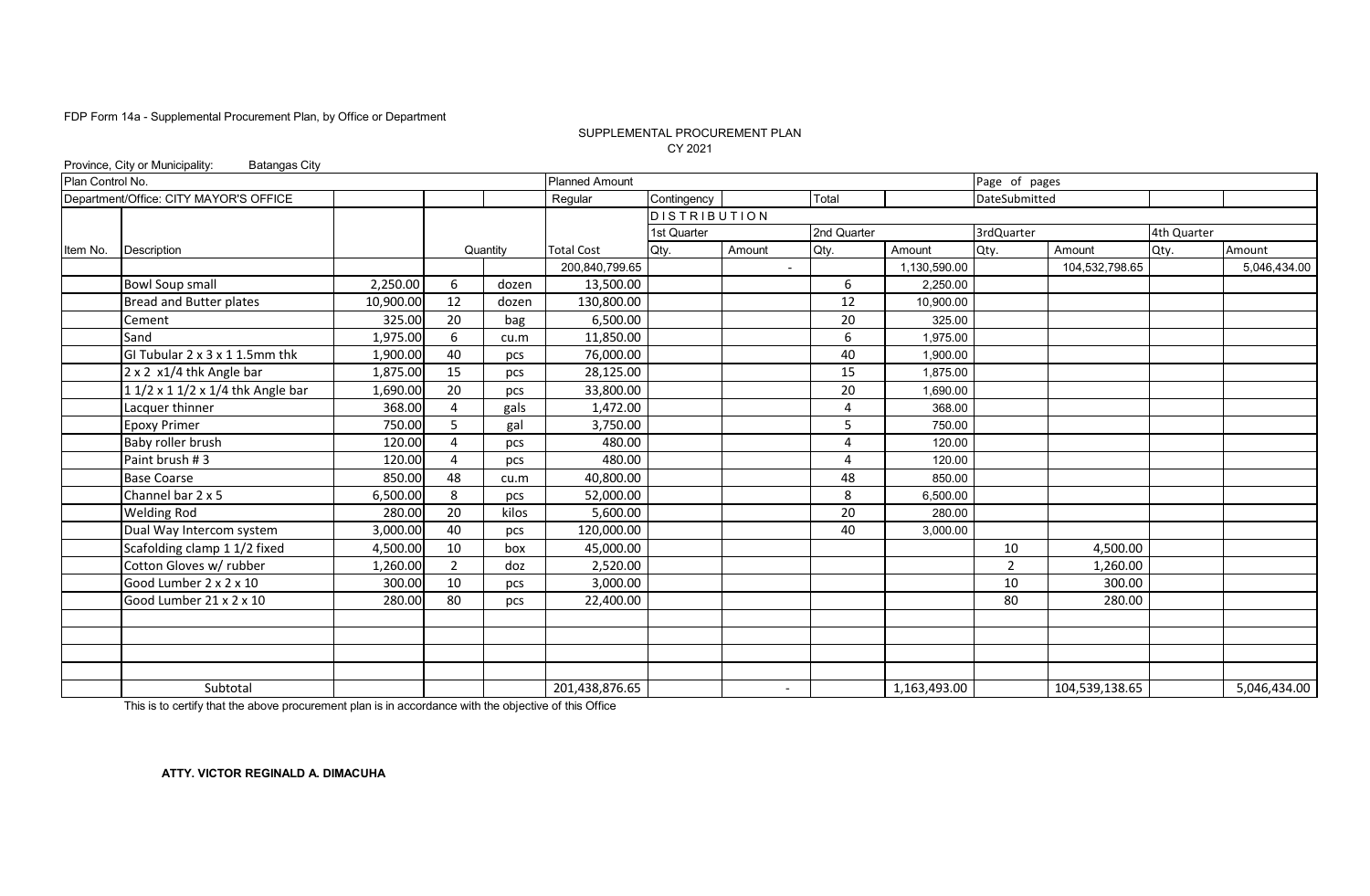FDP Form 14a - Supplemental Procurement Plan, by Office or Department

SUPPLEMENTAL PROCUREMENT PLAN
CY 2021

Province, City or Municipality: Batangas City

| Plan Control No. | | | | | Planned Amount | | | | | Page of pages | | | |
|---|---|---|---|---|---|---|---|---|---|---|---|---|---|
| Department/Office: CITY MAYOR'S OFFICE | | | | | Regular | Contingency | | Total | | DateSubmitted | | | |
| | | | | | | DISTRIBUTION | | | | | | | |
| | | | | | | 1st Quarter | | 2nd Quarter | | 3rdQuarter | | 4th Quarter | |
| Item No. | Description | | Quantity | | Total Cost | Qty. | Amount | Qty. | Amount | Qty. | Amount | Qty. | Amount |
| | | | | | 200,840,799.65 | | - | | 1,130,590.00 | | 104,532,798.65 | | 5,046,434.00 |
| | Bowl Soup small | 2,250.00 | 6 | dozen | 13,500.00 | | | 6 | 2,250.00 | | | | |
| | Bread and Butter plates | 10,900.00 | 12 | dozen | 130,800.00 | | | 12 | 10,900.00 | | | | |
| | Cement | 325.00 | 20 | bag | 6,500.00 | | | 20 | 325.00 | | | | |
| | Sand | 1,975.00 | 6 | cu.m | 11,850.00 | | | 6 | 1,975.00 | | | | |
| | GI Tubular 2 x 3 x 1 1.5mm thk | 1,900.00 | 40 | pcs | 76,000.00 | | | 40 | 1,900.00 | | | | |
| | 2 x 2 x1/4 thk Angle bar | 1,875.00 | 15 | pcs | 28,125.00 | | | 15 | 1,875.00 | | | | |
| | 1 1/2 x 1 1/2 x 1/4 thk Angle bar | 1,690.00 | 20 | pcs | 33,800.00 | | | 20 | 1,690.00 | | | | |
| | Lacquer thinner | 368.00 | 4 | gals | 1,472.00 | | | 4 | 368.00 | | | | |
| | Epoxy Primer | 750.00 | 5 | gal | 3,750.00 | | | 5 | 750.00 | | | | |
| | Baby roller brush | 120.00 | 4 | pcs | 480.00 | | | 4 | 120.00 | | | | |
| | Paint brush # 3 | 120.00 | 4 | pcs | 480.00 | | | 4 | 120.00 | | | | |
| | Base Coarse | 850.00 | 48 | cu.m | 40,800.00 | | | 48 | 850.00 | | | | |
| | Channel bar 2 x 5 | 6,500.00 | 8 | pcs | 52,000.00 | | | 8 | 6,500.00 | | | | |
| | Welding Rod | 280.00 | 20 | kilos | 5,600.00 | | | 20 | 280.00 | | | | |
| | Dual Way Intercom system | 3,000.00 | 40 | pcs | 120,000.00 | | | 40 | 3,000.00 | | | | |
| | Scafolding clamp 1 1/2 fixed | 4,500.00 | 10 | box | 45,000.00 | | | | | 10 | 4,500.00 | | |
| | Cotton Gloves w/ rubber | 1,260.00 | 2 | doz | 2,520.00 | | | | | 2 | 1,260.00 | | |
| | Good Lumber 2 x 2 x 10 | 300.00 | 10 | pcs | 3,000.00 | | | | | 10 | 300.00 | | |
| | Good Lumber 21 x 2 x 10 | 280.00 | 80 | pcs | 22,400.00 | | | | | 80 | 280.00 | | |
| | | | | | | | | | | | | | |
| | | | | | | | | | | | | | |
| | | | | | | | | | | | | | |
| | | | | | | | | | | | | | |
| | Subtotal | | | | 201,438,876.65 | | - | | 1,163,493.00 | | 104,539,138.65 | | 5,046,434.00 |

This is to certify that the above procurement plan is in accordance with the objective of this Office

**ATTY. VICTOR REGINALD A. DIMACUHA**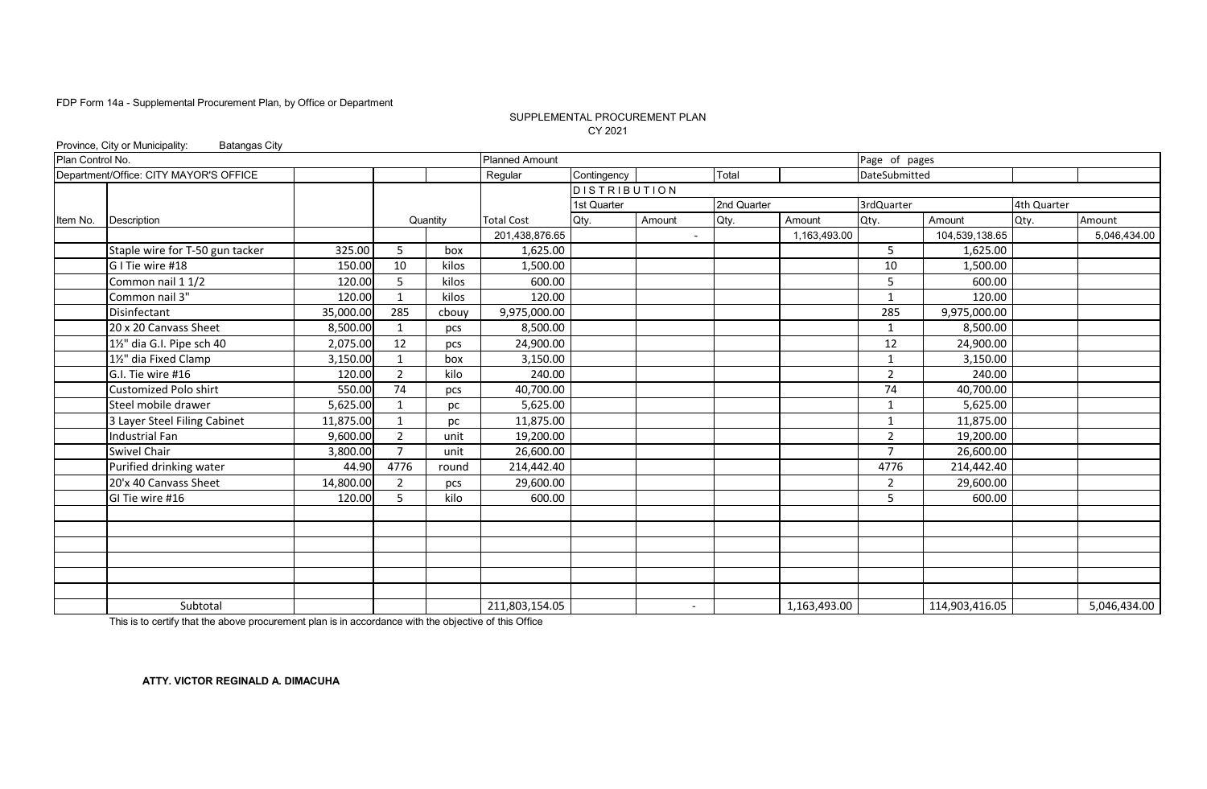FDP Form 14a - Supplemental Procurement Plan, by Office or Department

SUPPLEMENTAL PROCUREMENT PLAN
CY 2021

Province, City or Municipality: Batangas City

| Plan Control No. | | | | | Planned Amount | | | | | Page of pages | | | |
|---|---|---|---|---|---|---|---|---|---|---|---|---|---|
| Department/Office: CITY MAYOR'S OFFICE | | | | | Regular | Contingency | | Total | | DateSubmitted | | | |
| | | | | | | DISTRIBUTION | | | | | | | |
| | | | | | | 1st Quarter | | 2nd Quarter | | 3rdQuarter | | 4th Quarter | |
| Item No. | Description | | Quantity | | Total Cost | Qty. | Amount | Qty. | Amount | Qty. | Amount | Qty. | Amount |
| | | | | | 201,438,876.65 | | - | | 1,163,493.00 | | 104,539,138.65 | | 5,046,434.00 |
| | Staple wire for T-50 gun tacker | 325.00 | 5 | box | 1,625.00 | | | | | 5 | 1,625.00 | | |
| | G I Tie wire #18 | 150.00 | 10 | kilos | 1,500.00 | | | | | 10 | 1,500.00 | | |
| | Common nail 1 1/2 | 120.00 | 5 | kilos | 600.00 | | | | | 5 | 600.00 | | |
| | Common nail 3" | 120.00 | 1 | kilos | 120.00 | | | | | 1 | 120.00 | | |
| | Disinfectant | 35,000.00 | 285 | cbouy | 9,975,000.00 | | | | | 285 | 9,975,000.00 | | |
| | 20 x 20 Canvass Sheet | 8,500.00 | 1 | pcs | 8,500.00 | | | | | 1 | 8,500.00 | | |
| | 1½" dia G.I. Pipe sch 40 | 2,075.00 | 12 | pcs | 24,900.00 | | | | | 12 | 24,900.00 | | |
| | 1½" dia Fixed Clamp | 3,150.00 | 1 | box | 3,150.00 | | | | | 1 | 3,150.00 | | |
| | G.I. Tie wire #16 | 120.00 | 2 | kilo | 240.00 | | | | | 2 | 240.00 | | |
| | Customized Polo shirt | 550.00 | 74 | pcs | 40,700.00 | | | | | 74 | 40,700.00 | | |
| | Steel mobile drawer | 5,625.00 | 1 | pc | 5,625.00 | | | | | 1 | 5,625.00 | | |
| | 3 Layer Steel Filing Cabinet | 11,875.00 | 1 | pc | 11,875.00 | | | | | 1 | 11,875.00 | | |
| | Industrial Fan | 9,600.00 | 2 | unit | 19,200.00 | | | | | 2 | 19,200.00 | | |
| | Swivel Chair | 3,800.00 | 7 | unit | 26,600.00 | | | | | 7 | 26,600.00 | | |
| | Purified drinking water | 44.90 | 4776 | round | 214,442.40 | | | | | 4776 | 214,442.40 | | |
| | 20'x 40 Canvass Sheet | 14,800.00 | 2 | pcs | 29,600.00 | | | | | 2 | 29,600.00 | | |
| | GI Tie wire #16 | 120.00 | 5 | kilo | 600.00 | | | | | 5 | 600.00 | | |
| | | | | | | | | | | | | | |
| | | | | | | | | | | | | | |
| | | | | | | | | | | | | | |
| | | | | | | | | | | | | | |
| | | | | | | | | | | | | | |
| | | | | | | | | | | | | | |
| | Subtotal | | | | 211,803,154.05 | | - | | 1,163,493.00 | | 114,903,416.05 | | 5,046,434.00 |

This is to certify that the above procurement plan is in accordance with the objective of this Office

**ATTY. VICTOR REGINALD A. DIMACUHA**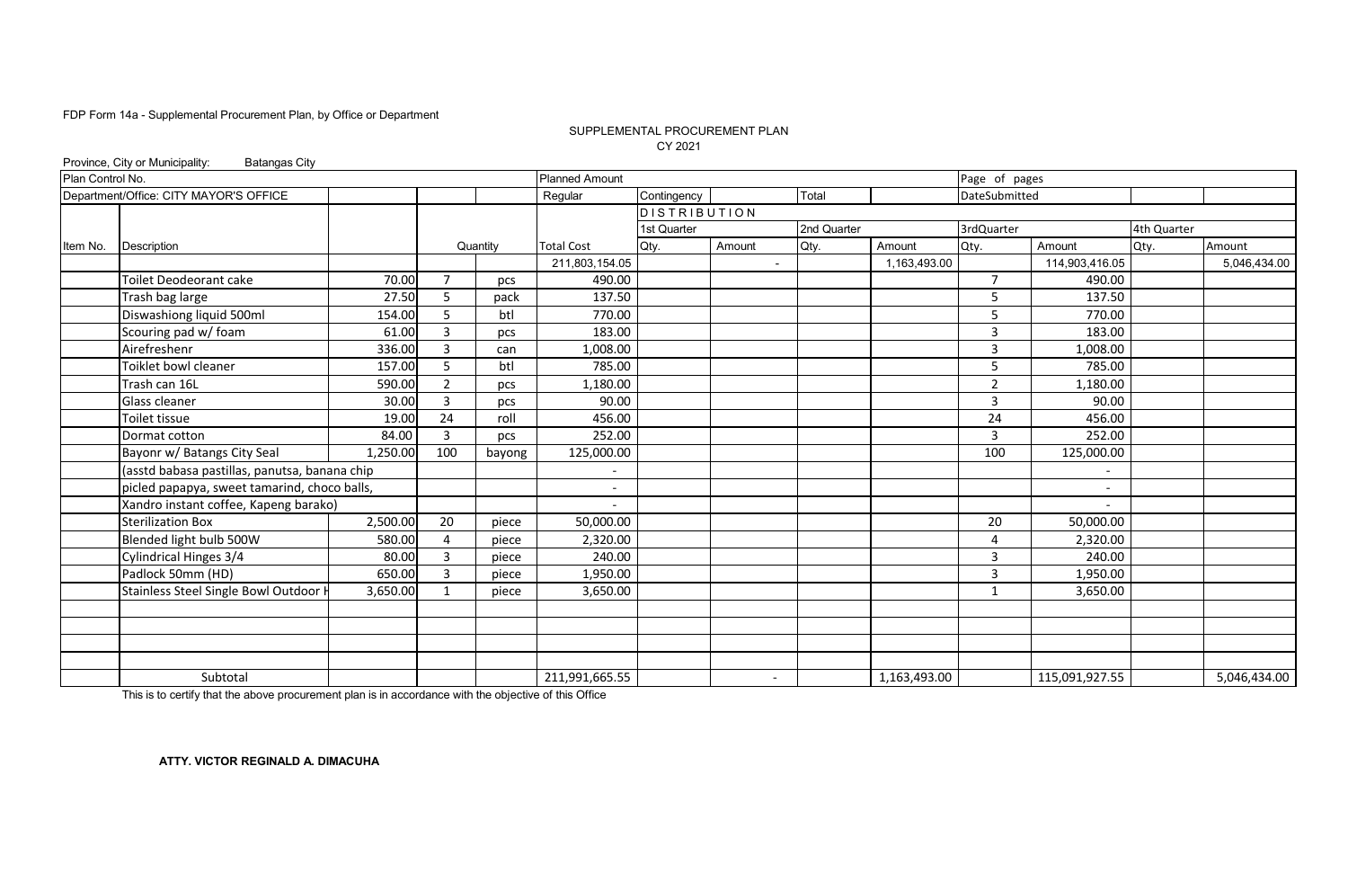FDP Form 14a - Supplemental Procurement Plan, by Office or Department

SUPPLEMENTAL PROCUREMENT PLAN
CY 2021

Province, City or Municipality: Batangas City

| Plan Control No. | | | | | Planned Amount | | | | | Page of pages | | | |
|---|---|---|---|---|---|---|---|---|---|---|---|---|---|
| Department/Office: CITY MAYOR'S OFFICE | | | | | Regular | Contingency | | Total | | DateSubmitted | | | |
| | | | | | | DISTRIBUTION | | | | | | | |
| | | | | | | 1st Quarter | | 2nd Quarter | | 3rdQuarter | | 4th Quarter | |
| Item No. | Description | | Quantity | | Total Cost | Qty. | Amount | Qty. | Amount | Qty. | Amount | Qty. | Amount |
| | | | | | 211,803,154.05 | | - | | 1,163,493.00 | | 114,903,416.05 | | 5,046,434.00 |
| | Toilet Deodeorant cake | 70.00 | 7 | pcs | 490.00 | | | | | 7 | 490.00 | | |
| | Trash bag large | 27.50 | 5 | pack | 137.50 | | | | | 5 | 137.50 | | |
| | Diswashiong liquid 500ml | 154.00 | 5 | btl | 770.00 | | | | | 5 | 770.00 | | |
| | Scouring pad w/ foam | 61.00 | 3 | pcs | 183.00 | | | | | 3 | 183.00 | | |
| | Airefreshenr | 336.00 | 3 | can | 1,008.00 | | | | | 3 | 1,008.00 | | |
| | Toiklet bowl cleaner | 157.00 | 5 | btl | 785.00 | | | | | 5 | 785.00 | | |
| | Trash can 16L | 590.00 | 2 | pcs | 1,180.00 | | | | | 2 | 1,180.00 | | |
| | Glass cleaner | 30.00 | 3 | pcs | 90.00 | | | | | 3 | 90.00 | | |
| | Toilet tissue | 19.00 | 24 | roll | 456.00 | | | | | 24 | 456.00 | | |
| | Dormat cotton | 84.00 | 3 | pcs | 252.00 | | | | | 3 | 252.00 | | |
| | Bayonr w/ Batangs City Seal | 1,250.00 | 100 | bayong | 125,000.00 | | | | | 100 | 125,000.00 | | |
| | (asstd babasa pastillas, panutsa, banana chip | | | | - | | | | | | - | | |
| | picled papapya, sweet tamarind, choco balls, | | | | - | | | | | | - | | |
| | Xandro instant coffee, Kapeng barako) | | | | - | | | | | | - | | |
| | Sterilization Box | 2,500.00 | 20 | piece | 50,000.00 | | | | | 20 | 50,000.00 | | |
| | Blended light bulb 500W | 580.00 | 4 | piece | 2,320.00 | | | | | 4 | 2,320.00 | | |
| | Cylindrical Hinges 3/4 | 80.00 | 3 | piece | 240.00 | | | | | 3 | 240.00 | | |
| | Padlock 50mm (HD) | 650.00 | 3 | piece | 1,950.00 | | | | | 3 | 1,950.00 | | |
| | Stainless Steel Single Bowl Outdoor H | 3,650.00 | 1 | piece | 3,650.00 | | | | | 1 | 3,650.00 | | |
| | | | | | | | | | | | | | |
| | | | | | | | | | | | | | |
| | | | | | | | | | | | | | |
| | | | | | | | | | | | | | |
| | Subtotal | | | | 211,991,665.55 | | - | | 1,163,493.00 | | 115,091,927.55 | | 5,046,434.00 |

This is to certify that the above procurement plan is in accordance with the objective of this Office

**ATTY. VICTOR REGINALD A. DIMACUHA**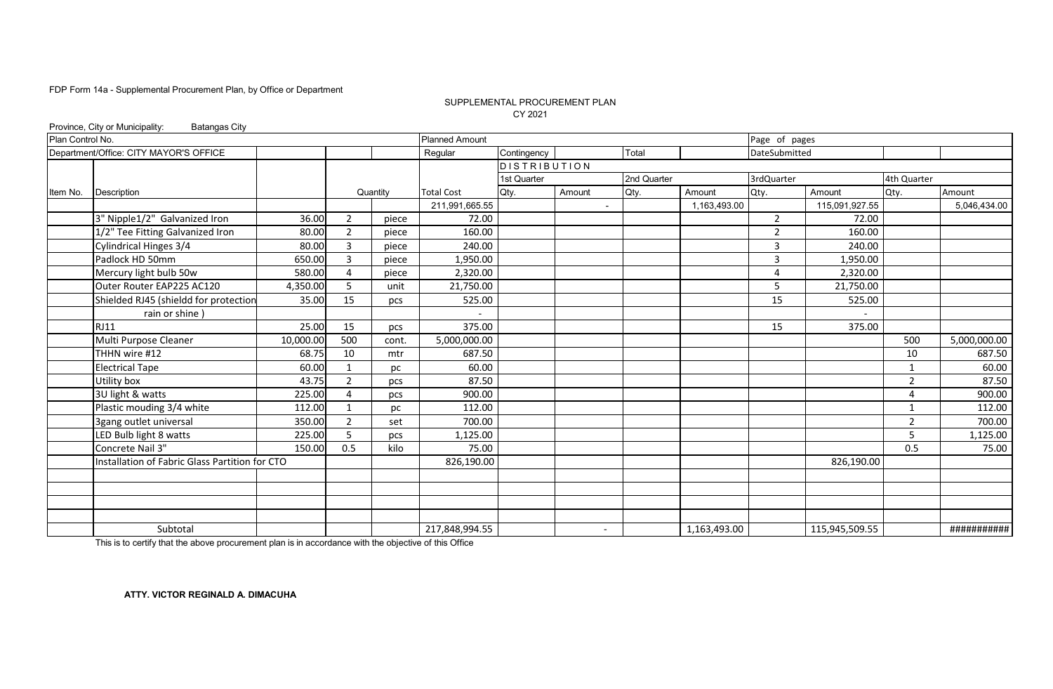FDP Form 14a - Supplemental Procurement Plan, by Office or Department

SUPPLEMENTAL PROCUREMENT PLAN
CY 2021

Province, City or Municipality: Batangas City

| Plan Control No. | | | | | Planned Amount | | | | | Page of pages | | | |
|---|---|---|---|---|---|---|---|---|---|---|---|---|---|
| Department/Office: CITY MAYOR'S OFFICE | | | | | Regular | Contingency | | Total | | DateSubmitted | | | |
| | | | | | | DISTRIBUTION | | | | | | | |
| | | | | | | 1st Quarter | | 2nd Quarter | | 3rdQuarter | | 4th Quarter | |
| Item No. | Description | | Quantity | | Total Cost | Qty. | Amount | Qty. | Amount | Qty. | Amount | Qty. | Amount |
| | | | | | 211,991,665.55 | | - | | 1,163,493.00 | | 115,091,927.55 | | 5,046,434.00 |
| | 3" Nipple1/2" Galvanized Iron | 36.00 | 2 | piece | 72.00 | | | | | 2 | 72.00 | | |
| | 1/2" Tee Fitting Galvanized Iron | 80.00 | 2 | piece | 160.00 | | | | | 2 | 160.00 | | |
| | Cylindrical Hinges 3/4 | 80.00 | 3 | piece | 240.00 | | | | | 3 | 240.00 | | |
| | Padlock HD 50mm | 650.00 | 3 | piece | 1,950.00 | | | | | 3 | 1,950.00 | | |
| | Mercury light bulb 50w | 580.00 | 4 | piece | 2,320.00 | | | | | 4 | 2,320.00 | | |
| | Outer Router EAP225 AC120 | 4,350.00 | 5 | unit | 21,750.00 | | | | | 5 | 21,750.00 | | |
| | Shielded RJ45 (shieldd for protection | 35.00 | 15 | pcs | 525.00 | | | | | 15 | 525.00 | | |
| | rain or shine ) | | | | - | | | | | | - | | |
| | RJ11 | 25.00 | 15 | pcs | 375.00 | | | | | 15 | 375.00 | | |
| | Multi Purpose Cleaner | 10,000.00 | 500 | cont. | 5,000,000.00 | | | | | | | 500 | 5,000,000.00 |
| | THHN wire #12 | 68.75 | 10 | mtr | 687.50 | | | | | | | 10 | 687.50 |
| | Electrical Tape | 60.00 | 1 | pc | 60.00 | | | | | | | 1 | 60.00 |
| | Utility box | 43.75 | 2 | pcs | 87.50 | | | | | | | 2 | 87.50 |
| | 3U light & watts | 225.00 | 4 | pcs | 900.00 | | | | | | | 4 | 900.00 |
| | Plastic mouding 3/4 white | 112.00 | 1 | pc | 112.00 | | | | | | | 1 | 112.00 |
| | 3gang outlet universal | 350.00 | 2 | set | 700.00 | | | | | | | 2 | 700.00 |
| | LED Bulb light 8 watts | 225.00 | 5 | pcs | 1,125.00 | | | | | | | 5 | 1,125.00 |
| | Concrete Nail 3" | 150.00 | 0.5 | kilo | 75.00 | | | | | | | 0.5 | 75.00 |
| | Installation of Fabric Glass Partition for CTO | | | | 826,190.00 | | | | | | 826,190.00 | | |
| | | | | | | | | | | | | | |
| | | | | | | | | | | | | | |
| | | | | | | | | | | | | | |
| | | | | | | | | | | | | | |
| | Subtotal | | | | 217,848,994.55 | | - | | 1,163,493.00 | | 115,945,509.55 | | ########### |

This is to certify that the above procurement plan is in accordance with the objective of this Office

**ATTY. VICTOR REGINALD A. DIMACUHA**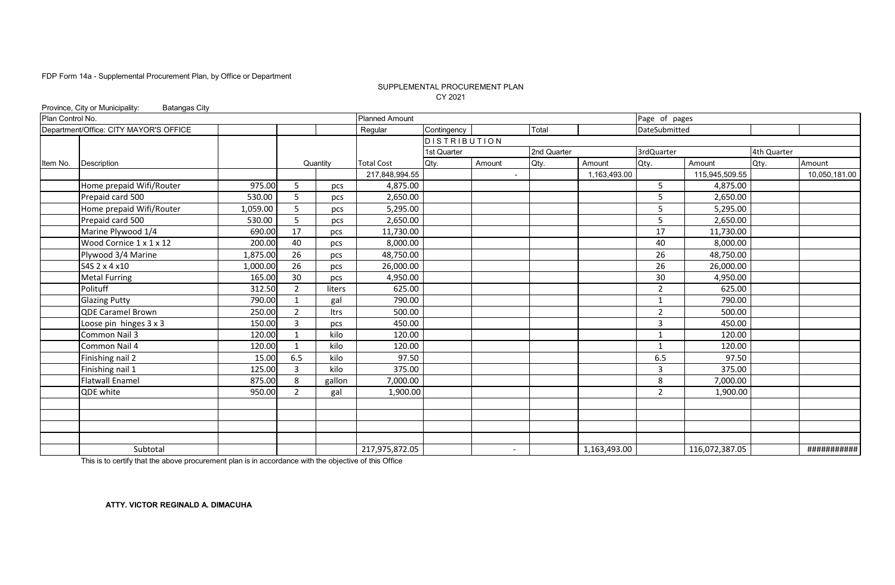FDP Form 14a - Supplemental Procurement Plan, by Office or Department

SUPPLEMENTAL PROCUREMENT PLAN
CY 2021

Province, City or Municipality: Batangas City

| Plan Control No. | | | | | Planned Amount | | | | | Page of pages | | | |
|---|---|---|---|---|---|---|---|---|---|---|---|---|---|
| Department/Office: CITY MAYOR'S OFFICE | | | | | Regular | Contingency | | Total | | DateSubmitted | | | |
| | | | | | | DISTRIBUTION | | | | | | | |
| | | | | | | 1st Quarter | | 2nd Quarter | | 3rdQuarter | | 4th Quarter | |
| Item No. | Description | | Quantity | | Total Cost | Qty. | Amount | Qty. | Amount | Qty. | Amount | Qty. | Amount |
| | | | | | 217,848,994.55 | | - | | 1,163,493.00 | | 115,945,509.55 | | 10,050,181.00 |
| | Home prepaid Wifi/Router | 975.00 | 5 | pcs | 4,875.00 | | | | | 5 | 4,875.00 | | |
| | Prepaid card 500 | 530.00 | 5 | pcs | 2,650.00 | | | | | 5 | 2,650.00 | | |
| | Home prepaid Wifi/Router | 1,059.00 | 5 | pcs | 5,295.00 | | | | | 5 | 5,295.00 | | |
| | Prepaid card 500 | 530.00 | 5 | pcs | 2,650.00 | | | | | 5 | 2,650.00 | | |
| | Marine Plywood 1/4 | 690.00 | 17 | pcs | 11,730.00 | | | | | 17 | 11,730.00 | | |
| | Wood Cornice 1 x 1 x 12 | 200.00 | 40 | pcs | 8,000.00 | | | | | 40 | 8,000.00 | | |
| | Plywood 3/4 Marine | 1,875.00 | 26 | pcs | 48,750.00 | | | | | 26 | 48,750.00 | | |
| | S4S 2 x 4 x10 | 1,000.00 | 26 | pcs | 26,000.00 | | | | | 26 | 26,000.00 | | |
| | Metal Furring | 165.00 | 30 | pcs | 4,950.00 | | | | | 30 | 4,950.00 | | |
| | Polituff | 312.50 | 2 | liters | 625.00 | | | | | 2 | 625.00 | | |
| | Glazing Putty | 790.00 | 1 | gal | 790.00 | | | | | 1 | 790.00 | | |
| | QDE Caramel Brown | 250.00 | 2 | ltrs | 500.00 | | | | | 2 | 500.00 | | |
| | Loose pin hinges 3 x 3 | 150.00 | 3 | pcs | 450.00 | | | | | 3 | 450.00 | | |
| | Common Nail 3 | 120.00 | 1 | kilo | 120.00 | | | | | 1 | 120.00 | | |
| | Common Nail 4 | 120.00 | 1 | kilo | 120.00 | | | | | 1 | 120.00 | | |
| | Finishing nail 2 | 15.00 | 6.5 | kilo | 97.50 | | | | | 6.5 | 97.50 | | |
| | Finishing nail 1 | 125.00 | 3 | kilo | 375.00 | | | | | 3 | 375.00 | | |
| | Flatwall Enamel | 875.00 | 8 | gallon | 7,000.00 | | | | | 8 | 7,000.00 | | |
| | QDE white | 950.00 | 2 | gal | 1,900.00 | | | | | 2 | 1,900.00 | | |
| | | | | | | | | | | | | | |
| | | | | | | | | | | | | | |
| | | | | | | | | | | | | | |
| | | | | | | | | | | | | | |
| | Subtotal | | | | 217,975,872.05 | | - | | 1,163,493.00 | | 116,072,387.05 | | ########### |

This is to certify that the above procurement plan is in accordance with the objective of this Office

**ATTY. VICTOR REGINALD A. DIMACUHA**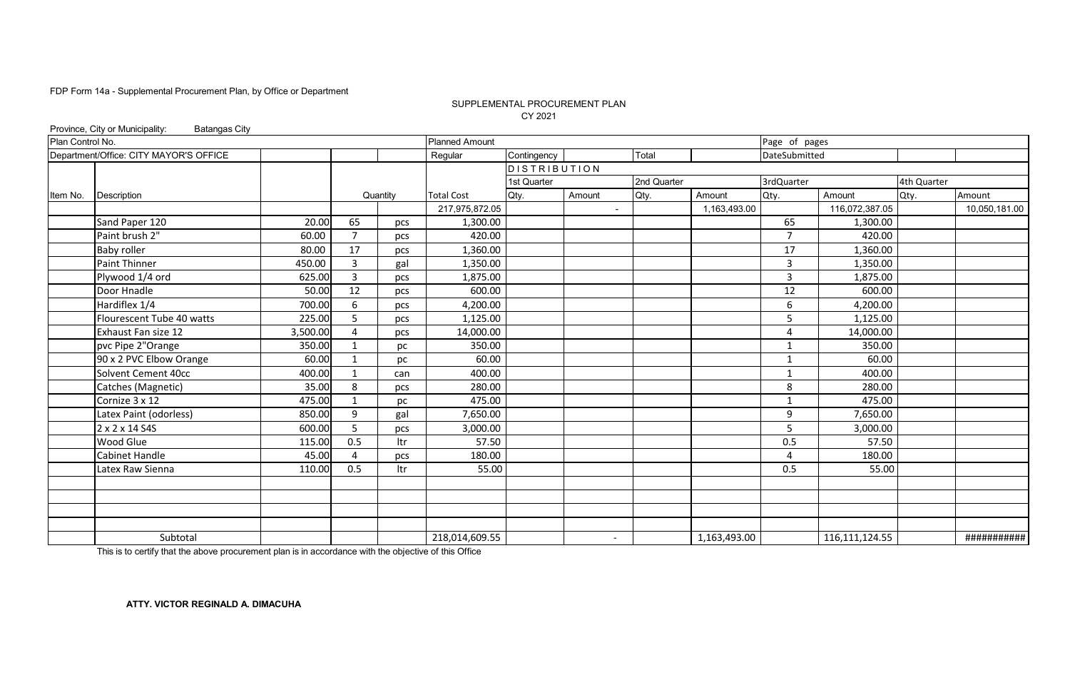FDP Form 14a - Supplemental Procurement Plan, by Office or Department

SUPPLEMENTAL PROCUREMENT PLAN
CY 2021

Province, City or Municipality: Batangas City

| Plan Control No. | | | | | Planned Amount | | | | | Page of pages | | | |
|---|---|---|---|---|---|---|---|---|---|---|---|---|---|
| Department/Office: CITY MAYOR'S OFFICE | | | | | Regular | Contingency | | Total | | DateSubmitted | | | |
| | | | | | | DISTRIBUTION | | | | | | | |
| | | | | | | 1st Quarter | | 2nd Quarter | | 3rdQuarter | | 4th Quarter | |
| Item No. | Description | | Quantity | | Total Cost | Qty. | Amount | Qty. | Amount | Qty. | Amount | Qty. | Amount |
| | | | | | 217,975,872.05 | | - | | 1,163,493.00 | | 116,072,387.05 | | 10,050,181.00 |
| | Sand Paper 120 | 20.00 | 65 | pcs | 1,300.00 | | | | | 65 | 1,300.00 | | |
| | Paint brush 2" | 60.00 | 7 | pcs | 420.00 | | | | | 7 | 420.00 | | |
| | Baby roller | 80.00 | 17 | pcs | 1,360.00 | | | | | 17 | 1,360.00 | | |
| | Paint Thinner | 450.00 | 3 | gal | 1,350.00 | | | | | 3 | 1,350.00 | | |
| | Plywood 1/4 ord | 625.00 | 3 | pcs | 1,875.00 | | | | | 3 | 1,875.00 | | |
| | Door Hnadle | 50.00 | 12 | pcs | 600.00 | | | | | 12 | 600.00 | | |
| | Hardiflex 1/4 | 700.00 | 6 | pcs | 4,200.00 | | | | | 6 | 4,200.00 | | |
| | Flourescent Tube 40 watts | 225.00 | 5 | pcs | 1,125.00 | | | | | 5 | 1,125.00 | | |
| | Exhaust Fan size 12 | 3,500.00 | 4 | pcs | 14,000.00 | | | | | 4 | 14,000.00 | | |
| | pvc Pipe 2"Orange | 350.00 | 1 | pc | 350.00 | | | | | 1 | 350.00 | | |
| | 90 x 2 PVC Elbow Orange | 60.00 | 1 | pc | 60.00 | | | | | 1 | 60.00 | | |
| | Solvent Cement 40cc | 400.00 | 1 | can | 400.00 | | | | | 1 | 400.00 | | |
| | Catches (Magnetic) | 35.00 | 8 | pcs | 280.00 | | | | | 8 | 280.00 | | |
| | Cornize 3 x 12 | 475.00 | 1 | pc | 475.00 | | | | | 1 | 475.00 | | |
| | Latex Paint (odorless) | 850.00 | 9 | gal | 7,650.00 | | | | | 9 | 7,650.00 | | |
| | 2 x 2 x 14 S4S | 600.00 | 5 | pcs | 3,000.00 | | | | | 5 | 3,000.00 | | |
| | Wood Glue | 115.00 | 0.5 | ltr | 57.50 | | | | | 0.5 | 57.50 | | |
| | Cabinet Handle | 45.00 | 4 | pcs | 180.00 | | | | | 4 | 180.00 | | |
| | Latex Raw Sienna | 110.00 | 0.5 | ltr | 55.00 | | | | | 0.5 | 55.00 | | |
| | | | | | | | | | | | | | |
| | | | | | | | | | | | | | |
| | | | | | | | | | | | | | |
| | | | | | | | | | | | | | |
| | Subtotal | | | | 218,014,609.55 | | - | | 1,163,493.00 | | 116,111,124.55 | | ########### |

This is to certify that the above procurement plan is in accordance with the objective of this Office

**ATTY. VICTOR REGINALD A. DIMACUHA**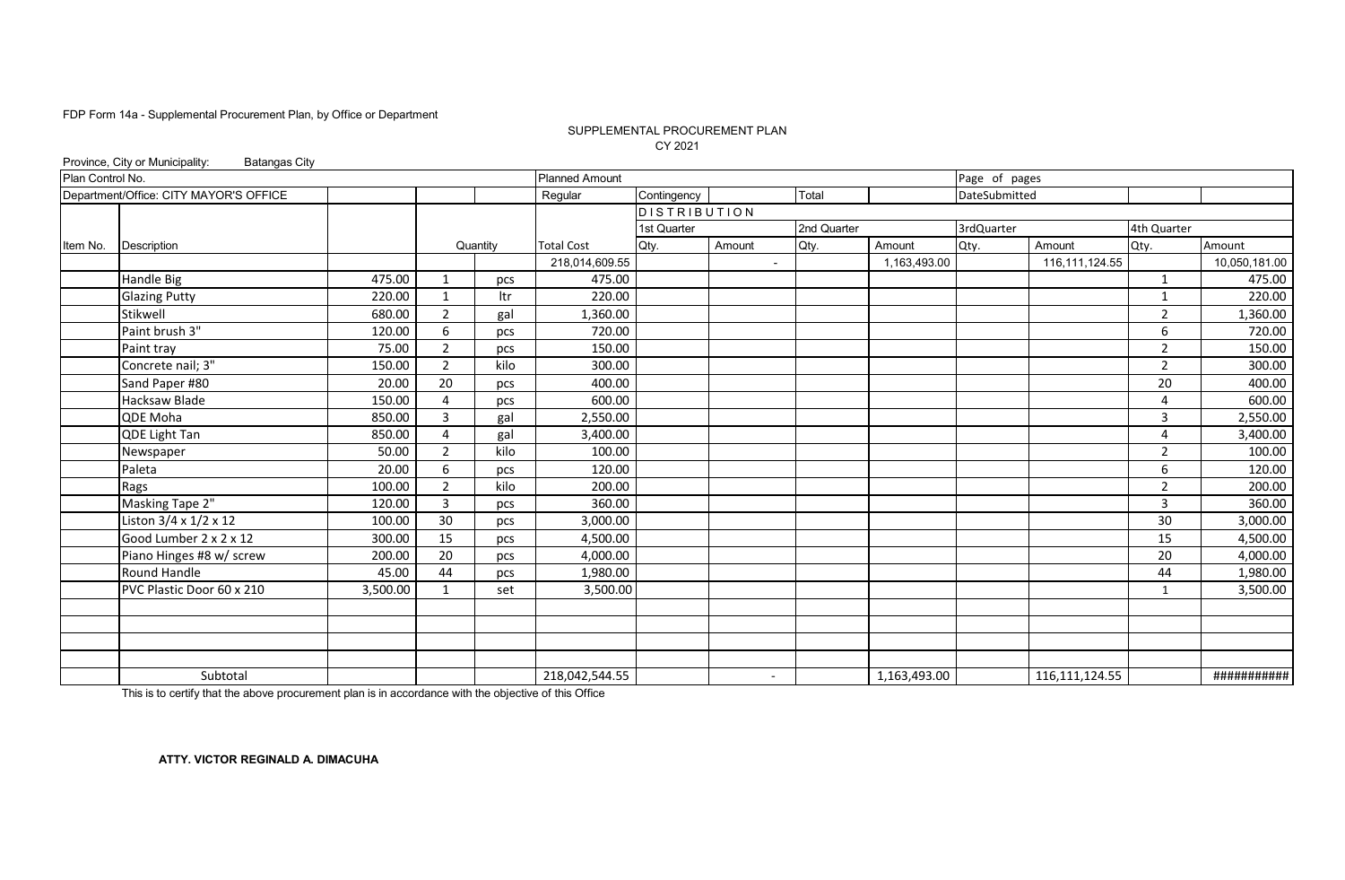FDP Form 14a - Supplemental Procurement Plan, by Office or Department

SUPPLEMENTAL PROCUREMENT PLAN
CY 2021

Province, City or Municipality: Batangas City

| Plan Control No. | | | | | Planned Amount | | | | | Page of pages | | | |
|---|---|---|---|---|---|---|---|---|---|---|---|---|---|
| Department/Office: CITY MAYOR'S OFFICE | | | | | Regular | Contingency | | Total | | DateSubmitted | | | |
| | | | | | | DISTRIBUTION | | | | | | | |
| | | | | | | 1st Quarter | | 2nd Quarter | | 3rdQuarter | | 4th Quarter | |
| Item No. | Description | | Quantity | | Total Cost | Qty. | Amount | Qty. | Amount | Qty. | Amount | Qty. | Amount |
| | | | | | 218,014,609.55 | | - | | 1,163,493.00 | | 116,111,124.55 | | 10,050,181.00 |
| | Handle Big | 475.00 | 1 | pcs | 475.00 | | | | | | | 1 | 475.00 |
| | Glazing Putty | 220.00 | 1 | ltr | 220.00 | | | | | | | 1 | 220.00 |
| | Stikwell | 680.00 | 2 | gal | 1,360.00 | | | | | | | 2 | 1,360.00 |
| | Paint brush 3" | 120.00 | 6 | pcs | 720.00 | | | | | | | 6 | 720.00 |
| | Paint tray | 75.00 | 2 | pcs | 150.00 | | | | | | | 2 | 150.00 |
| | Concrete nail; 3" | 150.00 | 2 | kilo | 300.00 | | | | | | | 2 | 300.00 |
| | Sand Paper #80 | 20.00 | 20 | pcs | 400.00 | | | | | | | 20 | 400.00 |
| | Hacksaw Blade | 150.00 | 4 | pcs | 600.00 | | | | | | | 4 | 600.00 |
| | QDE Moha | 850.00 | 3 | gal | 2,550.00 | | | | | | | 3 | 2,550.00 |
| | QDE Light Tan | 850.00 | 4 | gal | 3,400.00 | | | | | | | 4 | 3,400.00 |
| | Newspaper | 50.00 | 2 | kilo | 100.00 | | | | | | | 2 | 100.00 |
| | Paleta | 20.00 | 6 | pcs | 120.00 | | | | | | | 6 | 120.00 |
| | Rags | 100.00 | 2 | kilo | 200.00 | | | | | | | 2 | 200.00 |
| | Masking Tape 2" | 120.00 | 3 | pcs | 360.00 | | | | | | | 3 | 360.00 |
| | Liston 3/4 x 1/2 x 12 | 100.00 | 30 | pcs | 3,000.00 | | | | | | | 30 | 3,000.00 |
| | Good Lumber 2 x 2 x 12 | 300.00 | 15 | pcs | 4,500.00 | | | | | | | 15 | 4,500.00 |
| | Piano Hinges #8 w/ screw | 200.00 | 20 | pcs | 4,000.00 | | | | | | | 20 | 4,000.00 |
| | Round Handle | 45.00 | 44 | pcs | 1,980.00 | | | | | | | 44 | 1,980.00 |
| | PVC Plastic Door 60 x 210 | 3,500.00 | 1 | set | 3,500.00 | | | | | | | 1 | 3,500.00 |
| | | | | | | | | | | | | | |
| | | | | | | | | | | | | | |
| | | | | | | | | | | | | | |
| | | | | | | | | | | | | | |
| | Subtotal | | | | 218,042,544.55 | | - | | 1,163,493.00 | | 116,111,124.55 | | ########### |

This is to certify that the above procurement plan is in accordance with the objective of this Office

**ATTY. VICTOR REGINALD A. DIMACUHA**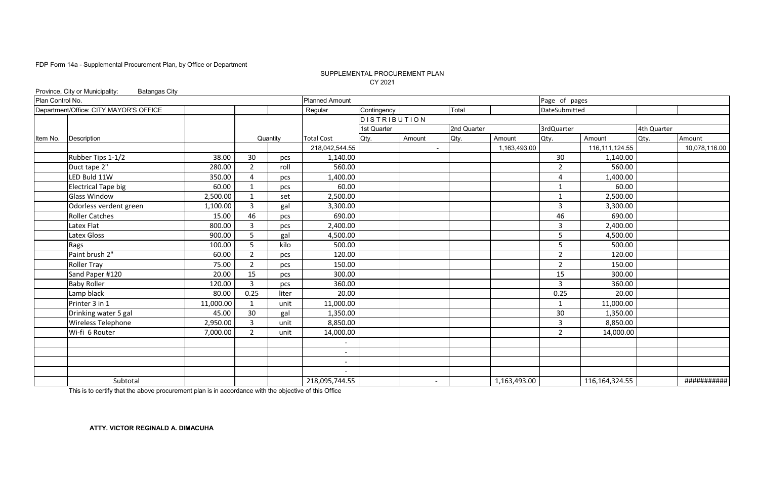FDP Form 14a - Supplemental Procurement Plan, by Office or Department

SUPPLEMENTAL PROCUREMENT PLAN
CY 2021

Province, City or Municipality: Batangas City

| Plan Control No. | | | | | Planned Amount | | | | | Page of pages | | | |
|---|---|---|---|---|---|---|---|---|---|---|---|---|---|
| Department/Office: CITY MAYOR'S OFFICE | | | | | Regular | Contingency | | Total | | DateSubmitted | | | |
| | | | | | | DISTRIBUTION | | | | | | | |
| | | | | | | 1st Quarter | | 2nd Quarter | | 3rdQuarter | | 4th Quarter | |
| Item No. | Description | | Quantity | | Total Cost | Qty. | Amount | Qty. | Amount | Qty. | Amount | Qty. | Amount |
| | | | | | 218,042,544.55 | | - | | 1,163,493.00 | | 116,111,124.55 | | 10,078,116.00 |
| | Rubber Tips 1-1/2 | 38.00 | 30 | pcs | 1,140.00 | | | | | 30 | 1,140.00 | | |
| | Duct tape 2" | 280.00 | 2 | roll | 560.00 | | | | | 2 | 560.00 | | |
| | LED Buld 11W | 350.00 | 4 | pcs | 1,400.00 | | | | | 4 | 1,400.00 | | |
| | Electrical Tape big | 60.00 | 1 | pcs | 60.00 | | | | | 1 | 60.00 | | |
| | Glass Window | 2,500.00 | 1 | set | 2,500.00 | | | | | 1 | 2,500.00 | | |
| | Odorless verdent green | 1,100.00 | 3 | gal | 3,300.00 | | | | | 3 | 3,300.00 | | |
| | Roller Catches | 15.00 | 46 | pcs | 690.00 | | | | | 46 | 690.00 | | |
| | Latex Flat | 800.00 | 3 | pcs | 2,400.00 | | | | | 3 | 2,400.00 | | |
| | Latex Gloss | 900.00 | 5 | gal | 4,500.00 | | | | | 5 | 4,500.00 | | |
| | Rags | 100.00 | 5 | kilo | 500.00 | | | | | 5 | 500.00 | | |
| | Paint brush 2" | 60.00 | 2 | pcs | 120.00 | | | | | 2 | 120.00 | | |
| | Roller Tray | 75.00 | 2 | pcs | 150.00 | | | | | 2 | 150.00 | | |
| | Sand Paper #120 | 20.00 | 15 | pcs | 300.00 | | | | | 15 | 300.00 | | |
| | Baby Roller | 120.00 | 3 | pcs | 360.00 | | | | | 3 | 360.00 | | |
| | Lamp black | 80.00 | 0.25 | liter | 20.00 | | | | | 0.25 | 20.00 | | |
| | Printer 3 in 1 | 11,000.00 | 1 | unit | 11,000.00 | | | | | 1 | 11,000.00 | | |
| | Drinking water 5 gal | 45.00 | 30 | gal | 1,350.00 | | | | | 30 | 1,350.00 | | |
| | Wireless Telephone | 2,950.00 | 3 | unit | 8,850.00 | | | | | 3 | 8,850.00 | | |
| | Wi-fi 6 Router | 7,000.00 | 2 | unit | 14,000.00 | | | | | 2 | 14,000.00 | | |
| | | | | | - | | | | | | | | |
| | | | | | - | | | | | | | | |
| | | | | | - | | | | | | | | |
| | | | | | - | | | | | | | | |
| | Subtotal | | | | 218,095,744.55 | | - | | 1,163,493.00 | | 116,164,324.55 | | ########### |

This is to certify that the above procurement plan is in accordance with the objective of this Office

**ATTY. VICTOR REGINALD A. DIMACUHA**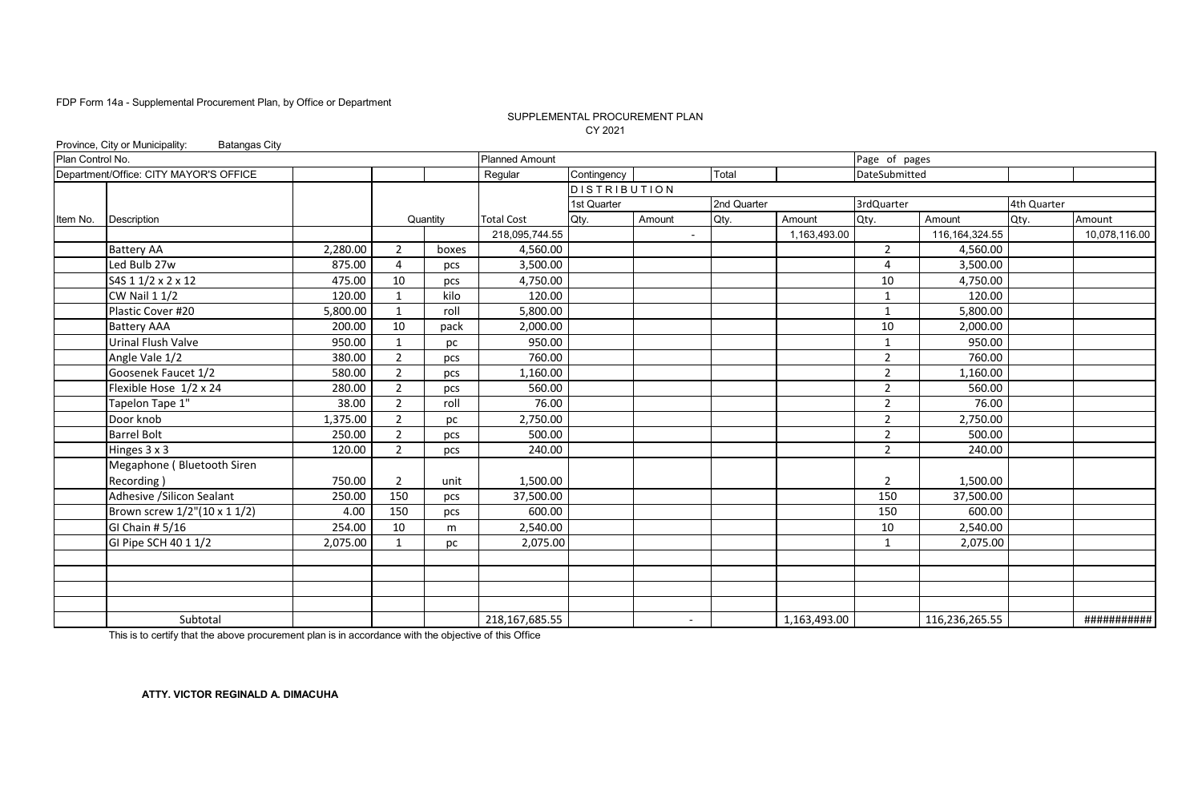FDP Form 14a - Supplemental Procurement Plan, by Office or Department

SUPPLEMENTAL PROCUREMENT PLAN
CY 2021

Province, City or Municipality: Batangas City

| Plan Control No. | | | | | Planned Amount | | | | | Page of pages | | | |
|---|---|---|---|---|---|---|---|---|---|---|---|---|---|
| Department/Office: CITY MAYOR'S OFFICE | | | | | Regular | Contingency | | Total | | DateSubmitted | | | |
| | | | | | | DISTRIBUTION | | | | | | | |
| | | | | | | 1st Quarter | | 2nd Quarter | | 3rdQuarter | | 4th Quarter | |
| Item No. | Description | | Quantity | | Total Cost | Qty. | Amount | Qty. | Amount | Qty. | Amount | Qty. | Amount |
| | | | | | 218,095,744.55 | | - | | 1,163,493.00 | | 116,164,324.55 | | 10,078,116.00 |
| | Battery AA | 2,280.00 | 2 | boxes | 4,560.00 | | | | | 2 | 4,560.00 | | |
| | Led Bulb 27w | 875.00 | 4 | pcs | 3,500.00 | | | | | 4 | 3,500.00 | | |
| | S4S 1 1/2 x 2 x 12 | 475.00 | 10 | pcs | 4,750.00 | | | | | 10 | 4,750.00 | | |
| | CW Nail 1 1/2 | 120.00 | 1 | kilo | 120.00 | | | | | 1 | 120.00 | | |
| | Plastic Cover #20 | 5,800.00 | 1 | roll | 5,800.00 | | | | | 1 | 5,800.00 | | |
| | Battery AAA | 200.00 | 10 | pack | 2,000.00 | | | | | 10 | 2,000.00 | | |
| | Urinal Flush Valve | 950.00 | 1 | pc | 950.00 | | | | | 1 | 950.00 | | |
| | Angle Vale 1/2 | 380.00 | 2 | pcs | 760.00 | | | | | 2 | 760.00 | | |
| | Goosenek Faucet 1/2 | 580.00 | 2 | pcs | 1,160.00 | | | | | 2 | 1,160.00 | | |
| | Flexible Hose 1/2 x 24 | 280.00 | 2 | pcs | 560.00 | | | | | 2 | 560.00 | | |
| | Tapelon Tape 1" | 38.00 | 2 | roll | 76.00 | | | | | 2 | 76.00 | | |
| | Door knob | 1,375.00 | 2 | pc | 2,750.00 | | | | | 2 | 2,750.00 | | |
| | Barrel Bolt | 250.00 | 2 | pcs | 500.00 | | | | | 2 | 500.00 | | |
| | Hinges 3 x 3 | 120.00 | 2 | pcs | 240.00 | | | | | 2 | 240.00 | | |
| | Megaphone ( Bluetooth Siren Recording ) | 750.00 | 2 | unit | 1,500.00 | | | | | 2 | 1,500.00 | | |
| | Adhesive /Silicon Sealant | 250.00 | 150 | pcs | 37,500.00 | | | | | 150 | 37,500.00 | | |
| | Brown screw 1/2"(10 x 1 1/2) | 4.00 | 150 | pcs | 600.00 | | | | | 150 | 600.00 | | |
| | GI Chain # 5/16 | 254.00 | 10 | m | 2,540.00 | | | | | 10 | 2,540.00 | | |
| | GI Pipe SCH 40 1 1/2 | 2,075.00 | 1 | pc | 2,075.00 | | | | | 1 | 2,075.00 | | |
| | | | | | | | | | | | | | |
| | | | | | | | | | | | | | |
| | | | | | | | | | | | | | |
| | | | | | | | | | | | | | |
| | Subtotal | | | | 218,167,685.55 | | - | | 1,163,493.00 | | 116,236,265.55 | | ########### |

This is to certify that the above procurement plan is in accordance with the objective of this Office

**ATTY. VICTOR REGINALD A. DIMACUHA**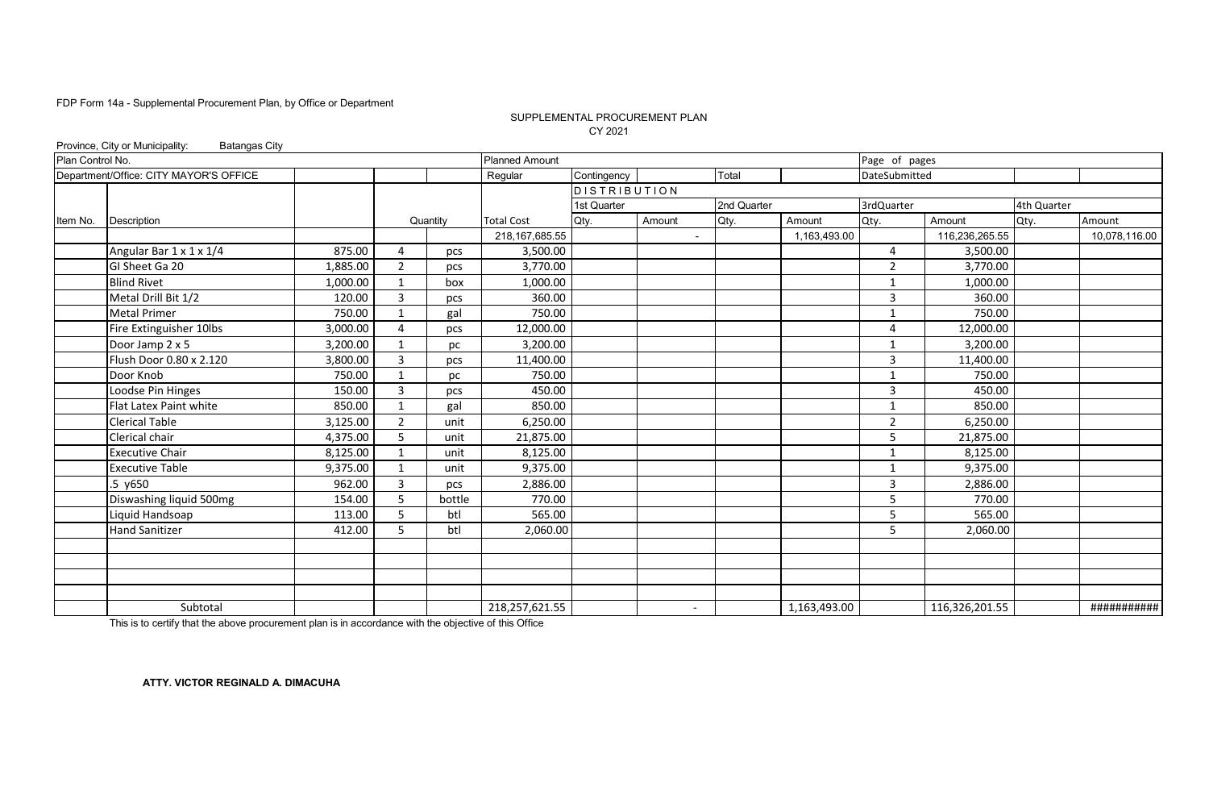FDP Form 14a - Supplemental Procurement Plan, by Office or Department

SUPPLEMENTAL PROCUREMENT PLAN
CY 2021

Province, City or Municipality: Batangas City

| Plan Control No. | | | | | Planned Amount | | | | | Page of pages | | | |
|---|---|---|---|---|---|---|---|---|---|---|---|---|---|
| Department/Office: CITY MAYOR'S OFFICE | | | | | Regular | Contingency | | Total | | DateSubmitted | | | |
| | | | | | | DISTRIBUTION | | | | | | | |
| | | | | | | 1st Quarter | | 2nd Quarter | | 3rdQuarter | | 4th Quarter | |
| Item No. | Description | | Quantity | | Total Cost | Qty. | Amount | Qty. | Amount | Qty. | Amount | Qty. | Amount |
| | | | | | 218,167,685.55 | | - | | 1,163,493.00 | | 116,236,265.55 | | 10,078,116.00 |
| | Angular Bar 1 x 1 x 1/4 | 875.00 | 4 | pcs | 3,500.00 | | | | | 4 | 3,500.00 | | |
| | GI Sheet Ga 20 | 1,885.00 | 2 | pcs | 3,770.00 | | | | | 2 | 3,770.00 | | |
| | Blind Rivet | 1,000.00 | 1 | box | 1,000.00 | | | | | 1 | 1,000.00 | | |
| | Metal Drill Bit 1/2 | 120.00 | 3 | pcs | 360.00 | | | | | 3 | 360.00 | | |
| | Metal Primer | 750.00 | 1 | gal | 750.00 | | | | | 1 | 750.00 | | |
| | Fire Extinguisher 10lbs | 3,000.00 | 4 | pcs | 12,000.00 | | | | | 4 | 12,000.00 | | |
| | Door Jamp 2 x 5 | 3,200.00 | 1 | pc | 3,200.00 | | | | | 1 | 3,200.00 | | |
| | Flush Door 0.80 x 2.120 | 3,800.00 | 3 | pcs | 11,400.00 | | | | | 3 | 11,400.00 | | |
| | Door Knob | 750.00 | 1 | pc | 750.00 | | | | | 1 | 750.00 | | |
| | Loodse Pin Hinges | 150.00 | 3 | pcs | 450.00 | | | | | 3 | 450.00 | | |
| | Flat Latex Paint white | 850.00 | 1 | gal | 850.00 | | | | | 1 | 850.00 | | |
| | Clerical Table | 3,125.00 | 2 | unit | 6,250.00 | | | | | 2 | 6,250.00 | | |
| | Clerical chair | 4,375.00 | 5 | unit | 21,875.00 | | | | | 5 | 21,875.00 | | |
| | Executive Chair | 8,125.00 | 1 | unit | 8,125.00 | | | | | 1 | 8,125.00 | | |
| | Executive Table | 9,375.00 | 1 | unit | 9,375.00 | | | | | 1 | 9,375.00 | | |
| | .5 y650 | 962.00 | 3 | pcs | 2,886.00 | | | | | 3 | 2,886.00 | | |
| | Diswashing liquid 500mg | 154.00 | 5 | bottle | 770.00 | | | | | 5 | 770.00 | | |
| | Liquid Handsoap | 113.00 | 5 | btl | 565.00 | | | | | 5 | 565.00 | | |
| | Hand Sanitizer | 412.00 | 5 | btl | 2,060.00 | | | | | 5 | 2,060.00 | | |
| | | | | | | | | | | | | | |
| | | | | | | | | | | | | | |
| | | | | | | | | | | | | | |
| | | | | | | | | | | | | | |
| | Subtotal | | | | 218,257,621.55 | | - | | 1,163,493.00 | | 116,326,201.55 | | ########### |

This is to certify that the above procurement plan is in accordance with the objective of this Office

**ATTY. VICTOR REGINALD A. DIMACUHA**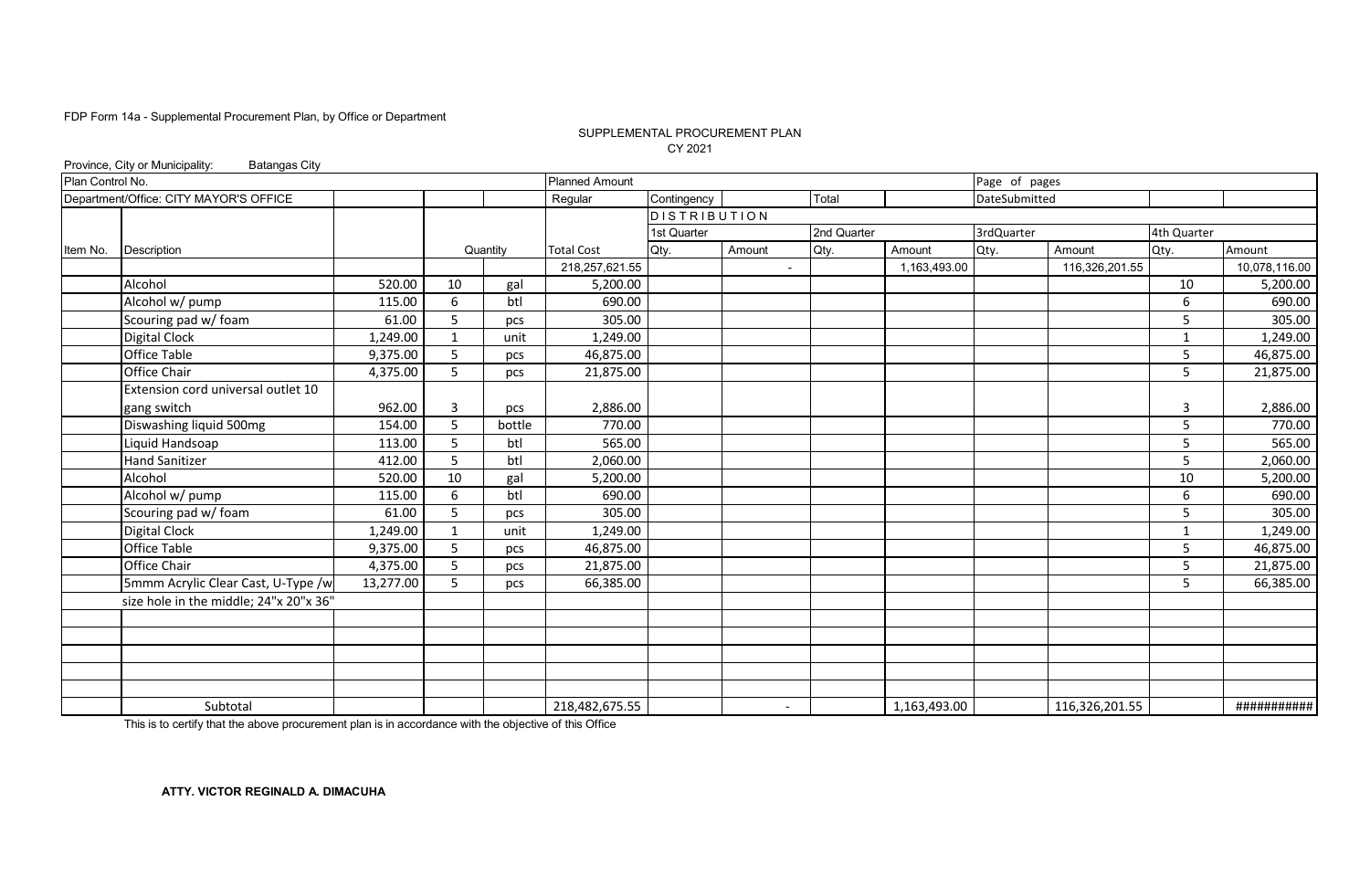FDP Form 14a - Supplemental Procurement Plan, by Office or Department

SUPPLEMENTAL PROCUREMENT PLAN
CY 2021

Province, City or Municipality: Batangas City

| Plan Control No. | | | | | Planned Amount | | | | | Page of pages | | | |
|---|---|---|---|---|---|---|---|---|---|---|---|---|---|
| Department/Office: CITY MAYOR'S OFFICE | | | | | Regular | Contingency | | Total | | DateSubmitted | | | |
| | | | | | | DISTRIBUTION | | | | | | | |
| | | | | | | 1st Quarter | | 2nd Quarter | | 3rdQuarter | | 4th Quarter | |
| Item No. | Description | | Quantity | | Total Cost | Qty. | Amount | Qty. | Amount | Qty. | Amount | Qty. | Amount |
| | | | | | 218,257,621.55 | | - | | 1,163,493.00 | | 116,326,201.55 | | 10,078,116.00 |
| | Alcohol | 520.00 | 10 | gal | 5,200.00 | | | | | | | 10 | 5,200.00 |
| | Alcohol w/ pump | 115.00 | 6 | btl | 690.00 | | | | | | | 6 | 690.00 |
| | Scouring pad w/ foam | 61.00 | 5 | pcs | 305.00 | | | | | | | 5 | 305.00 |
| | Digital Clock | 1,249.00 | 1 | unit | 1,249.00 | | | | | | | 1 | 1,249.00 |
| | Office Table | 9,375.00 | 5 | pcs | 46,875.00 | | | | | | | 5 | 46,875.00 |
| | Office Chair | 4,375.00 | 5 | pcs | 21,875.00 | | | | | | | 5 | 21,875.00 |
| | Extension cord universal outlet 10 gang switch | 962.00 | 3 | pcs | 2,886.00 | | | | | | | 3 | 2,886.00 |
| | Diswashing liquid 500mg | 154.00 | 5 | bottle | 770.00 | | | | | | | 5 | 770.00 |
| | Liquid Handsoap | 113.00 | 5 | btl | 565.00 | | | | | | | 5 | 565.00 |
| | Hand Sanitizer | 412.00 | 5 | btl | 2,060.00 | | | | | | | 5 | 2,060.00 |
| | Alcohol | 520.00 | 10 | gal | 5,200.00 | | | | | | | 10 | 5,200.00 |
| | Alcohol w/ pump | 115.00 | 6 | btl | 690.00 | | | | | | | 6 | 690.00 |
| | Scouring pad w/ foam | 61.00 | 5 | pcs | 305.00 | | | | | | | 5 | 305.00 |
| | Digital Clock | 1,249.00 | 1 | unit | 1,249.00 | | | | | | | 1 | 1,249.00 |
| | Office Table | 9,375.00 | 5 | pcs | 46,875.00 | | | | | | | 5 | 46,875.00 |
| | Office Chair | 4,375.00 | 5 | pcs | 21,875.00 | | | | | | | 5 | 21,875.00 |
| | 5mmm Acrylic Clear Cast, U-Type /w | 13,277.00 | 5 | pcs | 66,385.00 | | | | | | | 5 | 66,385.00 |
| | size hole in the middle; 24"x 20"x 36" | | | | | | | | | | | | |
| | | | | | | | | | | | | | |
| | | | | | | | | | | | | | |
| | | | | | | | | | | | | | |
| | | | | | | | | | | | | | |
| | | | | | | | | | | | | | |
| | Subtotal | | | | 218,482,675.55 | | - | | 1,163,493.00 | | 116,326,201.55 | | ########### |

This is to certify that the above procurement plan is in accordance with the objective of this Office

**ATTY. VICTOR REGINALD A. DIMACUHA**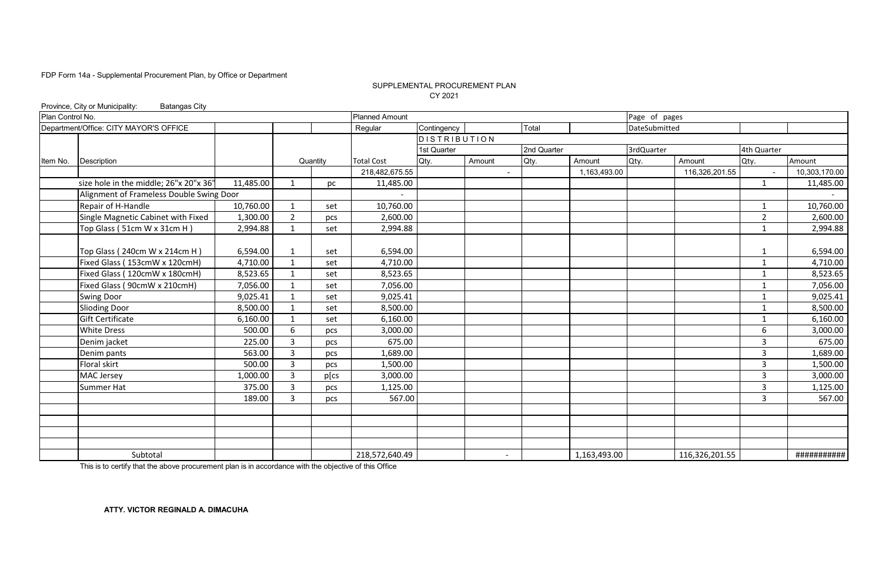FDP Form 14a - Supplemental Procurement Plan, by Office or Department

SUPPLEMENTAL PROCUREMENT PLAN
CY 2021

Province, City or Municipality: Batangas City

| Plan Control No. | | | | | Planned Amount | | | | | Page of pages | | | |
|---|---|---|---|---|---|---|---|---|---|---|---|---|---|
| Department/Office: CITY MAYOR'S OFFICE | | | | | Regular | Contingency | | Total | | DateSubmitted | | | |
| | | | | | | DISTRIBUTION | | | | | | | |
| | | | | | | 1st Quarter | | 2nd Quarter | | 3rdQuarter | | 4th Quarter | |
| Item No. | Description | | Quantity | | Total Cost | Qty. | Amount | Qty. | Amount | Qty. | Amount | Qty. | Amount |
| | | | | | 218,482,675.55 | | - | | 1,163,493.00 | | 116,326,201.55 | - | 10,303,170.00 |
| | size hole in the middle; 26"x 20"x 36" | 11,485.00 | 1 | pc | 11,485.00 | | | | | | | 1 | 11,485.00 |
| | Alignment of Frameless Double Swing Door | | | | - | | | | | | | | - |
| | Repair of H-Handle | 10,760.00 | 1 | set | 10,760.00 | | | | | | | 1 | 10,760.00 |
| | Single Magnetic Cabinet with Fixed | 1,300.00 | 2 | pcs | 2,600.00 | | | | | | | 2 | 2,600.00 |
| | Top Glass ( 51cm W x 31cm H ) | 2,994.88 | 1 | set | 2,994.88 | | | | | | | 1 | 2,994.88 |
| | Top Glass ( 240cm W x 214cm H ) | 6,594.00 | 1 | set | 6,594.00 | | | | | | | 1 | 6,594.00 |
| | Fixed Glass ( 153cmW x 120cmH) | 4,710.00 | 1 | set | 4,710.00 | | | | | | | 1 | 4,710.00 |
| | Fixed Glass ( 120cmW x 180cmH) | 8,523.65 | 1 | set | 8,523.65 | | | | | | | 1 | 8,523.65 |
| | Fixed Glass ( 90cmW x 210cmH) | 7,056.00 | 1 | set | 7,056.00 | | | | | | | 1 | 7,056.00 |
| | Swing Door | 9,025.41 | 1 | set | 9,025.41 | | | | | | | 1 | 9,025.41 |
| | Slioding Door | 8,500.00 | 1 | set | 8,500.00 | | | | | | | 1 | 8,500.00 |
| | Gift Certificate | 6,160.00 | 1 | set | 6,160.00 | | | | | | | 1 | 6,160.00 |
| | White Dress | 500.00 | 6 | pcs | 3,000.00 | | | | | | | 6 | 3,000.00 |
| | Denim jacket | 225.00 | 3 | pcs | 675.00 | | | | | | | 3 | 675.00 |
| | Denim pants | 563.00 | 3 | pcs | 1,689.00 | | | | | | | 3 | 1,689.00 |
| | Floral skirt | 500.00 | 3 | pcs | 1,500.00 | | | | | | | 3 | 1,500.00 |
| | MAC Jersey | 1,000.00 | 3 | p[cs | 3,000.00 | | | | | | | 3 | 3,000.00 |
| | Summer Hat | 375.00 | 3 | pcs | 1,125.00 | | | | | | | 3 | 1,125.00 |
| | | 189.00 | 3 | pcs | 567.00 | | | | | | | 3 | 567.00 |
| | | | | | | | | | | | | | |
| | | | | | | | | | | | | | |
| | | | | | | | | | | | | | |
| | | | | | | | | | | | | | |
| | Subtotal | | | | 218,572,640.49 | | - | | 1,163,493.00 | | 116,326,201.55 | | ########### |

This is to certify that the above procurement plan is in accordance with the objective of this Office

**ATTY. VICTOR REGINALD A. DIMACUHA**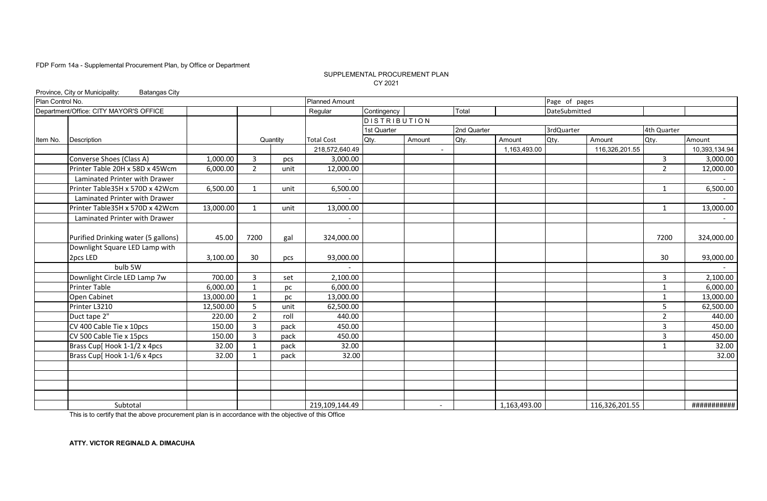FDP Form 14a - Supplemental Procurement Plan, by Office or Department

SUPPLEMENTAL PROCUREMENT PLAN

CY 2021

Province, City or Municipality: Batangas City

| Plan Control No. | | | | | Planned Amount | | | | | Page of pages | | | |
|---|---|---|---|---|---|---|---|---|---|---|---|---|---|
| Department/Office: CITY MAYOR'S OFFICE | | | | | Regular | Contingency | | Total | | DateSubmitted | | | |
| | | | | | | DISTRIBUTION | | | | | | | |
| | | | | | | 1st Quarter | | 2nd Quarter | | 3rdQuarter | | 4th Quarter | |
| Item No. | Description | | Quantity | | Total Cost | Qty. | Amount | Qty. | Amount | Qty. | Amount | Qty. | Amount |
| | | | | | 218,572,640.49 | | - | | 1,163,493.00 | | 116,326,201.55 | | 10,393,134.94 |
| | Converse Shoes (Class A) | 1,000.00 | 3 | pcs | 3,000.00 | | | | | | | 3 | 3,000.00 |
| | Printer Table 20H x 58D x 45Wcm | 6,000.00 | 2 | unit | 12,000.00 | | | | | | | 2 | 12,000.00 |
| | Laminated Printer with Drawer | | | | - | | | | | | | | - |
| | Printer Table35H x 570D x 42Wcm | 6,500.00 | 1 | unit | 6,500.00 | | | | | | | 1 | 6,500.00 |
| | Laminated Printer with Drawer | | | | - | | | | | | | | - |
| | Printer Table35H x 570D x 42Wcm | 13,000.00 | 1 | unit | 13,000.00 | | | | | | | 1 | 13,000.00 |
| | Laminated Printer with Drawer | | | | - | | | | | | | | - |
| | Purified Drinking water (5 gallons) | 45.00 | 7200 | gal | 324,000.00 | | | | | | | 7200 | 324,000.00 |
| | Downlight Square LED Lamp with 2pcs LED | 3,100.00 | 30 | pcs | 93,000.00 | | | | | | | 30 | 93,000.00 |
| | bulb 5W | | | | - | | | | | | | | - |
| | Downlight Circle LED Lamp 7w | 700.00 | 3 | set | 2,100.00 | | | | | | | 3 | 2,100.00 |
| | Printer Table | 6,000.00 | 1 | pc | 6,000.00 | | | | | | | 1 | 6,000.00 |
| | Open Cabinet | 13,000.00 | 1 | pc | 13,000.00 | | | | | | | 1 | 13,000.00 |
| | Printer L3210 | 12,500.00 | 5 | unit | 62,500.00 | | | | | | | 5 | 62,500.00 |
| | Duct tape 2" | 220.00 | 2 | roll | 440.00 | | | | | | | 2 | 440.00 |
| | CV 400 Cable Tie x 10pcs | 150.00 | 3 | pack | 450.00 | | | | | | | 3 | 450.00 |
| | CV 500 Cable Tie x 15pcs | 150.00 | 3 | pack | 450.00 | | | | | | | 3 | 450.00 |
| | Brass Cup[ Hook 1-1/2 x 4pcs | 32.00 | 1 | pack | 32.00 | | | | | | | 1 | 32.00 |
| | Brass Cup[ Hook 1-1/6 x 4pcs | 32.00 | 1 | pack | 32.00 | | | | | | | | 32.00 |
| | | | | | | | | | | | | | |
| | | | | | | | | | | | | | |
| | | | | | | | | | | | | | |
| | | | | | | | | | | | | | |
| | Subtotal | | | | 219,109,144.49 | | - | | 1,163,493.00 | | 116,326,201.55 | | ########### |

This is to certify that the above procurement plan is in accordance with the objective of this Office

**ATTY. VICTOR REGINALD A. DIMACUHA**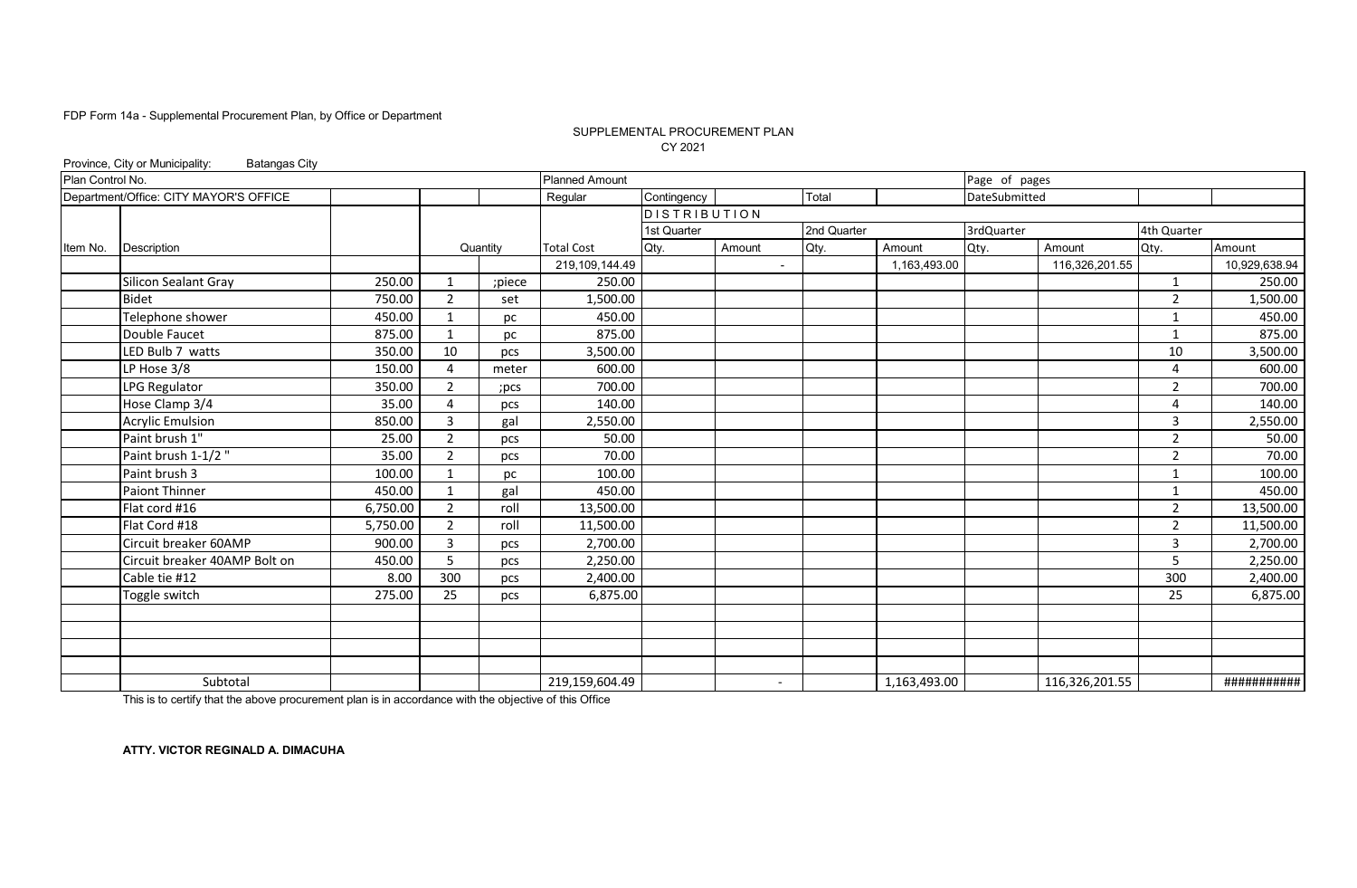FDP Form 14a - Supplemental Procurement Plan, by Office or Department

SUPPLEMENTAL PROCUREMENT PLAN
CY 2021

Province, City or Municipality: Batangas City

| Plan Control No. | | | | | Planned Amount | | | | | Page of pages | | | |
|---|---|---|---|---|---|---|---|---|---|---|---|---|---|
| Department/Office: CITY MAYOR'S OFFICE | | | | | Regular | Contingency | | Total | | DateSubmitted | | | |
| | | | | | | DISTRIBUTION | | | | | | | |
| | | | | | | 1st Quarter | | 2nd Quarter | | 3rdQuarter | | 4th Quarter | |
| Item No. | Description | | Quantity | | Total Cost | Qty. | Amount | Qty. | Amount | Qty. | Amount | Qty. | Amount |
| | | | | | 219,109,144.49 | | - | | 1,163,493.00 | | 116,326,201.55 | | 10,929,638.94 |
| | Silicon Sealant Gray | 250.00 | 1 | ;piece | 250.00 | | | | | | | 1 | 250.00 |
| | Bidet | 750.00 | 2 | set | 1,500.00 | | | | | | | 2 | 1,500.00 |
| | Telephone shower | 450.00 | 1 | pc | 450.00 | | | | | | | 1 | 450.00 |
| | Double Faucet | 875.00 | 1 | pc | 875.00 | | | | | | | 1 | 875.00 |
| | LED Bulb 7 watts | 350.00 | 10 | pcs | 3,500.00 | | | | | | | 10 | 3,500.00 |
| | LP Hose 3/8 | 150.00 | 4 | meter | 600.00 | | | | | | | 4 | 600.00 |
| | LPG Regulator | 350.00 | 2 | ;pcs | 700.00 | | | | | | | 2 | 700.00 |
| | Hose Clamp 3/4 | 35.00 | 4 | pcs | 140.00 | | | | | | | 4 | 140.00 |
| | Acrylic Emulsion | 850.00 | 3 | gal | 2,550.00 | | | | | | | 3 | 2,550.00 |
| | Paint brush 1" | 25.00 | 2 | pcs | 50.00 | | | | | | | 2 | 50.00 |
| | Paint brush 1-1/2 " | 35.00 | 2 | pcs | 70.00 | | | | | | | 2 | 70.00 |
| | Paint brush 3 | 100.00 | 1 | pc | 100.00 | | | | | | | 1 | 100.00 |
| | Paiont Thinner | 450.00 | 1 | gal | 450.00 | | | | | | | 1 | 450.00 |
| | Flat cord #16 | 6,750.00 | 2 | roll | 13,500.00 | | | | | | | 2 | 13,500.00 |
| | Flat Cord #18 | 5,750.00 | 2 | roll | 11,500.00 | | | | | | | 2 | 11,500.00 |
| | Circuit breaker 60AMP | 900.00 | 3 | pcs | 2,700.00 | | | | | | | 3 | 2,700.00 |
| | Circuit breaker 40AMP Bolt on | 450.00 | 5 | pcs | 2,250.00 | | | | | | | 5 | 2,250.00 |
| | Cable tie #12 | 8.00 | 300 | pcs | 2,400.00 | | | | | | | 300 | 2,400.00 |
| | Toggle switch | 275.00 | 25 | pcs | 6,875.00 | | | | | | | 25 | 6,875.00 |
| | | | | | | | | | | | | | |
| | | | | | | | | | | | | | |
| | | | | | | | | | | | | | |
| | | | | | | | | | | | | | |
| | Subtotal | | | | 219,159,604.49 | | - | | 1,163,493.00 | | 116,326,201.55 | | ########### |

This is to certify that the above procurement plan is in accordance with the objective of this Office

**ATTY. VICTOR REGINALD A. DIMACUHA**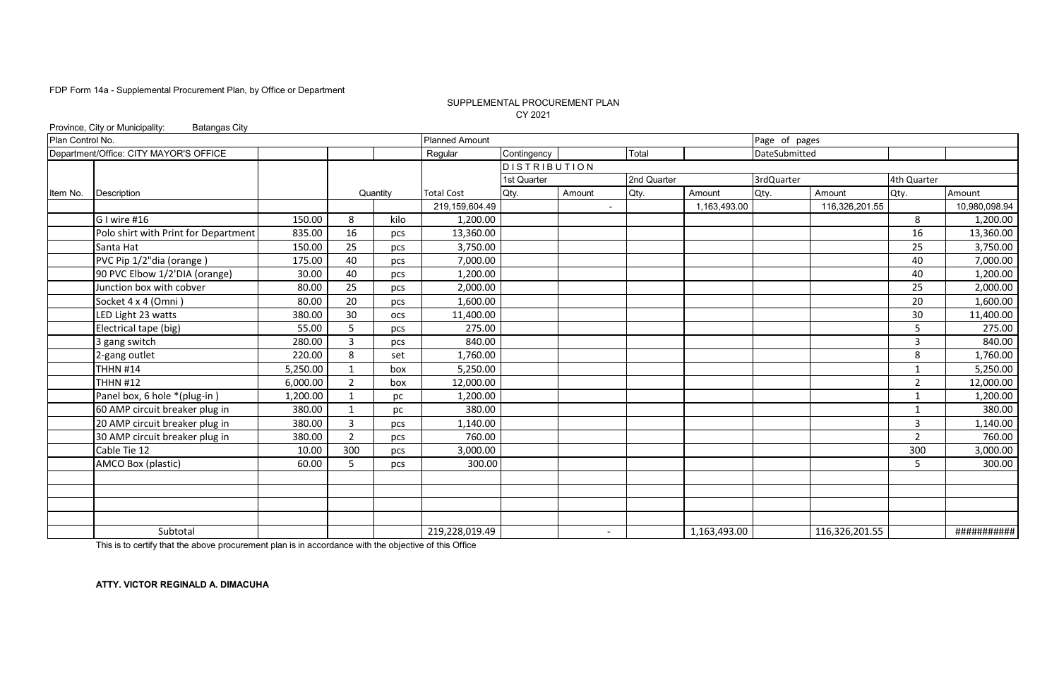FDP Form 14a - Supplemental Procurement Plan, by Office or Department

SUPPLEMENTAL PROCUREMENT PLAN
CY 2021

Province, City or Municipality: Batangas City

| Plan Control No. | | | | | Planned Amount | | | | | Page of pages | | | |
|---|---|---|---|---|---|---|---|---|---|---|---|---|---|
| Department/Office: CITY MAYOR'S OFFICE | | | | | Regular | Contingency | | Total | | DateSubmitted | | | |
| | | | | | | DISTRIBUTION | | | | | | | |
| | | | | | | 1st Quarter | | 2nd Quarter | | 3rdQuarter | | 4th Quarter | |
| Item No. | Description | | Quantity | | Total Cost | Qty. | Amount | Qty. | Amount | Qty. | Amount | Qty. | Amount |
| | | | | | 219,159,604.49 | | - | | 1,163,493.00 | | 116,326,201.55 | | 10,980,098.94 |
| | G I wire #16 | 150.00 | 8 | kilo | 1,200.00 | | | | | | | 8 | 1,200.00 |
| | Polo shirt with Print for Department | 835.00 | 16 | pcs | 13,360.00 | | | | | | | 16 | 13,360.00 |
| | Santa Hat | 150.00 | 25 | pcs | 3,750.00 | | | | | | | 25 | 3,750.00 |
| | PVC Pip 1/2"dia (orange ) | 175.00 | 40 | pcs | 7,000.00 | | | | | | | 40 | 7,000.00 |
| | 90 PVC Elbow 1/2'DIA (orange) | 30.00 | 40 | pcs | 1,200.00 | | | | | | | 40 | 1,200.00 |
| | Junction box with cobver | 80.00 | 25 | pcs | 2,000.00 | | | | | | | 25 | 2,000.00 |
| | Socket 4 x 4 (Omni ) | 80.00 | 20 | pcs | 1,600.00 | | | | | | | 20 | 1,600.00 |
| | LED Light 23 watts | 380.00 | 30 | ocs | 11,400.00 | | | | | | | 30 | 11,400.00 |
| | Electrical tape (big) | 55.00 | 5 | pcs | 275.00 | | | | | | | 5 | 275.00 |
| | 3 gang switch | 280.00 | 3 | pcs | 840.00 | | | | | | | 3 | 840.00 |
| | 2-gang outlet | 220.00 | 8 | set | 1,760.00 | | | | | | | 8 | 1,760.00 |
| | THHN #14 | 5,250.00 | 1 | box | 5,250.00 | | | | | | | 1 | 5,250.00 |
| | THHN #12 | 6,000.00 | 2 | box | 12,000.00 | | | | | | | 2 | 12,000.00 |
| | Panel box, 6 hole *(plug-in ) | 1,200.00 | 1 | pc | 1,200.00 | | | | | | | 1 | 1,200.00 |
| | 60 AMP circuit breaker plug in | 380.00 | 1 | pc | 380.00 | | | | | | | 1 | 380.00 |
| | 20 AMP circuit breaker plug in | 380.00 | 3 | pcs | 1,140.00 | | | | | | | 3 | 1,140.00 |
| | 30 AMP circuit breaker plug in | 380.00 | 2 | pcs | 760.00 | | | | | | | 2 | 760.00 |
| | Cable Tie 12 | 10.00 | 300 | pcs | 3,000.00 | | | | | | | 300 | 3,000.00 |
| | AMCO Box (plastic) | 60.00 | 5 | pcs | 300.00 | | | | | | | 5 | 300.00 |
| | | | | | | | | | | | | | |
| | | | | | | | | | | | | | |
| | | | | | | | | | | | | | |
| | | | | | | | | | | | | | |
| | Subtotal | | | | 219,228,019.49 | | - | | 1,163,493.00 | | 116,326,201.55 | | ########### |

This is to certify that the above procurement plan is in accordance with the objective of this Office

**ATTY. VICTOR REGINALD A. DIMACUHA**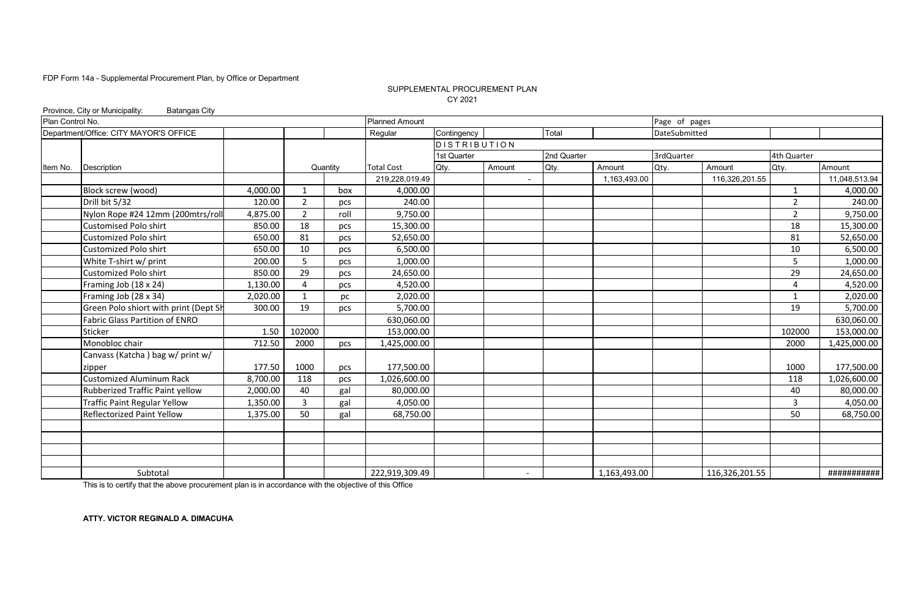FDP Form 14a - Supplemental Procurement Plan, by Office or Department

SUPPLEMENTAL PROCUREMENT PLAN
CY 2021

Province, City or Municipality: Batangas City

| Plan Control No. | | | | | Planned Amount | | | | | Page of pages | | | |
|---|---|---|---|---|---|---|---|---|---|---|---|---|---|
| Department/Office: CITY MAYOR'S OFFICE | | | | | Regular | Contingency | | Total | | DateSubmitted | | | |
| | | | | | | DISTRIBUTION | | | | | | | |
| | | | | | | 1st Quarter | | 2nd Quarter | | 3rdQuarter | | 4th Quarter | |
| Item No. | Description | | Quantity | | Total Cost | Qty. | Amount | Qty. | Amount | Qty. | Amount | Qty. | Amount |
| | | | | | 219,228,019.49 | | - | | 1,163,493.00 | | 116,326,201.55 | | 11,048,513.94 |
| | Block screw (wood) | 4,000.00 | 1 | box | 4,000.00 | | | | | | | 1 | 4,000.00 |
| | Drill bit 5/32 | 120.00 | 2 | pcs | 240.00 | | | | | | | 2 | 240.00 |
| | Nylon Rope #24 12mm (200mtrs/roll | 4,875.00 | 2 | roll | 9,750.00 | | | | | | | 2 | 9,750.00 |
| | Customised Polo shirt | 850.00 | 18 | pcs | 15,300.00 | | | | | | | 18 | 15,300.00 |
| | Customized Polo shirt | 650.00 | 81 | pcs | 52,650.00 | | | | | | | 81 | 52,650.00 |
| | Customized Polo shirt | 650.00 | 10 | pcs | 6,500.00 | | | | | | | 10 | 6,500.00 |
| | White T-shirt w/ print | 200.00 | 5 | pcs | 1,000.00 | | | | | | | 5 | 1,000.00 |
| | Customized Polo shirt | 850.00 | 29 | pcs | 24,650.00 | | | | | | | 29 | 24,650.00 |
| | Framing Job (18 x 24) | 1,130.00 | 4 | pcs | 4,520.00 | | | | | | | 4 | 4,520.00 |
| | Framing Job (28 x 34) | 2,020.00 | 1 | pc | 2,020.00 | | | | | | | 1 | 2,020.00 |
| | Green Polo shiort with print (Dept Sh | 300.00 | 19 | pcs | 5,700.00 | | | | | | | 19 | 5,700.00 |
| | Fabric Glass Partition of ENRO | | | | 630,060.00 | | | | | | | | 630,060.00 |
| | Sticker | 1.50 | 102000 | | 153,000.00 | | | | | | | 102000 | 153,000.00 |
| | Monobloc chair | 712.50 | 2000 | pcs | 1,425,000.00 | | | | | | | 2000 | 1,425,000.00 |
| | Canvass (Katcha ) bag w/ print w/ zipper | 177.50 | 1000 | pcs | 177,500.00 | | | | | | | 1000 | 177,500.00 |
| | Customized Aluminum Rack | 8,700.00 | 118 | pcs | 1,026,600.00 | | | | | | | 118 | 1,026,600.00 |
| | Rubberized Traffic Paint yellow | 2,000.00 | 40 | gal | 80,000.00 | | | | | | | 40 | 80,000.00 |
| | Traffic Paint Regular Yellow | 1,350.00 | 3 | gal | 4,050.00 | | | | | | | 3 | 4,050.00 |
| | Reflectorized Paint Yellow | 1,375.00 | 50 | gal | 68,750.00 | | | | | | | 50 | 68,750.00 |
| | | | | | | | | | | | | | |
| | | | | | | | | | | | | | |
| | | | | | | | | | | | | | |
| | | | | | | | | | | | | | |
| | Subtotal | | | | 222,919,309.49 | | - | | 1,163,493.00 | | 116,326,201.55 | | ########### |

This is to certify that the above procurement plan is in accordance with the objective of this Office

**ATTY. VICTOR REGINALD A. DIMACUHA**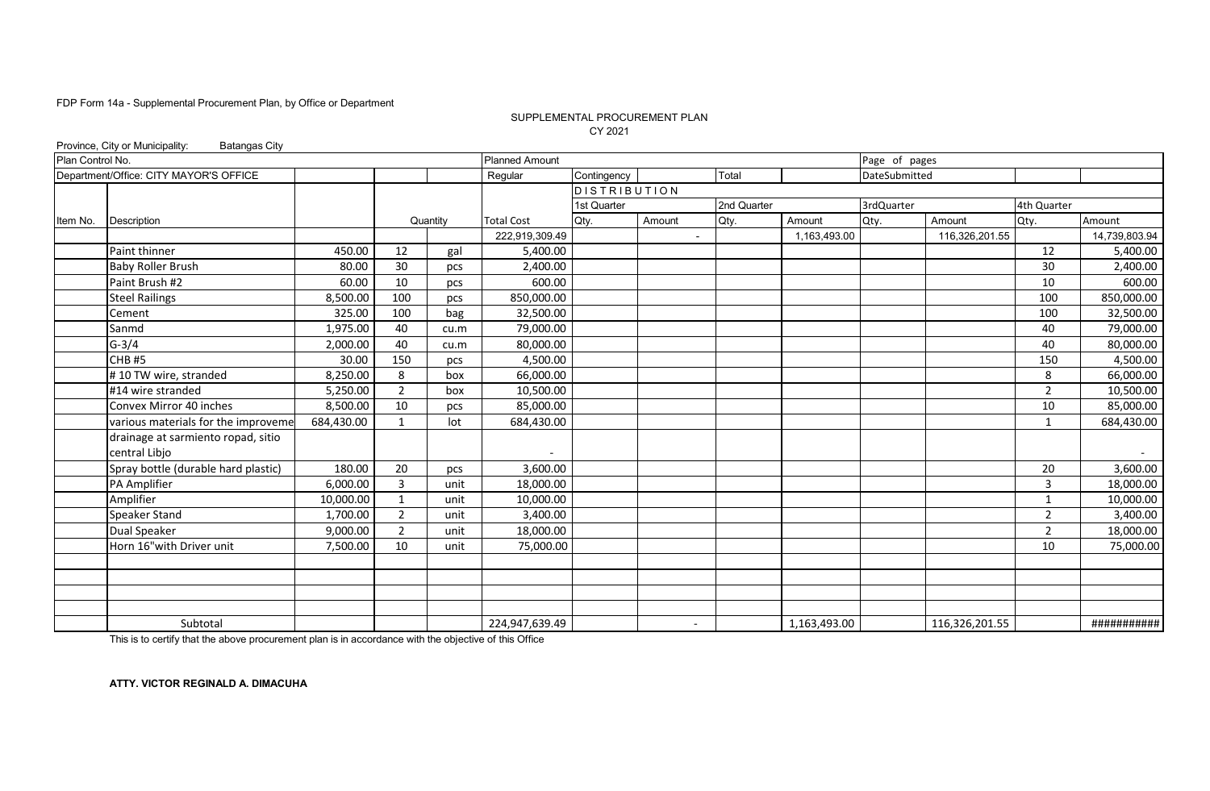FDP Form 14a - Supplemental Procurement Plan, by Office or Department

SUPPLEMENTAL PROCUREMENT PLAN
CY 2021

Province, City or Municipality: Batangas City

| Plan Control No. | | | | | Planned Amount | | | | | Page of pages | | | |
|---|---|---|---|---|---|---|---|---|---|---|---|---|---|
| Department/Office: CITY MAYOR'S OFFICE | | | | | Regular | Contingency | | Total | | DateSubmitted | | | |
| | | | | | | DISTRIBUTION | | | | | | | |
| | | | | | | 1st Quarter | | 2nd Quarter | | 3rdQuarter | | 4th Quarter | |
| Item No. | Description | | Quantity | | Total Cost | Qty. | Amount | Qty. | Amount | Qty. | Amount | Qty. | Amount |
| | | | | | 222,919,309.49 | | - | | 1,163,493.00 | | 116,326,201.55 | | 14,739,803.94 |
| | Paint thinner | 450.00 | 12 | gal | 5,400.00 | | | | | | | 12 | 5,400.00 |
| | Baby Roller Brush | 80.00 | 30 | pcs | 2,400.00 | | | | | | | 30 | 2,400.00 |
| | Paint Brush #2 | 60.00 | 10 | pcs | 600.00 | | | | | | | 10 | 600.00 |
| | Steel Railings | 8,500.00 | 100 | pcs | 850,000.00 | | | | | | | 100 | 850,000.00 |
| | Cement | 325.00 | 100 | bag | 32,500.00 | | | | | | | 100 | 32,500.00 |
| | Sanmd | 1,975.00 | 40 | cu.m | 79,000.00 | | | | | | | 40 | 79,000.00 |
| | G-3/4 | 2,000.00 | 40 | cu.m | 80,000.00 | | | | | | | 40 | 80,000.00 |
| | CHB #5 | 30.00 | 150 | pcs | 4,500.00 | | | | | | | 150 | 4,500.00 |
| | # 10 TW wire, stranded | 8,250.00 | 8 | box | 66,000.00 | | | | | | | 8 | 66,000.00 |
| | #14 wire stranded | 5,250.00 | 2 | box | 10,500.00 | | | | | | | 2 | 10,500.00 |
| | Convex Mirror 40 inches | 8,500.00 | 10 | pcs | 85,000.00 | | | | | | | 10 | 85,000.00 |
| | various materials for the improveme | 684,430.00 | 1 | lot | 684,430.00 | | | | | | | 1 | 684,430.00 |
| | drainage at sarmiento ropad, sitio central Libjo | | | | - | | | | | | | | - |
| | Spray bottle (durable hard plastic) | 180.00 | 20 | pcs | 3,600.00 | | | | | | | 20 | 3,600.00 |
| | PA Amplifier | 6,000.00 | 3 | unit | 18,000.00 | | | | | | | 3 | 18,000.00 |
| | Amplifier | 10,000.00 | 1 | unit | 10,000.00 | | | | | | | 1 | 10,000.00 |
| | Speaker Stand | 1,700.00 | 2 | unit | 3,400.00 | | | | | | | 2 | 3,400.00 |
| | Dual Speaker | 9,000.00 | 2 | unit | 18,000.00 | | | | | | | 2 | 18,000.00 |
| | Horn 16"with Driver unit | 7,500.00 | 10 | unit | 75,000.00 | | | | | | | 10 | 75,000.00 |
| | | | | | | | | | | | | | |
| | | | | | | | | | | | | | |
| | | | | | | | | | | | | | |
| | | | | | | | | | | | | | |
| | Subtotal | | | | 224,947,639.49 | | - | | 1,163,493.00 | | 116,326,201.55 | | ########### |

This is to certify that the above procurement plan is in accordance with the objective of this Office

**ATTY. VICTOR REGINALD A. DIMACUHA**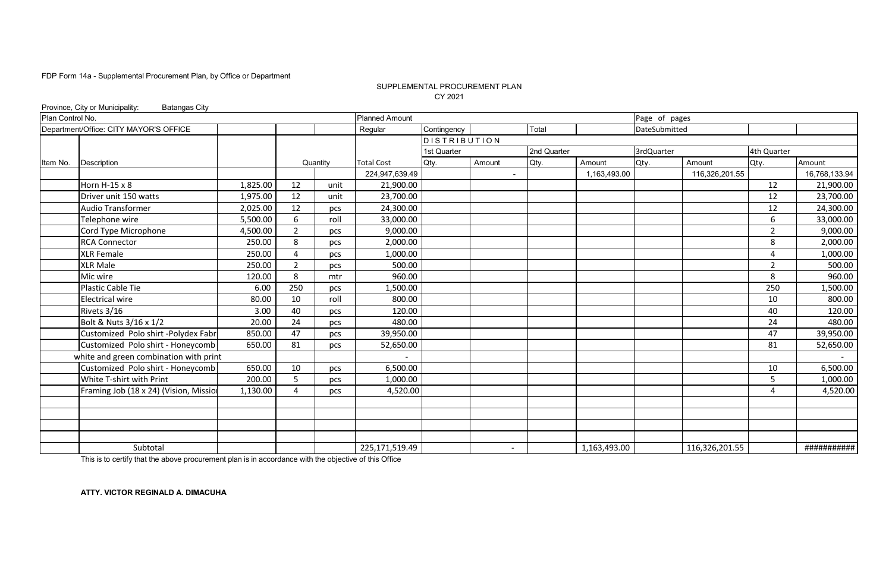FDP Form 14a - Supplemental Procurement Plan, by Office or Department

SUPPLEMENTAL PROCUREMENT PLAN
CY 2021

Province, City or Municipality: Batangas City

| Plan Control No. | | | | | Planned Amount | | | | | Page of pages | | | |
|---|---|---|---|---|---|---|---|---|---|---|---|---|---|
| Department/Office: CITY MAYOR'S OFFICE | | | | | Regular | Contingency | | Total | | DateSubmitted | | | |
| | | | | | | DISTRIBUTION | | | | | | | |
| | | | | | | 1st Quarter | | 2nd Quarter | | 3rdQuarter | | 4th Quarter | |
| Item No. | Description | | Quantity | | Total Cost | Qty. | Amount | Qty. | Amount | Qty. | Amount | Qty. | Amount |
| | | | | | 224,947,639.49 | | - | | 1,163,493.00 | | 116,326,201.55 | | 16,768,133.94 |
| | Horn H-15 x 8 | 1,825.00 | 12 | unit | 21,900.00 | | | | | | | 12 | 21,900.00 |
| | Driver unit 150 watts | 1,975.00 | 12 | unit | 23,700.00 | | | | | | | 12 | 23,700.00 |
| | Audio Transformer | 2,025.00 | 12 | pcs | 24,300.00 | | | | | | | 12 | 24,300.00 |
| | Telephone wire | 5,500.00 | 6 | roll | 33,000.00 | | | | | | | 6 | 33,000.00 |
| | Cord Type Microphone | 4,500.00 | 2 | pcs | 9,000.00 | | | | | | | 2 | 9,000.00 |
| | RCA Connector | 250.00 | 8 | pcs | 2,000.00 | | | | | | | 8 | 2,000.00 |
| | XLR Female | 250.00 | 4 | pcs | 1,000.00 | | | | | | | 4 | 1,000.00 |
| | XLR Male | 250.00 | 2 | pcs | 500.00 | | | | | | | 2 | 500.00 |
| | Mic wire | 120.00 | 8 | mtr | 960.00 | | | | | | | 8 | 960.00 |
| | Plastic Cable Tie | 6.00 | 250 | pcs | 1,500.00 | | | | | | | 250 | 1,500.00 |
| | Electrical wire | 80.00 | 10 | roll | 800.00 | | | | | | | 10 | 800.00 |
| | Rivets 3/16 | 3.00 | 40 | pcs | 120.00 | | | | | | | 40 | 120.00 |
| | Bolt & Nuts 3/16 x 1/2 | 20.00 | 24 | pcs | 480.00 | | | | | | | 24 | 480.00 |
| | Customized Polo shirt -Polydex Fabr | 850.00 | 47 | pcs | 39,950.00 | | | | | | | 47 | 39,950.00 |
| | Customized Polo shirt - Honeycomb | 650.00 | 81 | pcs | 52,650.00 | | | | | | | 81 | 52,650.00 |
| | white and green combination with print | | | | - | | | | | | | | - |
| | Customized Polo shirt - Honeycomb | 650.00 | 10 | pcs | 6,500.00 | | | | | | | 10 | 6,500.00 |
| | White T-shirt with Print | 200.00 | 5 | pcs | 1,000.00 | | | | | | | 5 | 1,000.00 |
| | Framing Job (18 x 24) (Vision, Missio | 1,130.00 | 4 | pcs | 4,520.00 | | | | | | | 4 | 4,520.00 |
| | | | | | | | | | | | | | |
| | | | | | | | | | | | | | |
| | | | | | | | | | | | | | |
| | | | | | | | | | | | | | |
| | Subtotal | | | | 225,171,519.49 | | - | | 1,163,493.00 | | 116,326,201.55 | | ########### |

This is to certify that the above procurement plan is in accordance with the objective of this Office

**ATTY. VICTOR REGINALD A. DIMACUHA**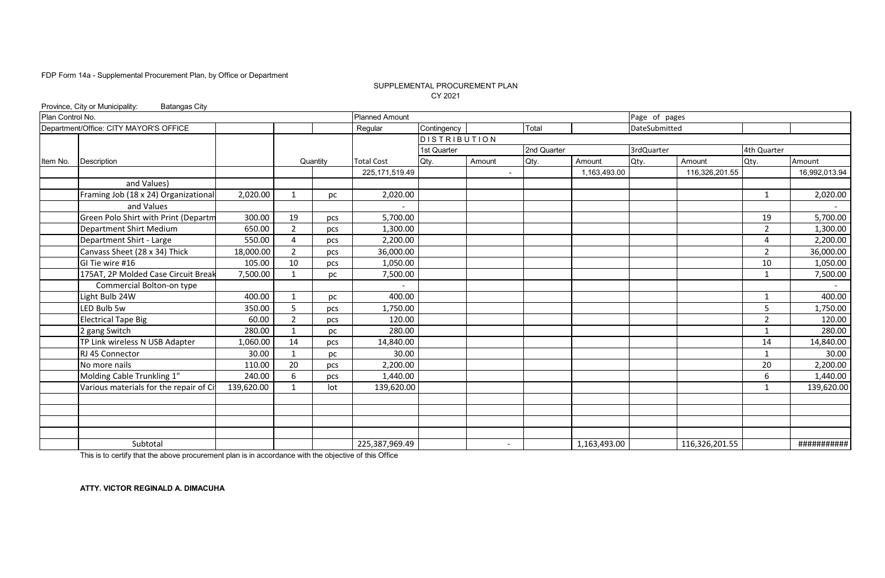FDP Form 14a - Supplemental Procurement Plan, by Office or Department

SUPPLEMENTAL PROCUREMENT PLAN
CY 2021

Province, City or Municipality: Batangas City

| Plan Control No. | | | | | Planned Amount | | | | | Page of pages | | | |
|---|---|---|---|---|---|---|---|---|---|---|---|---|---|
| Department/Office: CITY MAYOR'S OFFICE | | | | | Regular | Contingency | | Total | | DateSubmitted | | | |
| | | | | | | DISTRIBUTION | | | | | | | |
| | | | | | | 1st Quarter | | 2nd Quarter | | 3rdQuarter | | 4th Quarter | |
| Item No. | Description | | Quantity | | Total Cost | Qty. | Amount | Qty. | Amount | Qty. | Amount | Qty. | Amount |
| | | | | | 225,171,519.49 | | - | | 1,163,493.00 | | 116,326,201.55 | | 16,992,013.94 |
| | and Values) | | | | | | | | | | | | |
| | Framing Job (18 x 24) Organizational | 2,020.00 | 1 | pc | 2,020.00 | | | | | | | 1 | 2,020.00 |
| | and Values | | | | - | | | | | | | | - |
| | Green Polo Shirt with Print (Departm | 300.00 | 19 | pcs | 5,700.00 | | | | | | | 19 | 5,700.00 |
| | Department Shirt Medium | 650.00 | 2 | pcs | 1,300.00 | | | | | | | 2 | 1,300.00 |
| | Department Shirt - Large | 550.00 | 4 | pcs | 2,200.00 | | | | | | | 4 | 2,200.00 |
| | Canvass Sheet (28 x 34) Thick | 18,000.00 | 2 | pcs | 36,000.00 | | | | | | | 2 | 36,000.00 |
| | GI Tie wire #16 | 105.00 | 10 | pcs | 1,050.00 | | | | | | | 10 | 1,050.00 |
| | 175AT, 2P Molded Case Circuit Break | 7,500.00 | 1 | pc | 7,500.00 | | | | | | | 1 | 7,500.00 |
| | Commercial Bolton-on type | | | | - | | | | | | | | - |
| | Light Bulb 24W | 400.00 | 1 | pc | 400.00 | | | | | | | 1 | 400.00 |
| | LED Bulb 5w | 350.00 | 5 | pcs | 1,750.00 | | | | | | | 5 | 1,750.00 |
| | Electrical Tape Big | 60.00 | 2 | pcs | 120.00 | | | | | | | 2 | 120.00 |
| | 2 gang Switch | 280.00 | 1 | pc | 280.00 | | | | | | | 1 | 280.00 |
| | TP Link wireless N USB Adapter | 1,060.00 | 14 | pcs | 14,840.00 | | | | | | | 14 | 14,840.00 |
| | RJ 45 Connector | 30.00 | 1 | pc | 30.00 | | | | | | | 1 | 30.00 |
| | No more nails | 110.00 | 20 | pcs | 2,200.00 | | | | | | | 20 | 2,200.00 |
| | Molding Cable Trunkling 1" | 240.00 | 6 | pcs | 1,440.00 | | | | | | | 6 | 1,440.00 |
| | Various materials for the repair of Ci | 139,620.00 | 1 | lot | 139,620.00 | | | | | | | 1 | 139,620.00 |
| | | | | | | | | | | | | | |
| | | | | | | | | | | | | | |
| | | | | | | | | | | | | | |
| | | | | | | | | | | | | | |
| | Subtotal | | | | 225,387,969.49 | | - | | 1,163,493.00 | | 116,326,201.55 | | ########### |

This is to certify that the above procurement plan is in accordance with the objective of this Office

**ATTY. VICTOR REGINALD A. DIMACUHA**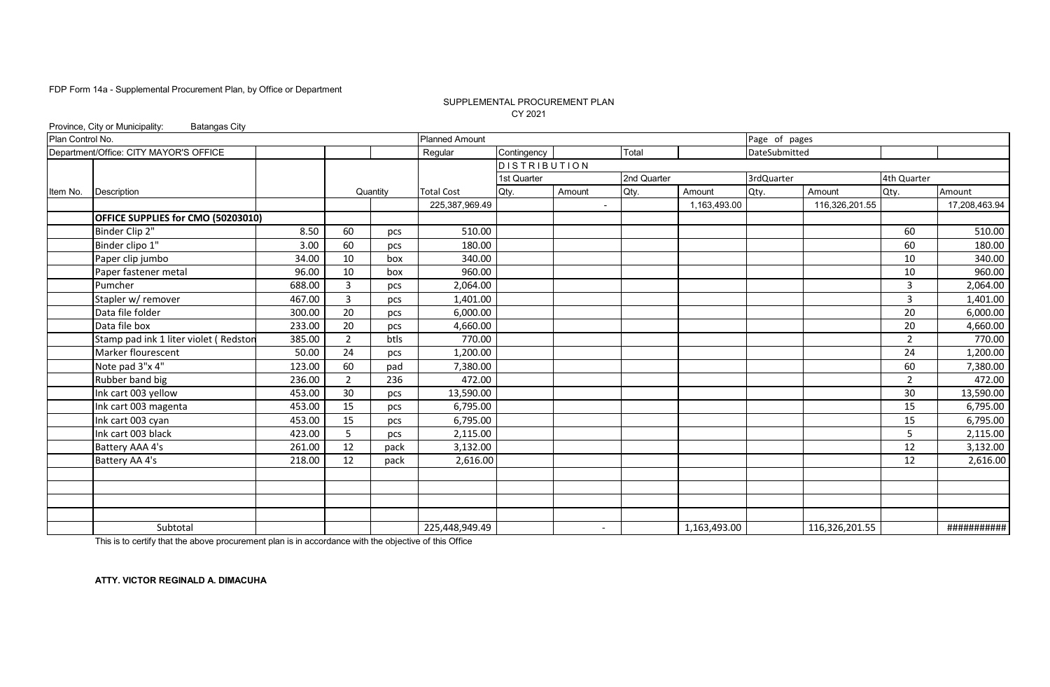FDP Form 14a - Supplemental Procurement Plan, by Office or Department

SUPPLEMENTAL PROCUREMENT PLAN
CY 2021

Province, City or Municipality: Batangas City

| Plan Control No. | | | | | Planned Amount | | | | | Page of pages | | | |
|---|---|---|---|---|---|---|---|---|---|---|---|---|---|
| Department/Office: CITY MAYOR'S OFFICE | | | | | Regular | Contingency | | Total | | DateSubmitted | | | |
| | | | | | | DISTRIBUTION | | | | | | | |
| | | | | | | 1st Quarter | | 2nd Quarter | | 3rdQuarter | | 4th Quarter | |
| Item No. | Description | | Quantity | | Total Cost | Qty. | Amount | Qty. | Amount | Qty. | Amount | Qty. | Amount |
| | | | | | 225,387,969.49 | | - | | 1,163,493.00 | | 116,326,201.55 | | 17,208,463.94 |
| | **OFFICE SUPPLIES for CMO (50203010)** | | | | | | | | | | | | |
| | Binder Clip 2" | 8.50 | 60 | pcs | 510.00 | | | | | | | 60 | 510.00 |
| | Binder clipo 1" | 3.00 | 60 | pcs | 180.00 | | | | | | | 60 | 180.00 |
| | Paper clip jumbo | 34.00 | 10 | box | 340.00 | | | | | | | 10 | 340.00 |
| | Paper fastener metal | 96.00 | 10 | box | 960.00 | | | | | | | 10 | 960.00 |
| | Pumcher | 688.00 | 3 | pcs | 2,064.00 | | | | | | | 3 | 2,064.00 |
| | Stapler w/ remover | 467.00 | 3 | pcs | 1,401.00 | | | | | | | 3 | 1,401.00 |
| | Data file folder | 300.00 | 20 | pcs | 6,000.00 | | | | | | | 20 | 6,000.00 |
| | Data file box | 233.00 | 20 | pcs | 4,660.00 | | | | | | | 20 | 4,660.00 |
| | Stamp pad ink 1 liter violet ( Redston | 385.00 | 2 | btls | 770.00 | | | | | | | 2 | 770.00 |
| | Marker flourescent | 50.00 | 24 | pcs | 1,200.00 | | | | | | | 24 | 1,200.00 |
| | Note pad 3"x 4" | 123.00 | 60 | pad | 7,380.00 | | | | | | | 60 | 7,380.00 |
| | Rubber band big | 236.00 | 2 | 236 | 472.00 | | | | | | | 2 | 472.00 |
| | Ink cart 003 yellow | 453.00 | 30 | pcs | 13,590.00 | | | | | | | 30 | 13,590.00 |
| | Ink cart 003 magenta | 453.00 | 15 | pcs | 6,795.00 | | | | | | | 15 | 6,795.00 |
| | Ink cart 003 cyan | 453.00 | 15 | pcs | 6,795.00 | | | | | | | 15 | 6,795.00 |
| | Ink cart 003 black | 423.00 | 5 | pcs | 2,115.00 | | | | | | | 5 | 2,115.00 |
| | Battery AAA 4's | 261.00 | 12 | pack | 3,132.00 | | | | | | | 12 | 3,132.00 |
| | Battery AA 4's | 218.00 | 12 | pack | 2,616.00 | | | | | | | 12 | 2,616.00 |
| | | | | | | | | | | | | | |
| | | | | | | | | | | | | | |
| | | | | | | | | | | | | | |
| | | | | | | | | | | | | | |
| | Subtotal | | | | 225,448,949.49 | | - | | 1,163,493.00 | | 116,326,201.55 | | ########### |

This is to certify that the above procurement plan is in accordance with the objective of this Office

**ATTY. VICTOR REGINALD A. DIMACUHA**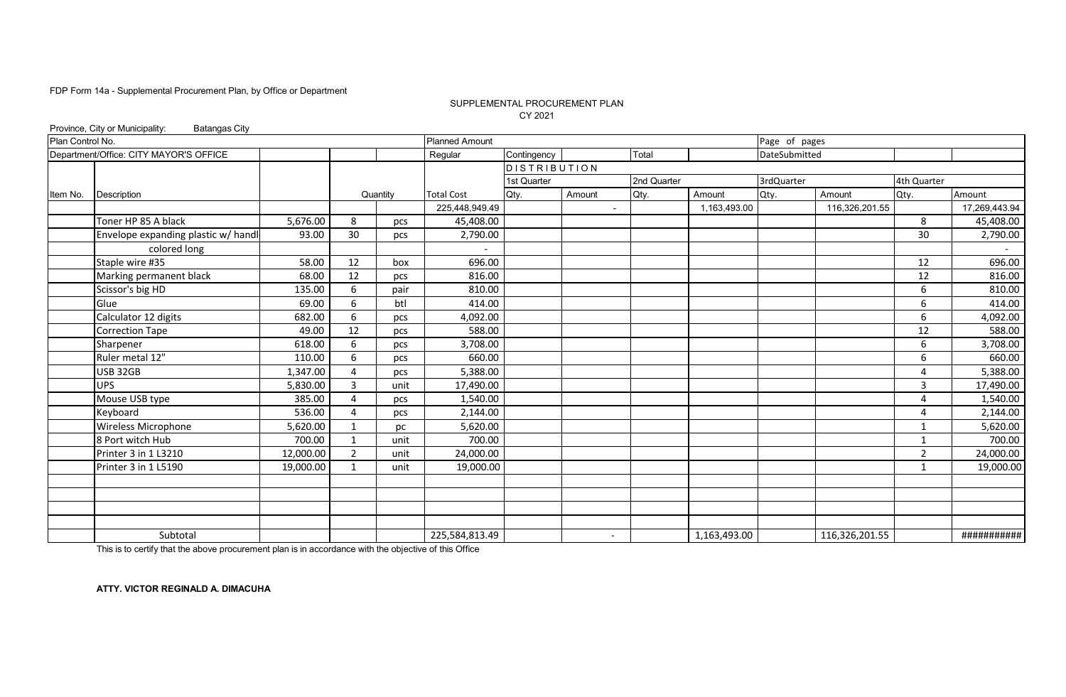FDP Form 14a - Supplemental Procurement Plan, by Office or Department

SUPPLEMENTAL PROCUREMENT PLAN
CY 2021

Province, City or Municipality: Batangas City

| Plan Control No. | | | | | Planned Amount | | | | | Page of pages | | | |
|---|---|---|---|---|---|---|---|---|---|---|---|---|---|
| Department/Office: CITY MAYOR'S OFFICE | | | | | Regular | Contingency | | Total | | DateSubmitted | | | |
| | | | | | | DISTRIBUTION | | | | | | | |
| | | | | | | 1st Quarter | | 2nd Quarter | | 3rdQuarter | | 4th Quarter | |
| Item No. | Description | | Quantity | | Total Cost | Qty. | Amount | Qty. | Amount | Qty. | Amount | Qty. | Amount |
| | | | | | 225,448,949.49 | | - | | 1,163,493.00 | | 116,326,201.55 | | 17,269,443.94 |
| | Toner HP 85 A black | 5,676.00 | 8 | pcs | 45,408.00 | | | | | | | 8 | 45,408.00 |
| | Envelope expanding plastic w/ handl | 93.00 | 30 | pcs | 2,790.00 | | | | | | | 30 | 2,790.00 |
| | colored long | | | | - | | | | | | | | - |
| | Staple wire #35 | 58.00 | 12 | box | 696.00 | | | | | | | 12 | 696.00 |
| | Marking permanent black | 68.00 | 12 | pcs | 816.00 | | | | | | | 12 | 816.00 |
| | Scissor's big HD | 135.00 | 6 | pair | 810.00 | | | | | | | 6 | 810.00 |
| | Glue | 69.00 | 6 | btl | 414.00 | | | | | | | 6 | 414.00 |
| | Calculator 12 digits | 682.00 | 6 | pcs | 4,092.00 | | | | | | | 6 | 4,092.00 |
| | Correction Tape | 49.00 | 12 | pcs | 588.00 | | | | | | | 12 | 588.00 |
| | Sharpener | 618.00 | 6 | pcs | 3,708.00 | | | | | | | 6 | 3,708.00 |
| | Ruler metal 12" | 110.00 | 6 | pcs | 660.00 | | | | | | | 6 | 660.00 |
| | USB 32GB | 1,347.00 | 4 | pcs | 5,388.00 | | | | | | | 4 | 5,388.00 |
| | UPS | 5,830.00 | 3 | unit | 17,490.00 | | | | | | | 3 | 17,490.00 |
| | Mouse USB type | 385.00 | 4 | pcs | 1,540.00 | | | | | | | 4 | 1,540.00 |
| | Keyboard | 536.00 | 4 | pcs | 2,144.00 | | | | | | | 4 | 2,144.00 |
| | Wireless Microphone | 5,620.00 | 1 | pc | 5,620.00 | | | | | | | 1 | 5,620.00 |
| | 8 Port witch Hub | 700.00 | 1 | unit | 700.00 | | | | | | | 1 | 700.00 |
| | Printer 3 in 1 L3210 | 12,000.00 | 2 | unit | 24,000.00 | | | | | | | 2 | 24,000.00 |
| | Printer 3 in 1 L5190 | 19,000.00 | 1 | unit | 19,000.00 | | | | | | | 1 | 19,000.00 |
| | | | | | | | | | | | | | |
| | | | | | | | | | | | | | |
| | | | | | | | | | | | | | |
| | | | | | | | | | | | | | |
| | Subtotal | | | | 225,584,813.49 | | - | | 1,163,493.00 | | 116,326,201.55 | | ########### |

This is to certify that the above procurement plan is in accordance with the objective of this Office

**ATTY. VICTOR REGINALD A. DIMACUHA**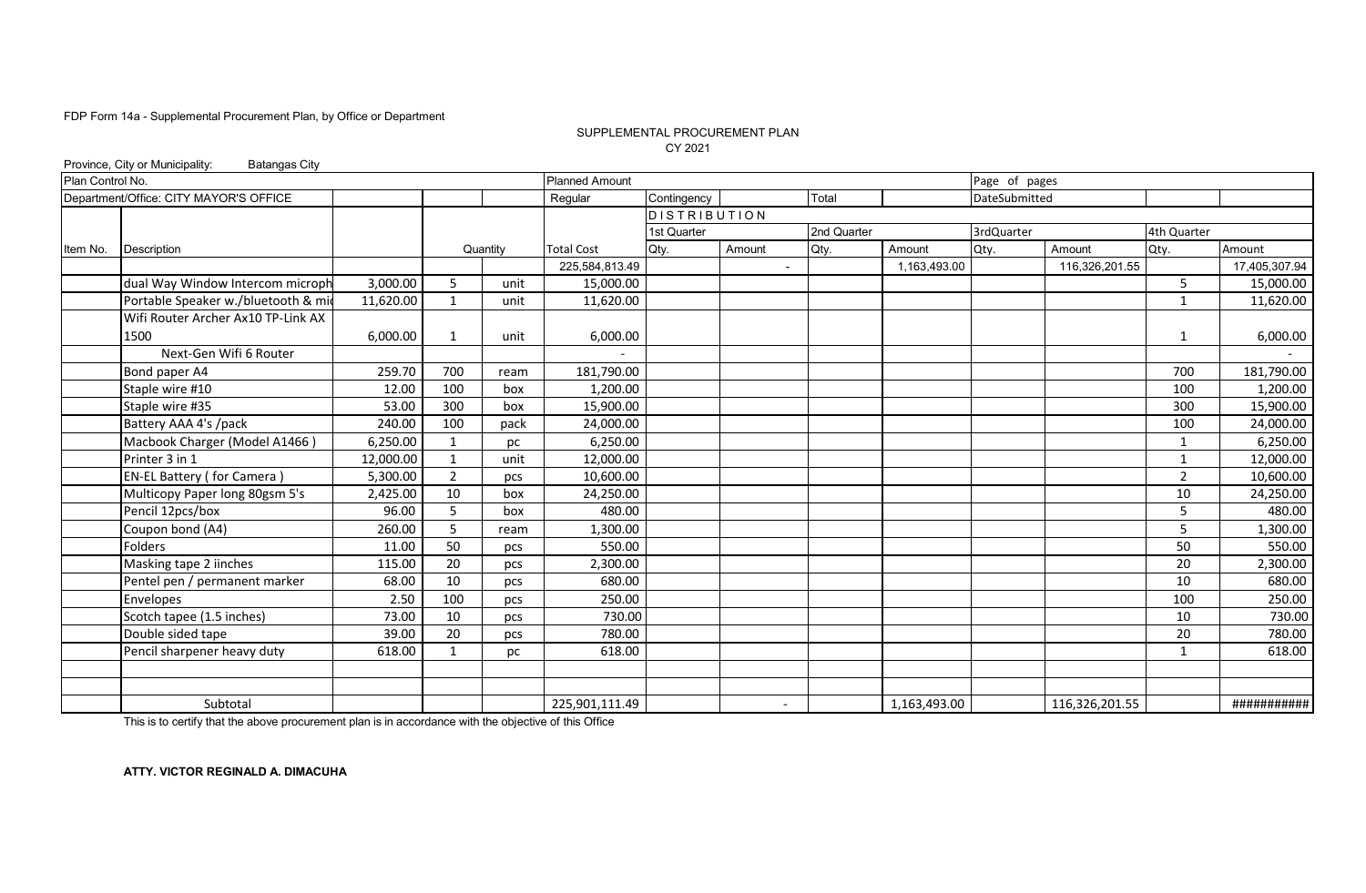FDP Form 14a - Supplemental Procurement Plan, by Office or Department

SUPPLEMENTAL PROCUREMENT PLAN
CY 2021

Province, City or Municipality: Batangas City

| Plan Control No. | | | | | Planned Amount | | | | | Page of pages | | | |
|---|---|---|---|---|---|---|---|---|---|---|---|---|---|
| Department/Office: CITY MAYOR'S OFFICE | | | | | Regular | Contingency | | Total | | DateSubmitted | | | |
| | | | | | | DISTRIBUTION | | | | | | | |
| | | | | | | 1st Quarter | | 2nd Quarter | | 3rdQuarter | | 4th Quarter | |
| Item No. | Description | | Quantity | | Total Cost | Qty. | Amount | Qty. | Amount | Qty. | Amount | Qty. | Amount |
| | | | | | 225,584,813.49 | | - | | 1,163,493.00 | | 116,326,201.55 | | 17,405,307.94 |
| | dual Way Window Intercom microph | 3,000.00 | 5 | unit | 15,000.00 | | | | | | | 5 | 15,000.00 |
| | Portable Speaker w./bluetooth & mic | 11,620.00 | 1 | unit | 11,620.00 | | | | | | | 1 | 11,620.00 |
| | Wifi Router Archer Ax10 TP-Link AX 1500 | 6,000.00 | 1 | unit | 6,000.00 | | | | | | | 1 | 6,000.00 |
| | Next-Gen Wifi 6 Router | | | | - | | | | | | | | - |
| | Bond paper A4 | 259.70 | 700 | ream | 181,790.00 | | | | | | | 700 | 181,790.00 |
| | Staple wire #10 | 12.00 | 100 | box | 1,200.00 | | | | | | | 100 | 1,200.00 |
| | Staple wire #35 | 53.00 | 300 | box | 15,900.00 | | | | | | | 300 | 15,900.00 |
| | Battery AAA 4's /pack | 240.00 | 100 | pack | 24,000.00 | | | | | | | 100 | 24,000.00 |
| | Macbook Charger (Model A1466 ) | 6,250.00 | 1 | pc | 6,250.00 | | | | | | | 1 | 6,250.00 |
| | Printer 3 in 1 | 12,000.00 | 1 | unit | 12,000.00 | | | | | | | 1 | 12,000.00 |
| | EN-EL Battery ( for Camera ) | 5,300.00 | 2 | pcs | 10,600.00 | | | | | | | 2 | 10,600.00 |
| | Multicopy Paper long 80gsm 5's | 2,425.00 | 10 | box | 24,250.00 | | | | | | | 10 | 24,250.00 |
| | Pencil 12pcs/box | 96.00 | 5 | box | 480.00 | | | | | | | 5 | 480.00 |
| | Coupon bond (A4) | 260.00 | 5 | ream | 1,300.00 | | | | | | | 5 | 1,300.00 |
| | Folders | 11.00 | 50 | pcs | 550.00 | | | | | | | 50 | 550.00 |
| | Masking tape 2 iinches | 115.00 | 20 | pcs | 2,300.00 | | | | | | | 20 | 2,300.00 |
| | Pentel pen / permanent marker | 68.00 | 10 | pcs | 680.00 | | | | | | | 10 | 680.00 |
| | Envelopes | 2.50 | 100 | pcs | 250.00 | | | | | | | 100 | 250.00 |
| | Scotch tapee (1.5 inches) | 73.00 | 10 | pcs | 730.00 | | | | | | | 10 | 730.00 |
| | Double sided tape | 39.00 | 20 | pcs | 780.00 | | | | | | | 20 | 780.00 |
| | Pencil sharpener heavy duty | 618.00 | 1 | pc | 618.00 | | | | | | | 1 | 618.00 |
| | | | | | | | | | | | | | |
| | | | | | | | | | | | | | |
| | Subtotal | | | | 225,901,111.49 | | - | | 1,163,493.00 | | 116,326,201.55 | | ########### |

This is to certify that the above procurement plan is in accordance with the objective of this Office

**ATTY. VICTOR REGINALD A. DIMACUHA**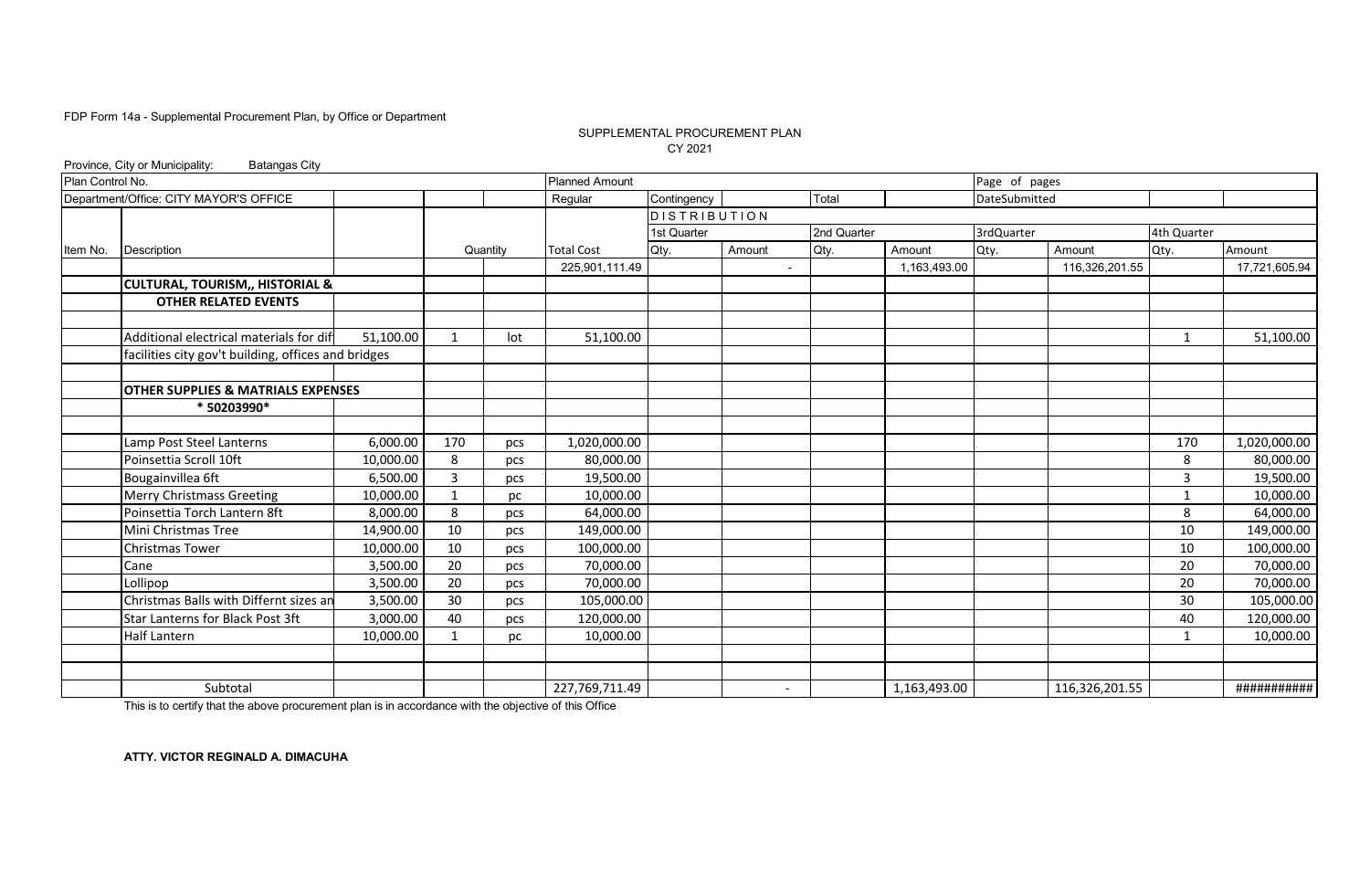FDP Form 14a - Supplemental Procurement Plan, by Office or Department

SUPPLEMENTAL PROCUREMENT PLAN
CY 2021

Province, City or Municipality: Batangas City

| Plan Control No. | | | | | Planned Amount | | | | | Page of pages | | | |
|---|---|---|---|---|---|---|---|---|---|---|---|---|---|
| Department/Office: CITY MAYOR'S OFFICE | | | | | Regular | Contingency | | Total | | DateSubmitted | | | |
| | | | | | | DISTRIBUTION | | | | | | | |
| | | | | | | 1st Quarter | | 2nd Quarter | | 3rdQuarter | | 4th Quarter | |
| Item No. | Description | | Quantity | | Total Cost | Qty. | Amount | Qty. | Amount | Qty. | Amount | Qty. | Amount |
| | | | | | 225,901,111.49 | | - | | 1,163,493.00 | | 116,326,201.55 | | 17,721,605.94 |
| | **CULTURAL, TOURISM,, HISTORIAL &** | | | | | | | | | | | | |
| | **OTHER RELATED EVENTS** | | | | | | | | | | | | |
| | | | | | | | | | | | | | |
| | Additional electrical materials for dif | 51,100.00 | 1 | lot | 51,100.00 | | | | | | | 1 | 51,100.00 |
| | facilities city gov't building, offices and bridges | | | | | | | | | | | | |
| | | | | | | | | | | | | | |
| | **OTHER SUPPLIES & MATRIALS EXPENSES** | | | | | | | | | | | | |
| | **\* 50203990\*** | | | | | | | | | | | | |
| | | | | | | | | | | | | | |
| | Lamp Post Steel Lanterns | 6,000.00 | 170 | pcs | 1,020,000.00 | | | | | | | 170 | 1,020,000.00 |
| | Poinsettia Scroll 10ft | 10,000.00 | 8 | pcs | 80,000.00 | | | | | | | 8 | 80,000.00 |
| | Bougainvillea 6ft | 6,500.00 | 3 | pcs | 19,500.00 | | | | | | | 3 | 19,500.00 |
| | Merry Christmass Greeting | 10,000.00 | 1 | pc | 10,000.00 | | | | | | | 1 | 10,000.00 |
| | Poinsettia Torch Lantern 8ft | 8,000.00 | 8 | pcs | 64,000.00 | | | | | | | 8 | 64,000.00 |
| | Mini Christmas Tree | 14,900.00 | 10 | pcs | 149,000.00 | | | | | | | 10 | 149,000.00 |
| | Christmas Tower | 10,000.00 | 10 | pcs | 100,000.00 | | | | | | | 10 | 100,000.00 |
| | Cane | 3,500.00 | 20 | pcs | 70,000.00 | | | | | | | 20 | 70,000.00 |
| | Lollipop | 3,500.00 | 20 | pcs | 70,000.00 | | | | | | | 20 | 70,000.00 |
| | Christmas Balls with Differnt sizes an | 3,500.00 | 30 | pcs | 105,000.00 | | | | | | | 30 | 105,000.00 |
| | Star Lanterns for Black Post 3ft | 3,000.00 | 40 | pcs | 120,000.00 | | | | | | | 40 | 120,000.00 |
| | Half Lantern | 10,000.00 | 1 | pc | 10,000.00 | | | | | | | 1 | 10,000.00 |
| | | | | | | | | | | | | | |
| | | | | | | | | | | | | | |
| | Subtotal | | | | 227,769,711.49 | | - | | 1,163,493.00 | | 116,326,201.55 | | ########### |

This is to certify that the above procurement plan is in accordance with the objective of this Office

**ATTY. VICTOR REGINALD A. DIMACUHA**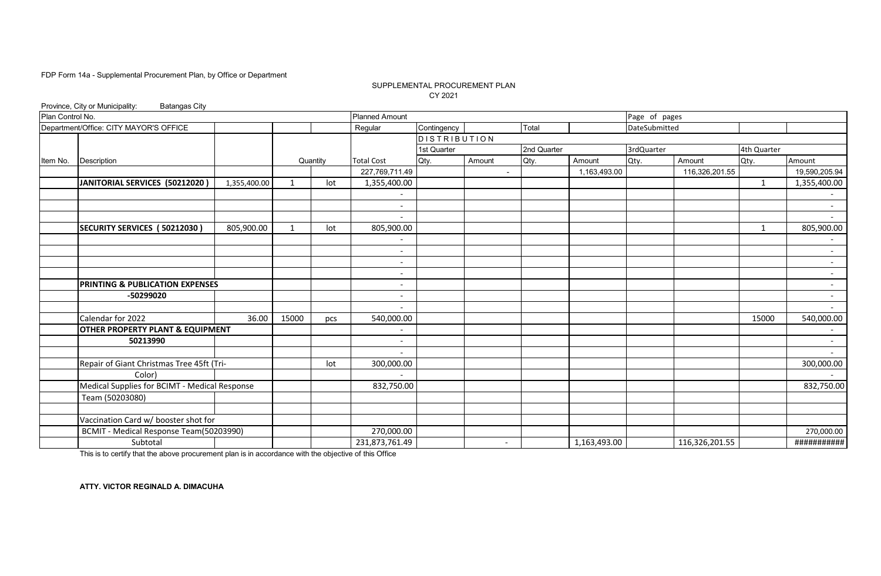FDP Form 14a - Supplemental Procurement Plan, by Office or Department

SUPPLEMENTAL PROCUREMENT PLAN
CY 2021

Province, City or Municipality: Batangas City

| Plan Control No. | | | | | Planned Amount | | | | | Page of pages | | | |
|---|---|---|---|---|---|---|---|---|---|---|---|---|---|
| Department/Office: CITY MAYOR'S OFFICE | | | | | Regular | Contingency | | Total | | DateSubmitted | | | |
| | | | | | | DISTRIBUTION | | | | | | | |
| | | | | | | 1st Quarter | | 2nd Quarter | | 3rdQuarter | | 4th Quarter | |
| Item No. | Description | | Quantity | | Total Cost | Qty. | Amount | Qty. | Amount | Qty. | Amount | Qty. | Amount |
| | | | | | 227,769,711.49 | | - | | 1,163,493.00 | | 116,326,201.55 | | 19,590,205.94 |
| | **JANITORIAL SERVICES (50212020 )** | 1,355,400.00 | 1 | lot | 1,355,400.00 | | | | | | | 1 | 1,355,400.00 |
| | | | | | - | | | | | | | | - |
| | | | | | - | | | | | | | | - |
| | | | | | - | | | | | | | | - |
| | **SECURITY SERVICES ( 50212030 )** | 805,900.00 | 1 | lot | 805,900.00 | | | | | | | 1 | 805,900.00 |
| | | | | | - | | | | | | | | - |
| | | | | | - | | | | | | | | - |
| | | | | | - | | | | | | | | - |
| | | | | | - | | | | | | | | - |
| | **PRINTING & PUBLICATION EXPENSES** | | | | - | | | | | | | | - |
| | **-50299020** | | | | - | | | | | | | | - |
| | | | | | - | | | | | | | | - |
| | Calendar for 2022 | 36.00 | 15000 | pcs | 540,000.00 | | | | | | | 15000 | 540,000.00 |
| | **OTHER PROPERTY PLANT & EQUIPMENT** | | | | - | | | | | | | | - |
| | **50213990** | | | | - | | | | | | | | - |
| | | | | | - | | | | | | | | - |
| | Repair of Giant Christmas Tree 45ft (Tri- | | | lot | 300,000.00 | | | | | | | | 300,000.00 |
| | Color) | | | | - | | | | | | | | - |
| | Medical Supplies for BCIMT - Medical Response | | | | 832,750.00 | | | | | | | | 832,750.00 |
| | Team (50203080) | | | | | | | | | | | | |
| | | | | | | | | | | | | | |
| | Vaccination Card w/ booster shot for | | | | | | | | | | | | |
| | BCMIT - Medical Response Team(50203990) | | | | 270,000.00 | | | | | | | | 270,000.00 |
| | Subtotal | | | | 231,873,761.49 | | - | | 1,163,493.00 | | 116,326,201.55 | | ########### |

This is to certify that the above procurement plan is in accordance with the objective of this Office

**ATTY. VICTOR REGINALD A. DIMACUHA**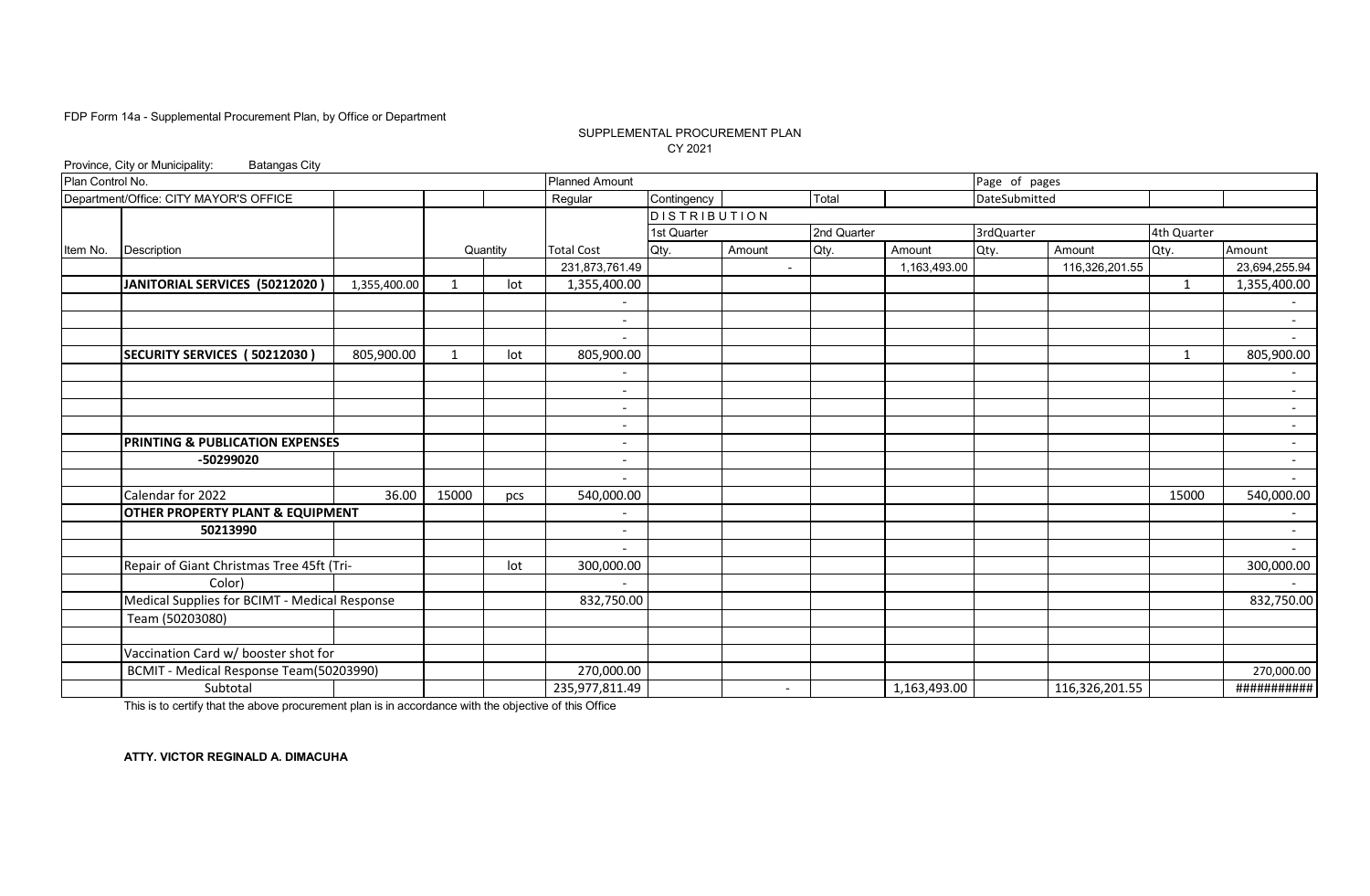FDP Form 14a - Supplemental Procurement Plan, by Office or Department

SUPPLEMENTAL PROCUREMENT PLAN
CY 2021

Province, City or Municipality: Batangas City

| Plan Control No. | | | | | Planned Amount | | | | | Page of pages | | | |
|---|---|---|---|---|---|---|---|---|---|---|---|---|---|
| Department/Office: CITY MAYOR'S OFFICE | | | | | Regular | Contingency | | Total | | DateSubmitted | | | |
| | | | | | | DISTRIBUTION | | | | | | | |
| | | | | | | 1st Quarter | | 2nd Quarter | | 3rdQuarter | | 4th Quarter | |
| Item No. | Description | | Quantity | | Total Cost | Qty. | Amount | Qty. | Amount | Qty. | Amount | Qty. | Amount |
| | | | | | 231,873,761.49 | | - | | 1,163,493.00 | | 116,326,201.55 | | 23,694,255.94 |
| | **JANITORIAL SERVICES (50212020 )** | 1,355,400.00 | 1 | lot | 1,355,400.00 | | | | | | | 1 | 1,355,400.00 |
| | | | | | - | | | | | | | | - |
| | | | | | - | | | | | | | | - |
| | | | | | - | | | | | | | | - |
| | **SECURITY SERVICES ( 50212030 )** | 805,900.00 | 1 | lot | 805,900.00 | | | | | | | 1 | 805,900.00 |
| | | | | | - | | | | | | | | - |
| | | | | | - | | | | | | | | - |
| | | | | | - | | | | | | | | - |
| | | | | | - | | | | | | | | - |
| | **PRINTING & PUBLICATION EXPENSES** | | | | - | | | | | | | | - |
| | **-50299020** | | | | - | | | | | | | | - |
| | | | | | - | | | | | | | | - |
| | Calendar for 2022 | 36.00 | 15000 | pcs | 540,000.00 | | | | | | | 15000 | 540,000.00 |
| | **OTHER PROPERTY PLANT & EQUIPMENT** | | | | - | | | | | | | | - |
| | **50213990** | | | | - | | | | | | | | - |
| | | | | | - | | | | | | | | - |
| | Repair of Giant Christmas Tree 45ft (Tri- | | | lot | 300,000.00 | | | | | | | | 300,000.00 |
| | Color) | | | | - | | | | | | | | - |
| | Medical Supplies for BCIMT - Medical Response | | | | 832,750.00 | | | | | | | | 832,750.00 |
| | Team (50203080) | | | | | | | | | | | | |
| | | | | | | | | | | | | | |
| | Vaccination Card w/ booster shot for | | | | | | | | | | | | |
| | BCMIT - Medical Response Team(50203990) | | | | 270,000.00 | | | | | | | | 270,000.00 |
| | Subtotal | | | | 235,977,811.49 | | - | | 1,163,493.00 | | 116,326,201.55 | | ########### |

This is to certify that the above procurement plan is in accordance with the objective of this Office

**ATTY. VICTOR REGINALD A. DIMACUHA**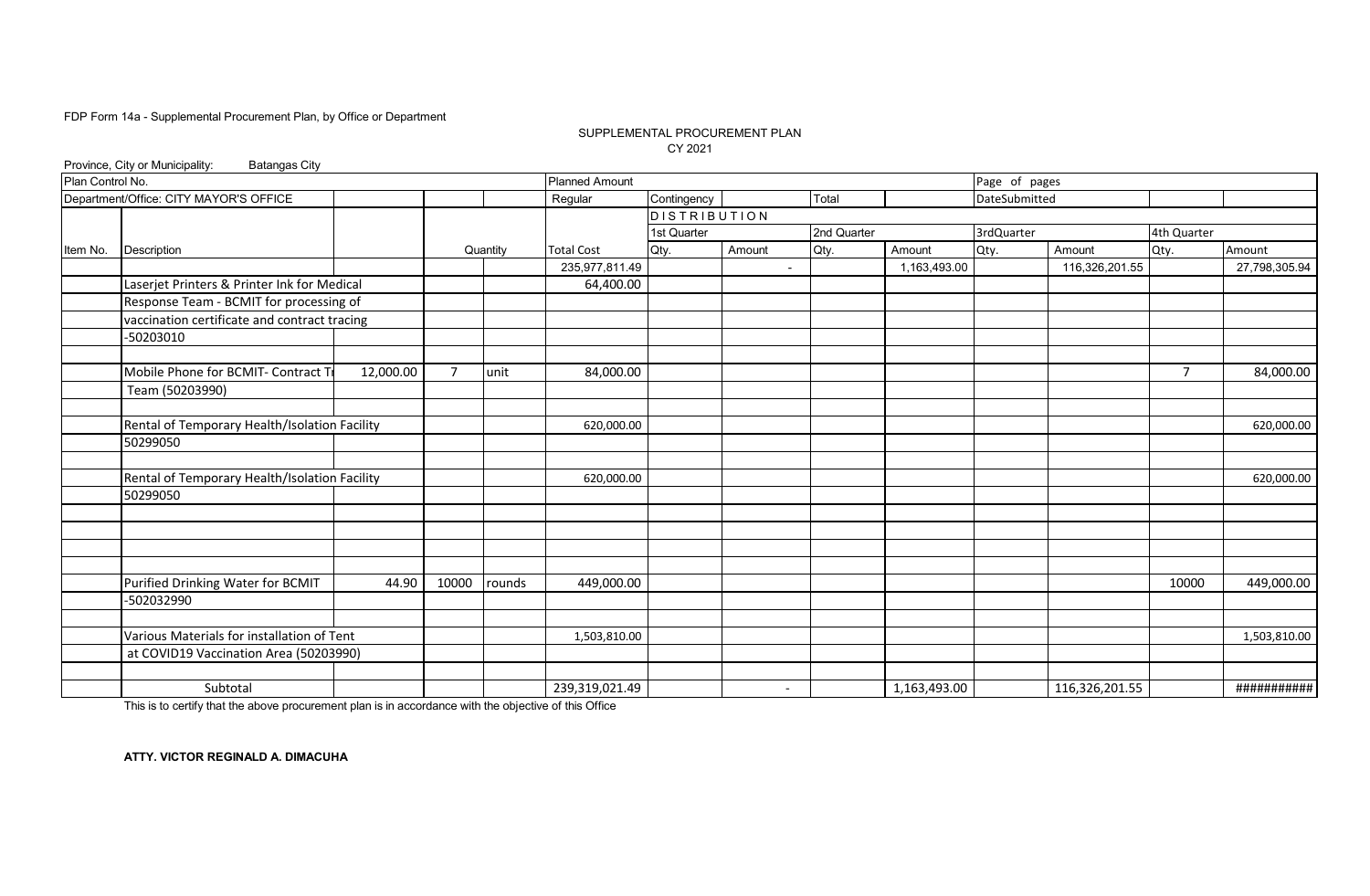FDP Form 14a - Supplemental Procurement Plan, by Office or Department

SUPPLEMENTAL PROCUREMENT PLAN
CY 2021

Province, City or Municipality: Batangas City

| Plan Control No. | | | | | Planned Amount | | | | | Page of pages | | | |
|---|---|---|---|---|---|---|---|---|---|---|---|---|---|
| Department/Office: CITY MAYOR'S OFFICE | | | | | Regular | Contingency | | Total | | DateSubmitted | | | |
| | | | | | | DISTRIBUTION | | | | | | | |
| | | | | | | 1st Quarter | | 2nd Quarter | | 3rdQuarter | | 4th Quarter | |
| Item No. | Description | | Quantity | | Total Cost | Qty. | Amount | Qty. | Amount | Qty. | Amount | Qty. | Amount |
| | | | | | 235,977,811.49 | | - | | 1,163,493.00 | | 116,326,201.55 | | 27,798,305.94 |
| | Laserjet Printers & Printer Ink for Medical | | | | 64,400.00 | | | | | | | | |
| | Response Team - BCMIT for processing of | | | | | | | | | | | | |
| | vaccination certificate and contract tracing | | | | | | | | | | | | |
| | -50203010 | | | | | | | | | | | | |
| | | | | | | | | | | | | | |
| | Mobile Phone for BCMIT- Contract Tr | 12,000.00 | 7 | unit | 84,000.00 | | | | | | | 7 | 84,000.00 |
| | Team (50203990) | | | | | | | | | | | | |
| | | | | | | | | | | | | | |
| | Rental of Temporary Health/Isolation Facility | | | | 620,000.00 | | | | | | | | 620,000.00 |
| | 50299050 | | | | | | | | | | | | |
| | | | | | | | | | | | | | |
| | Rental of Temporary Health/Isolation Facility | | | | 620,000.00 | | | | | | | | 620,000.00 |
| | 50299050 | | | | | | | | | | | | |
| | | | | | | | | | | | | | |
| | | | | | | | | | | | | | |
| | | | | | | | | | | | | | |
| | | | | | | | | | | | | | |
| | Purified Drinking Water for BCMIT | 44.90 | 10000 | rounds | 449,000.00 | | | | | | | 10000 | 449,000.00 |
| | -502032990 | | | | | | | | | | | | |
| | | | | | | | | | | | | | |
| | Various Materials for installation of Tent | | | | 1,503,810.00 | | | | | | | | 1,503,810.00 |
| | at COVID19 Vaccination Area (50203990) | | | | | | | | | | | | |
| | | | | | | | | | | | | | |
| | Subtotal | | | | 239,319,021.49 | | - | | 1,163,493.00 | | 116,326,201.55 | | ########### |

This is to certify that the above procurement plan is in accordance with the objective of this Office

**ATTY. VICTOR REGINALD A. DIMACUHA**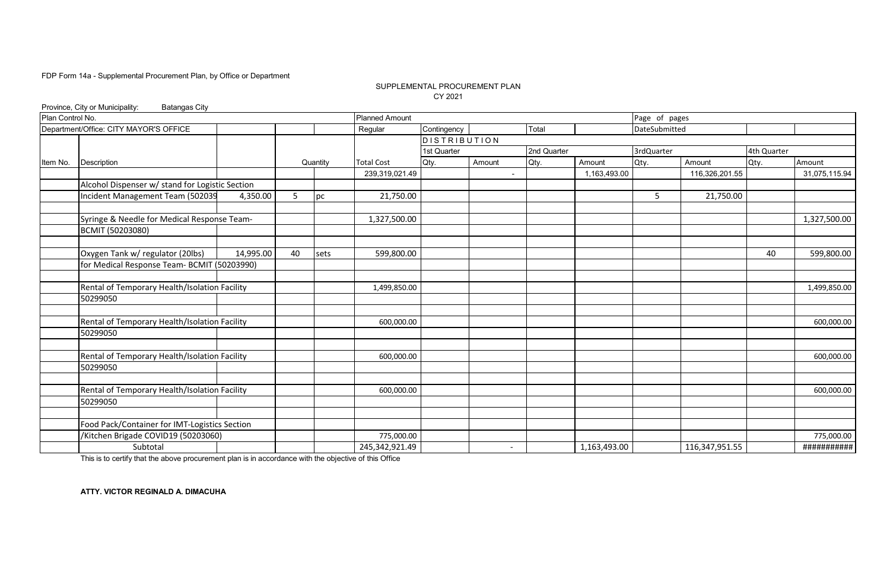FDP Form 14a - Supplemental Procurement Plan, by Office or Department

SUPPLEMENTAL PROCUREMENT PLAN
CY 2021

Province, City or Municipality: Batangas City

| Plan Control No. | | | | | Planned Amount | | | | | Page of pages | | | |
|---|---|---|---|---|---|---|---|---|---|---|---|---|---|
| Department/Office: CITY MAYOR'S OFFICE | | | | | Regular | Contingency | | Total | | DateSubmitted | | | |
| | | | | | | DISTRIBUTION | | | | | | | |
| | | | | | | 1st Quarter | | 2nd Quarter | | 3rdQuarter | | 4th Quarter | |
| Item No. | Description | | Quantity | | Total Cost | Qty. | Amount | Qty. | Amount | Qty. | Amount | Qty. | Amount |
| | | | | | 239,319,021.49 | | - | | 1,163,493.00 | | 116,326,201.55 | | 31,075,115.94 |
| | Alcohol Dispenser w/ stand for Logistic Section | | | | | | | | | | | | |
| | Incident Management Team (502039 | 4,350.00 | 5 | pc | 21,750.00 | | | | | 5 | 21,750.00 | | |
| | | | | | | | | | | | | | |
| | Syringe & Needle for Medical Response Team- | | | | 1,327,500.00 | | | | | | | | 1,327,500.00 |
| | BCMIT (50203080) | | | | | | | | | | | | |
| | | | | | | | | | | | | | |
| | Oxygen Tank w/ regulator (20lbs) | 14,995.00 | 40 | sets | 599,800.00 | | | | | | | 40 | 599,800.00 |
| | for Medical Response Team- BCMIT (50203990) | | | | | | | | | | | | |
| | | | | | | | | | | | | | |
| | Rental of Temporary Health/Isolation Facility | | | | 1,499,850.00 | | | | | | | | 1,499,850.00 |
| | 50299050 | | | | | | | | | | | | |
| | | | | | | | | | | | | | |
| | Rental of Temporary Health/Isolation Facility | | | | 600,000.00 | | | | | | | | 600,000.00 |
| | 50299050 | | | | | | | | | | | | |
| | | | | | | | | | | | | | |
| | Rental of Temporary Health/Isolation Facility | | | | 600,000.00 | | | | | | | | 600,000.00 |
| | 50299050 | | | | | | | | | | | | |
| | | | | | | | | | | | | | |
| | Rental of Temporary Health/Isolation Facility | | | | 600,000.00 | | | | | | | | 600,000.00 |
| | 50299050 | | | | | | | | | | | | |
| | | | | | | | | | | | | | |
| | Food Pack/Container for IMT-Logistics Section | | | | | | | | | | | | |
| | /Kitchen Brigade COVID19 (50203060) | | | | 775,000.00 | | | | | | | | 775,000.00 |
| | Subtotal | | | | 245,342,921.49 | | - | | 1,163,493.00 | | 116,347,951.55 | | ########### |

This is to certify that the above procurement plan is in accordance with the objective of this Office

**ATTY. VICTOR REGINALD A. DIMACUHA**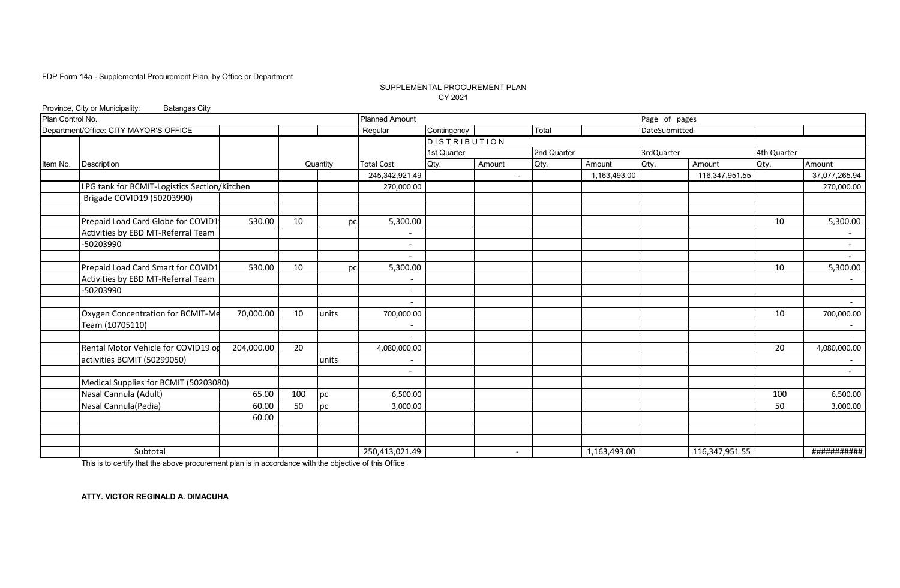FDP Form 14a - Supplemental Procurement Plan, by Office or Department

SUPPLEMENTAL PROCUREMENT PLAN
CY 2021

Province, City or Municipality: Batangas City

| Plan Control No. | | | | | Planned Amount | | | | | Page of pages | | | |
|---|---|---|---|---|---|---|---|---|---|---|---|---|---|
| Department/Office: CITY MAYOR'S OFFICE | | | | | Regular | Contingency | | Total | | DateSubmitted | | | |
| | | | | | | DISTRIBUTION | | | | | | | |
| | | | | | | 1st Quarter | | 2nd Quarter | | 3rdQuarter | | 4th Quarter | |
| Item No. | Description | | Quantity | | Total Cost | Qty. | Amount | Qty. | Amount | Qty. | Amount | Qty. | Amount |
| | | | | | 245,342,921.49 | | - | | 1,163,493.00 | | 116,347,951.55 | | 37,077,265.94 |
| | LPG tank for BCMIT-Logistics Section/Kitchen | | | | 270,000.00 | | | | | | | | 270,000.00 |
| | Brigade COVID19 (50203990) | | | | | | | | | | | | |
| | | | | | | | | | | | | | |
| | Prepaid Load Card Globe for COVID1 | 530.00 | 10 | pc | 5,300.00 | | | | | | | 10 | 5,300.00 |
| | Activities by EBD MT-Referral Team | | | | - | | | | | | | | - |
| | -50203990 | | | | - | | | | | | | | - |
| | | | | | - | | | | | | | | - |
| | Prepaid Load Card Smart for COVID1 | 530.00 | 10 | pc | 5,300.00 | | | | | | | 10 | 5,300.00 |
| | Activities by EBD MT-Referral Team | | | | - | | | | | | | | - |
| | -50203990 | | | | - | | | | | | | | - |
| | | | | | - | | | | | | | | - |
| | Oxygen Concentration for BCMIT-Me | 70,000.00 | 10 | units | 700,000.00 | | | | | | | 10 | 700,000.00 |
| | Team (10705110) | | | | - | | | | | | | | - |
| | | | | | - | | | | | | | | - |
| | Rental Motor Vehicle for COVID19 op | 204,000.00 | 20 | | 4,080,000.00 | | | | | | | 20 | 4,080,000.00 |
| | activities BCMIT (50299050) | | | units | - | | | | | | | | - |
| | | | | | - | | | | | | | | - |
| | Medical Supplies for BCMIT (50203080) | | | | | | | | | | | | |
| | Nasal Cannula (Adult) | 65.00 | 100 | pc | 6,500.00 | | | | | | | 100 | 6,500.00 |
| | Nasal Cannula(Pedia) | 60.00 | 50 | pc | 3,000.00 | | | | | | | 50 | 3,000.00 |
| | | 60.00 | | | | | | | | | | | |
| | | | | | | | | | | | | | |
| | | | | | | | | | | | | | |
| | Subtotal | | | | 250,413,021.49 | | - | | 1,163,493.00 | | 116,347,951.55 | | ########### |

This is to certify that the above procurement plan is in accordance with the objective of this Office

**ATTY. VICTOR REGINALD A. DIMACUHA**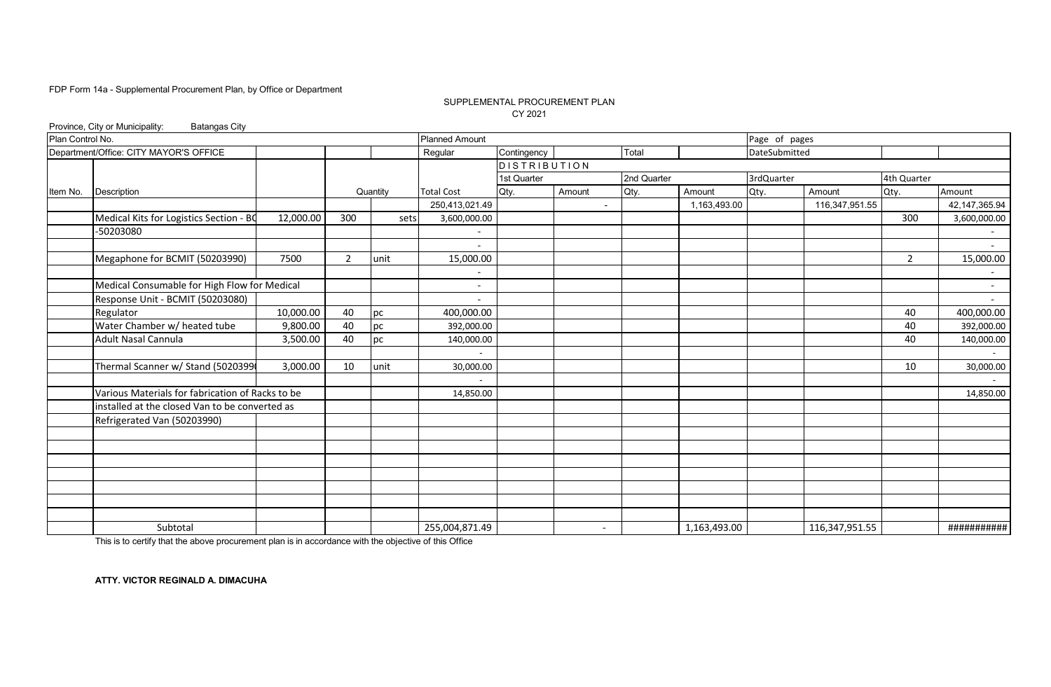FDP Form 14a - Supplemental Procurement Plan, by Office or Department

SUPPLEMENTAL PROCUREMENT PLAN
CY 2021

Province, City or Municipality: Batangas City

| Plan Control No. | | | | | Planned Amount | | | | | Page of pages | | | |
|---|---|---|---|---|---|---|---|---|---|---|---|---|---|
| Department/Office: CITY MAYOR'S OFFICE | | | | | Regular | Contingency | | Total | | DateSubmitted | | | |
| | | | | | | DISTRIBUTION | | | | | | | |
| | | | | | | 1st Quarter | | 2nd Quarter | | 3rdQuarter | | 4th Quarter | |
| Item No. | Description | | Quantity | | Total Cost | Qty. | Amount | Qty. | Amount | Qty. | Amount | Qty. | Amount |
| | | | | | 250,413,021.49 | | - | | 1,163,493.00 | | 116,347,951.55 | | 42,147,365.94 |
| | Medical Kits for Logistics Section - BC | 12,000.00 | 300 | sets | 3,600,000.00 | | | | | | | 300 | 3,600,000.00 |
| | -50203080 | | | | - | | | | | | | | - |
| | | | | | - | | | | | | | | - |
| | Megaphone for BCMIT (50203990) | 7500 | 2 | unit | 15,000.00 | | | | | | | 2 | 15,000.00 |
| | | | | | - | | | | | | | | - |
| | Medical Consumable for High Flow for Medical | | | | - | | | | | | | | - |
| | Response Unit - BCMIT (50203080) | | | | - | | | | | | | | - |
| | Regulator | 10,000.00 | 40 | pc | 400,000.00 | | | | | | | 40 | 400,000.00 |
| | Water Chamber w/ heated tube | 9,800.00 | 40 | pc | 392,000.00 | | | | | | | 40 | 392,000.00 |
| | Adult Nasal Cannula | 3,500.00 | 40 | pc | 140,000.00 | | | | | | | 40 | 140,000.00 |
| | | | | | - | | | | | | | | - |
| | Thermal Scanner w/ Stand (5020399( | 3,000.00 | 10 | unit | 30,000.00 | | | | | | | 10 | 30,000.00 |
| | | | | | - | | | | | | | | - |
| | Various Materials for fabrication of Racks to be | | | | 14,850.00 | | | | | | | | 14,850.00 |
| | installed at the closed Van to be converted as | | | | | | | | | | | | |
| | Refrigerated Van (50203990) | | | | | | | | | | | | |
| | | | | | | | | | | | | | |
| | | | | | | | | | | | | | |
| | | | | | | | | | | | | | |
| | | | | | | | | | | | | | |
| | | | | | | | | | | | | | |
| | | | | | | | | | | | | | |
| | | | | | | | | | | | | | |
| | Subtotal | | | | 255,004,871.49 | | - | | 1,163,493.00 | | 116,347,951.55 | | ########### |

This is to certify that the above procurement plan is in accordance with the objective of this Office

**ATTY. VICTOR REGINALD A. DIMACUHA**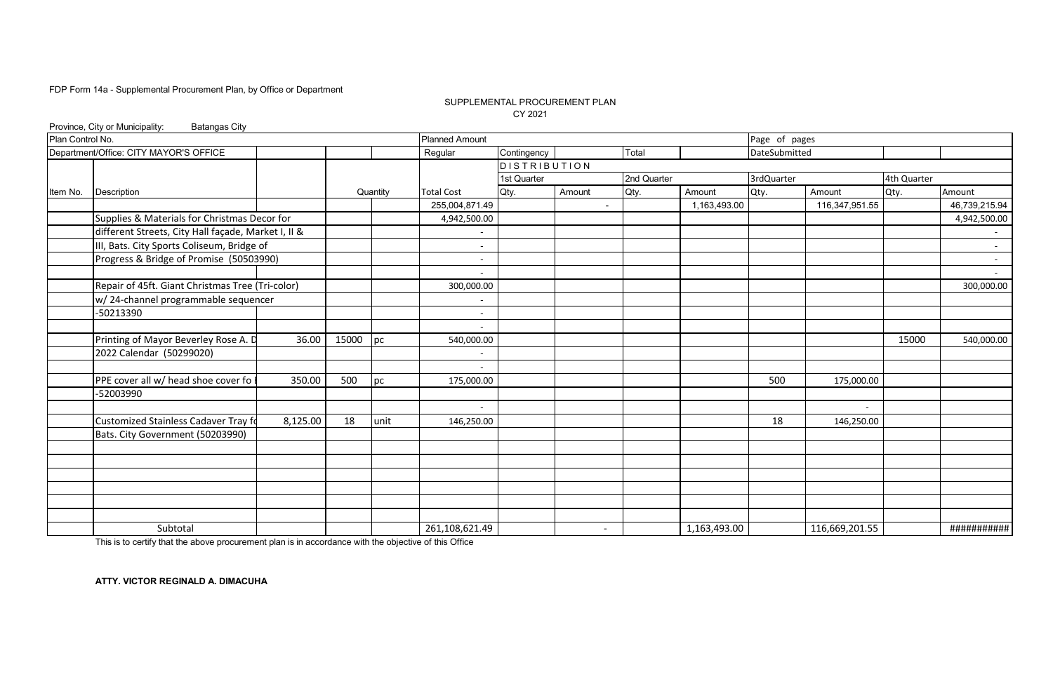FDP Form 14a - Supplemental Procurement Plan, by Office or Department

SUPPLEMENTAL PROCUREMENT PLAN
CY 2021

Province, City or Municipality: Batangas City

| Plan Control No. | | | | | Planned Amount | | | | | Page of pages | | | |
|---|---|---|---|---|---|---|---|---|---|---|---|---|---|
| Department/Office: CITY MAYOR'S OFFICE | | | | | Regular | Contingency | | Total | | DateSubmitted | | | |
| | | | | | | DISTRIBUTION | | | | | | | |
| | | | | | | 1st Quarter | | 2nd Quarter | | 3rdQuarter | | 4th Quarter | |
| Item No. | Description | | Quantity | | Total Cost | Qty. | Amount | Qty. | Amount | Qty. | Amount | Qty. | Amount |
| | | | | | 255,004,871.49 | | - | | 1,163,493.00 | | 116,347,951.55 | | 46,739,215.94 |
| | Supplies & Materials for Christmas Decor for | | | | 4,942,500.00 | | | | | | | | 4,942,500.00 |
| | different Streets, City Hall façade, Market I, II & | | | | - | | | | | | | | - |
| | III, Bats. City Sports Coliseum, Bridge of | | | | - | | | | | | | | - |
| | Progress & Bridge of Promise (50503990) | | | | - | | | | | | | | - |
| | | | | | - | | | | | | | | - |
| | Repair of 45ft. Giant Christmas Tree (Tri-color) | | | | 300,000.00 | | | | | | | | 300,000.00 |
| | w/ 24-channel programmable sequencer | | | | - | | | | | | | | |
| | -50213390 | | | | - | | | | | | | | |
| | | | | | - | | | | | | | | |
| | Printing of Mayor Beverley Rose A. D | 36.00 | 15000 | pc | 540,000.00 | | | | | | | 15000 | 540,000.00 |
| | 2022 Calendar (50299020) | | | | - | | | | | | | | |
| | | | | | - | | | | | | | | |
| | PPE cover all w/ head shoe cover fo | 350.00 | 500 | pc | 175,000.00 | | | | | 500 | 175,000.00 | | |
| | -52003990 | | | | | | | | | | | | |
| | | | | | - | | | | | | - | | |
| | Customized Stainless Cadaver Tray fo | 8,125.00 | 18 | unit | 146,250.00 | | | | | 18 | 146,250.00 | | |
| | Bats. City Government (50203990) | | | | | | | | | | | | |
| | | | | | | | | | | | | | |
| | | | | | | | | | | | | | |
| | | | | | | | | | | | | | |
| | | | | | | | | | | | | | |
| | | | | | | | | | | | | | |
| | | | | | | | | | | | | | |
| | Subtotal | | | | 261,108,621.49 | | - | | 1,163,493.00 | | 116,669,201.55 | | ########### |

This is to certify that the above procurement plan is in accordance with the objective of this Office

**ATTY. VICTOR REGINALD A. DIMACUHA**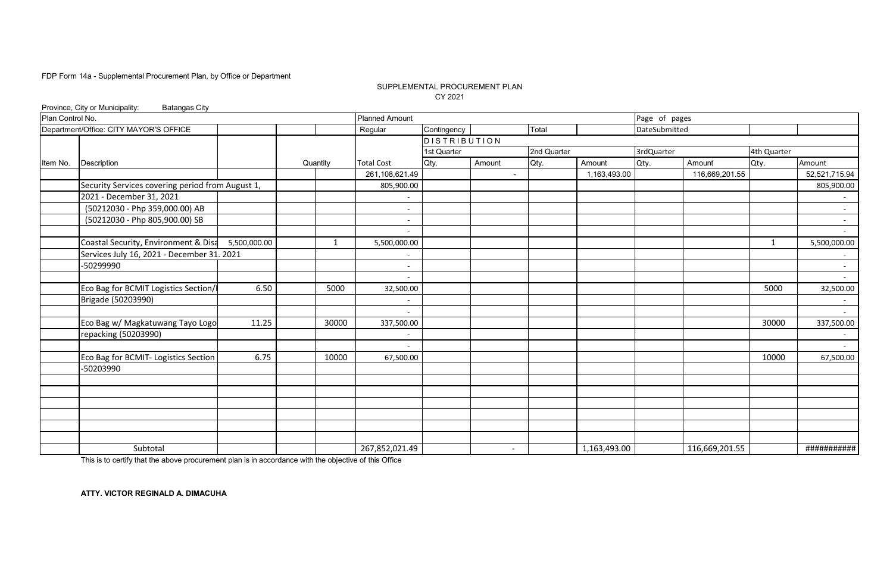FDP Form 14a - Supplemental Procurement Plan, by Office or Department

SUPPLEMENTAL PROCUREMENT PLAN
CY 2021

Province, City or Municipality: Batangas City

| Plan Control No. | | | | | Planned Amount | | | | | Page of pages | | | |
|---|---|---|---|---|---|---|---|---|---|---|---|---|---|
| Department/Office: CITY MAYOR'S OFFICE | | | | | Regular | Contingency | | Total | | DateSubmitted | | | |
| | | | | | | DISTRIBUTION | | | | | | | |
| | | | | | | 1st Quarter | | 2nd Quarter | | 3rdQuarter | | 4th Quarter | |
| Item No. | Description | | Quantity | | Total Cost | Qty. | Amount | Qty. | Amount | Qty. | Amount | Qty. | Amount |
| | | | | | 261,108,621.49 | | - | | 1,163,493.00 | | 116,669,201.55 | | 52,521,715.94 |
| | Security Services covering period from August 1, | | | | 805,900.00 | | | | | | | | 805,900.00 |
| | 2021 - December 31, 2021 | | | | - | | | | | | | | - |
| | (50212030 - Php 359,000.00) AB | | | | - | | | | | | | | - |
| | (50212030 - Php 805,900.00) SB | | | | - | | | | | | | | - |
| | | | | | - | | | | | | | | - |
| | Coastal Security, Environment & Disa | 5,500,000.00 | | 1 | 5,500,000.00 | | | | | | | 1 | 5,500,000.00 |
| | Services July 16, 2021 - December 31. 2021 | | | | - | | | | | | | | - |
| | -50299990 | | | | - | | | | | | | | - |
| | | | | | - | | | | | | | | - |
| | Eco Bag for BCMIT Logistics Section/I | 6.50 | | 5000 | 32,500.00 | | | | | | | 5000 | 32,500.00 |
| | Brigade (50203990) | | | | - | | | | | | | | - |
| | | | | | - | | | | | | | | - |
| | Eco Bag w/ Magkatuwang Tayo Logo | 11.25 | | 30000 | 337,500.00 | | | | | | | 30000 | 337,500.00 |
| | repacking (50203990) | | | | - | | | | | | | | - |
| | | | | | - | | | | | | | | - |
| | Eco Bag for BCMIT- Logistics Section | 6.75 | | 10000 | 67,500.00 | | | | | | | 10000 | 67,500.00 |
| | -50203990 | | | | | | | | | | | | |
| | | | | | | | | | | | | | |
| | | | | | | | | | | | | | |
| | | | | | | | | | | | | | |
| | | | | | | | | | | | | | |
| | | | | | | | | | | | | | |
| | | | | | | | | | | | | | |
| | Subtotal | | | | 267,852,021.49 | | - | | 1,163,493.00 | | 116,669,201.55 | | ########### |

This is to certify that the above procurement plan is in accordance with the objective of this Office

**ATTY. VICTOR REGINALD A. DIMACUHA**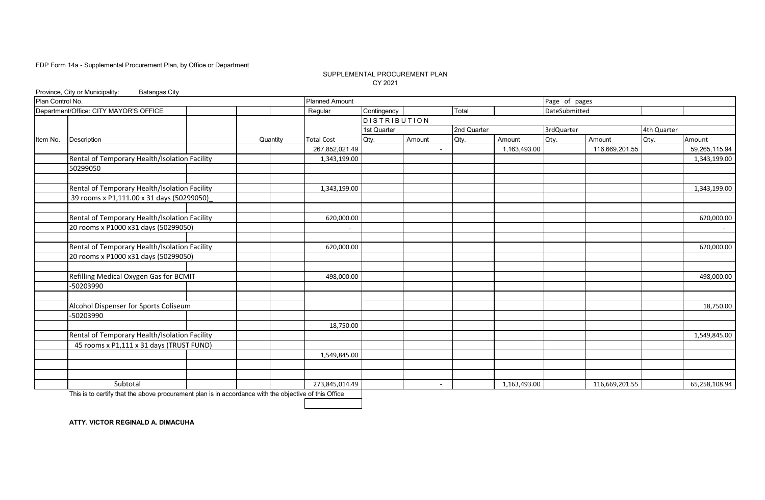FDP Form 14a - Supplemental Procurement Plan, by Office or Department

SUPPLEMENTAL PROCUREMENT PLAN
CY 2021

Province, City or Municipality: Batangas City

| Plan Control No. | | | | | Planned Amount | | | | | Page of pages | | | |
|---|---|---|---|---|---|---|---|---|---|---|---|---|---|
| Department/Office: CITY MAYOR'S OFFICE | | | | | Regular | Contingency | | Total | | DateSubmitted | | | |
| | | | | | | DISTRIBUTION | | | | | | | |
| | | | | | | 1st Quarter | | 2nd Quarter | | 3rdQuarter | | 4th Quarter | |
| Item No. | Description | | | Quantity | Total Cost | Qty. | Amount | Qty. | Amount | Qty. | Amount | Qty. | Amount |
| | | | | | 267,852,021.49 | | - | | 1,163,493.00 | | 116,669,201.55 | | 59,265,115.94 |
| | Rental of Temporary Health/Isolation Facility | | | | 1,343,199.00 | | | | | | | | 1,343,199.00 |
| | 50299050 | | | | | | | | | | | | |
| | | | | | | | | | | | | | |
| | Rental of Temporary Health/Isolation Facility | | | | 1,343,199.00 | | | | | | | | 1,343,199.00 |
| | 39 rooms x P1,111.00 x 31 days (50299050)_ | | | | | | | | | | | | |
| | | | | | | | | | | | | | |
| | Rental of Temporary Health/Isolation Facility | | | | 620,000.00 | | | | | | | | 620,000.00 |
| | 20 rooms x P1000 x31 days (50299050) | | | | - | | | | | | | | - |
| | | | | | | | | | | | | | |
| | Rental of Temporary Health/Isolation Facility | | | | 620,000.00 | | | | | | | | 620,000.00 |
| | 20 rooms x P1000 x31 days (50299050) | | | | | | | | | | | | |
| | | | | | | | | | | | | | |
| | Refilling Medical Oxygen Gas for BCMIT | | | | 498,000.00 | | | | | | | | 498,000.00 |
| | -50203990 | | | | | | | | | | | | |
| | | | | | | | | | | | | | |
| | Alcohol Dispenser for Sports Coliseum | | | | | | | | | | | | 18,750.00 |
| | -50203990 | | | | | | | | | | | | |
| | | | | | 18,750.00 | | | | | | | | |
| | Rental of Temporary Health/Isolation Facility | | | | | | | | | | | | 1,549,845.00 |
| | 45 rooms x P1,111 x 31 days (TRUST FUND) | | | | | | | | | | | | |
| | | | | | 1,549,845.00 | | | | | | | | |
| | | | | | | | | | | | | | |
| | | | | | | | | | | | | | |
| | Subtotal | | | | 273,845,014.49 | | - | | 1,163,493.00 | | 116,669,201.55 | | 65,258,108.94 |

This is to certify that the above procurement plan is in accordance with the objective of this Office

**ATTY. VICTOR REGINALD A. DIMACUHA**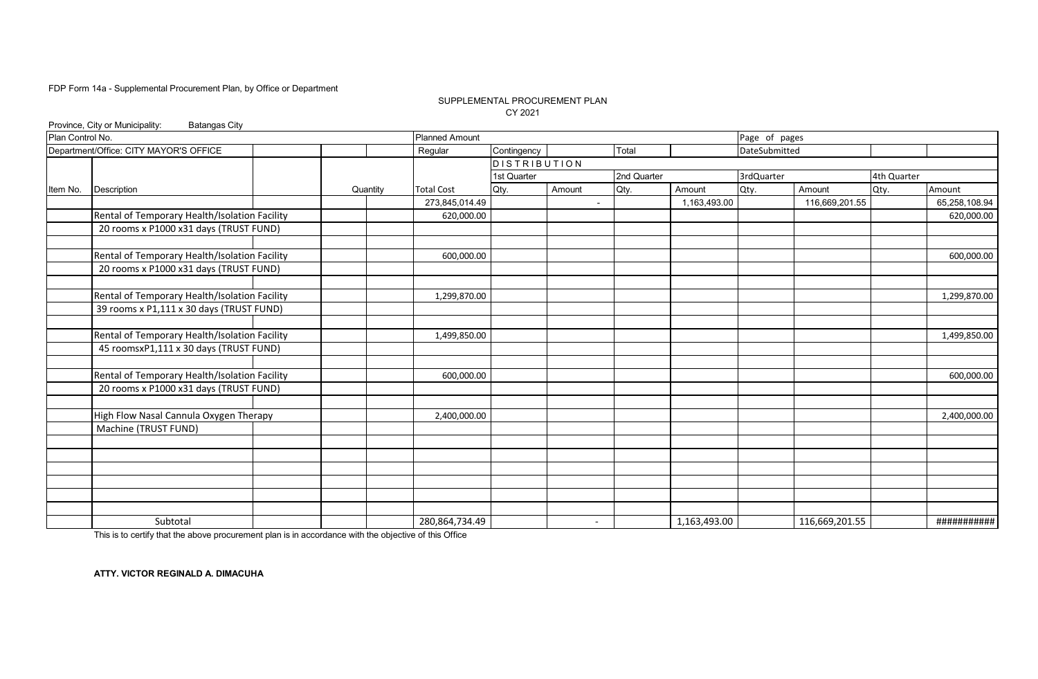FDP Form 14a - Supplemental Procurement Plan, by Office or Department

SUPPLEMENTAL PROCUREMENT PLAN
CY 2021

Province, City or Municipality: Batangas City

| Plan Control No. | | | | Planned Amount | | | | | Page of pages | | | |
|---|---|---|---|---|---|---|---|---|---|---|---|---|
| Department/Office: CITY MAYOR'S OFFICE | | | | Regular | Contingency | | Total | | DateSubmitted | | | |
| | | | | | DISTRIBUTION | | | | | | | |
| | | | | | 1st Quarter | | 2nd Quarter | | 3rdQuarter | | 4th Quarter | |
| Item No. | Description | | Quantity | Total Cost | Qty. | Amount | Qty. | Amount | Qty. | Amount | Qty. | Amount |
| | | | | 273,845,014.49 | | - | | 1,163,493.00 | | 116,669,201.55 | | 65,258,108.94 |
| | Rental of Temporary Health/Isolation Facility | | | 620,000.00 | | | | | | | | 620,000.00 |
| | 20 rooms x P1000 x31 days (TRUST FUND) | | | | | | | | | | | |
| | | | | | | | | | | | | |
| | Rental of Temporary Health/Isolation Facility | | | 600,000.00 | | | | | | | | 600,000.00 |
| | 20 rooms x P1000 x31 days (TRUST FUND) | | | | | | | | | | | |
| | | | | | | | | | | | | |
| | Rental of Temporary Health/Isolation Facility | | | 1,299,870.00 | | | | | | | | 1,299,870.00 |
| | 39 rooms x P1,111 x 30 days (TRUST FUND) | | | | | | | | | | | |
| | | | | | | | | | | | | |
| | Rental of Temporary Health/Isolation Facility | | | 1,499,850.00 | | | | | | | | 1,499,850.00 |
| | 45 roomsxP1,111 x 30 days (TRUST FUND) | | | | | | | | | | | |
| | | | | | | | | | | | | |
| | Rental of Temporary Health/Isolation Facility | | | 600,000.00 | | | | | | | | 600,000.00 |
| | 20 rooms x P1000 x31 days (TRUST FUND) | | | | | | | | | | | |
| | | | | | | | | | | | | |
| | High Flow Nasal Cannula Oxygen Therapy | | | 2,400,000.00 | | | | | | | | 2,400,000.00 |
| | Machine (TRUST FUND) | | | | | | | | | | | |
| | Subtotal | | | 280,864,734.49 | | - | | 1,163,493.00 | | 116,669,201.55 | | ########### |

This is to certify that the above procurement plan is in accordance with the objective of this Office

**ATTY. VICTOR REGINALD A. DIMACUHA**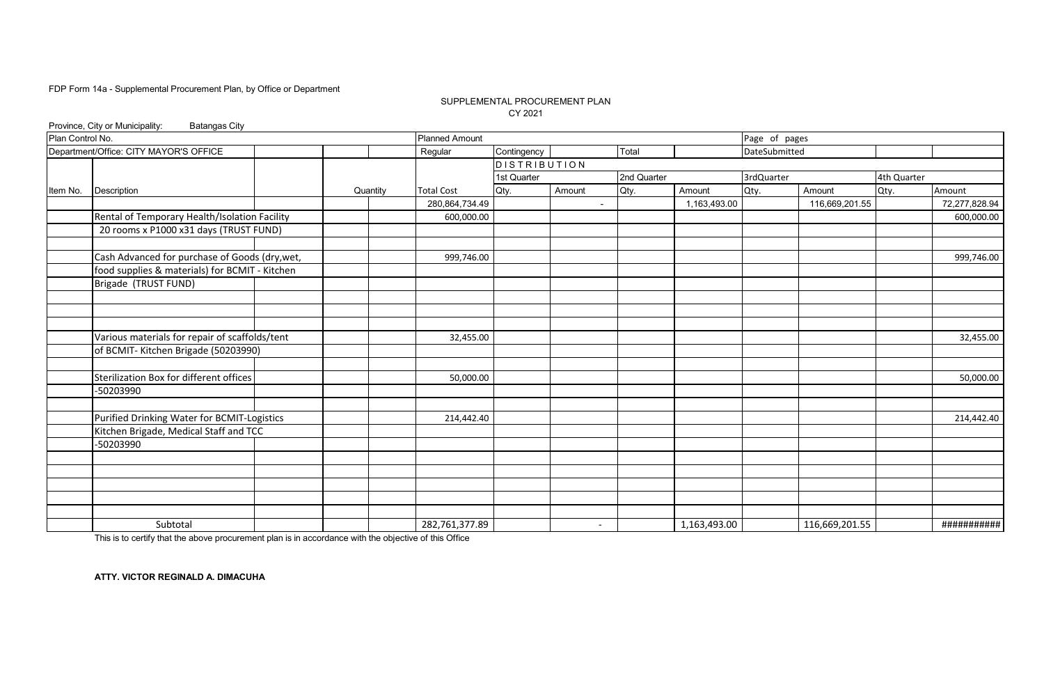FDP Form 14a - Supplemental Procurement Plan, by Office or Department

SUPPLEMENTAL PROCUREMENT PLAN
CY 2021

Province, City or Municipality: Batangas City

| Plan Control No. | | | | | Planned Amount | | | | | Page of pages | | | |
|---|---|---|---|---|---|---|---|---|---|---|---|---|---|
| Department/Office: CITY MAYOR'S OFFICE | | | | | Regular | Contingency | | Total | | DateSubmitted | | | |
| | | | | | | DISTRIBUTION | | | | | | | |
| | | | | | | 1st Quarter | | 2nd Quarter | | 3rdQuarter | | 4th Quarter | |
| Item No. | Description | | Quantity | | Total Cost | Qty. | Amount | Qty. | Amount | Qty. | Amount | Qty. | Amount |
| | | | | | 280,864,734.49 | | - | | 1,163,493.00 | | 116,669,201.55 | | 72,277,828.94 |
| | Rental of Temporary Health/Isolation Facility | | | | 600,000.00 | | | | | | | | 600,000.00 |
| | 20 rooms x P1000 x31 days (TRUST FUND) | | | | | | | | | | | | |
| | | | | | | | | | | | | | |
| | Cash Advanced for purchase of Goods (dry,wet, | | | | 999,746.00 | | | | | | | | 999,746.00 |
| | food supplies & materials) for BCMIT - Kitchen | | | | | | | | | | | | |
| | Brigade (TRUST FUND) | | | | | | | | | | | | |
| | | | | | | | | | | | | | |
| | | | | | | | | | | | | | |
| | | | | | | | | | | | | | |
| | Various materials for repair of scaffolds/tent | | | | 32,455.00 | | | | | | | | 32,455.00 |
| | of BCMIT- Kitchen Brigade (50203990) | | | | | | | | | | | | |
| | | | | | | | | | | | | | |
| | Sterilization Box for different offices | | | | 50,000.00 | | | | | | | | 50,000.00 |
| | -50203990 | | | | | | | | | | | | |
| | | | | | | | | | | | | | |
| | Purified Drinking Water for BCMIT-Logistics | | | | 214,442.40 | | | | | | | | 214,442.40 |
| | Kitchen Brigade, Medical Staff and TCC | | | | | | | | | | | | |
| | -50203990 | | | | | | | | | | | | |
| | | | | | | | | | | | | | |
| | | | | | | | | | | | | | |
| | | | | | | | | | | | | | |
| | | | | | | | | | | | | | |
| | | | | | | | | | | | | | |
| | Subtotal | | | | 282,761,377.89 | | - | | 1,163,493.00 | | 116,669,201.55 | | ########### |

This is to certify that the above procurement plan is in accordance with the objective of this Office

**ATTY. VICTOR REGINALD A. DIMACUHA**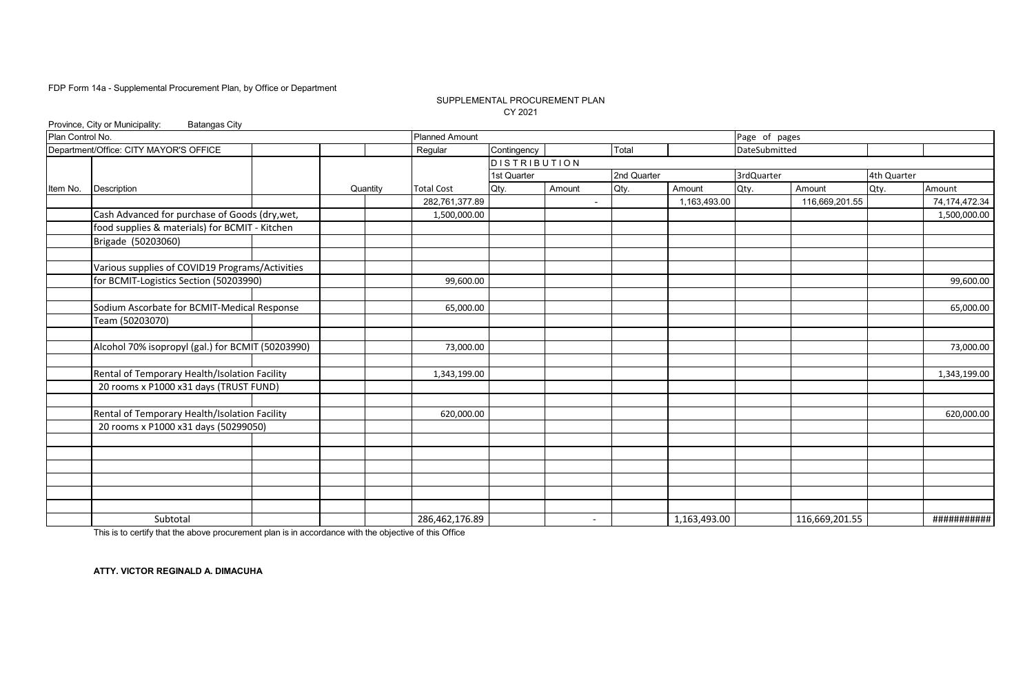FDP Form 14a - Supplemental Procurement Plan, by Office or Department

SUPPLEMENTAL PROCUREMENT PLAN
CY 2021

Province, City or Municipality: Batangas City

| Plan Control No. | | | | | Planned Amount | | | | | Page of pages | | | |
|---|---|---|---|---|---|---|---|---|---|---|---|---|---|
| Department/Office: CITY MAYOR'S OFFICE | | | | | Regular | Contingency | | Total | | DateSubmitted | | | |
| | | | | | | DISTRIBUTION | | | | | | | |
| | | | | | | 1st Quarter | | 2nd Quarter | | 3rdQuarter | | 4th Quarter | |
| Item No. | Description | | Quantity | | Total Cost | Qty. | Amount | Qty. | Amount | Qty. | Amount | Qty. | Amount |
| | | | | | 282,761,377.89 | | - | | 1,163,493.00 | | 116,669,201.55 | | 74,174,472.34 |
| | Cash Advanced for purchase of Goods (dry,wet, | | | | 1,500,000.00 | | | | | | | | 1,500,000.00 |
| | food supplies & materials) for BCMIT - Kitchen | | | | | | | | | | | | |
| | Brigade (50203060) | | | | | | | | | | | | |
| | | | | | | | | | | | | | |
| | Various supplies of COVID19 Programs/Activities | | | | | | | | | | | | |
| | for BCMIT-Logistics Section (50203990) | | | | 99,600.00 | | | | | | | | 99,600.00 |
| | | | | | | | | | | | | | |
| | Sodium Ascorbate for BCMIT-Medical Response | | | | 65,000.00 | | | | | | | | 65,000.00 |
| | Team (50203070) | | | | | | | | | | | | |
| | | | | | | | | | | | | | |
| | Alcohol 70% isopropyl (gal.) for BCMIT (50203990) | | | | 73,000.00 | | | | | | | | 73,000.00 |
| | | | | | | | | | | | | | |
| | Rental of Temporary Health/Isolation Facility | | | | 1,343,199.00 | | | | | | | | 1,343,199.00 |
| | 20 rooms x P1000 x31 days (TRUST FUND) | | | | | | | | | | | | |
| | | | | | | | | | | | | | |
| | Rental of Temporary Health/Isolation Facility | | | | 620,000.00 | | | | | | | | 620,000.00 |
| | 20 rooms x P1000 x31 days (50299050) | | | | | | | | | | | | |
| | | | | | | | | | | | | | |
| | | | | | | | | | | | | | |
| | | | | | | | | | | | | | |
| | | | | | | | | | | | | | |
| | | | | | | | | | | | | | |
| | | | | | | | | | | | | | |
| | Subtotal | | | | 286,462,176.89 | | - | | 1,163,493.00 | | 116,669,201.55 | | ########### |

This is to certify that the above procurement plan is in accordance with the objective of this Office

**ATTY. VICTOR REGINALD A. DIMACUHA**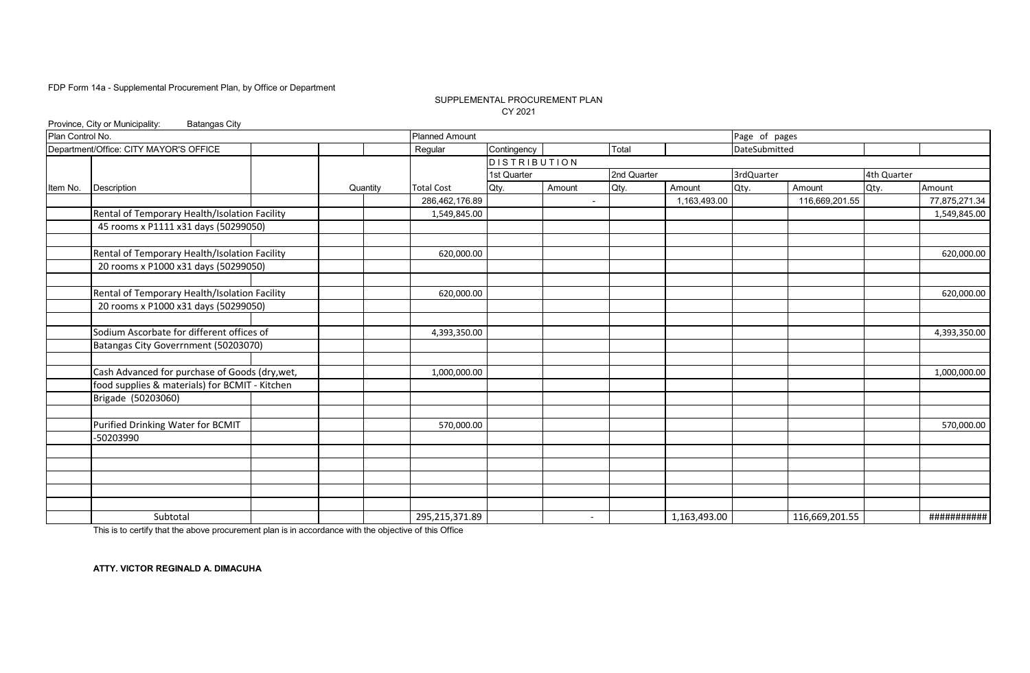FDP Form 14a - Supplemental Procurement Plan, by Office or Department

SUPPLEMENTAL PROCUREMENT PLAN
CY 2021

Province, City or Municipality: Batangas City

| Plan Control No. | | | | | Planned Amount | | | | | Page of pages | | | |
|---|---|---|---|---|---|---|---|---|---|---|---|---|---|
| Department/Office: CITY MAYOR'S OFFICE | | | | | Regular | Contingency | | Total | | DateSubmitted | | | |
| | | | | | | DISTRIBUTION | | | | | | | |
| | | | | | | 1st Quarter | | 2nd Quarter | | 3rdQuarter | | 4th Quarter | |
| Item No. | Description | | Quantity | | Total Cost | Qty. | Amount | Qty. | Amount | Qty. | Amount | Qty. | Amount |
| | | | | | 286,462,176.89 | | - | | 1,163,493.00 | | 116,669,201.55 | | 77,875,271.34 |
| | Rental of Temporary Health/Isolation Facility | | | | 1,549,845.00 | | | | | | | | 1,549,845.00 |
| | 45 rooms x P1111 x31 days (50299050) | | | | | | | | | | | | |
| | | | | | | | | | | | | | |
| | Rental of Temporary Health/Isolation Facility | | | | 620,000.00 | | | | | | | | 620,000.00 |
| | 20 rooms x P1000 x31 days (50299050) | | | | | | | | | | | | |
| | | | | | | | | | | | | | |
| | Rental of Temporary Health/Isolation Facility | | | | 620,000.00 | | | | | | | | 620,000.00 |
| | 20 rooms x P1000 x31 days (50299050) | | | | | | | | | | | | |
| | | | | | | | | | | | | | |
| | Sodium Ascorbate for different offices of | | | | 4,393,350.00 | | | | | | | | 4,393,350.00 |
| | Batangas City Goverrnment (50203070) | | | | | | | | | | | | |
| | | | | | | | | | | | | | |
| | Cash Advanced for purchase of Goods (dry,wet, | | | | 1,000,000.00 | | | | | | | | 1,000,000.00 |
| | food supplies & materials) for BCMIT - Kitchen | | | | | | | | | | | | |
| | Brigade (50203060) | | | | | | | | | | | | |
| | | | | | | | | | | | | | |
| | Purified Drinking Water for BCMIT | | | | 570,000.00 | | | | | | | | 570,000.00 |
| | -50203990 | | | | | | | | | | | | |
| | | | | | | | | | | | | | |
| | | | | | | | | | | | | | |
| | | | | | | | | | | | | | |
| | | | | | | | | | | | | | |
| | | | | | | | | | | | | | |
| | Subtotal | | | | 295,215,371.89 | | - | | 1,163,493.00 | | 116,669,201.55 | | ########### |

This is to certify that the above procurement plan is in accordance with the objective of this Office

**ATTY. VICTOR REGINALD A. DIMACUHA**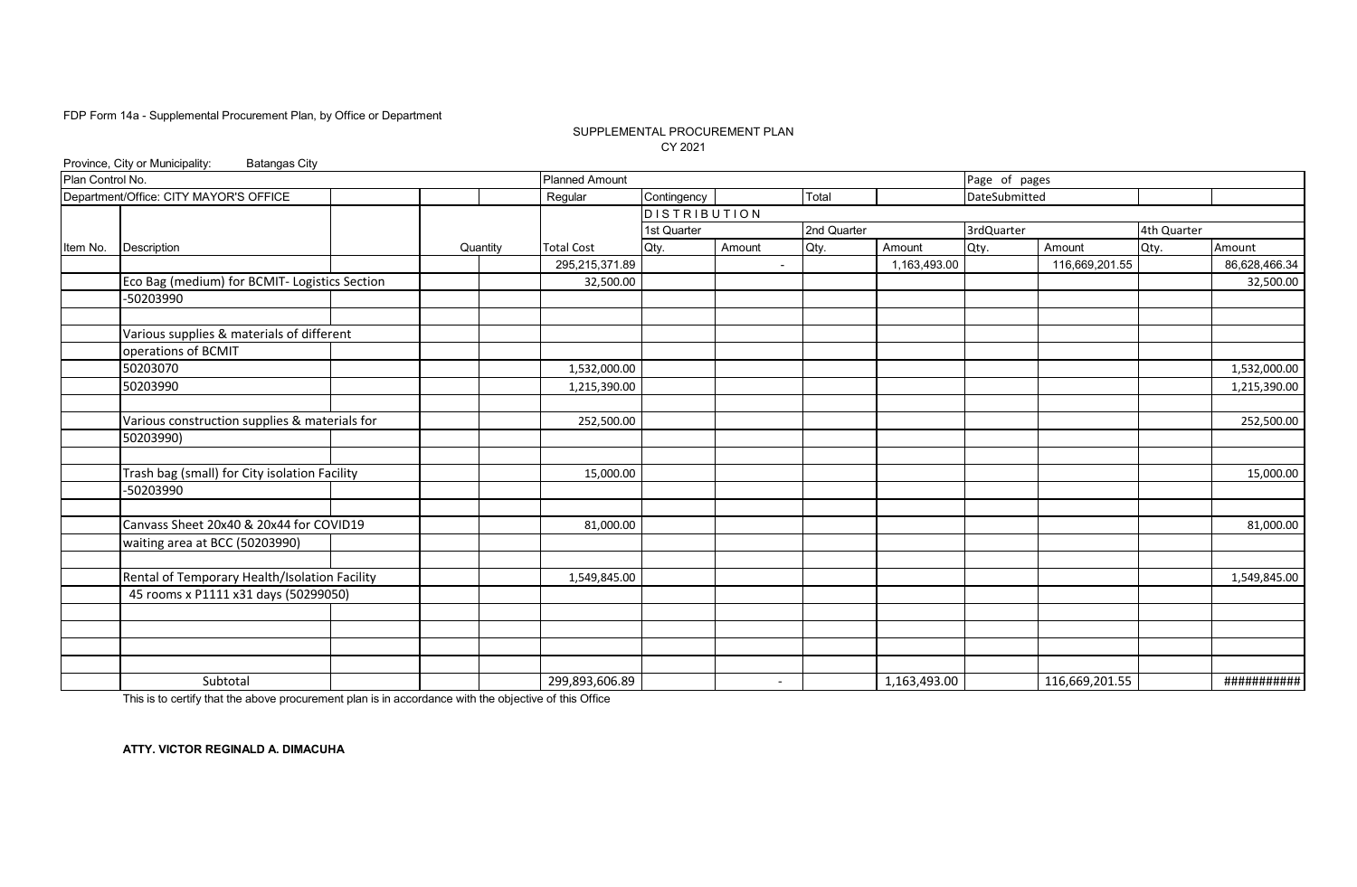FDP Form 14a - Supplemental Procurement Plan, by Office or Department

SUPPLEMENTAL PROCUREMENT PLAN
CY 2021

Province, City or Municipality: Batangas City

| Plan Control No. | | | | | Planned Amount | | | | | Page of pages | | | |
|---|---|---|---|---|---|---|---|---|---|---|---|---|---|
| Department/Office: CITY MAYOR'S OFFICE | | | | | Regular | Contingency | | Total | | DateSubmitted | | | |
| | | | | | | DISTRIBUTION | | | | | | | |
| | | | | | | 1st Quarter | | 2nd Quarter | | 3rdQuarter | | 4th Quarter | |
| Item No. | Description | | Quantity | | Total Cost | Qty. | Amount | Qty. | Amount | Qty. | Amount | Qty. | Amount |
| | | | | | 295,215,371.89 | | - | | 1,163,493.00 | | 116,669,201.55 | | 86,628,466.34 |
| | Eco Bag (medium) for BCMIT- Logistics Section | | | | 32,500.00 | | | | | | | | 32,500.00 |
| | -50203990 | | | | | | | | | | | | |
| | | | | | | | | | | | | | |
| | Various supplies & materials of different | | | | | | | | | | | | |
| | operations of BCMIT | | | | | | | | | | | | |
| | 50203070 | | | | 1,532,000.00 | | | | | | | | 1,532,000.00 |
| | 50203990 | | | | 1,215,390.00 | | | | | | | | 1,215,390.00 |
| | | | | | | | | | | | | | |
| | Various construction supplies & materials for | | | | 252,500.00 | | | | | | | | 252,500.00 |
| | 50203990) | | | | | | | | | | | | |
| | | | | | | | | | | | | | |
| | Trash bag (small) for City isolation Facility | | | | 15,000.00 | | | | | | | | 15,000.00 |
| | -50203990 | | | | | | | | | | | | |
| | | | | | | | | | | | | | |
| | Canvass Sheet 20x40 & 20x44 for COVID19 | | | | 81,000.00 | | | | | | | | 81,000.00 |
| | waiting area at BCC (50203990) | | | | | | | | | | | | |
| | | | | | | | | | | | | | |
| | Rental of Temporary Health/Isolation Facility | | | | 1,549,845.00 | | | | | | | | 1,549,845.00 |
| | 45 rooms x P1111 x31 days (50299050) | | | | | | | | | | | | |
| | | | | | | | | | | | | | |
| | | | | | | | | | | | | | |
| | | | | | | | | | | | | | |
| | | | | | | | | | | | | | |
| | Subtotal | | | | 299,893,606.89 | | - | | 1,163,493.00 | | 116,669,201.55 | | ########### |

This is to certify that the above procurement plan is in accordance with the objective of this Office

**ATTY. VICTOR REGINALD A. DIMACUHA**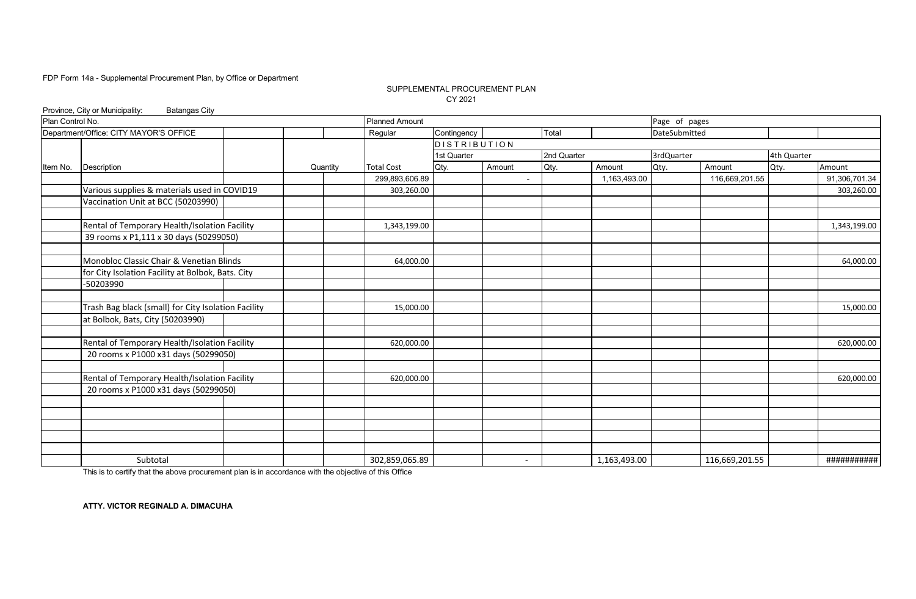FDP Form 14a - Supplemental Procurement Plan, by Office or Department

SUPPLEMENTAL PROCUREMENT PLAN
CY 2021

Province, City or Municipality: Batangas City

| Plan Control No. | | | | Planned Amount | | | | | Page of pages | | | |
|---|---|---|---|---|---|---|---|---|---|---|---|---|
| Department/Office: CITY MAYOR'S OFFICE | | | | Regular | Contingency | | Total | | DateSubmitted | | | |
| | | | | | DISTRIBUTION | | | | | | | |
| | | | | | 1st Quarter | | 2nd Quarter | | 3rdQuarter | | 4th Quarter | |
| Item No. | Description | | Quantity | Total Cost | Qty. | Amount | Qty. | Amount | Qty. | Amount | Qty. | Amount |
| | | | | 299,893,606.89 | | - | | 1,163,493.00 | | 116,669,201.55 | | 91,306,701.34 |
| | Various supplies & materials used in COVID19 | | | 303,260.00 | | | | | | | | 303,260.00 |
| | Vaccination Unit at BCC (50203990) | | | | | | | | | | | |
| | Rental of Temporary Health/Isolation Facility | | | 1,343,199.00 | | | | | | | | 1,343,199.00 |
| | 39 rooms x P1,111 x 30 days (50299050) | | | | | | | | | | | |
| | Monobloc Classic Chair & Venetian Blinds | | | 64,000.00 | | | | | | | | 64,000.00 |
| | for City Isolation Facility at Bolbok, Bats. City | | | | | | | | | | | |
| | -50203990 | | | | | | | | | | | |
| | Trash Bag black (small) for City Isolation Facility | | | 15,000.00 | | | | | | | | 15,000.00 |
| | at Bolbok, Bats, City (50203990) | | | | | | | | | | | |
| | Rental of Temporary Health/Isolation Facility | | | 620,000.00 | | | | | | | | 620,000.00 |
| | 20 rooms x P1000 x31 days (50299050) | | | | | | | | | | | |
| | Rental of Temporary Health/Isolation Facility | | | 620,000.00 | | | | | | | | 620,000.00 |
| | 20 rooms x P1000 x31 days (50299050) | | | | | | | | | | | |
| | Subtotal | | | 302,859,065.89 | | - | | 1,163,493.00 | | 116,669,201.55 | | ########### |

This is to certify that the above procurement plan is in accordance with the objective of this Office

**ATTY. VICTOR REGINALD A. DIMACUHA**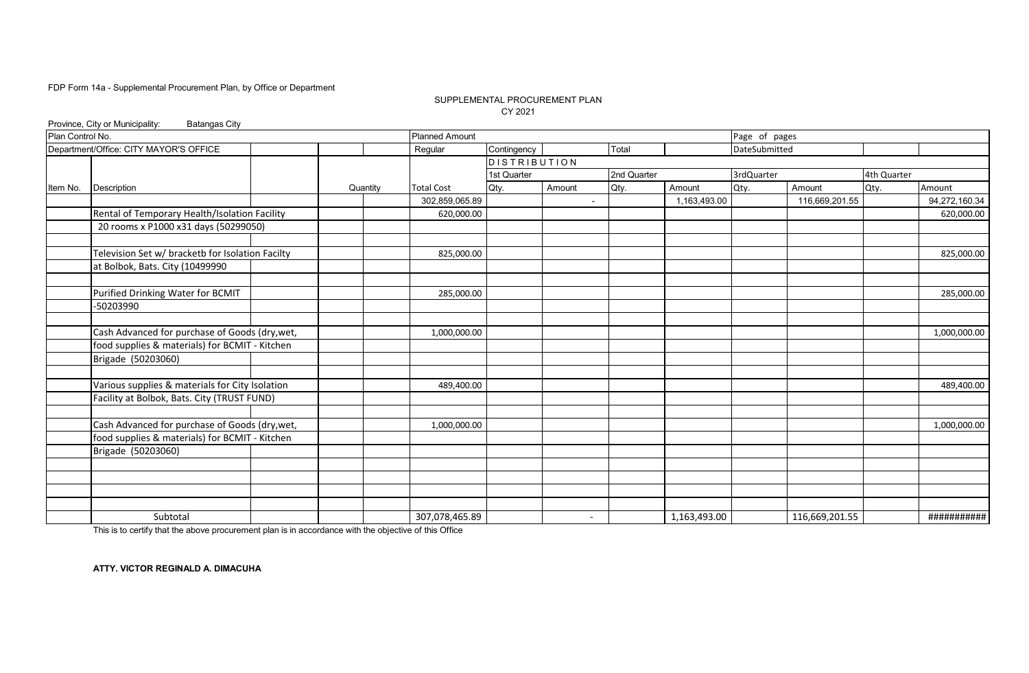FDP Form 14a - Supplemental Procurement Plan, by Office or Department

SUPPLEMENTAL PROCUREMENT PLAN
CY 2021

Province, City or Municipality: Batangas City

| Plan Control No. | | | | | Planned Amount | | | | | Page of pages | | | |
|---|---|---|---|---|---|---|---|---|---|---|---|---|---|
| Department/Office: CITY MAYOR'S OFFICE | | | | | Regular | Contingency | | Total | | DateSubmitted | | | |
| | | | | | | DISTRIBUTION | | | | | | | |
| | | | | | | 1st Quarter | | 2nd Quarter | | 3rdQuarter | | 4th Quarter | |
| Item No. | Description | | Quantity | | Total Cost | Qty. | Amount | Qty. | Amount | Qty. | Amount | Qty. | Amount |
| | | | | | 302,859,065.89 | | - | | 1,163,493.00 | | 116,669,201.55 | | 94,272,160.34 |
| | Rental of Temporary Health/Isolation Facility | | | | 620,000.00 | | | | | | | | 620,000.00 |
| | 20 rooms x P1000 x31 days (50299050) | | | | | | | | | | | | |
| | | | | | | | | | | | | | |
| | Television Set w/ bracketb for Isolation Facilty | | | | 825,000.00 | | | | | | | | 825,000.00 |
| | at Bolbok, Bats. City (10499990 | | | | | | | | | | | | |
| | | | | | | | | | | | | | |
| | Purified Drinking Water for BCMIT | | | | 285,000.00 | | | | | | | | 285,000.00 |
| | -50203990 | | | | | | | | | | | | |
| | | | | | | | | | | | | | |
| | Cash Advanced for purchase of Goods (dry,wet, | | | | 1,000,000.00 | | | | | | | | 1,000,000.00 |
| | food supplies & materials) for BCMIT - Kitchen | | | | | | | | | | | | |
| | Brigade (50203060) | | | | | | | | | | | | |
| | | | | | | | | | | | | | |
| | Various supplies & materials for City Isolation | | | | 489,400.00 | | | | | | | | 489,400.00 |
| | Facility at Bolbok, Bats. City (TRUST FUND) | | | | | | | | | | | | |
| | | | | | | | | | | | | | |
| | Cash Advanced for purchase of Goods (dry,wet, | | | | 1,000,000.00 | | | | | | | | 1,000,000.00 |
| | food supplies & materials) for BCMIT - Kitchen | | | | | | | | | | | | |
| | Brigade (50203060) | | | | | | | | | | | | |
| | | | | | | | | | | | | | |
| | | | | | | | | | | | | | |
| | | | | | | | | | | | | | |
| | | | | | | | | | | | | | |
| | Subtotal | | | | 307,078,465.89 | | - | | 1,163,493.00 | | 116,669,201.55 | | ########### |

This is to certify that the above procurement plan is in accordance with the objective of this Office

**ATTY. VICTOR REGINALD A. DIMACUHA**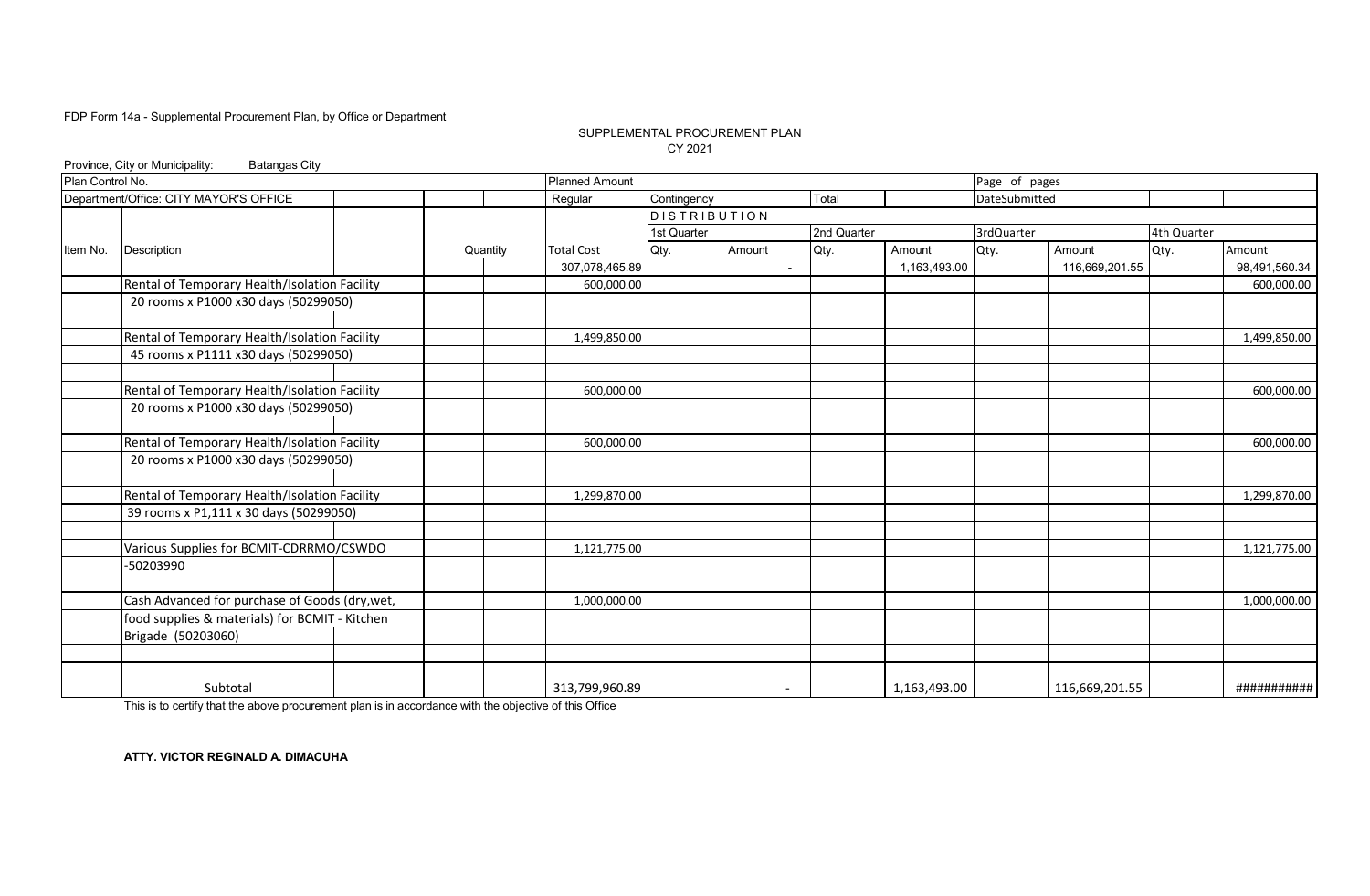FDP Form 14a - Supplemental Procurement Plan, by Office or Department

SUPPLEMENTAL PROCUREMENT PLAN
CY 2021

Province, City or Municipality: Batangas City

| Plan Control No. | | | | Planned Amount | | | | | Page of pages | | | |
|---|---|---|---|---|---|---|---|---|---|---|---|---|
| Department/Office: CITY MAYOR'S OFFICE | | | | Regular | Contingency | | Total | | DateSubmitted | | | |
| | | | | | DISTRIBUTION | | | | | | | |
| | | | | | 1st Quarter | | 2nd Quarter | | 3rdQuarter | | 4th Quarter | |
| Item No. | Description | | Quantity | Total Cost | Qty. | Amount | Qty. | Amount | Qty. | Amount | Qty. | Amount |
| | | | | 307,078,465.89 | | - | | 1,163,493.00 | | 116,669,201.55 | | 98,491,560.34 |
| | Rental of Temporary Health/Isolation Facility | | | 600,000.00 | | | | | | | | 600,000.00 |
| | 20 rooms x P1000 x30 days (50299050) | | | | | | | | | | | |
| | | | | | | | | | | | | |
| | Rental of Temporary Health/Isolation Facility | | | 1,499,850.00 | | | | | | | | 1,499,850.00 |
| | 45 rooms x P1111 x30 days (50299050) | | | | | | | | | | | |
| | | | | | | | | | | | | |
| | Rental of Temporary Health/Isolation Facility | | | 600,000.00 | | | | | | | | 600,000.00 |
| | 20 rooms x P1000 x30 days (50299050) | | | | | | | | | | | |
| | | | | | | | | | | | | |
| | Rental of Temporary Health/Isolation Facility | | | 600,000.00 | | | | | | | | 600,000.00 |
| | 20 rooms x P1000 x30 days (50299050) | | | | | | | | | | | |
| | | | | | | | | | | | | |
| | Rental of Temporary Health/Isolation Facility | | | 1,299,870.00 | | | | | | | | 1,299,870.00 |
| | 39 rooms x P1,111 x 30 days (50299050) | | | | | | | | | | | |
| | | | | | | | | | | | | |
| | Various Supplies for BCMIT-CDRRMO/CSWDO | | | 1,121,775.00 | | | | | | | | 1,121,775.00 |
| | -50203990 | | | | | | | | | | | |
| | | | | | | | | | | | | |
| | Cash Advanced for purchase of Goods (dry,wet, | | | 1,000,000.00 | | | | | | | | 1,000,000.00 |
| | food supplies & materials) for BCMIT - Kitchen | | | | | | | | | | | |
| | Brigade (50203060) | | | | | | | | | | | |
| | | | | | | | | | | | | |
| | | | | | | | | | | | | |
| | Subtotal | | | 313,799,960.89 | | - | | 1,163,493.00 | | 116,669,201.55 | | ########### |

This is to certify that the above procurement plan is in accordance with the objective of this Office

**ATTY. VICTOR REGINALD A. DIMACUHA**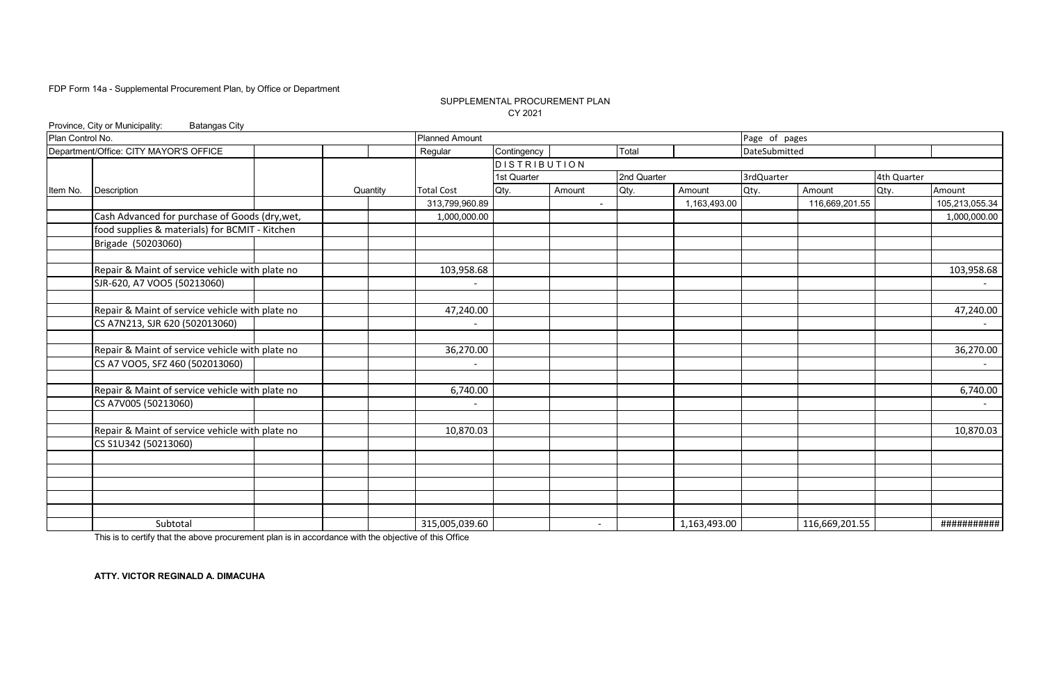FDP Form 14a - Supplemental Procurement Plan, by Office or Department

SUPPLEMENTAL PROCUREMENT PLAN
CY 2021

Province, City or Municipality: Batangas City

| Plan Control No. | | | | Planned Amount | | | | | Page of pages | | | |
|---|---|---|---|---|---|---|---|---|---|---|---|---|
| Department/Office: CITY MAYOR'S OFFICE | | | | Regular | Contingency | | Total | | DateSubmitted | | | |
| | | | | | DISTRIBUTION | | | | | | | |
| | | | | | 1st Quarter | | 2nd Quarter | | 3rdQuarter | | 4th Quarter | |
| Item No. | Description | | Quantity | Total Cost | Qty. | Amount | Qty. | Amount | Qty. | Amount | Qty. | Amount |
| | | | | 313,799,960.89 | | - | | 1,163,493.00 | | 116,669,201.55 | | 105,213,055.34 |
| | Cash Advanced for purchase of Goods (dry,wet, | | | 1,000,000.00 | | | | | | | | 1,000,000.00 |
| | food supplies & materials) for BCMIT - Kitchen | | | | | | | | | | | |
| | Brigade (50203060) | | | | | | | | | | | |
| | | | | | | | | | | | | |
| | Repair & Maint of service vehicle with plate no | | | 103,958.68 | | | | | | | | 103,958.68 |
| | SJR-620, A7 VOO5 (50213060) | | | - | | | | | | | | - |
| | | | | | | | | | | | | |
| | Repair & Maint of service vehicle with plate no | | | 47,240.00 | | | | | | | | 47,240.00 |
| | CS A7N213, SJR 620 (502013060) | | | - | | | | | | | | - |
| | | | | | | | | | | | | |
| | Repair & Maint of service vehicle with plate no | | | 36,270.00 | | | | | | | | 36,270.00 |
| | CS A7 VOO5, SFZ 460 (502013060) | | | - | | | | | | | | - |
| | | | | | | | | | | | | |
| | Repair & Maint of service vehicle with plate no | | | 6,740.00 | | | | | | | | 6,740.00 |
| | CS A7V005 (50213060) | | | - | | | | | | | | - |
| | | | | | | | | | | | | |
| | Repair & Maint of service vehicle with plate no | | | 10,870.03 | | | | | | | | 10,870.03 |
| | CS S1U342 (50213060) | | | | | | | | | | | |
| | Subtotal | | | 315,005,039.60 | | - | | 1,163,493.00 | | 116,669,201.55 | | ########### |

This is to certify that the above procurement plan is in accordance with the objective of this Office

**ATTY. VICTOR REGINALD A. DIMACUHA**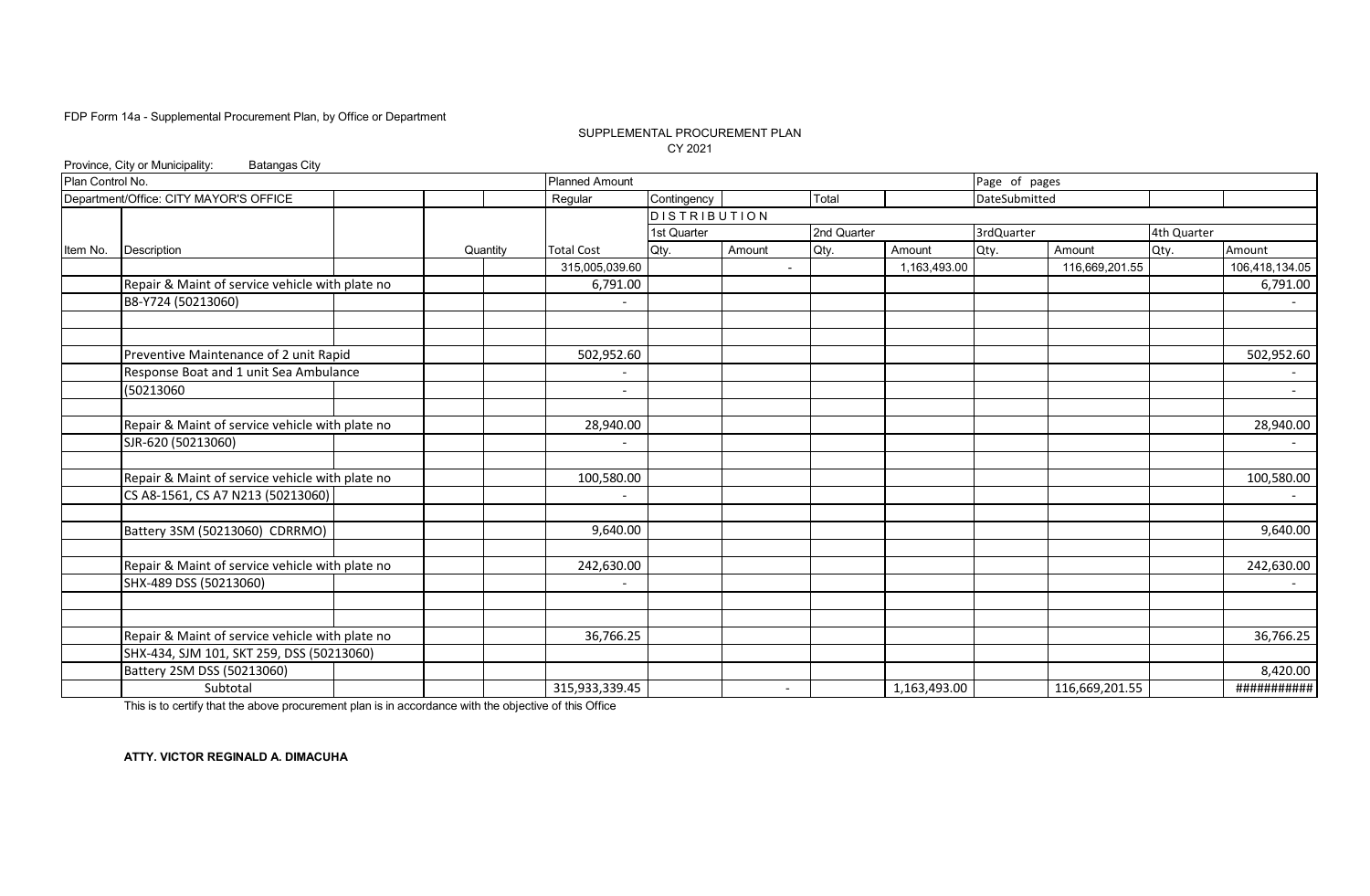FDP Form 14a - Supplemental Procurement Plan, by Office or Department

SUPPLEMENTAL PROCUREMENT PLAN
CY 2021

Province, City or Municipality: Batangas City

| Plan Control No. | | | | | Planned Amount | | | | | Page of pages | | | |
|---|---|---|---|---|---|---|---|---|---|---|---|---|---|
| Department/Office: CITY MAYOR'S OFFICE | | | | | Regular | Contingency | | Total | | DateSubmitted | | | |
| | | | | | | DISTRIBUTION | | | | | | | |
| | | | | | | 1st Quarter | | 2nd Quarter | | 3rdQuarter | | 4th Quarter | |
| Item No. | Description | | Quantity | | Total Cost | Qty. | Amount | Qty. | Amount | Qty. | Amount | Qty. | Amount |
| | | | | | 315,005,039.60 | | - | | 1,163,493.00 | | 116,669,201.55 | | 106,418,134.05 |
| | Repair & Maint of service vehicle with plate no | | | | 6,791.00 | | | | | | | | 6,791.00 |
| | B8-Y724 (50213060) | | | | - | | | | | | | | - |
| | | | | | | | | | | | | | |
| | | | | | | | | | | | | | |
| | Preventive Maintenance of 2 unit Rapid | | | | 502,952.60 | | | | | | | | 502,952.60 |
| | Response Boat and 1 unit Sea Ambulance | | | | - | | | | | | | | - |
| | (50213060 | | | | - | | | | | | | | - |
| | | | | | | | | | | | | | |
| | Repair & Maint of service vehicle with plate no | | | | 28,940.00 | | | | | | | | 28,940.00 |
| | SJR-620 (50213060) | | | | - | | | | | | | | - |
| | | | | | | | | | | | | | |
| | Repair & Maint of service vehicle with plate no | | | | 100,580.00 | | | | | | | | 100,580.00 |
| | CS A8-1561, CS A7 N213 (50213060) | | | | - | | | | | | | | - |
| | | | | | | | | | | | | | |
| | Battery 3SM (50213060) CDRRMO) | | | | 9,640.00 | | | | | | | | 9,640.00 |
| | | | | | | | | | | | | | |
| | Repair & Maint of service vehicle with plate no | | | | 242,630.00 | | | | | | | | 242,630.00 |
| | SHX-489 DSS (50213060) | | | | - | | | | | | | | - |
| | | | | | | | | | | | | | |
| | | | | | | | | | | | | | |
| | Repair & Maint of service vehicle with plate no | | | | 36,766.25 | | | | | | | | 36,766.25 |
| | SHX-434, SJM 101, SKT 259, DSS (50213060) | | | | | | | | | | | | |
| | Battery 2SM DSS (50213060) | | | | | | | | | | | | 8,420.00 |
| | Subtotal | | | | 315,933,339.45 | | - | | 1,163,493.00 | | 116,669,201.55 | | ########### |

This is to certify that the above procurement plan is in accordance with the objective of this Office

**ATTY. VICTOR REGINALD A. DIMACUHA**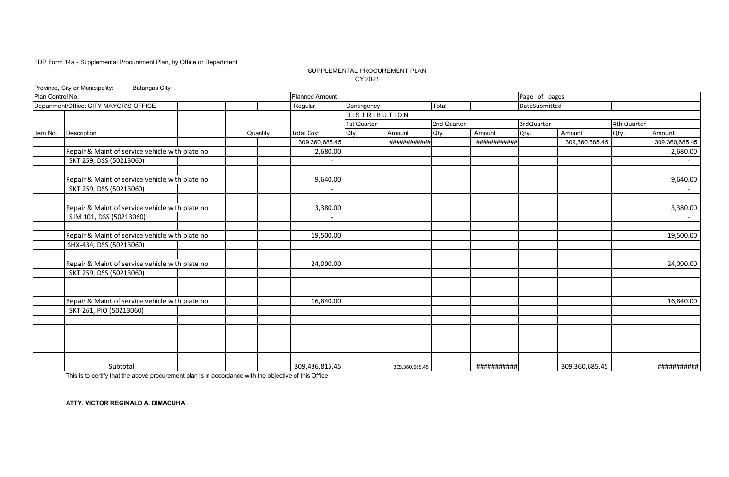FDP Form 14a - Supplemental Procurement Plan, by Office or Department

SUPPLEMENTAL PROCUREMENT PLAN
CY 2021

Province, City or Municipality: Batangas City

| Plan Control No. | | | | | Planned Amount | | | | | Page of pages | | | |
|---|---|---|---|---|---|---|---|---|---|---|---|---|---|
| Department/Office: CITY MAYOR'S OFFICE | | | | | Regular | Contingency | | Total | | DateSubmitted | | | |
| | | | | | | DISTRIBUTION | | | | | | | |
| | | | | | | 1st Quarter | | 2nd Quarter | | 3rdQuarter | | 4th Quarter | |
| Item No. | Description | | | Quantity | Total Cost | Qty. | Amount | Qty. | Amount | Qty. | Amount | Qty. | Amount |
| | | | | | 309,360,685.45 | | ############ | | ############ | | 309,360,685.45 | | 309,360,685.45 |
| | Repair & Maint of service vehicle with plate no | | | | 2,680.00 | | | | | | | | 2,680.00 |
| | SKT 259, DSS (50213060) | | | | - | | | | | | | | - |
| | | | | | | | | | | | | | |
| | Repair & Maint of service vehicle with plate no | | | | 9,640.00 | | | | | | | | 9,640.00 |
| | SKT 259, DSS (50213060) | | | | - | | | | | | | | - |
| | | | | | | | | | | | | | |
| | Repair & Maint of service vehicle with plate no | | | | 3,380.00 | | | | | | | | 3,380.00 |
| | SJM 101, DSS (50213060) | | | | - | | | | | | | | - |
| | | | | | | | | | | | | | |
| | Repair & Maint of service vehicle with plate no | | | | 19,500.00 | | | | | | | | 19,500.00 |
| | SHX-434, DSS (50213060) | | | | | | | | | | | | |
| | | | | | | | | | | | | | |
| | Repair & Maint of service vehicle with plate no | | | | 24,090.00 | | | | | | | | 24,090.00 |
| | SKT 259, DSS (50213060) | | | | | | | | | | | | |
| | | | | | | | | | | | | | |
| | | | | | | | | | | | | | |
| | Repair & Maint of service vehicle with plate no | | | | 16,840.00 | | | | | | | | 16,840.00 |
| | SKT 261, PIO (50213060) | | | | | | | | | | | | |
| | | | | | | | | | | | | | |
| | | | | | | | | | | | | | |
| | | | | | | | | | | | | | |
| | | | | | | | | | | | | | |
| | | | | | | | | | | | | | |
| | Subtotal | | | | 309,436,815.45 | | 309,360,685.45 | | ########### | | 309,360,685.45 | | ########### |

This is to certify that the above procurement plan is in accordance with the objective of this Office

**ATTY. VICTOR REGINALD A. DIMACUHA**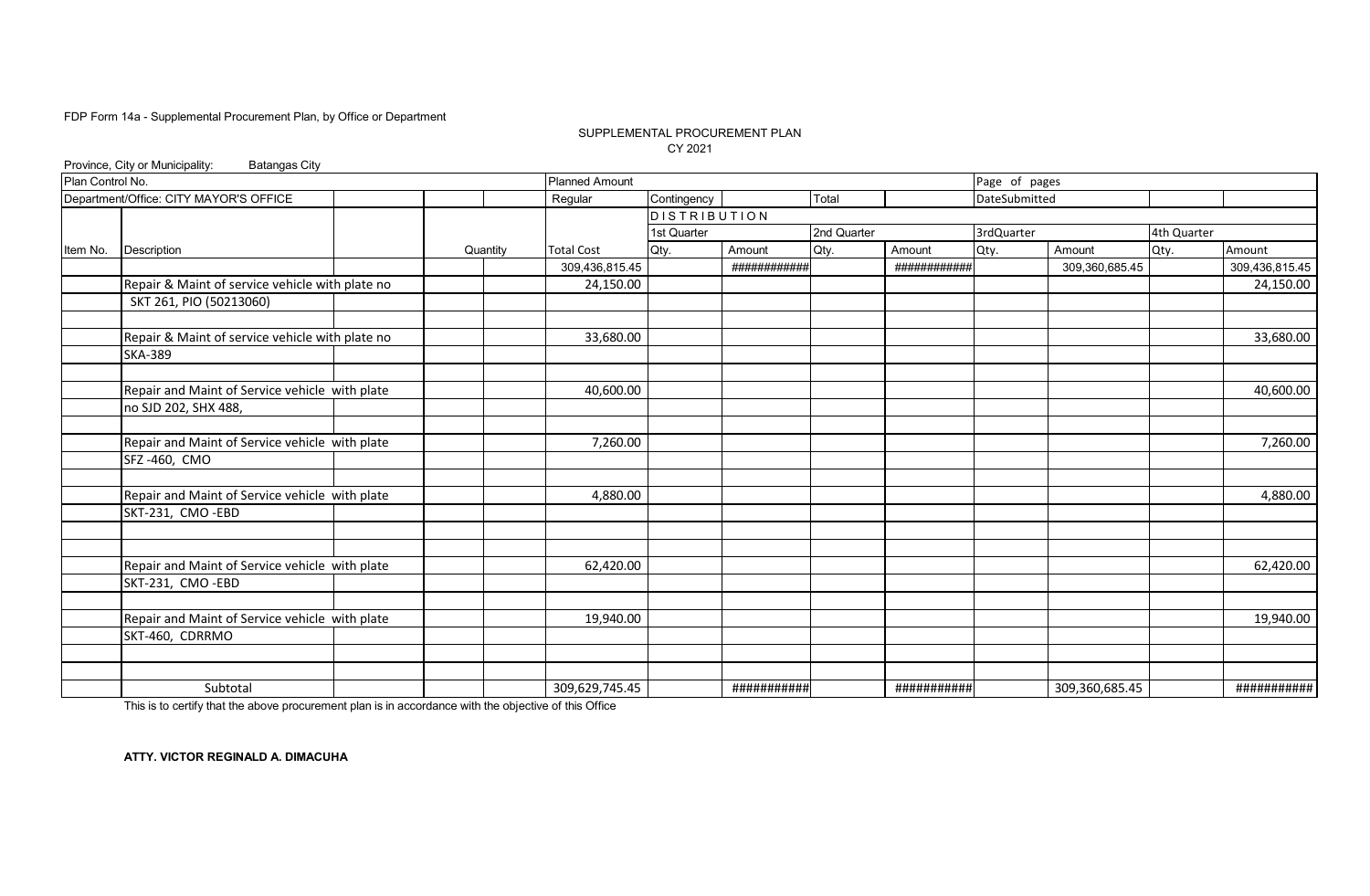FDP Form 14a - Supplemental Procurement Plan, by Office or Department

SUPPLEMENTAL PROCUREMENT PLAN
CY 2021

Province, City or Municipality: Batangas City

| Plan Control No. | | | | Planned Amount | | | | | Page of pages | | | |
|---|---|---|---|---|---|---|---|---|---|---|---|---|
| Department/Office: CITY MAYOR'S OFFICE | | | | Regular | Contingency | | Total | | DateSubmitted | | | |
| | | | | | DISTRIBUTION | | | | | | | |
| | | | | | 1st Quarter | | 2nd Quarter | | 3rdQuarter | | 4th Quarter | |
| Item No. | Description | | Quantity | Total Cost | Qty. | Amount | Qty. | Amount | Qty. | Amount | Qty. | Amount |
| | | | | 309,436,815.45 | | ############ | | ############ | | 309,360,685.45 | | 309,436,815.45 |
| | Repair & Maint of service vehicle with plate no | | | 24,150.00 | | | | | | | | 24,150.00 |
| | SKT 261, PIO (50213060) | | | | | | | | | | | |
| | | | | | | | | | | | | |
| | Repair & Maint of service vehicle with plate no | | | 33,680.00 | | | | | | | | 33,680.00 |
| | SKA-389 | | | | | | | | | | | |
| | | | | | | | | | | | | |
| | Repair and Maint of Service vehicle with plate | | | 40,600.00 | | | | | | | | 40,600.00 |
| | no SJD 202, SHX 488, | | | | | | | | | | | |
| | | | | | | | | | | | | |
| | Repair and Maint of Service vehicle with plate | | | 7,260.00 | | | | | | | | 7,260.00 |
| | SFZ -460, CMO | | | | | | | | | | | |
| | | | | | | | | | | | | |
| | Repair and Maint of Service vehicle with plate | | | 4,880.00 | | | | | | | | 4,880.00 |
| | SKT-231, CMO -EBD | | | | | | | | | | | |
| | | | | | | | | | | | | |
| | | | | | | | | | | | | |
| | Repair and Maint of Service vehicle with plate | | | 62,420.00 | | | | | | | | 62,420.00 |
| | SKT-231, CMO -EBD | | | | | | | | | | | |
| | | | | | | | | | | | | |
| | Repair and Maint of Service vehicle with plate | | | 19,940.00 | | | | | | | | 19,940.00 |
| | SKT-460, CDRRMO | | | | | | | | | | | |
| | | | | | | | | | | | | |
| | | | | | | | | | | | | |
| | Subtotal | | | 309,629,745.45 | | ########### | | ########### | | 309,360,685.45 | | ########### |

This is to certify that the above procurement plan is in accordance with the objective of this Office

**ATTY. VICTOR REGINALD A. DIMACUHA**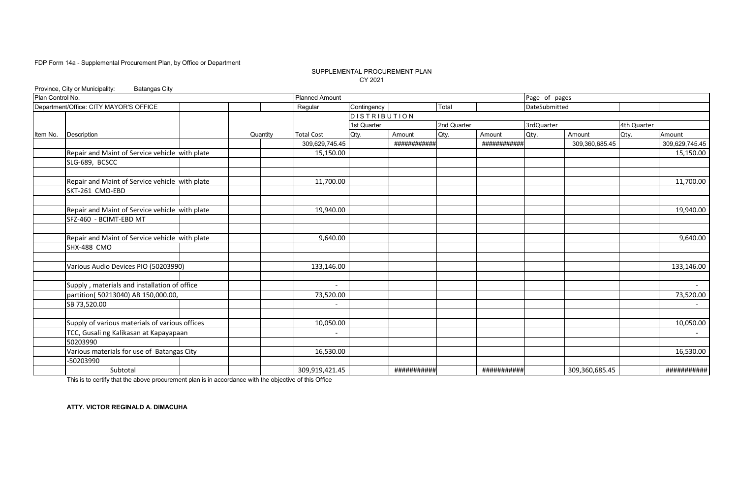FDP Form 14a - Supplemental Procurement Plan, by Office or Department

SUPPLEMENTAL PROCUREMENT PLAN
CY 2021

Province, City or Municipality: Batangas City

| Plan Control No. | | | | | Planned Amount | | | | | Page of pages | | | |
|---|---|---|---|---|---|---|---|---|---|---|---|---|---|
| Department/Office: CITY MAYOR'S OFFICE | | | | | Regular | Contingency | | Total | | DateSubmitted | | | |
| | | | | | | DISTRIBUTION | | | | | | | |
| | | | | | | 1st Quarter | | 2nd Quarter | | 3rdQuarter | | 4th Quarter | |
| Item No. | Description | | | Quantity | Total Cost | Qty. | Amount | Qty. | Amount | Qty. | Amount | Qty. | Amount |
| | | | | | 309,629,745.45 | | ############ | | ############ | | 309,360,685.45 | | 309,629,745.45 |
| | Repair and Maint of Service vehicle with plate | | | | 15,150.00 | | | | | | | | 15,150.00 |
| | SLG-689, BCSCC | | | | | | | | | | | | |
| | | | | | | | | | | | | | |
| | Repair and Maint of Service vehicle with plate | | | | 11,700.00 | | | | | | | | 11,700.00 |
| | SKT-261 CMO-EBD | | | | | | | | | | | | |
| | | | | | | | | | | | | | |
| | Repair and Maint of Service vehicle with plate | | | | 19,940.00 | | | | | | | | 19,940.00 |
| | SFZ-460 - BCIMT-EBD MT | | | | | | | | | | | | |
| | | | | | | | | | | | | | |
| | Repair and Maint of Service vehicle with plate | | | | 9,640.00 | | | | | | | | 9,640.00 |
| | SHX-488 CMO | | | | | | | | | | | | |
| | | | | | | | | | | | | | |
| | Various Audio Devices PIO (50203990) | | | | 133,146.00 | | | | | | | | 133,146.00 |
| | | | | | | | | | | | | | |
| | Supply , materials and installation of office | | | | - | | | | | | | | - |
| | partition( 50213040) AB 150,000.00, | | | | 73,520.00 | | | | | | | | 73,520.00 |
| | SB 73,520.00 | | | | - | | | | | | | | - |
| | | | | | | | | | | | | | |
| | Supply of various materials of various offices | | | | 10,050.00 | | | | | | | | 10,050.00 |
| | TCC, Gusali ng Kalikasan at Kapayapaan | | | | - | | | | | | | | - |
| | 50203990 | | | | | | | | | | | | |
| | Various materials for use of Batangas City | | | | 16,530.00 | | | | | | | | 16,530.00 |
| | -50203990 | | | | | | | | | | | | |
| | Subtotal | | | | 309,919,421.45 | | ########### | | ########### | | 309,360,685.45 | | ########### |

This is to certify that the above procurement plan is in accordance with the objective of this Office

**ATTY. VICTOR REGINALD A. DIMACUHA**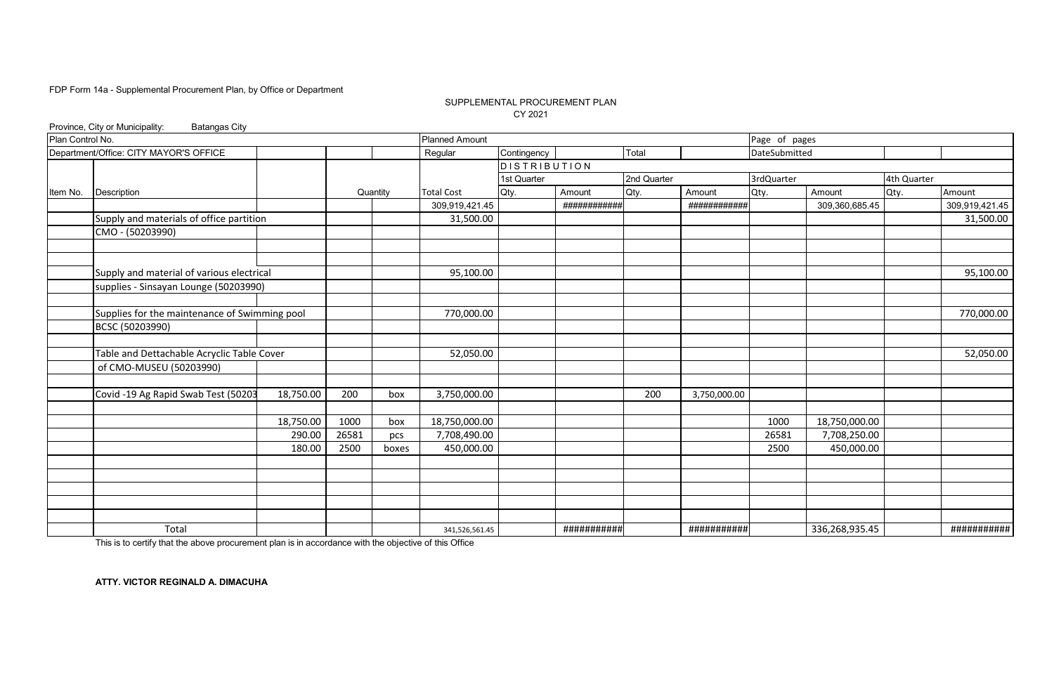FDP Form 14a - Supplemental Procurement Plan, by Office or Department

SUPPLEMENTAL PROCUREMENT PLAN
CY 2021

Province, City or Municipality: Batangas City

| Plan Control No. | | | | | Planned Amount | | | | | Page of pages | | | |
|---|---|---|---|---|---|---|---|---|---|---|---|---|---|
| Department/Office: CITY MAYOR'S OFFICE | | | | | Regular | Contingency | | Total | | DateSubmitted | | | |
| | | | | | | DISTRIBUTION | | | | | | | |
| | | | | | | 1st Quarter | | 2nd Quarter | | 3rdQuarter | | 4th Quarter | |
| Item No. | Description | | Quantity | | Total Cost | Qty. | Amount | Qty. | Amount | Qty. | Amount | Qty. | Amount |
| | | | | | 309,919,421.45 | | ############ | | ############ | | 309,360,685.45 | | 309,919,421.45 |
| | Supply and materials of office partition | | | | 31,500.00 | | | | | | | | 31,500.00 |
| | CMO - (50203990) | | | | | | | | | | | | |
| | | | | | | | | | | | | | |
| | | | | | | | | | | | | | |
| | Supply and material of various electrical | | | | 95,100.00 | | | | | | | | 95,100.00 |
| | supplies - Sinsayan Lounge (50203990) | | | | | | | | | | | | |
| | | | | | | | | | | | | | |
| | Supplies for the maintenance of Swimming pool | | | | 770,000.00 | | | | | | | | 770,000.00 |
| | BCSC (50203990) | | | | | | | | | | | | |
| | | | | | | | | | | | | | |
| | Table and Dettachable Acryclic Table Cover | | | | 52,050.00 | | | | | | | | 52,050.00 |
| | of CMO-MUSEU (50203990) | | | | | | | | | | | | |
| | | | | | | | | | | | | | |
| | Covid -19 Ag Rapid Swab Test (50203 | 18,750.00 | 200 | box | 3,750,000.00 | | | 200 | 3,750,000.00 | | | | |
| | | | | | | | | | | | | | |
| | | 18,750.00 | 1000 | box | 18,750,000.00 | | | | | 1000 | 18,750,000.00 | | |
| | | 290.00 | 26581 | pcs | 7,708,490.00 | | | | | 26581 | 7,708,250.00 | | |
| | | 180.00 | 2500 | boxes | 450,000.00 | | | | | 2500 | 450,000.00 | | |
| | | | | | | | | | | | | | |
| | | | | | | | | | | | | | |
| | | | | | | | | | | | | | |
| | | | | | | | | | | | | | |
| | | | | | | | | | | | | | |
| | Total | | | | 341,526,561.45 | | ########### | | ########### | | 336,268,935.45 | | ########### |

This is to certify that the above procurement plan is in accordance with the objective of this Office

**ATTY. VICTOR REGINALD A. DIMACUHA**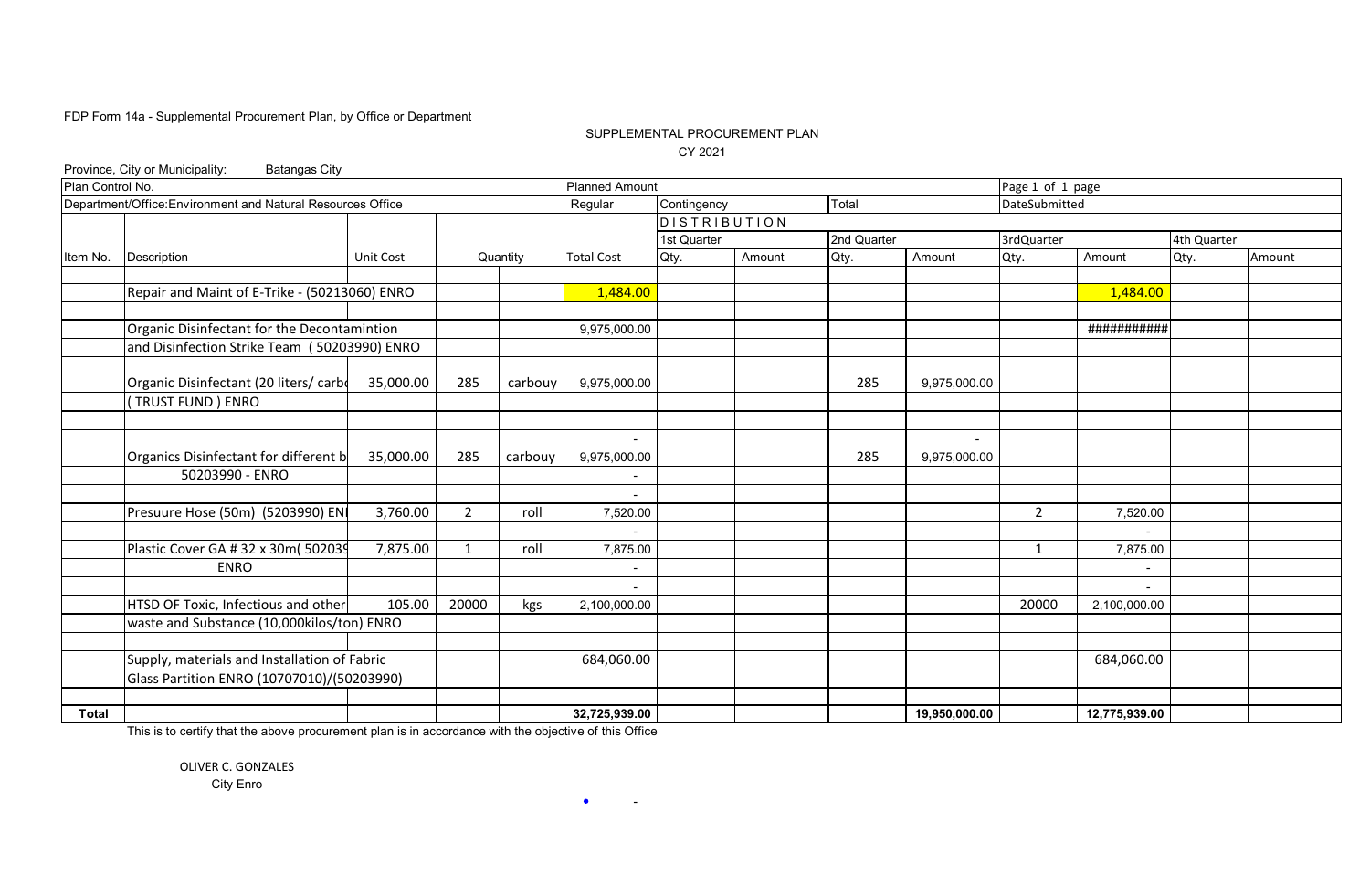FDP Form 14a - Supplemental Procurement Plan, by Office or Department

SUPPLEMENTAL PROCUREMENT PLAN

CY 2021

Province, City or Municipality: Batangas City

| Plan Control No. | | | | | Planned Amount | | | | | Page 1 of 1 page | | | |
|---|---|---|---|---|---|---|---|---|---|---|---|---|---|
| Department/Office:Environment and Natural Resources Office | | | | | Regular | Contingency | | Total | | DateSubmitted | | | |
| | | | | | | DISTRIBUTION | | | | | | | |
| | | | | | | 1st Quarter | | 2nd Quarter | | 3rdQuarter | | 4th Quarter | |
| Item No. | Description | Unit Cost | Quantity | | Total Cost | Qty. | Amount | Qty. | Amount | Qty. | Amount | Qty. | Amount |
| | Repair and Maint of E-Trike - (50213060) ENRO | | | | 1,484.00 | | | | | | 1,484.00 | | |
| | Organic Disinfectant for the Decontamintion | | | | 9,975,000.00 | | | | | | ########### | | |
| | and Disinfection Strike Team ( 50203990) ENRO | | | | | | | | | | | | |
| | Organic Disinfectant (20 liters/ carbo | 35,000.00 | 285 | carbouy | 9,975,000.00 | | | 285 | 9,975,000.00 | | | | |
| | ( TRUST FUND ) ENRO | | | | | | | | | | | | |
| | | | | | - | | | | - | | | | |
| | Organics Disinfectant for different b | 35,000.00 | 285 | carbouy | 9,975,000.00 | | | 285 | 9,975,000.00 | | | | |
| | 50203990 - ENRO | | | | - | | | | | | | | |
| | | | | | - | | | | | | | | |
| | Presuure Hose (50m) (5203990) ENI | 3,760.00 | 2 | roll | 7,520.00 | | | | | 2 | 7,520.00 | | |
| | | | | | - | | | | | | - | | |
| | Plastic Cover GA # 32 x 30m( 502039 | 7,875.00 | 1 | roll | 7,875.00 | | | | | 1 | 7,875.00 | | |
| | ENRO | | | | - | | | | | | - | | |
| | | | | | - | | | | | | - | | |
| | HTSD OF Toxic, Infectious and other | 105.00 | 20000 | kgs | 2,100,000.00 | | | | | 20000 | 2,100,000.00 | | |
| | waste and Substance (10,000kilos/ton) ENRO | | | | | | | | | | | | |
| | Supply, materials and Installation of Fabric | | | | 684,060.00 | | | | | | 684,060.00 | | |
| | Glass Partition ENRO (10707010)/(50203990) | | | | | | | | | | | | |
| **Total** | | | | | **32,725,939.00** | | | | **19,950,000.00** | | **12,775,939.00** | | |

This is to certify that the above procurement plan is in accordance with the objective of this Office

OLIVER C. GONZALES
City Enro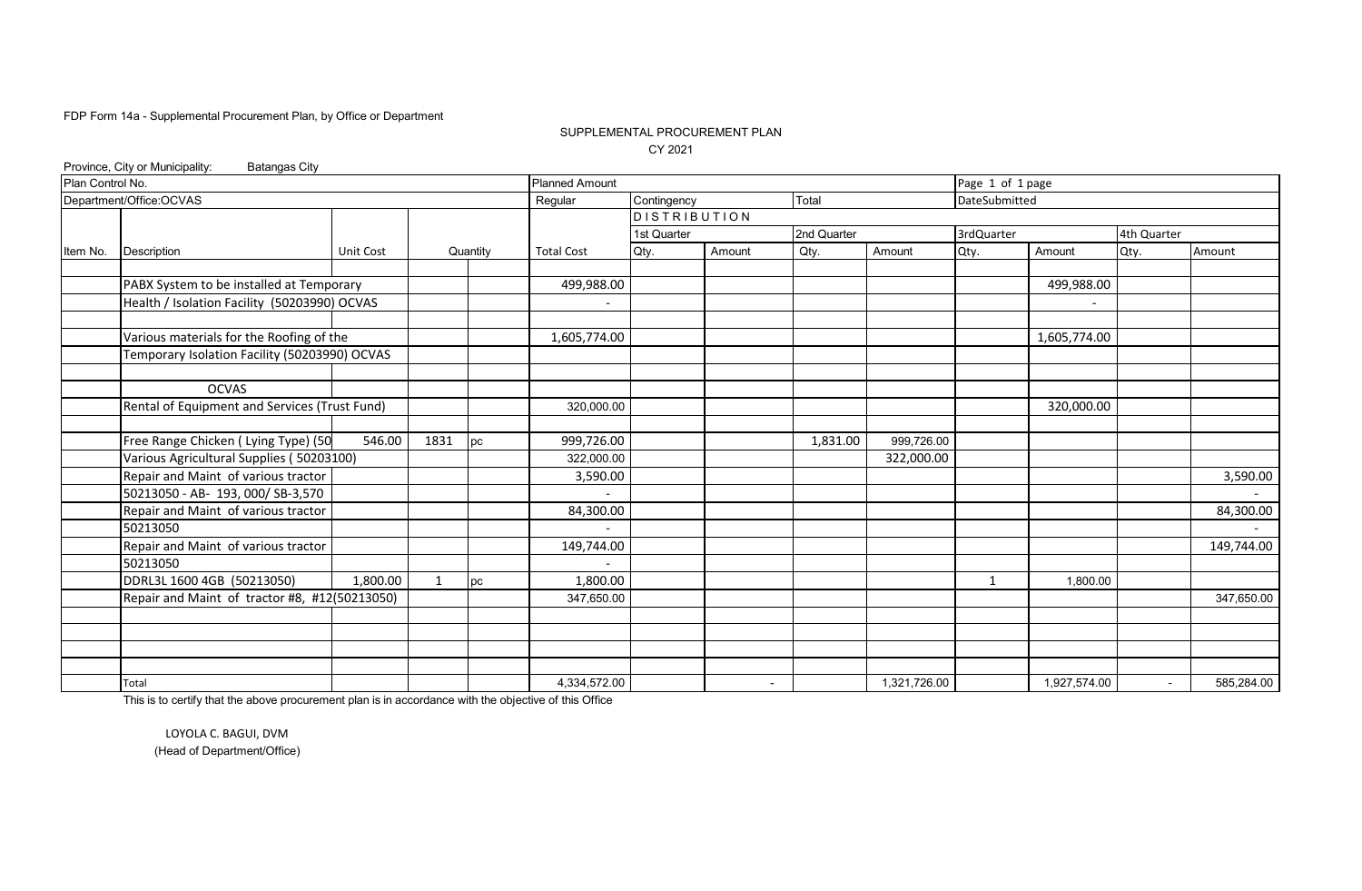FDP Form 14a - Supplemental Procurement Plan, by Office or Department

SUPPLEMENTAL PROCUREMENT PLAN

CY 2021

Province, City or Municipality: Batangas City

| Plan Control No. | | | | | Planned Amount | | | | | Page 1 of 1 page | | | |
|---|---|---|---|---|---|---|---|---|---|---|---|---|---|
| Department/Office:OCVAS | | | | | Regular | Contingency | | Total | | DateSubmitted | | | |
| | | | | | | DISTRIBUTION | | | | | | | |
| | | | | | | 1st Quarter | | 2nd Quarter | | 3rdQuarter | | 4th Quarter | |
| Item No. | Description | Unit Cost | Quantity | | Total Cost | Qty. | Amount | Qty. | Amount | Qty. | Amount | Qty. | Amount |
| | PABX System to be installed at Temporary | | | | 499,988.00 | | | | | | 499,988.00 | | |
| | Health / Isolation Facility (50203990) OCVAS | | | | - | | | | | | - | | |
| | Various materials for the Roofing of the | | | | 1,605,774.00 | | | | | | 1,605,774.00 | | |
| | Temporary Isolation Facility (50203990) OCVAS | | | | | | | | | | | | |
| | OCVAS | | | | | | | | | | | | |
| | Rental of Equipment and Services (Trust Fund) | | | | 320,000.00 | | | | | | 320,000.00 | | |
| | Free Range Chicken ( Lying Type) (50 | 546.00 | 1831 | pc | 999,726.00 | | | 1,831.00 | 999,726.00 | | | | |
| | Various Agricultural Supplies ( 50203100) | | | | 322,000.00 | | | | 322,000.00 | | | | |
| | Repair and Maint of various tractor | | | | 3,590.00 | | | | | | | | 3,590.00 |
| | 50213050 - AB- 193, 000/ SB-3,570 | | | | - | | | | | | | | - |
| | Repair and Maint of various tractor | | | | 84,300.00 | | | | | | | | 84,300.00 |
| | 50213050 | | | | - | | | | | | | | - |
| | Repair and Maint of various tractor | | | | 149,744.00 | | | | | | | | 149,744.00 |
| | 50213050 | | | | - | | | | | | | | |
| | DDRL3L 1600 4GB (50213050) | 1,800.00 | 1 | pc | 1,800.00 | | | | | 1 | 1,800.00 | | |
| | Repair and Maint of tractor #8, #12(50213050) | | | | 347,650.00 | | | | | | | | 347,650.00 |
| | Total | | | | 4,334,572.00 | | - | | 1,321,726.00 | | 1,927,574.00 | - | 585,284.00 |

This is to certify that the above procurement plan is in accordance with the objective of this Office

LOYOLA C. BAGUI, DVM
(Head of Department/Office)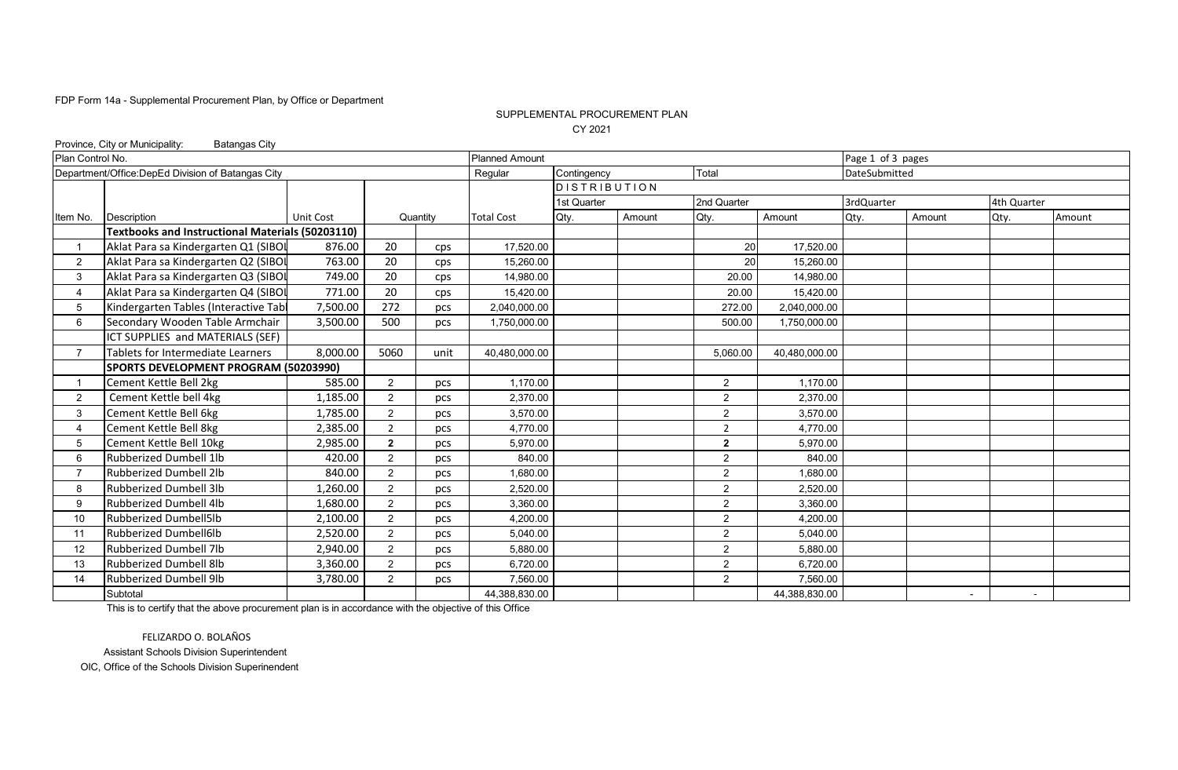FDP Form 14a - Supplemental Procurement Plan, by Office or Department

SUPPLEMENTAL PROCUREMENT PLAN

CY 2021

Province, City or Municipality: Batangas City

| Plan Control No. | | | | | Planned Amount | | | | | Page 1 of 3 pages | | | |
|---|---|---|---|---|---|---|---|---|---|---|---|---|---|
| Department/Office:DepEd Division of Batangas City | | | | | Regular | Contingency | | Total | | DateSubmitted | | | |
| | | | | | | DISTRIBUTION | | | | | | | |
| | | | | | | 1st Quarter | | 2nd Quarter | | 3rdQuarter | | 4th Quarter | |
| Item No. | Description | Unit Cost | Quantity | | Total Cost | Qty. | Amount | Qty. | Amount | Qty. | Amount | Qty. | Amount |
| | **Textbooks and Instructional Materials (50203110)** | | | | | | | | | | | | |
| 1 | Aklat Para sa Kindergarten Q1 (SIBOL | 876.00 | 20 | cps | 17,520.00 | | | 20 | 17,520.00 | | | | |
| 2 | Aklat Para sa Kindergarten Q2 (SIBOL | 763.00 | 20 | cps | 15,260.00 | | | 20 | 15,260.00 | | | | |
| 3 | Aklat Para sa Kindergarten Q3 (SIBOL | 749.00 | 20 | cps | 14,980.00 | | | 20.00 | 14,980.00 | | | | |
| 4 | Aklat Para sa Kindergarten Q4 (SIBOL | 771.00 | 20 | cps | 15,420.00 | | | 20.00 | 15,420.00 | | | | |
| 5 | Kindergarten Tables (Interactive Tabl | 7,500.00 | 272 | pcs | 2,040,000.00 | | | 272.00 | 2,040,000.00 | | | | |
| 6 | Secondary Wooden Table Armchair | 3,500.00 | 500 | pcs | 1,750,000.00 | | | 500.00 | 1,750,000.00 | | | | |
| | ICT SUPPLIES and MATERIALS (SEF) | | | | | | | | | | | | |
| 7 | Tablets for Intermediate Learners | 8,000.00 | 5060 | unit | 40,480,000.00 | | | 5,060.00 | 40,480,000.00 | | | | |
| | **SPORTS DEVELOPMENT PROGRAM (50203990)** | | | | | | | | | | | | |
| 1 | Cement Kettle Bell 2kg | 585.00 | 2 | pcs | 1,170.00 | | | 2 | 1,170.00 | | | | |
| 2 | Cement Kettle bell 4kg | 1,185.00 | 2 | pcs | 2,370.00 | | | 2 | 2,370.00 | | | | |
| 3 | Cement Kettle Bell 6kg | 1,785.00 | 2 | pcs | 3,570.00 | | | 2 | 3,570.00 | | | | |
| 4 | Cement Kettle Bell 8kg | 2,385.00 | 2 | pcs | 4,770.00 | | | 2 | 4,770.00 | | | | |
| 5 | Cement Kettle Bell 10kg | 2,985.00 | **2** | pcs | 5,970.00 | | | **2** | 5,970.00 | | | | |
| 6 | Rubberized Dumbell 1lb | 420.00 | 2 | pcs | 840.00 | | | 2 | 840.00 | | | | |
| 7 | Rubberized Dumbell 2lb | 840.00 | 2 | pcs | 1,680.00 | | | 2 | 1,680.00 | | | | |
| 8 | Rubberized Dumbell 3lb | 1,260.00 | 2 | pcs | 2,520.00 | | | 2 | 2,520.00 | | | | |
| 9 | Rubberized Dumbell 4lb | 1,680.00 | 2 | pcs | 3,360.00 | | | 2 | 3,360.00 | | | | |
| 10 | Rubberized Dumbell5lb | 2,100.00 | 2 | pcs | 4,200.00 | | | 2 | 4,200.00 | | | | |
| 11 | Rubberized Dumbell6lb | 2,520.00 | 2 | pcs | 5,040.00 | | | 2 | 5,040.00 | | | | |
| 12 | Rubberized Dumbell 7lb | 2,940.00 | 2 | pcs | 5,880.00 | | | 2 | 5,880.00 | | | | |
| 13 | Rubberized Dumbell 8lb | 3,360.00 | 2 | pcs | 6,720.00 | | | 2 | 6,720.00 | | | | |
| 14 | Rubberized Dumbell 9lb | 3,780.00 | 2 | pcs | 7,560.00 | | | 2 | 7,560.00 | | | | |
| | Subtotal | | | | 44,388,830.00 | | | | 44,388,830.00 | | - | - | |

This is to certify that the above procurement plan is in accordance with the objective of this Office

FELIZARDO O. BOLAÑOS

Assistant Schools Division Superintendent

OIC, Office of the Schools Division Superinendent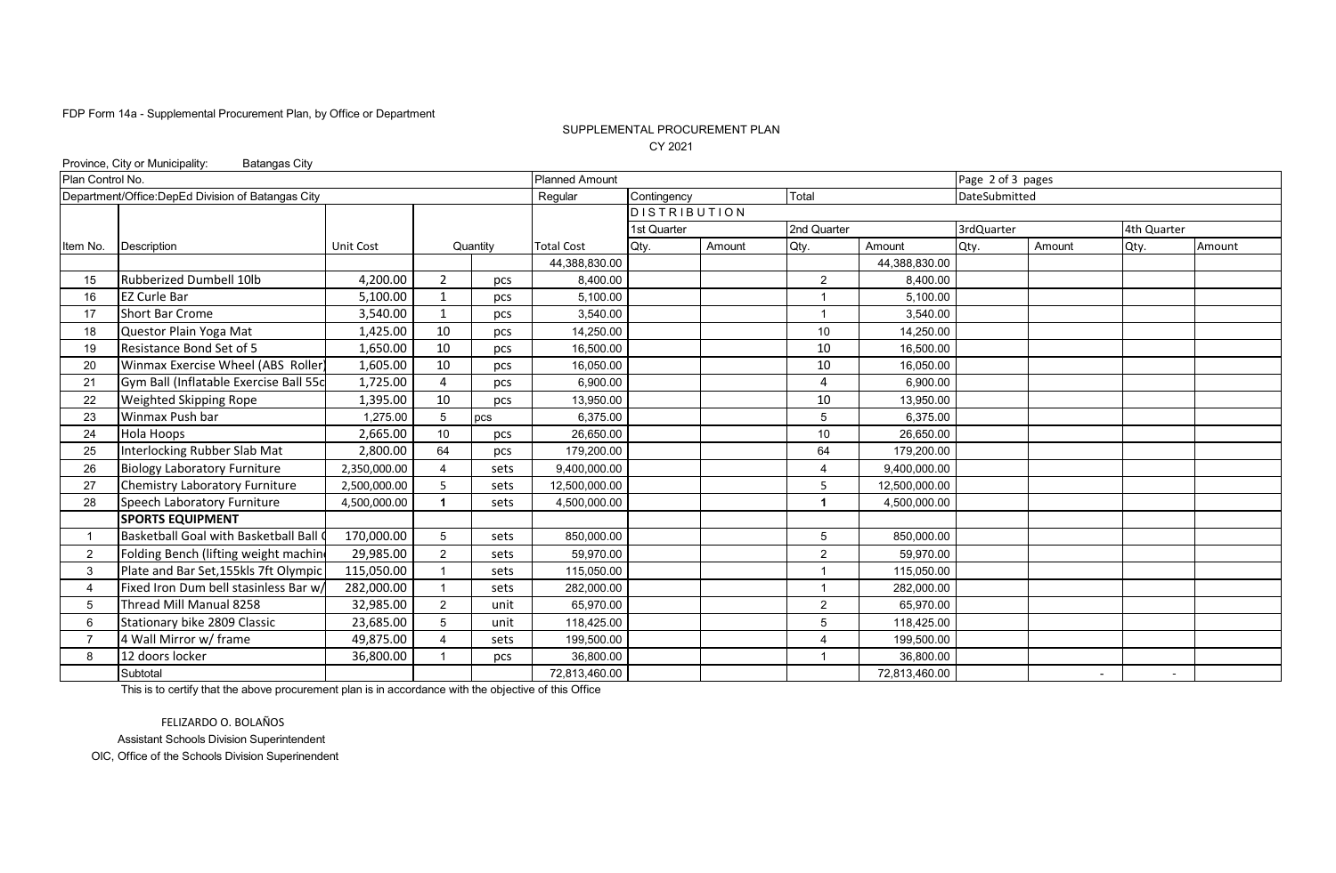FDP Form 14a - Supplemental Procurement Plan, by Office or Department

SUPPLEMENTAL PROCUREMENT PLAN

CY 2021

Province, City or Municipality: Batangas City

| Plan Control No. | | | | | Planned Amount | | | | | Page 2 of 3 pages | | | |
|---|---|---|---|---|---|---|---|---|---|---|---|---|---|
| Department/Office:DepEd Division of Batangas City | | | | | Regular | Contingency | | Total | | DateSubmitted | | | |
| | | | | | | DISTRIBUTION | | | | | | | |
| | | | | | | 1st Quarter | | 2nd Quarter | | 3rdQuarter | | 4th Quarter | |
| Item No. | Description | Unit Cost | Quantity | | Total Cost | Qty. | Amount | Qty. | Amount | Qty. | Amount | Qty. | Amount |
| | | | | | 44,388,830.00 | | | | 44,388,830.00 | | | | |
| 15 | Rubberized Dumbell 10lb | 4,200.00 | 2 | pcs | 8,400.00 | | | 2 | 8,400.00 | | | | |
| 16 | EZ Curle Bar | 5,100.00 | 1 | pcs | 5,100.00 | | | 1 | 5,100.00 | | | | |
| 17 | Short Bar Crome | 3,540.00 | 1 | pcs | 3,540.00 | | | 1 | 3,540.00 | | | | |
| 18 | Questor Plain Yoga Mat | 1,425.00 | 10 | pcs | 14,250.00 | | | 10 | 14,250.00 | | | | |
| 19 | Resistance Bond Set of 5 | 1,650.00 | 10 | pcs | 16,500.00 | | | 10 | 16,500.00 | | | | |
| 20 | Winmax Exercise Wheel (ABS Roller) | 1,605.00 | 10 | pcs | 16,050.00 | | | 10 | 16,050.00 | | | | |
| 21 | Gym Ball (Inflatable Exercise Ball 55c | 1,725.00 | 4 | pcs | 6,900.00 | | | 4 | 6,900.00 | | | | |
| 22 | Weighted Skipping Rope | 1,395.00 | 10 | pcs | 13,950.00 | | | 10 | 13,950.00 | | | | |
| 23 | Winmax Push bar | 1,275.00 | 5 | pcs | 6,375.00 | | | 5 | 6,375.00 | | | | |
| 24 | Hola Hoops | 2,665.00 | 10 | pcs | 26,650.00 | | | 10 | 26,650.00 | | | | |
| 25 | Interlocking Rubber Slab Mat | 2,800.00 | 64 | pcs | 179,200.00 | | | 64 | 179,200.00 | | | | |
| 26 | Biology Laboratory Furniture | 2,350,000.00 | 4 | sets | 9,400,000.00 | | | 4 | 9,400,000.00 | | | | |
| 27 | Chemistry Laboratory Furniture | 2,500,000.00 | 5 | sets | 12,500,000.00 | | | 5 | 12,500,000.00 | | | | |
| 28 | Speech Laboratory Furniture | 4,500,000.00 | 1 | sets | 4,500,000.00 | | | 1 | 4,500,000.00 | | | | |
| | **SPORTS EQUIPMENT** | | | | | | | | | | | | |
| 1 | Basketball Goal with Basketball Ball ( | 170,000.00 | 5 | sets | 850,000.00 | | | 5 | 850,000.00 | | | | |
| 2 | Folding Bench (lifting weight machin | 29,985.00 | 2 | sets | 59,970.00 | | | 2 | 59,970.00 | | | | |
| 3 | Plate and Bar Set,155kls 7ft Olympic | 115,050.00 | 1 | sets | 115,050.00 | | | 1 | 115,050.00 | | | | |
| 4 | Fixed Iron Dum bell stasinless Bar w/ | 282,000.00 | 1 | sets | 282,000.00 | | | 1 | 282,000.00 | | | | |
| 5 | Thread Mill Manual 8258 | 32,985.00 | 2 | unit | 65,970.00 | | | 2 | 65,970.00 | | | | |
| 6 | Stationary bike 2809 Classic | 23,685.00 | 5 | unit | 118,425.00 | | | 5 | 118,425.00 | | | | |
| 7 | 4 Wall Mirror w/ frame | 49,875.00 | 4 | sets | 199,500.00 | | | 4 | 199,500.00 | | | | |
| 8 | 12 doors locker | 36,800.00 | 1 | pcs | 36,800.00 | | | 1 | 36,800.00 | | | | |
| | Subtotal | | | | 72,813,460.00 | | | | 72,813,460.00 | | - | - | |

This is to certify that the above procurement plan is in accordance with the objective of this Office

FELIZARDO O. BOLAÑOS

Assistant Schools Division Superintendent

OIC, Office of the Schools Division Superinendent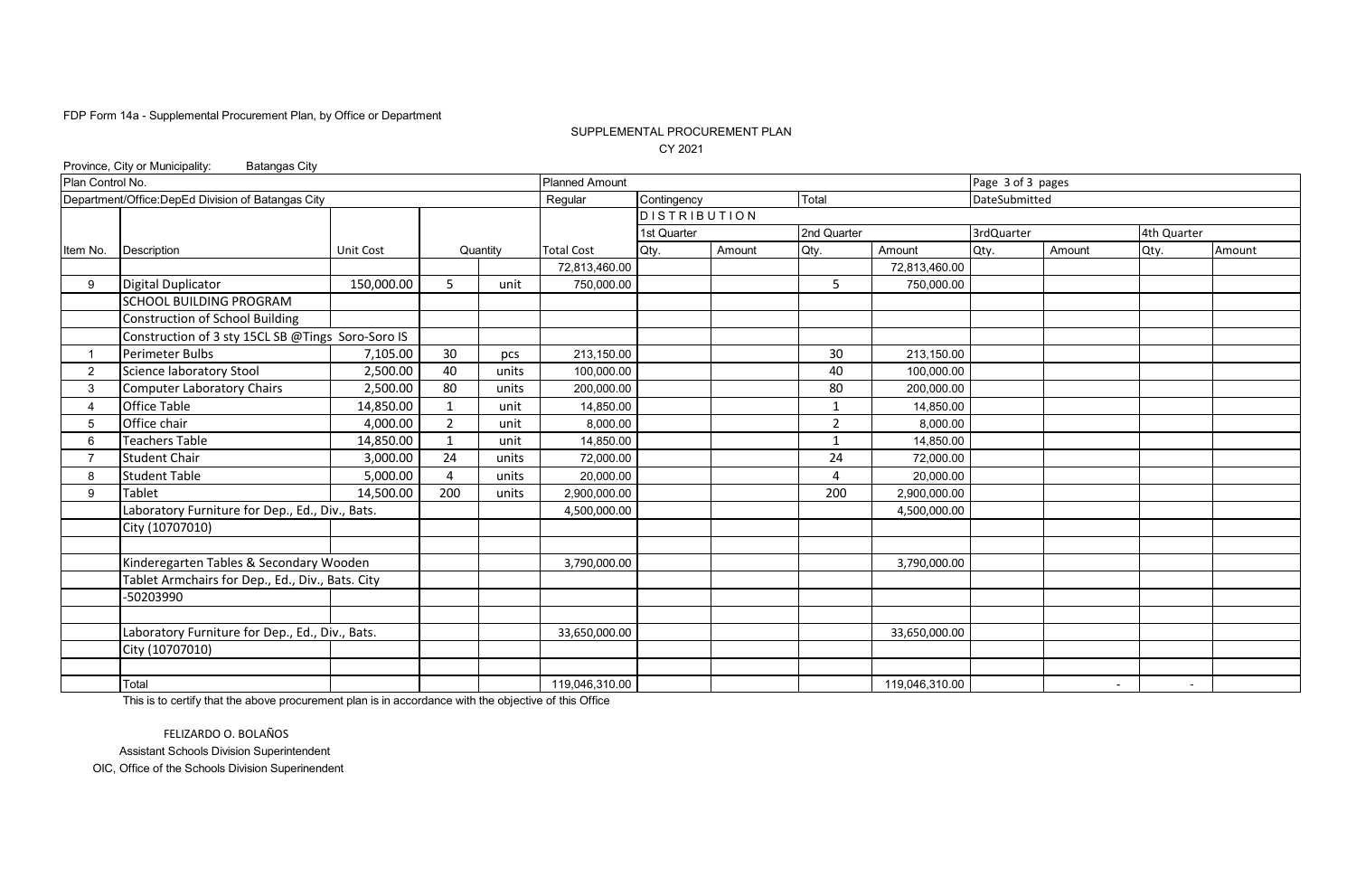FDP Form 14a - Supplemental Procurement Plan, by Office or Department

SUPPLEMENTAL PROCUREMENT PLAN

CY 2021

Province, City or Municipality: Batangas City

| Plan Control No. | | | | | Planned Amount | | | | | Page 3 of 3 pages | | | |
|---|---|---|---|---|---|---|---|---|---|---|---|---|---|
| Department/Office:DepEd Division of Batangas City | | | | | Regular | Contingency | | Total | | DateSubmitted | | | |
| | | | | | | DISTRIBUTION | | | | | | | |
| | | | | | | 1st Quarter | | 2nd Quarter | | 3rdQuarter | | 4th Quarter | |
| Item No. | Description | Unit Cost | Quantity | | Total Cost | Qty. | Amount | Qty. | Amount | Qty. | Amount | Qty. | Amount |
| | | | | | 72,813,460.00 | | | | 72,813,460.00 | | | | |
| 9 | Digital Duplicator | 150,000.00 | 5 | unit | 750,000.00 | | | 5 | 750,000.00 | | | | |
| | SCHOOL BUILDING PROGRAM | | | | | | | | | | | | |
| | Construction of School Building | | | | | | | | | | | | |
| | Construction of 3 sty 15CL SB @Tings Soro-Soro IS | | | | | | | | | | | | |
| 1 | Perimeter Bulbs | 7,105.00 | 30 | pcs | 213,150.00 | | | 30 | 213,150.00 | | | | |
| 2 | Science laboratory Stool | 2,500.00 | 40 | units | 100,000.00 | | | 40 | 100,000.00 | | | | |
| 3 | Computer Laboratory Chairs | 2,500.00 | 80 | units | 200,000.00 | | | 80 | 200,000.00 | | | | |
| 4 | Office Table | 14,850.00 | 1 | unit | 14,850.00 | | | 1 | 14,850.00 | | | | |
| 5 | Office chair | 4,000.00 | 2 | unit | 8,000.00 | | | 2 | 8,000.00 | | | | |
| 6 | Teachers Table | 14,850.00 | 1 | unit | 14,850.00 | | | 1 | 14,850.00 | | | | |
| 7 | Student Chair | 3,000.00 | 24 | units | 72,000.00 | | | 24 | 72,000.00 | | | | |
| 8 | Student Table | 5,000.00 | 4 | units | 20,000.00 | | | 4 | 20,000.00 | | | | |
| 9 | Tablet | 14,500.00 | 200 | units | 2,900,000.00 | | | 200 | 2,900,000.00 | | | | |
| | Laboratory Furniture for Dep., Ed., Div., Bats. | | | | 4,500,000.00 | | | | 4,500,000.00 | | | | |
| | City (10707010) | | | | | | | | | | | | |
| | | | | | | | | | | | | | |
| | Kinderegarten Tables & Secondary Wooden | | | | 3,790,000.00 | | | | 3,790,000.00 | | | | |
| | Tablet Armchairs for Dep., Ed., Div., Bats. City | | | | | | | | | | | | |
| | -50203990 | | | | | | | | | | | | |
| | | | | | | | | | | | | | |
| | Laboratory Furniture for Dep., Ed., Div., Bats. | | | | 33,650,000.00 | | | | 33,650,000.00 | | | | |
| | City (10707010) | | | | | | | | | | | | |
| | | | | | | | | | | | | | |
| | Total | | | | 119,046,310.00 | | | | 119,046,310.00 | | - | - | |

This is to certify that the above procurement plan is in accordance with the objective of this Office

FELIZARDO O. BOLAÑOS

Assistant Schools Division Superintendent

OIC, Office of the Schools Division Superinendent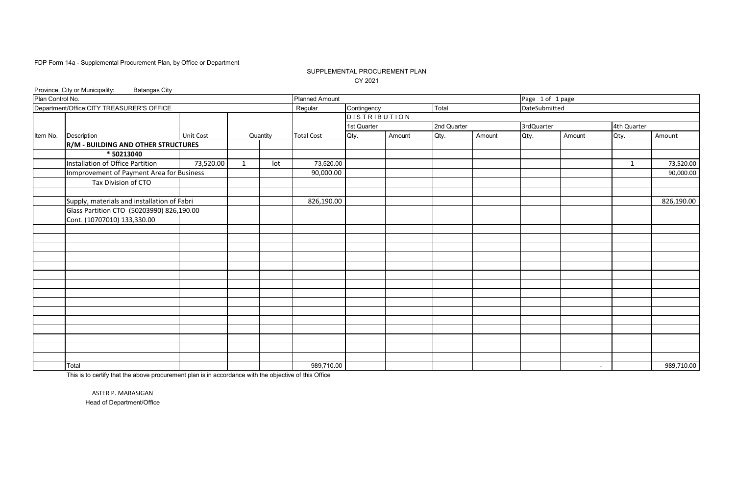FDP Form 14a - Supplemental Procurement Plan, by Office or Department

SUPPLEMENTAL PROCUREMENT PLAN

CY 2021

Province, City or Municipality: Batangas City

| Plan Control No. | | | | | Planned Amount | | | | | Page 1 of 1 page | | | |
|---|---|---|---|---|---|---|---|---|---|---|---|---|---|
| Department/Office:CITY TREASURER'S OFFICE | | | | | Regular | Contingency | | Total | | DateSubmitted | | | |
| | | | | | | DISTRIBUTION | | | | | | | |
| | | | | | | 1st Quarter | | 2nd Quarter | | 3rdQuarter | | 4th Quarter | |
| Item No. | Description | Unit Cost | Quantity | | Total Cost | Qty. | Amount | Qty. | Amount | Qty. | Amount | Qty. | Amount |
| | **R/M - BUILDING AND OTHER STRUCTURES** | | | | | | | | | | | | |
| | *** 50213040** | | | | | | | | | | | | |
| | Installation of Office Partition | 73,520.00 | 1 | lot | 73,520.00 | | | | | | | 1 | 73,520.00 |
| | Inmprovement of Payment Area for Business | | | | 90,000.00 | | | | | | | | 90,000.00 |
| | Tax Division of CTO | | | | | | | | | | | | |
| | | | | | | | | | | | | | |
| | Supply, materials and installation of Fabri | | | | 826,190.00 | | | | | | | | 826,190.00 |
| | Glass Partition CTO (50203990) 826,190.00 | | | | | | | | | | | | |
| | Cont. (10707010) 133,330.00 | | | | | | | | | | | | |
| | Total | | | | 989,710.00 | | | | | | - | | 989,710.00 |

This is to certify that the above procurement plan is in accordance with the objective of this Office

ASTER P. MARASIGAN

Head of Department/Office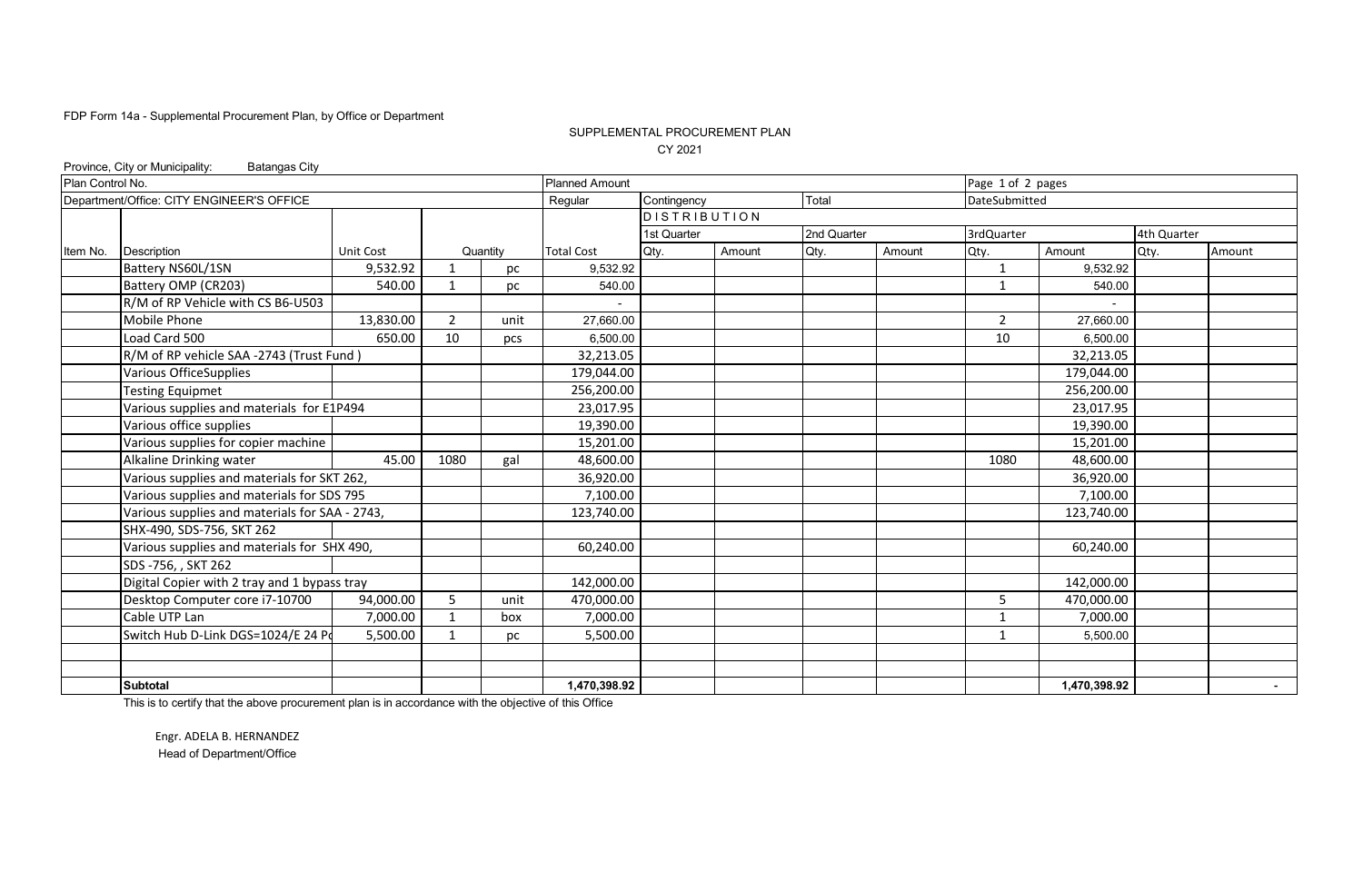FDP Form 14a - Supplemental Procurement Plan, by Office or Department

SUPPLEMENTAL PROCUREMENT PLAN

CY 2021

Province, City or Municipality: Batangas City

| Plan Control No. | | | | | Planned Amount | | | | | Page 1 of 2 pages | | | |
|---|---|---|---|---|---|---|---|---|---|---|---|---|---|
| Department/Office: CITY ENGINEER'S OFFICE | | | | | Regular | Contingency | | Total | | DateSubmitted | | | |
| | | | | | | DISTRIBUTION | | | | | | | |
| | | | | | | 1st Quarter | | 2nd Quarter | | 3rdQuarter | | 4th Quarter | |
| Item No. | Description | Unit Cost | Quantity | | Total Cost | Qty. | Amount | Qty. | Amount | Qty. | Amount | Qty. | Amount |
| | Battery NS60L/1SN | 9,532.92 | 1 | pc | 9,532.92 | | | | | 1 | 9,532.92 | | |
| | Battery OMP (CR203) | 540.00 | 1 | pc | 540.00 | | | | | 1 | 540.00 | | |
| | R/M of RP Vehicle with CS B6-U503 | | | | - | | | | | | - | | |
| | Mobile Phone | 13,830.00 | 2 | unit | 27,660.00 | | | | | 2 | 27,660.00 | | |
| | Load Card 500 | 650.00 | 10 | pcs | 6,500.00 | | | | | 10 | 6,500.00 | | |
| | R/M of RP vehicle SAA -2743 (Trust Fund ) | | | | 32,213.05 | | | | | | 32,213.05 | | |
| | Various OfficeSupplies | | | | 179,044.00 | | | | | | 179,044.00 | | |
| | Testing Equipmet | | | | 256,200.00 | | | | | | 256,200.00 | | |
| | Various supplies and materials for E1P494 | | | | 23,017.95 | | | | | | 23,017.95 | | |
| | Various office supplies | | | | 19,390.00 | | | | | | 19,390.00 | | |
| | Various supplies for copier machine | | | | 15,201.00 | | | | | | 15,201.00 | | |
| | Alkaline Drinking water | 45.00 | 1080 | gal | 48,600.00 | | | | | 1080 | 48,600.00 | | |
| | Various supplies and materials for SKT 262, | | | | 36,920.00 | | | | | | 36,920.00 | | |
| | Various supplies and materials for SDS 795 | | | | 7,100.00 | | | | | | 7,100.00 | | |
| | Various supplies and materials for SAA - 2743, | | | | 123,740.00 | | | | | | 123,740.00 | | |
| | SHX-490, SDS-756, SKT 262 | | | | | | | | | | | | |
| | Various supplies and materials for SHX 490, | | | | 60,240.00 | | | | | | 60,240.00 | | |
| | SDS -756, , SKT 262 | | | | | | | | | | | | |
| | Digital Copier with 2 tray and 1 bypass tray | | | | 142,000.00 | | | | | | 142,000.00 | | |
| | Desktop Computer core i7-10700 | 94,000.00 | 5 | unit | 470,000.00 | | | | | 5 | 470,000.00 | | |
| | Cable UTP Lan | 7,000.00 | 1 | box | 7,000.00 | | | | | 1 | 7,000.00 | | |
| | Switch Hub D-Link DGS=1024/E 24 Po | 5,500.00 | 1 | pc | 5,500.00 | | | | | 1 | 5,500.00 | | |
| | | | | | | | | | | | | | |
| | | | | | | | | | | | | | |
| | **Subtotal** | | | | **1,470,398.92** | | | | | | **1,470,398.92** | | - |

This is to certify that the above procurement plan is in accordance with the objective of this Office

Engr. ADELA B. HERNANDEZ
Head of Department/Office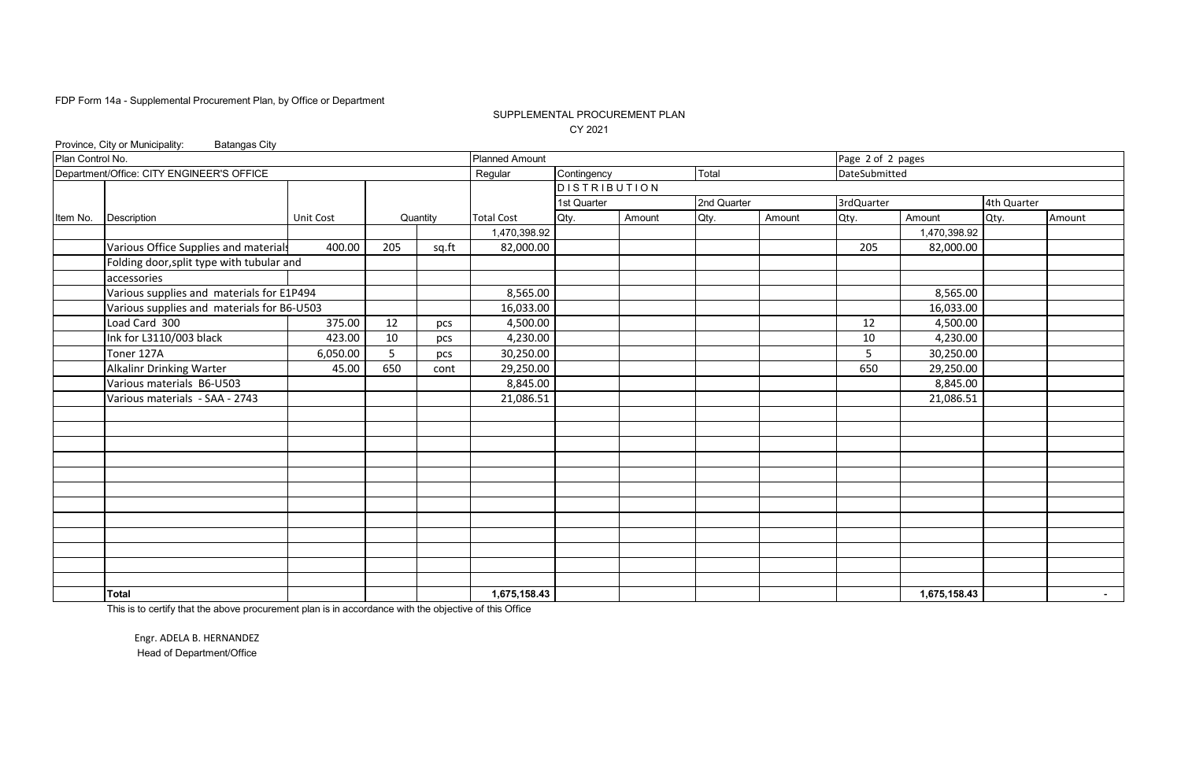FDP Form 14a - Supplemental Procurement Plan, by Office or Department

SUPPLEMENTAL PROCUREMENT PLAN

CY 2021

Province, City or Municipality: Batangas City

| Plan Control No. | | | | | Planned Amount | | | | | Page 2 of 2 pages | | | |
|---|---|---|---|---|---|---|---|---|---|---|---|---|---|
| Department/Office: CITY ENGINEER'S OFFICE | | | | | Regular | Contingency | | Total | | DateSubmitted | | | |
| | | | | | | DISTRIBUTION | | | | | | | |
| | | | | | | 1st Quarter | | 2nd Quarter | | 3rdQuarter | | 4th Quarter | |
| Item No. | Description | Unit Cost | Quantity | | Total Cost | Qty. | Amount | Qty. | Amount | Qty. | Amount | Qty. | Amount |
| | | | | | 1,470,398.92 | | | | | | 1,470,398.92 | | |
| | Various Office Supplies and materials | 400.00 | 205 | sq.ft | 82,000.00 | | | | | 205 | 82,000.00 | | |
| | Folding door,split type with tubular and | | | | | | | | | | | | |
| | accessories | | | | | | | | | | | | |
| | Various supplies and materials for E1P494 | | | | 8,565.00 | | | | | | 8,565.00 | | |
| | Various supplies and materials for B6-U503 | | | | 16,033.00 | | | | | | 16,033.00 | | |
| | Load Card 300 | 375.00 | 12 | pcs | 4,500.00 | | | | | 12 | 4,500.00 | | |
| | Ink for L3110/003 black | 423.00 | 10 | pcs | 4,230.00 | | | | | 10 | 4,230.00 | | |
| | Toner 127A | 6,050.00 | 5 | pcs | 30,250.00 | | | | | 5 | 30,250.00 | | |
| | Alkalinr Drinking Warter | 45.00 | 650 | cont | 29,250.00 | | | | | 650 | 29,250.00 | | |
| | Various materials B6-U503 | | | | 8,845.00 | | | | | | 8,845.00 | | |
| | Various materials - SAA - 2743 | | | | 21,086.51 | | | | | | 21,086.51 | | |
| | **Total** | | | | **1,675,158.43** | | | | | | **1,675,158.43** | | - |

This is to certify that the above procurement plan is in accordance with the objective of this Office

Engr. ADELA B. HERNANDEZ
Head of Department/Office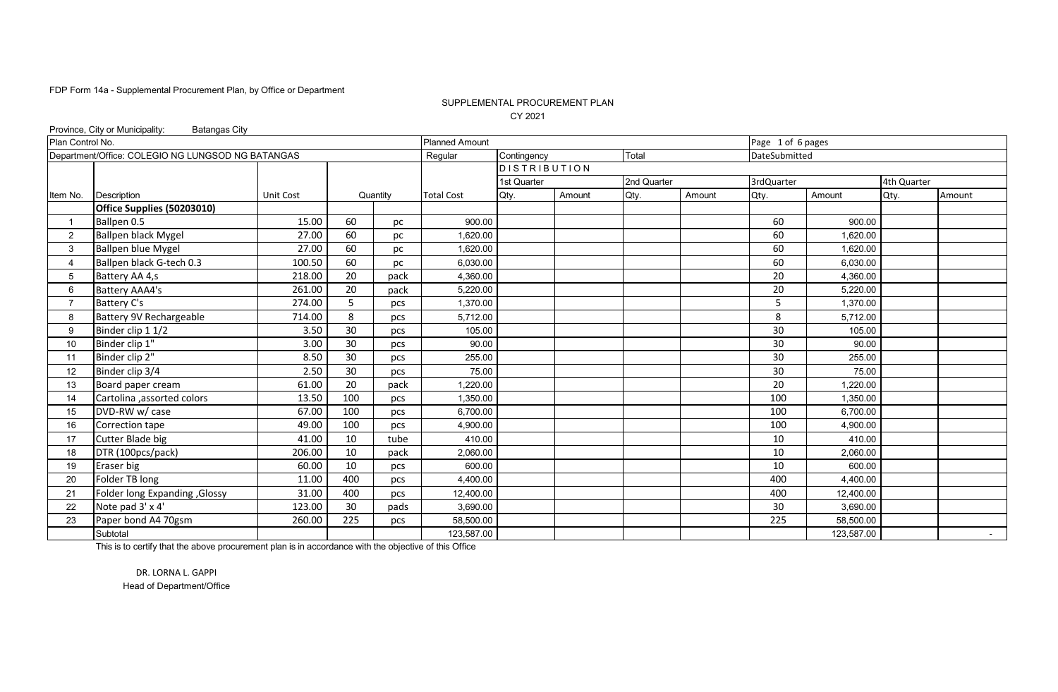FDP Form 14a - Supplemental Procurement Plan, by Office or Department

SUPPLEMENTAL PROCUREMENT PLAN

CY 2021

Province, City or Municipality: Batangas City

| Plan Control No. | | | | | Planned Amount | | | | | Page 1 of 6 pages | | | |
|---|---|---|---|---|---|---|---|---|---|---|---|---|---|
| Department/Office: COLEGIO NG LUNGSOD NG BATANGAS | | | | | Regular | Contingency | | Total | | DateSubmitted | | | |
| | | | | | | DISTRIBUTION | | | | | | | |
| | | | | | | 1st Quarter | | 2nd Quarter | | 3rdQuarter | | 4th Quarter | |
| Item No. | Description | Unit Cost | Quantity | | Total Cost | Qty. | Amount | Qty. | Amount | Qty. | Amount | Qty. | Amount |
| | **Office Supplies (50203010)** | | | | | | | | | | | | |
| 1 | Ballpen 0.5 | 15.00 | 60 | pc | 900.00 | | | | | 60 | 900.00 | | |
| 2 | Ballpen black Mygel | 27.00 | 60 | pc | 1,620.00 | | | | | 60 | 1,620.00 | | |
| 3 | Ballpen blue Mygel | 27.00 | 60 | pc | 1,620.00 | | | | | 60 | 1,620.00 | | |
| 4 | Ballpen black G-tech 0.3 | 100.50 | 60 | pc | 6,030.00 | | | | | 60 | 6,030.00 | | |
| 5 | Battery AA 4,s | 218.00 | 20 | pack | 4,360.00 | | | | | 20 | 4,360.00 | | |
| 6 | Battery AAA4's | 261.00 | 20 | pack | 5,220.00 | | | | | 20 | 5,220.00 | | |
| 7 | Battery C's | 274.00 | 5 | pcs | 1,370.00 | | | | | 5 | 1,370.00 | | |
| 8 | Battery 9V Rechargeable | 714.00 | 8 | pcs | 5,712.00 | | | | | 8 | 5,712.00 | | |
| 9 | Binder clip 1 1/2 | 3.50 | 30 | pcs | 105.00 | | | | | 30 | 105.00 | | |
| 10 | Binder clip 1" | 3.00 | 30 | pcs | 90.00 | | | | | 30 | 90.00 | | |
| 11 | Binder clip 2" | 8.50 | 30 | pcs | 255.00 | | | | | 30 | 255.00 | | |
| 12 | Binder clip 3/4 | 2.50 | 30 | pcs | 75.00 | | | | | 30 | 75.00 | | |
| 13 | Board paper cream | 61.00 | 20 | pack | 1,220.00 | | | | | 20 | 1,220.00 | | |
| 14 | Cartolina ,assorted colors | 13.50 | 100 | pcs | 1,350.00 | | | | | 100 | 1,350.00 | | |
| 15 | DVD-RW w/ case | 67.00 | 100 | pcs | 6,700.00 | | | | | 100 | 6,700.00 | | |
| 16 | Correction tape | 49.00 | 100 | pcs | 4,900.00 | | | | | 100 | 4,900.00 | | |
| 17 | Cutter Blade big | 41.00 | 10 | tube | 410.00 | | | | | 10 | 410.00 | | |
| 18 | DTR (100pcs/pack) | 206.00 | 10 | pack | 2,060.00 | | | | | 10 | 2,060.00 | | |
| 19 | Eraser big | 60.00 | 10 | pcs | 600.00 | | | | | 10 | 600.00 | | |
| 20 | Folder TB long | 11.00 | 400 | pcs | 4,400.00 | | | | | 400 | 4,400.00 | | |
| 21 | Folder long Expanding ,Glossy | 31.00 | 400 | pcs | 12,400.00 | | | | | 400 | 12,400.00 | | |
| 22 | Note pad 3' x 4' | 123.00 | 30 | pads | 3,690.00 | | | | | 30 | 3,690.00 | | |
| 23 | Paper bond A4 70gsm | 260.00 | 225 | pcs | 58,500.00 | | | | | 225 | 58,500.00 | | |
| | Subtotal | | | | 123,587.00 | | | | | | 123,587.00 | | - |

This is to certify that the above procurement plan is in accordance with the objective of this Office

DR. LORNA L. GAPPI

Head of Department/Office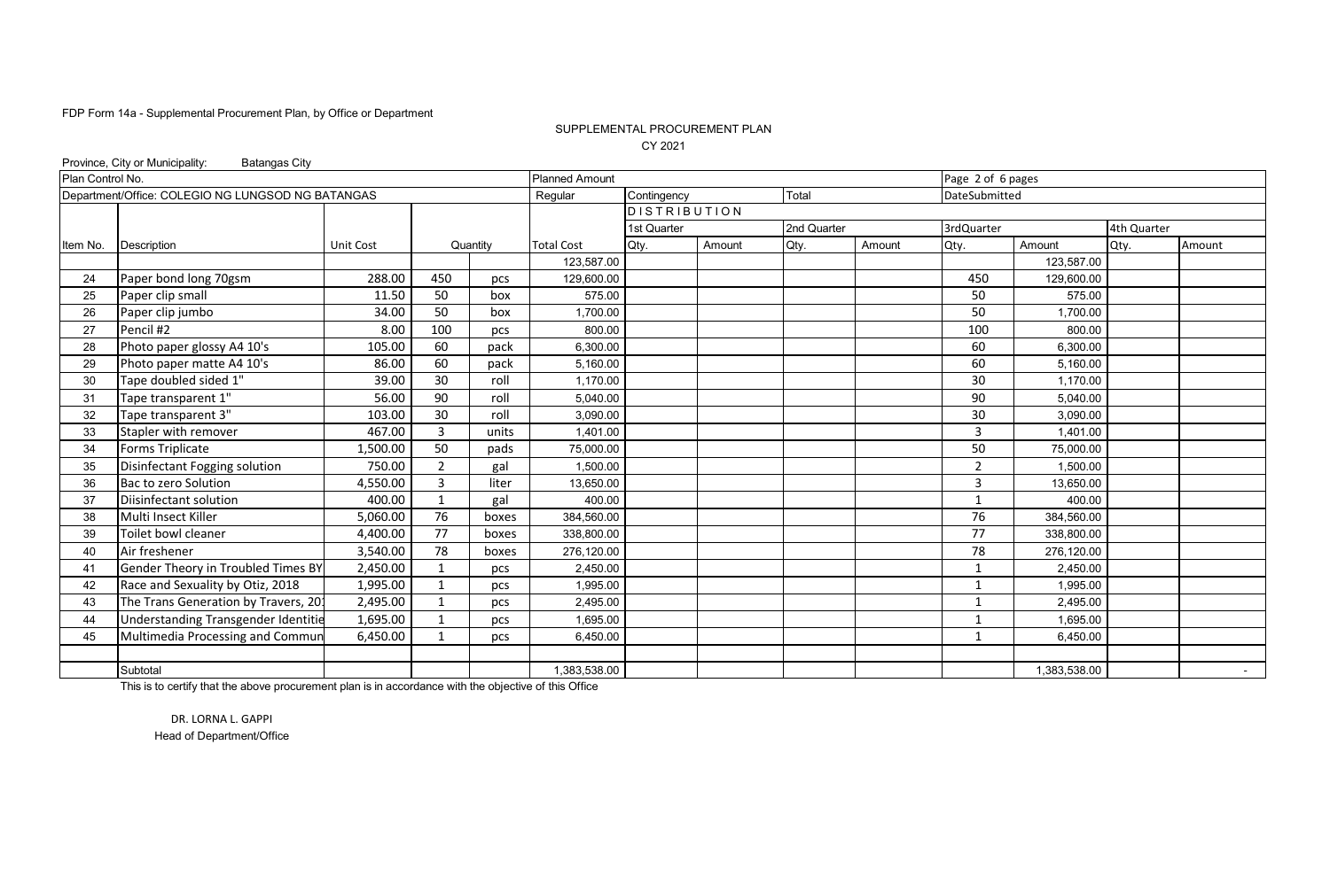FDP Form 14a - Supplemental Procurement Plan, by Office or Department

SUPPLEMENTAL PROCUREMENT PLAN

CY 2021

Province, City or Municipality: Batangas City

| Plan Control No. | | | | | Planned Amount | | | | | Page 2 of 6 pages | | | |
|---|---|---|---|---|---|---|---|---|---|---|---|---|---|
| Department/Office: COLEGIO NG LUNGSOD NG BATANGAS | | | | | Regular | Contingency | | Total | | DateSubmitted | | | |
| | | | | | | DISTRIBUTION | | | | | | | |
| | | | | | | 1st Quarter | | 2nd Quarter | | 3rdQuarter | | 4th Quarter | |
| Item No. | Description | Unit Cost | Quantity | | Total Cost | Qty. | Amount | Qty. | Amount | Qty. | Amount | Qty. | Amount |
| | | | | | 123,587.00 | | | | | | 123,587.00 | | |
| 24 | Paper bond long 70gsm | 288.00 | 450 | pcs | 129,600.00 | | | | | 450 | 129,600.00 | | |
| 25 | Paper clip small | 11.50 | 50 | box | 575.00 | | | | | 50 | 575.00 | | |
| 26 | Paper clip jumbo | 34.00 | 50 | box | 1,700.00 | | | | | 50 | 1,700.00 | | |
| 27 | Pencil #2 | 8.00 | 100 | pcs | 800.00 | | | | | 100 | 800.00 | | |
| 28 | Photo paper glossy A4 10's | 105.00 | 60 | pack | 6,300.00 | | | | | 60 | 6,300.00 | | |
| 29 | Photo paper matte A4 10's | 86.00 | 60 | pack | 5,160.00 | | | | | 60 | 5,160.00 | | |
| 30 | Tape doubled sided 1" | 39.00 | 30 | roll | 1,170.00 | | | | | 30 | 1,170.00 | | |
| 31 | Tape transparent 1" | 56.00 | 90 | roll | 5,040.00 | | | | | 90 | 5,040.00 | | |
| 32 | Tape transparent 3" | 103.00 | 30 | roll | 3,090.00 | | | | | 30 | 3,090.00 | | |
| 33 | Stapler with remover | 467.00 | 3 | units | 1,401.00 | | | | | 3 | 1,401.00 | | |
| 34 | Forms Triplicate | 1,500.00 | 50 | pads | 75,000.00 | | | | | 50 | 75,000.00 | | |
| 35 | Disinfectant Fogging solution | 750.00 | 2 | gal | 1,500.00 | | | | | 2 | 1,500.00 | | |
| 36 | Bac to zero Solution | 4,550.00 | 3 | liter | 13,650.00 | | | | | 3 | 13,650.00 | | |
| 37 | Diisinfectant solution | 400.00 | 1 | gal | 400.00 | | | | | 1 | 400.00 | | |
| 38 | Multi Insect Killer | 5,060.00 | 76 | boxes | 384,560.00 | | | | | 76 | 384,560.00 | | |
| 39 | Toilet bowl cleaner | 4,400.00 | 77 | boxes | 338,800.00 | | | | | 77 | 338,800.00 | | |
| 40 | Air freshener | 3,540.00 | 78 | boxes | 276,120.00 | | | | | 78 | 276,120.00 | | |
| 41 | Gender Theory in Troubled Times BY | 2,450.00 | 1 | pcs | 2,450.00 | | | | | 1 | 2,450.00 | | |
| 42 | Race and Sexuality by Otiz, 2018 | 1,995.00 | 1 | pcs | 1,995.00 | | | | | 1 | 1,995.00 | | |
| 43 | The Trans Generation by Travers, 20 | 2,495.00 | 1 | pcs | 2,495.00 | | | | | 1 | 2,495.00 | | |
| 44 | Understanding Transgender Identitie | 1,695.00 | 1 | pcs | 1,695.00 | | | | | 1 | 1,695.00 | | |
| 45 | Multimedia Processing and Commun | 6,450.00 | 1 | pcs | 6,450.00 | | | | | 1 | 6,450.00 | | |
| | | | | | | | | | | | | | |
| | Subtotal | | | | 1,383,538.00 | | | | | | 1,383,538.00 | | - |

This is to certify that the above procurement plan is in accordance with the objective of this Office

DR. LORNA L. GAPPI
Head of Department/Office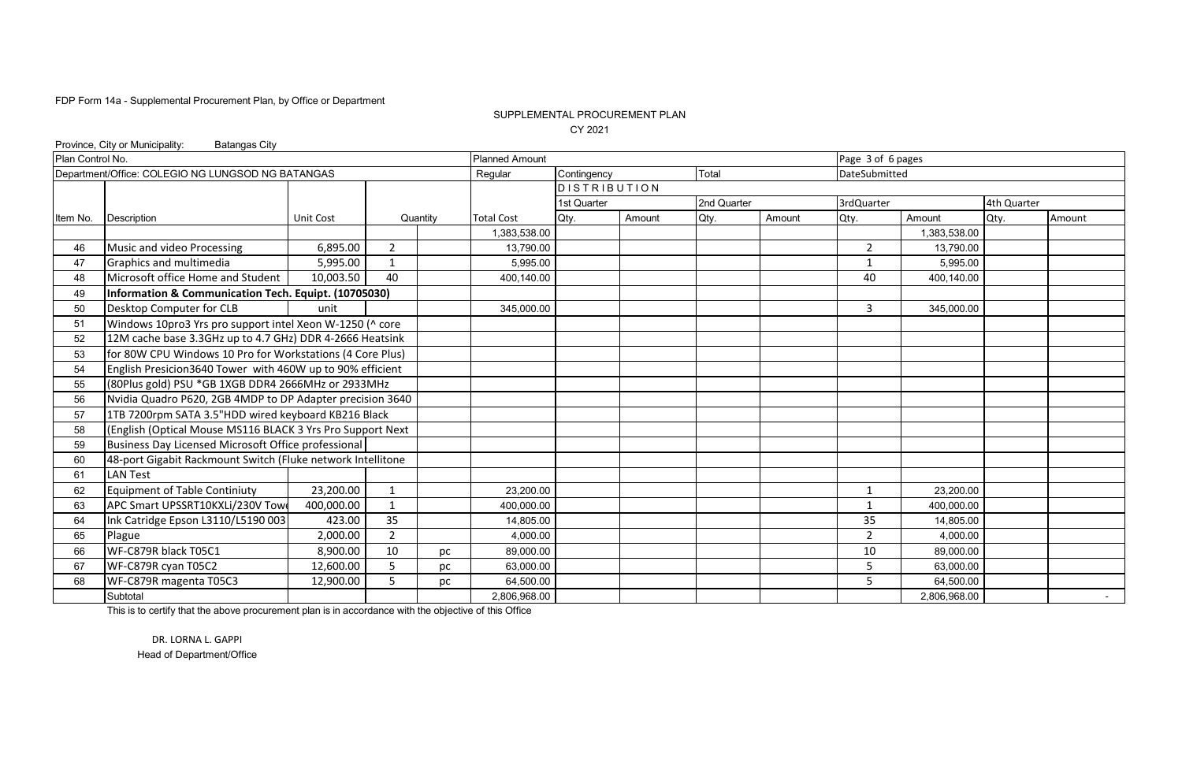FDP Form 14a - Supplemental Procurement Plan, by Office or Department

SUPPLEMENTAL PROCUREMENT PLAN

CY 2021

Province, City or Municipality: Batangas City

| Plan Control No. | | | | | Planned Amount | | | | | Page 3 of 6 pages | | | |
|---|---|---|---|---|---|---|---|---|---|---|---|---|---|
| Department/Office: COLEGIO NG LUNGSOD NG BATANGAS | | | | | Regular | Contingency | | Total | | DateSubmitted | | | |
| | | | | | | DISTRIBUTION | | | | | | | |
| | | | | | | 1st Quarter | | 2nd Quarter | | 3rdQuarter | | 4th Quarter | |
| Item No. | Description | Unit Cost | Quantity | | Total Cost | Qty. | Amount | Qty. | Amount | Qty. | Amount | Qty. | Amount |
| | | | | | 1,383,538.00 | | | | | | 1,383,538.00 | | |
| 46 | Music and video Processing | 6,895.00 | 2 | | 13,790.00 | | | | | 2 | 13,790.00 | | |
| 47 | Graphics and multimedia | 5,995.00 | 1 | | 5,995.00 | | | | | 1 | 5,995.00 | | |
| 48 | Microsoft office Home and Student | 10,003.50 | 40 | | 400,140.00 | | | | | 40 | 400,140.00 | | |
| 49 | **Information & Communication Tech. Equipt. (10705030)** | | | | | | | | | | | | |
| 50 | Desktop Computer for CLB | unit | | | 345,000.00 | | | | | 3 | 345,000.00 | | |
| 51 | Windows 10pro3 Yrs pro support intel Xeon W-1250 (^ core | | | | | | | | | | | | |
| 52 | 12M cache base 3.3GHz up to 4.7 GHz) DDR 4-2666 Heatsink | | | | | | | | | | | | |
| 53 | for 80W CPU Windows 10 Pro for Workstations (4 Core Plus) | | | | | | | | | | | | |
| 54 | English Presicion3640 Tower with 460W up to 90% efficient | | | | | | | | | | | | |
| 55 | (80Plus gold) PSU *GB 1XGB DDR4 2666MHz or 2933MHz | | | | | | | | | | | | |
| 56 | Nvidia Quadro P620, 2GB 4MDP to DP Adapter precision 3640 | | | | | | | | | | | | |
| 57 | 1TB 7200rpm SATA 3.5"HDD wired keyboard KB216 Black | | | | | | | | | | | | |
| 58 | (English (Optical Mouse MS116 BLACK 3 Yrs Pro Support Next | | | | | | | | | | | | |
| 59 | Business Day Licensed Microsoft Office professional | | | | | | | | | | | | |
| 60 | 48-port Gigabit Rackmount Switch (Fluke network Intellitone | | | | | | | | | | | | |
| 61 | LAN Test | | | | | | | | | | | | |
| 62 | Equipment of Table Continiuty | 23,200.00 | 1 | | 23,200.00 | | | | | 1 | 23,200.00 | | |
| 63 | APC Smart UPSSRT10KXLi/230V Towe | 400,000.00 | 1 | | 400,000.00 | | | | | 1 | 400,000.00 | | |
| 64 | Ink Catridge Epson L3110/L5190 003 | 423.00 | 35 | | 14,805.00 | | | | | 35 | 14,805.00 | | |
| 65 | Plague | 2,000.00 | 2 | | 4,000.00 | | | | | 2 | 4,000.00 | | |
| 66 | WF-C879R black T05C1 | 8,900.00 | 10 | pc | 89,000.00 | | | | | 10 | 89,000.00 | | |
| 67 | WF-C879R cyan T05C2 | 12,600.00 | 5 | pc | 63,000.00 | | | | | 5 | 63,000.00 | | |
| 68 | WF-C879R magenta T05C3 | 12,900.00 | 5 | pc | 64,500.00 | | | | | 5 | 64,500.00 | | |
| | Subtotal | | | | 2,806,968.00 | | | | | | 2,806,968.00 | | - |

This is to certify that the above procurement plan is in accordance with the objective of this Office

DR. LORNA L. GAPPI

Head of Department/Office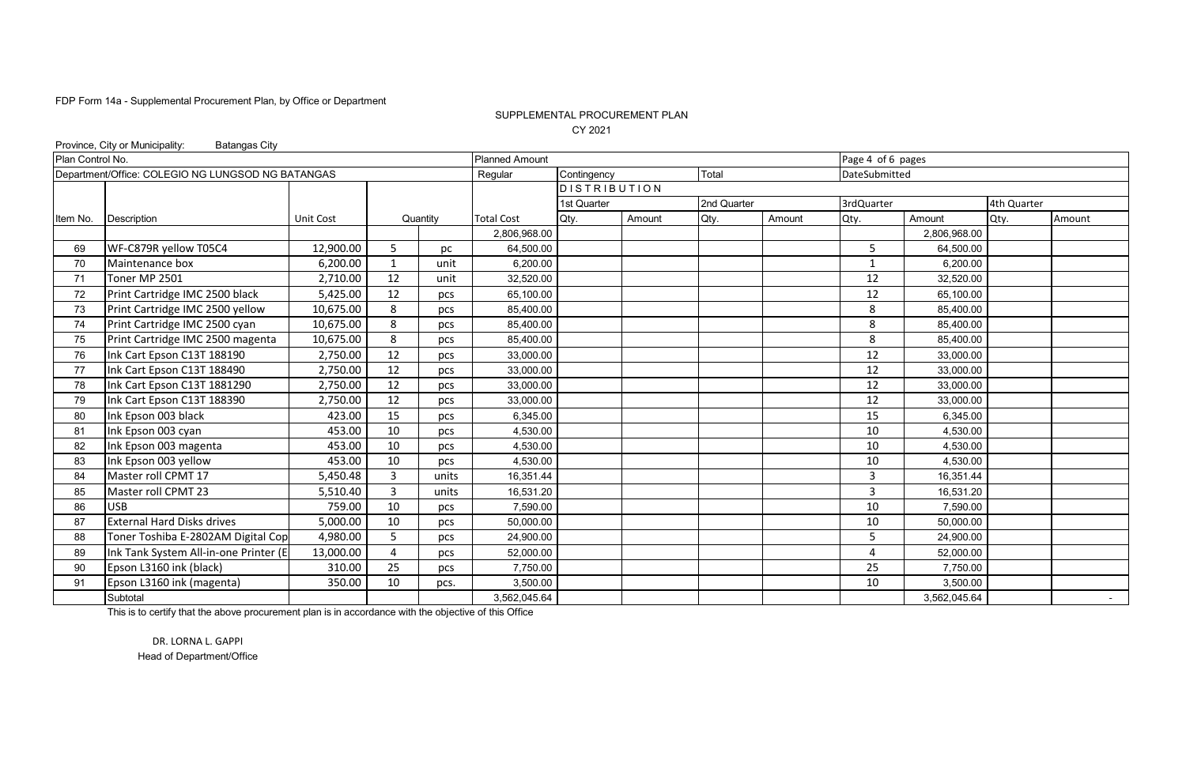FDP Form 14a - Supplemental Procurement Plan, by Office or Department

SUPPLEMENTAL PROCUREMENT PLAN

CY 2021

Province, City or Municipality: Batangas City

| Plan Control No. | | | | | Planned Amount | | | | | Page 4 of 6 pages | | | |
|---|---|---|---|---|---|---|---|---|---|---|---|---|---|
| Department/Office: COLEGIO NG LUNGSOD NG BATANGAS | | | | | Regular | Contingency | | Total | | DateSubmitted | | | |
| | | | | | | DISTRIBUTION | | | | | | | |
| | | | | | | 1st Quarter | | 2nd Quarter | | 3rdQuarter | | 4th Quarter | |
| Item No. | Description | Unit Cost | Quantity | | Total Cost | Qty. | Amount | Qty. | Amount | Qty. | Amount | Qty. | Amount |
| | | | | | 2,806,968.00 | | | | | | 2,806,968.00 | | |
| 69 | WF-C879R yellow T05C4 | 12,900.00 | 5 | pc | 64,500.00 | | | | | 5 | 64,500.00 | | |
| 70 | Maintenance box | 6,200.00 | 1 | unit | 6,200.00 | | | | | 1 | 6,200.00 | | |
| 71 | Toner MP 2501 | 2,710.00 | 12 | unit | 32,520.00 | | | | | 12 | 32,520.00 | | |
| 72 | Print Cartridge IMC 2500 black | 5,425.00 | 12 | pcs | 65,100.00 | | | | | 12 | 65,100.00 | | |
| 73 | Print Cartridge IMC 2500 yellow | 10,675.00 | 8 | pcs | 85,400.00 | | | | | 8 | 85,400.00 | | |
| 74 | Print Cartridge IMC 2500 cyan | 10,675.00 | 8 | pcs | 85,400.00 | | | | | 8 | 85,400.00 | | |
| 75 | Print Cartridge IMC 2500 magenta | 10,675.00 | 8 | pcs | 85,400.00 | | | | | 8 | 85,400.00 | | |
| 76 | Ink Cart Epson C13T 188190 | 2,750.00 | 12 | pcs | 33,000.00 | | | | | 12 | 33,000.00 | | |
| 77 | Ink Cart Epson C13T 188490 | 2,750.00 | 12 | pcs | 33,000.00 | | | | | 12 | 33,000.00 | | |
| 78 | Ink Cart Epson C13T 1881290 | 2,750.00 | 12 | pcs | 33,000.00 | | | | | 12 | 33,000.00 | | |
| 79 | Ink Cart Epson C13T 188390 | 2,750.00 | 12 | pcs | 33,000.00 | | | | | 12 | 33,000.00 | | |
| 80 | Ink Epson 003 black | 423.00 | 15 | pcs | 6,345.00 | | | | | 15 | 6,345.00 | | |
| 81 | Ink Epson 003 cyan | 453.00 | 10 | pcs | 4,530.00 | | | | | 10 | 4,530.00 | | |
| 82 | Ink Epson 003 magenta | 453.00 | 10 | pcs | 4,530.00 | | | | | 10 | 4,530.00 | | |
| 83 | Ink Epson 003 yellow | 453.00 | 10 | pcs | 4,530.00 | | | | | 10 | 4,530.00 | | |
| 84 | Master roll CPMT 17 | 5,450.48 | 3 | units | 16,351.44 | | | | | 3 | 16,351.44 | | |
| 85 | Master roll CPMT 23 | 5,510.40 | 3 | units | 16,531.20 | | | | | 3 | 16,531.20 | | |
| 86 | USB | 759.00 | 10 | pcs | 7,590.00 | | | | | 10 | 7,590.00 | | |
| 87 | External Hard Disks drives | 5,000.00 | 10 | pcs | 50,000.00 | | | | | 10 | 50,000.00 | | |
| 88 | Toner Toshiba E-2802AM Digital Cop | 4,980.00 | 5 | pcs | 24,900.00 | | | | | 5 | 24,900.00 | | |
| 89 | Ink Tank System All-in-one Printer (E | 13,000.00 | 4 | pcs | 52,000.00 | | | | | 4 | 52,000.00 | | |
| 90 | Epson L3160 ink (black) | 310.00 | 25 | pcs | 7,750.00 | | | | | 25 | 7,750.00 | | |
| 91 | Epson L3160 ink (magenta) | 350.00 | 10 | pcs. | 3,500.00 | | | | | 10 | 3,500.00 | | |
| | Subtotal | | | | 3,562,045.64 | | | | | | 3,562,045.64 | | - |

This is to certify that the above procurement plan is in accordance with the objective of this Office

DR. LORNA L. GAPPI

Head of Department/Office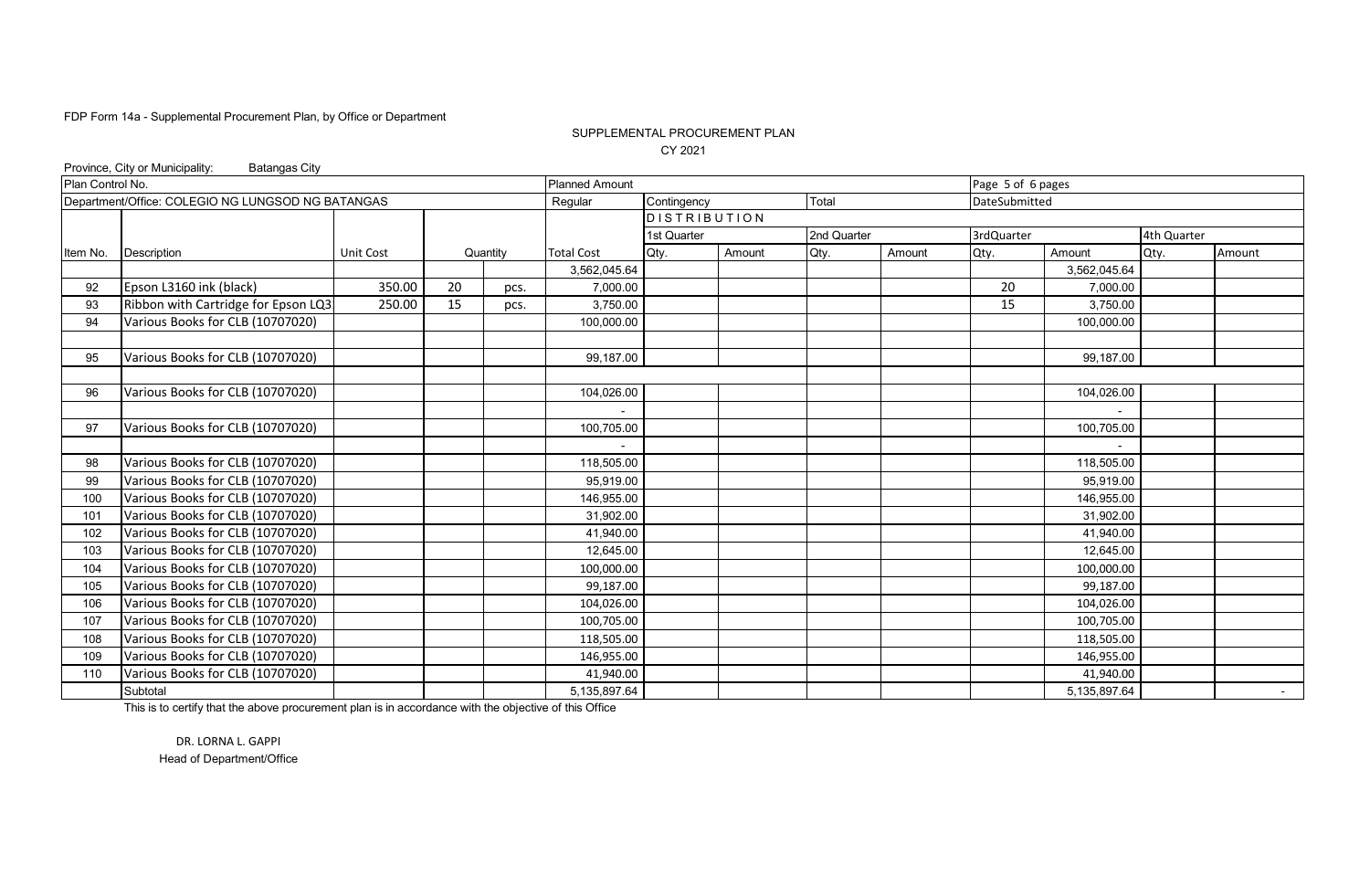FDP Form 14a - Supplemental Procurement Plan, by Office or Department

SUPPLEMENTAL PROCUREMENT PLAN

CY 2021

Province, City or Municipality: Batangas City

| Plan Control No. | | | | | Planned Amount | | | | | Page 5 of 6 pages | | | |
|---|---|---|---|---|---|---|---|---|---|---|---|---|---|
| Department/Office: COLEGIO NG LUNGSOD NG BATANGAS | | | | | Regular | Contingency | | Total | | DateSubmitted | | | |
| | | | | | | DISTRIBUTION | | | | | | | |
| | | | | | | 1st Quarter | | 2nd Quarter | | 3rdQuarter | | 4th Quarter | |
| Item No. | Description | Unit Cost | Quantity | | Total Cost | Qty. | Amount | Qty. | Amount | Qty. | Amount | Qty. | Amount |
| | | | | | 3,562,045.64 | | | | | | 3,562,045.64 | | |
| 92 | Epson L3160 ink (black) | 350.00 | 20 | pcs. | 7,000.00 | | | | | 20 | 7,000.00 | | |
| 93 | Ribbon with Cartridge for Epson LQ3 | 250.00 | 15 | pcs. | 3,750.00 | | | | | 15 | 3,750.00 | | |
| 94 | Various Books for CLB (10707020) | | | | 100,000.00 | | | | | | 100,000.00 | | |
| | | | | | | | | | | | | | |
| 95 | Various Books for CLB (10707020) | | | | 99,187.00 | | | | | | 99,187.00 | | |
| | | | | | | | | | | | | | |
| 96 | Various Books for CLB (10707020) | | | | 104,026.00 | | | | | | 104,026.00 | | |
| | | | | | - | | | | | | - | | |
| 97 | Various Books for CLB (10707020) | | | | 100,705.00 | | | | | | 100,705.00 | | |
| | | | | | - | | | | | | - | | |
| 98 | Various Books for CLB (10707020) | | | | 118,505.00 | | | | | | 118,505.00 | | |
| 99 | Various Books for CLB (10707020) | | | | 95,919.00 | | | | | | 95,919.00 | | |
| 100 | Various Books for CLB (10707020) | | | | 146,955.00 | | | | | | 146,955.00 | | |
| 101 | Various Books for CLB (10707020) | | | | 31,902.00 | | | | | | 31,902.00 | | |
| 102 | Various Books for CLB (10707020) | | | | 41,940.00 | | | | | | 41,940.00 | | |
| 103 | Various Books for CLB (10707020) | | | | 12,645.00 | | | | | | 12,645.00 | | |
| 104 | Various Books for CLB (10707020) | | | | 100,000.00 | | | | | | 100,000.00 | | |
| 105 | Various Books for CLB (10707020) | | | | 99,187.00 | | | | | | 99,187.00 | | |
| 106 | Various Books for CLB (10707020) | | | | 104,026.00 | | | | | | 104,026.00 | | |
| 107 | Various Books for CLB (10707020) | | | | 100,705.00 | | | | | | 100,705.00 | | |
| 108 | Various Books for CLB (10707020) | | | | 118,505.00 | | | | | | 118,505.00 | | |
| 109 | Various Books for CLB (10707020) | | | | 146,955.00 | | | | | | 146,955.00 | | |
| 110 | Various Books for CLB (10707020) | | | | 41,940.00 | | | | | | 41,940.00 | | |
| | Subtotal | | | | 5,135,897.64 | | | | | | 5,135,897.64 | | - |

This is to certify that the above procurement plan is in accordance with the objective of this Office

DR. LORNA L. GAPPI

Head of Department/Office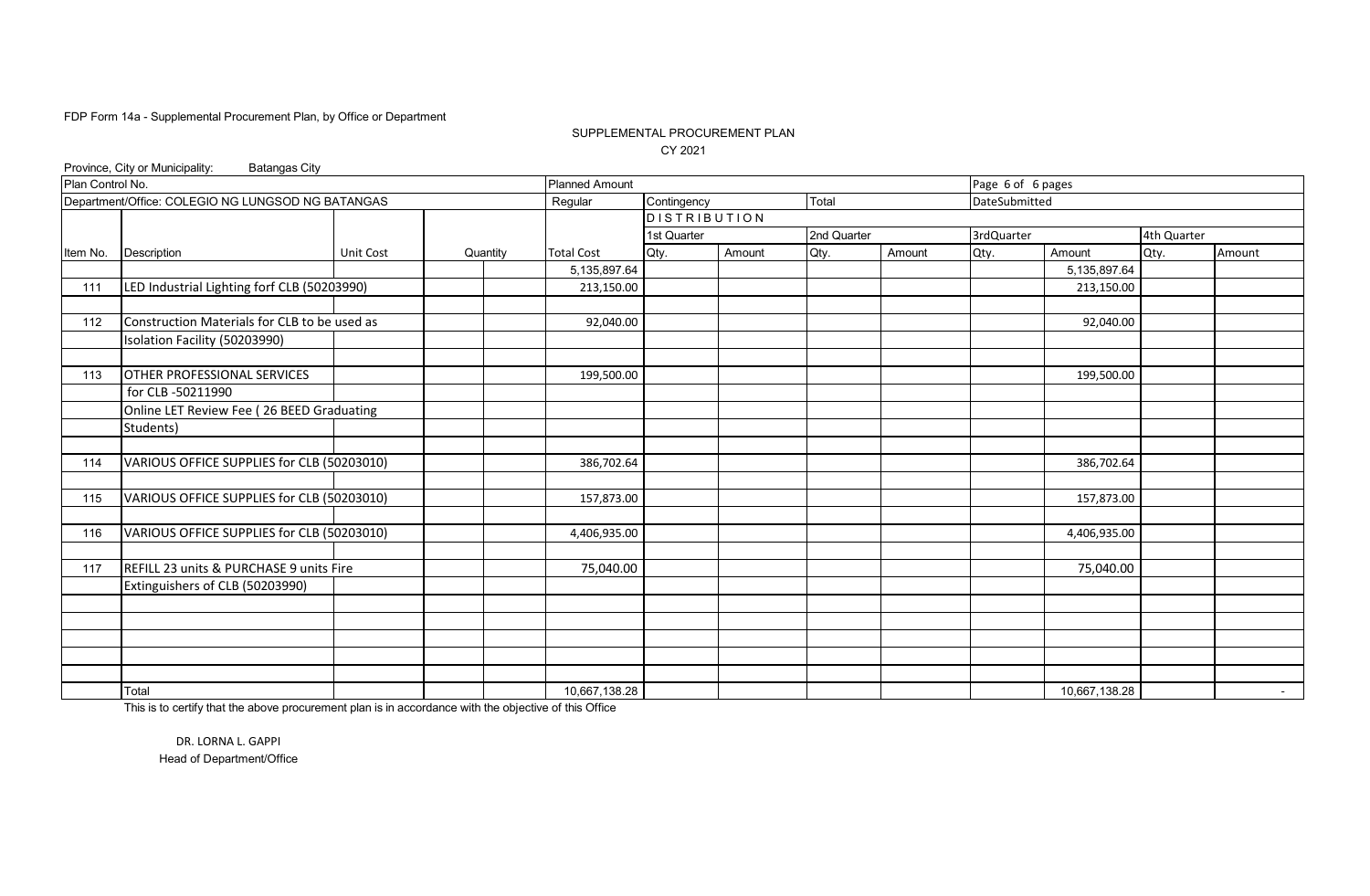FDP Form 14a - Supplemental Procurement Plan, by Office or Department

SUPPLEMENTAL PROCUREMENT PLAN

CY 2021

Province, City or Municipality: Batangas City

| Plan Control No. | | | | | Planned Amount | | | | | Page 6 of 6 pages | | | |
|---|---|---|---|---|---|---|---|---|---|---|---|---|---|
| Department/Office: COLEGIO NG LUNGSOD NG BATANGAS | | | | | Regular | Contingency | | Total | | DateSubmitted | | | |
| | | | | | | DISTRIBUTION | | | | | | | |
| | | | | | | 1st Quarter | | 2nd Quarter | | 3rdQuarter | | 4th Quarter | |
| Item No. | Description | Unit Cost | Quantity | | Total Cost | Qty. | Amount | Qty. | Amount | Qty. | Amount | Qty. | Amount |
| | | | | | 5,135,897.64 | | | | | | 5,135,897.64 | | |
| 111 | LED Industrial Lighting forf CLB (50203990) | | | | 213,150.00 | | | | | | 213,150.00 | | |
| | | | | | | | | | | | | | |
| 112 | Construction Materials for CLB to be used as | | | | 92,040.00 | | | | | | 92,040.00 | | |
| | Isolation Facility (50203990) | | | | | | | | | | | | |
| | | | | | | | | | | | | | |
| 113 | OTHER PROFESSIONAL SERVICES | | | | 199,500.00 | | | | | | 199,500.00 | | |
| | for CLB -50211990 | | | | | | | | | | | | |
| | Online LET Review Fee ( 26 BEED Graduating | | | | | | | | | | | | |
| | Students) | | | | | | | | | | | | |
| | | | | | | | | | | | | | |
| 114 | VARIOUS OFFICE SUPPLIES for CLB (50203010) | | | | 386,702.64 | | | | | | 386,702.64 | | |
| | | | | | | | | | | | | | |
| 115 | VARIOUS OFFICE SUPPLIES for CLB (50203010) | | | | 157,873.00 | | | | | | 157,873.00 | | |
| | | | | | | | | | | | | | |
| 116 | VARIOUS OFFICE SUPPLIES for CLB (50203010) | | | | 4,406,935.00 | | | | | | 4,406,935.00 | | |
| | | | | | | | | | | | | | |
| 117 | REFILL 23 units & PURCHASE 9 units Fire | | | | 75,040.00 | | | | | | 75,040.00 | | |
| | Extinguishers of CLB (50203990) | | | | | | | | | | | | |
| | Total | | | | 10,667,138.28 | | | | | | 10,667,138.28 | | - |

This is to certify that the above procurement plan is in accordance with the objective of this Office

DR. LORNA L. GAPPI

Head of Department/Office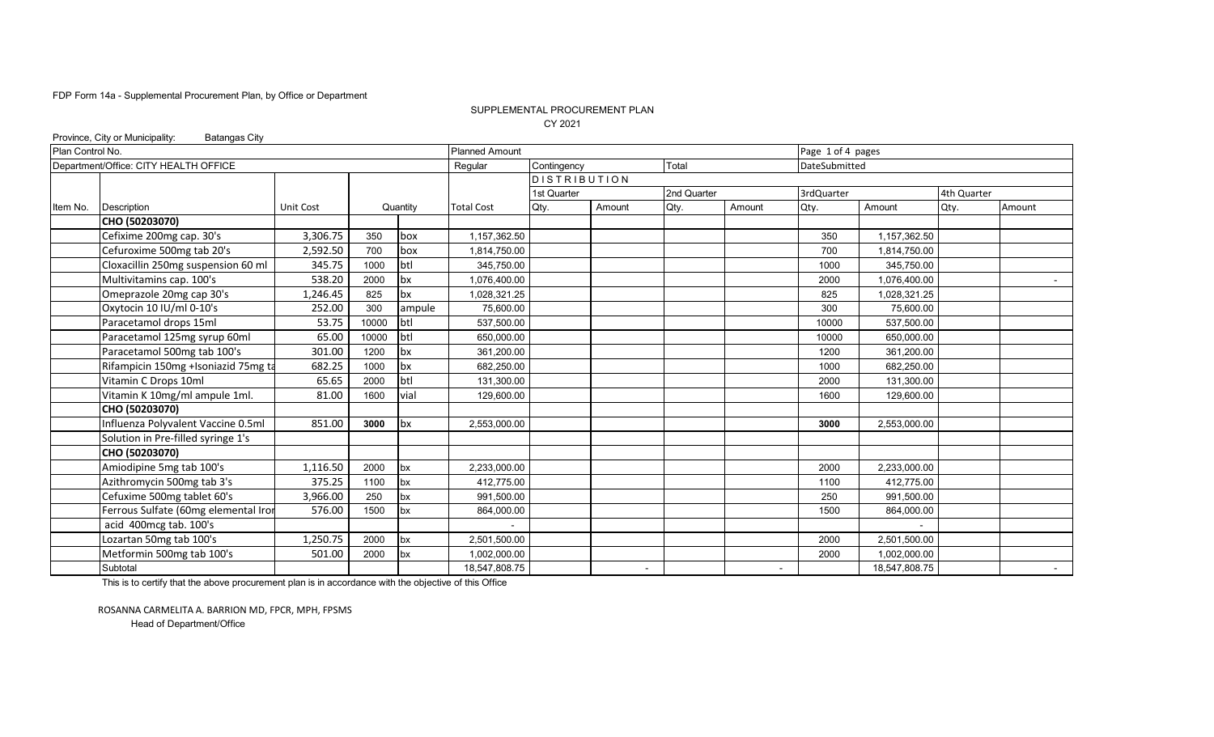FDP Form 14a - Supplemental Procurement Plan, by Office or Department

SUPPLEMENTAL PROCUREMENT PLAN

CY 2021

Province, City or Municipality: Batangas City

| Plan Control No. | | | | | Planned Amount | | | | | Page 1 of 4 pages | | | |
|---|---|---|---|---|---|---|---|---|---|---|---|---|---|
| Department/Office: CITY HEALTH OFFICE | | | | | Regular | Contingency | | Total | | DateSubmitted | | | |
| | | | | | DISTRIBUTION | | | | | | | | |
| | | | | | | 1st Quarter | | 2nd Quarter | | 3rdQuarter | | 4th Quarter | |
| Item No. | Description | Unit Cost | Quantity | | Total Cost | Qty. | Amount | Qty. | Amount | Qty. | Amount | Qty. | Amount |
| | **CHO (50203070)** | | | | | | | | | | | | |
| | Cefixime 200mg cap. 30's | 3,306.75 | 350 | box | 1,157,362.50 | | | | | 350 | 1,157,362.50 | | |
| | Cefuroxime 500mg tab 20's | 2,592.50 | 700 | box | 1,814,750.00 | | | | | 700 | 1,814,750.00 | | |
| | Cloxacillin 250mg suspension 60 ml | 345.75 | 1000 | btl | 345,750.00 | | | | | 1000 | 345,750.00 | | |
| | Multivitamins cap. 100's | 538.20 | 2000 | bx | 1,076,400.00 | | | | | 2000 | 1,076,400.00 | | - |
| | Omeprazole 20mg cap 30's | 1,246.45 | 825 | bx | 1,028,321.25 | | | | | 825 | 1,028,321.25 | | |
| | Oxytocin 10 IU/ml 0-10's | 252.00 | 300 | ampule | 75,600.00 | | | | | 300 | 75,600.00 | | |
| | Paracetamol drops 15ml | 53.75 | 10000 | btl | 537,500.00 | | | | | 10000 | 537,500.00 | | |
| | Paracetamol 125mg syrup 60ml | 65.00 | 10000 | btl | 650,000.00 | | | | | 10000 | 650,000.00 | | |
| | Paracetamol 500mg tab 100's | 301.00 | 1200 | bx | 361,200.00 | | | | | 1200 | 361,200.00 | | |
| | Rifampicin 150mg +Isoniazid 75mg ta | 682.25 | 1000 | bx | 682,250.00 | | | | | 1000 | 682,250.00 | | |
| | Vitamin C Drops 10ml | 65.65 | 2000 | btl | 131,300.00 | | | | | 2000 | 131,300.00 | | |
| | Vitamin K 10mg/ml ampule 1ml. | 81.00 | 1600 | vial | 129,600.00 | | | | | 1600 | 129,600.00 | | |
| | **CHO (50203070)** | | | | | | | | | | | | |
| | Influenza Polyvalent Vaccine 0.5ml | 851.00 | **3000** | bx | 2,553,000.00 | | | | | **3000** | 2,553,000.00 | | |
| | Solution in Pre-filled syringe 1's | | | | | | | | | | | | |
| | **CHO (50203070)** | | | | | | | | | | | | |
| | Amiodipine 5mg tab 100's | 1,116.50 | 2000 | bx | 2,233,000.00 | | | | | 2000 | 2,233,000.00 | | |
| | Azithromycin 500mg tab 3's | 375.25 | 1100 | bx | 412,775.00 | | | | | 1100 | 412,775.00 | | |
| | Cefuxime 500mg tablet 60's | 3,966.00 | 250 | bx | 991,500.00 | | | | | 250 | 991,500.00 | | |
| | Ferrous Sulfate (60mg elemental Iror | 576.00 | 1500 | bx | 864,000.00 | | | | | 1500 | 864,000.00 | | |
| | acid 400mcg tab. 100's | | | | - | | | | | | - | | |
| | Lozartan 50mg tab 100's | 1,250.75 | 2000 | bx | 2,501,500.00 | | | | | 2000 | 2,501,500.00 | | |
| | Metformin 500mg tab 100's | 501.00 | 2000 | bx | 1,002,000.00 | | | | | 2000 | 1,002,000.00 | | |
| | Subtotal | | | | 18,547,808.75 | | - | | - | | 18,547,808.75 | | - |

This is to certify that the above procurement plan is in accordance with the objective of this Office

ROSANNA CARMELITA A. BARRION MD, FPCR, MPH, FPSMS
Head of Department/Office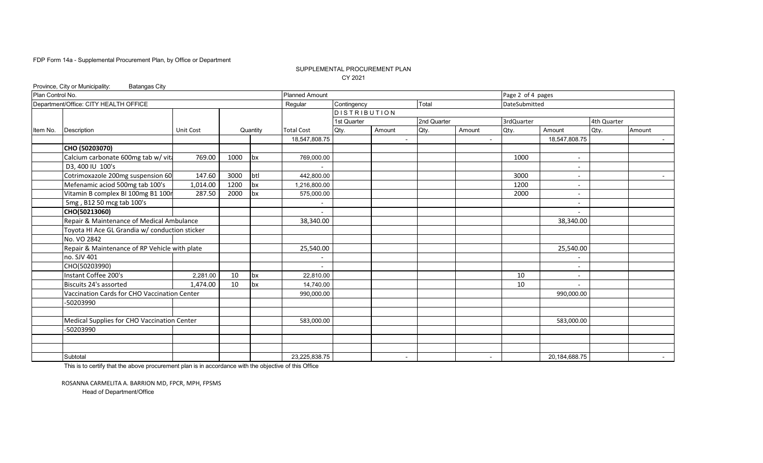FDP Form 14a - Supplemental Procurement Plan, by Office or Department

SUPPLEMENTAL PROCUREMENT PLAN

CY 2021

Province, City or Municipality: Batangas City

| Plan Control No. | | | | | Planned Amount | | | | | Page 2 of 4 pages | | | |
|---|---|---|---|---|---|---|---|---|---|---|---|---|---|
| Department/Office: CITY HEALTH OFFICE | | | | | Regular | Contingency | | Total | | DateSubmitted | | | |
| | | | | | DISTRIBUTION | | | | | | | | |
| | | | | | | 1st Quarter | | 2nd Quarter | | 3rdQuarter | | 4th Quarter | |
| Item No. | Description | Unit Cost | Quantity | | Total Cost | Qty. | Amount | Qty. | Amount | Qty. | Amount | Qty. | Amount |
| | | | | | 18,547,808.75 | | - | | - | | 18,547,808.75 | | - |
| | **CHO (50203070)** | | | | | | | | | | | | |
| | Calcium carbonate 600mg tab w/ vita | 769.00 | 1000 | bx | 769,000.00 | | | | | 1000 | - | | |
| | D3, 400 IU 100's | | | | - | | | | | | - | | |
| | Cotrimoxazole 200mg suspension 60 | 147.60 | 3000 | btl | 442,800.00 | | | | | 3000 | - | | - |
| | Mefenamic aciod 500mg tab 100's | 1,014.00 | 1200 | bx | 1,216,800.00 | | | | | 1200 | - | | |
| | Vitamin B complex BI 100mg B1 100r | 287.50 | 2000 | bx | 575,000.00 | | | | | 2000 | - | | |
| | 5mg , B12 50 mcg tab 100's | | | | - | | | | | | - | | |
| | **CHO(50213060)** | | | | - | | | | | | - | | |
| | Repair & Maintenance of Medical Ambulance | | | | 38,340.00 | | | | | | 38,340.00 | | |
| | Toyota HI Ace GL Grandia w/ conduction sticker | | | | | | | | | | | | |
| | No. VO 2842 | | | | | | | | | | | | |
| | Repair & Maintenance of RP Vehicle with plate | | | | 25,540.00 | | | | | | 25,540.00 | | |
| | no. SJV 401 | | | | - | | | | | | - | | |
| | CHO(50203990) | | | | - | | | | | | - | | |
| | Instant Coffee 200's | 2,281.00 | 10 | bx | 22,810.00 | | | | | 10 | - | | |
| | Biscuits 24's assorted | 1,474.00 | 10 | bx | 14,740.00 | | | | | 10 | - | | |
| | Vaccination Cards for CHO Vaccination Center | | | | 990,000.00 | | | | | | 990,000.00 | | |
| | -50203990 | | | | | | | | | | | | |
| | | | | | | | | | | | | | |
| | Medical Supplies for CHO Vaccination Center | | | | 583,000.00 | | | | | | 583,000.00 | | |
| | -50203990 | | | | | | | | | | | | |
| | | | | | | | | | | | | | |
| | | | | | | | | | | | | | |
| | Subtotal | | | | 23,225,838.75 | | - | | - | | 20,184,688.75 | | - |

This is to certify that the above procurement plan is in accordance with the objective of this Office

ROSANNA CARMELITA A. BARRION MD, FPCR, MPH, FPSMS

Head of Department/Office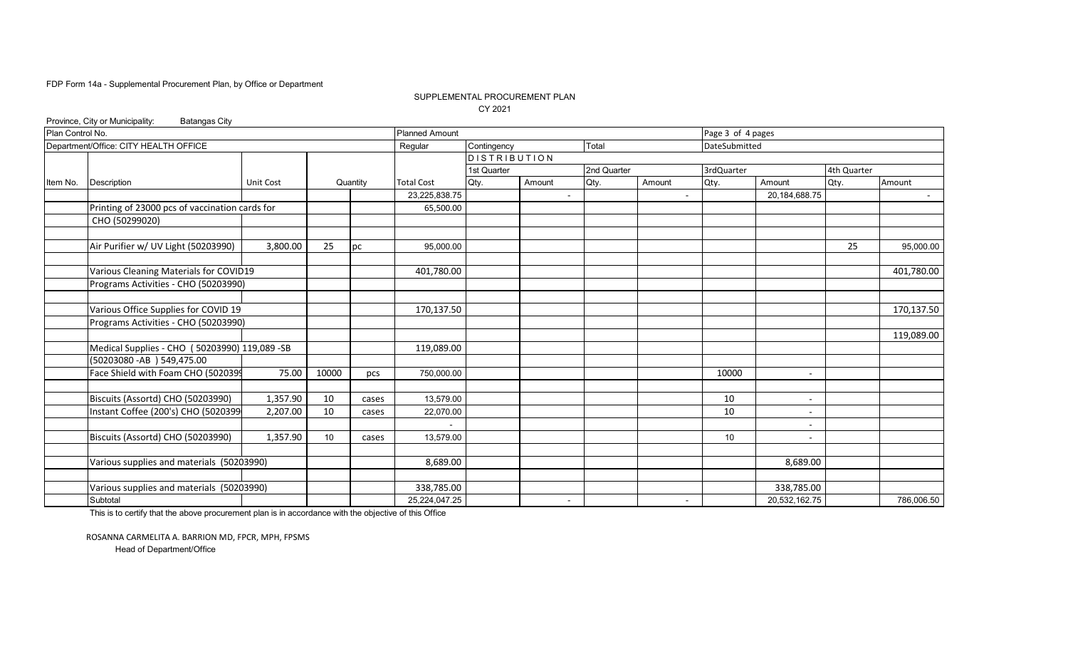FDP Form 14a - Supplemental Procurement Plan, by Office or Department

SUPPLEMENTAL PROCUREMENT PLAN
CY 2021

Province, City or Municipality: Batangas City

| Plan Control No. | | | | | Planned Amount | | | | | Page 3 of 4 pages | | | |
|---|---|---|---|---|---|---|---|---|---|---|---|---|---|
| Department/Office: CITY HEALTH OFFICE | | | | | Regular | Contingency | | Total | | DateSubmitted | | | |
| | | | | | | DISTRIBUTION | | | | | | | |
| | | | | | | 1st Quarter | | 2nd Quarter | | 3rdQuarter | | 4th Quarter | |
| Item No. | Description | Unit Cost | Quantity | | Total Cost | Qty. | Amount | Qty. | Amount | Qty. | Amount | Qty. | Amount |
| | | | | | 23,225,838.75 | | - | | - | | 20,184,688.75 | | - |
| | Printing of 23000 pcs of vaccination cards for | | | | 65,500.00 | | | | | | | | |
| | CHO (50299020) | | | | | | | | | | | | |
| | | | | | | | | | | | | | |
| | Air Purifier w/ UV Light (50203990) | 3,800.00 | 25 | pc | 95,000.00 | | | | | | | 25 | 95,000.00 |
| | | | | | | | | | | | | | |
| | Various Cleaning Materials for COVID19 | | | | 401,780.00 | | | | | | | | 401,780.00 |
| | Programs Activities - CHO (50203990) | | | | | | | | | | | | |
| | | | | | | | | | | | | | |
| | Various Office Supplies for COVID 19 | | | | 170,137.50 | | | | | | | | 170,137.50 |
| | Programs Activities - CHO (50203990) | | | | | | | | | | | | |
| | | | | | | | | | | | | | 119,089.00 |
| | Medical Supplies - CHO ( 50203990) 119,089 -SB | | | | 119,089.00 | | | | | | | | |
| | (50203080 -AB ) 549,475.00 | | | | | | | | | | | | |
| | Face Shield with Foam CHO (5020399 | 75.00 | 10000 | pcs | 750,000.00 | | | | | 10000 | - | | |
| | | | | | | | | | | | | | |
| | Biscuits (Assortd) CHO (50203990) | 1,357.90 | 10 | cases | 13,579.00 | | | | | 10 | - | | |
| | Instant Coffee (200's) CHO (5020399 | 2,207.00 | 10 | cases | 22,070.00 | | | | | 10 | - | | |
| | | | | | - | | | | | | - | | |
| | Biscuits (Assortd) CHO (50203990) | 1,357.90 | 10 | cases | 13,579.00 | | | | | 10 | - | | |
| | | | | | | | | | | | | | |
| | Various supplies and materials (50203990) | | | | 8,689.00 | | | | | | 8,689.00 | | |
| | | | | | | | | | | | | | |
| | Various supplies and materials (50203990) | | | | 338,785.00 | | | | | | 338,785.00 | | |
| | Subtotal | | | | 25,224,047.25 | | - | | - | | 20,532,162.75 | | 786,006.50 |

This is to certify that the above procurement plan is in accordance with the objective of this Office

ROSANNA CARMELITA A. BARRION MD, FPCR, MPH, FPSMS
Head of Department/Office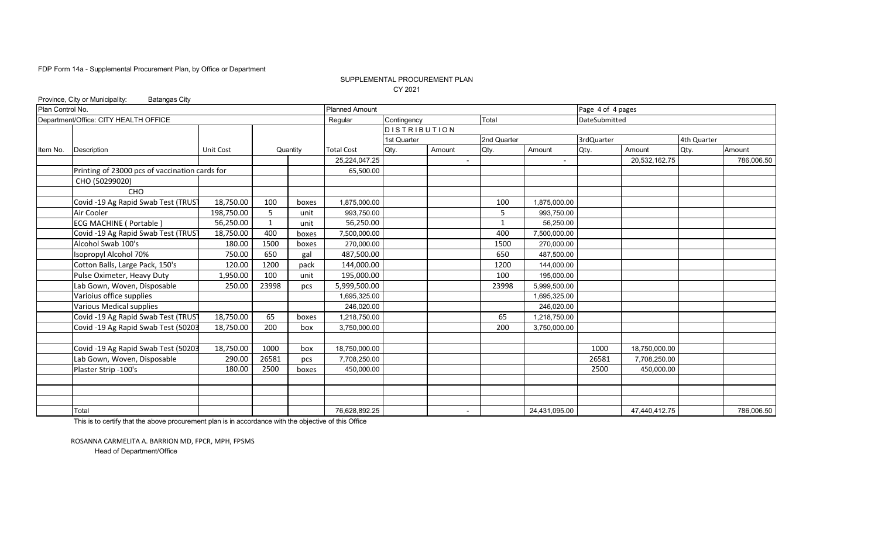FDP Form 14a - Supplemental Procurement Plan, by Office or Department

SUPPLEMENTAL PROCUREMENT PLAN

CY 2021

Province, City or Municipality: Batangas City

| Plan Control No. | | | | | Planned Amount | | | | | Page 4 of 4 pages | | | |
|---|---|---|---|---|---|---|---|---|---|---|---|---|---|
| Department/Office: CITY HEALTH OFFICE | | | | | Regular | Contingency | | Total | | DateSubmitted | | | |
| | | | | | DISTRIBUTION | | | | | | | | |
| | | | | | | 1st Quarter | | 2nd Quarter | | 3rdQuarter | | 4th Quarter | |
| Item No. | Description | Unit Cost | Quantity | | Total Cost | Qty. | Amount | Qty. | Amount | Qty. | Amount | Qty. | Amount |
| | | | | | 25,224,047.25 | | - | | - | | 20,532,162.75 | | 786,006.50 |
| | Printing of 23000 pcs of vaccination cards for | | | | 65,500.00 | | | | | | | | |
| | CHO (50299020) | | | | | | | | | | | | |
| | CHO | | | | | | | | | | | | |
| | Covid -19 Ag Rapid Swab Test (TRUST | 18,750.00 | 100 | boxes | 1,875,000.00 | | | 100 | 1,875,000.00 | | | | |
| | Air Cooler | 198,750.00 | 5 | unit | 993,750.00 | | | 5 | 993,750.00 | | | | |
| | ECG MACHINE ( Portable ) | 56,250.00 | 1 | unit | 56,250.00 | | | 1 | 56,250.00 | | | | |
| | Covid -19 Ag Rapid Swab Test (TRUST | 18,750.00 | 400 | boxes | 7,500,000.00 | | | 400 | 7,500,000.00 | | | | |
| | Alcohol Swab 100's | 180.00 | 1500 | boxes | 270,000.00 | | | 1500 | 270,000.00 | | | | |
| | Isopropyl Alcohol 70% | 750.00 | 650 | gal | 487,500.00 | | | 650 | 487,500.00 | | | | |
| | Cotton Balls, Large Pack, 150's | 120.00 | 1200 | pack | 144,000.00 | | | 1200 | 144,000.00 | | | | |
| | Pulse Oximeter, Heavy Duty | 1,950.00 | 100 | unit | 195,000.00 | | | 100 | 195,000.00 | | | | |
| | Lab Gown, Woven, Disposable | 250.00 | 23998 | pcs | 5,999,500.00 | | | 23998 | 5,999,500.00 | | | | |
| | Varioius office supplies | | | | 1,695,325.00 | | | | 1,695,325.00 | | | | |
| | Various Medical supplies | | | | 246,020.00 | | | | 246,020.00 | | | | |
| | Covid -19 Ag Rapid Swab Test (TRUST | 18,750.00 | 65 | boxes | 1,218,750.00 | | | 65 | 1,218,750.00 | | | | |
| | Covid -19 Ag Rapid Swab Test (50203 | 18,750.00 | 200 | box | 3,750,000.00 | | | 200 | 3,750,000.00 | | | | |
| | | | | | | | | | | | | | |
| | Covid -19 Ag Rapid Swab Test (50203 | 18,750.00 | 1000 | box | 18,750,000.00 | | | | | 1000 | 18,750,000.00 | | |
| | Lab Gown, Woven, Disposable | 290.00 | 26581 | pcs | 7,708,250.00 | | | | | 26581 | 7,708,250.00 | | |
| | Plaster Strip -100's | 180.00 | 2500 | boxes | 450,000.00 | | | | | 2500 | 450,000.00 | | |
| | | | | | | | | | | | | | |
| | | | | | | | | | | | | | |
| | | | | | | | | | | | | | |
| | Total | | | | 76,628,892.25 | | - | | 24,431,095.00 | | 47,440,412.75 | | 786,006.50 |

This is to certify that the above procurement plan is in accordance with the objective of this Office

ROSANNA CARMELITA A. BARRION MD, FPCR, MPH, FPSMS

Head of Department/Office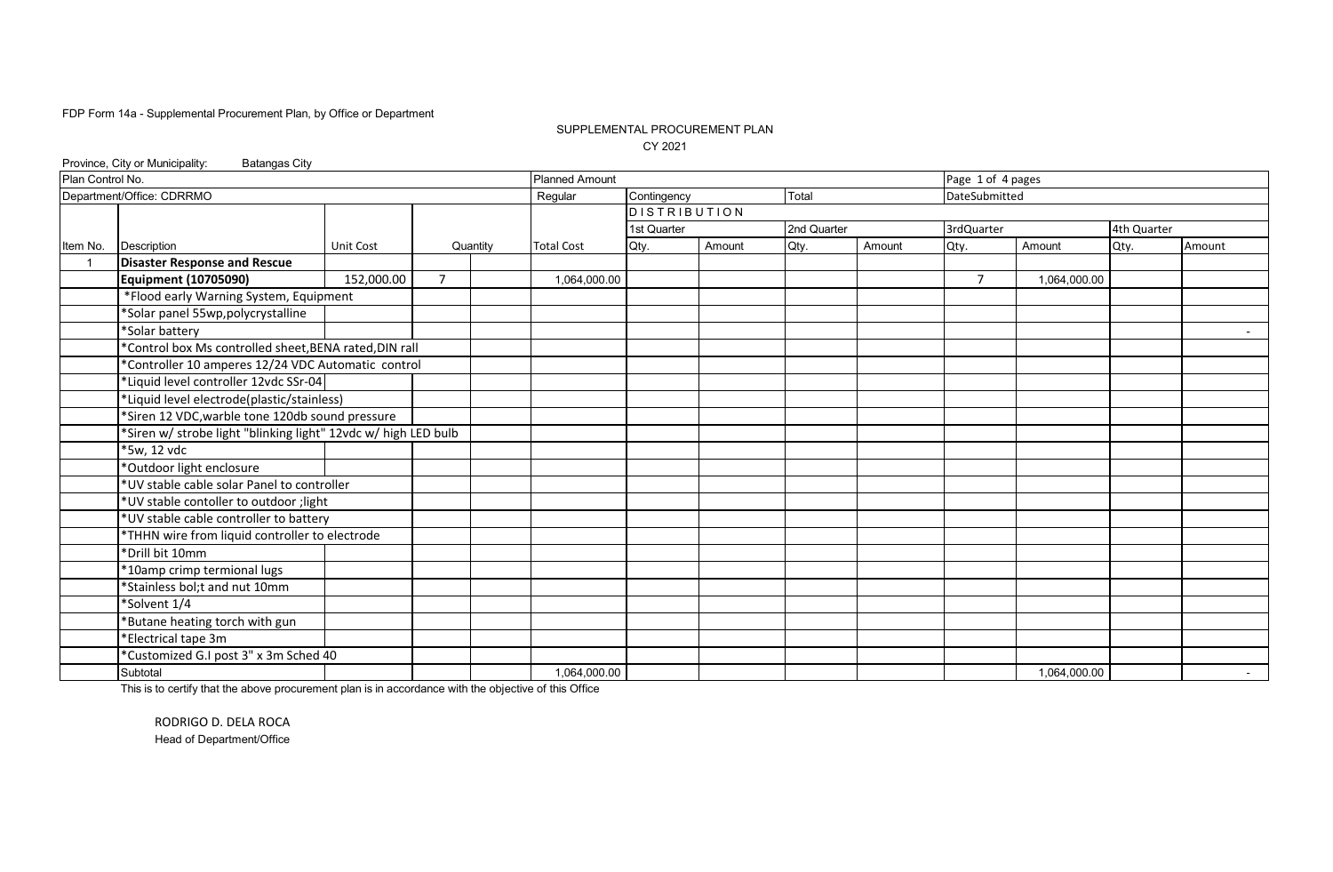FDP Form 14a - Supplemental Procurement Plan, by Office or Department

SUPPLEMENTAL PROCUREMENT PLAN

CY 2021

Province, City or Municipality: Batangas City

| Plan Control No. | | | | | Planned Amount | | | | | Page 1 of 4 pages | | | |
|---|---|---|---|---|---|---|---|---|---|---|---|---|---|
| Department/Office: CDRRMO | | | | | Regular | Contingency | | Total | | DateSubmitted | | | |
| | | | | | | DISTRIBUTION | | | | | | | |
| | | | | | | 1st Quarter | | 2nd Quarter | | 3rdQuarter | | 4th Quarter | |
| Item No. | Description | Unit Cost | Quantity | | Total Cost | Qty. | Amount | Qty. | Amount | Qty. | Amount | Qty. | Amount |
| 1 | **Disaster Response and Rescue** | | | | | | | | | | | | |
| | **Equipment (10705090)** | 152,000.00 | 7 | | 1,064,000.00 | | | | | 7 | 1,064,000.00 | | |
| | *Flood early Warning System, Equipment | | | | | | | | | | | | |
| | *Solar panel 55wp,polycrystalline | | | | | | | | | | | | |
| | *Solar battery | | | | | | | | | | | | - |
| | *Control box Ms controlled sheet,BENA rated,DIN rall | | | | | | | | | | | | |
| | *Controller 10 amperes 12/24 VDC Automatic control | | | | | | | | | | | | |
| | *Liquid level controller 12vdc SSr-04 | | | | | | | | | | | | |
| | *Liquid level electrode(plastic/stainless) | | | | | | | | | | | | |
| | *Siren 12 VDC,warble tone 120db sound pressure | | | | | | | | | | | | |
| | *Siren w/ strobe light "blinking light" 12vdc w/ high LED bulb | | | | | | | | | | | | |
| | *5w, 12 vdc | | | | | | | | | | | | |
| | *Outdoor light enclosure | | | | | | | | | | | | |
| | *UV stable cable solar Panel to controller | | | | | | | | | | | | |
| | *UV stable contoller to outdoor ;light | | | | | | | | | | | | |
| | *UV stable cable controller to battery | | | | | | | | | | | | |
| | *THHN wire from liquid controller to electrode | | | | | | | | | | | | |
| | *Drill bit 10mm | | | | | | | | | | | | |
| | *10amp crimp termional lugs | | | | | | | | | | | | |
| | *Stainless bol;t and nut 10mm | | | | | | | | | | | | |
| | *Solvent 1/4 | | | | | | | | | | | | |
| | *Butane heating torch with gun | | | | | | | | | | | | |
| | *Electrical tape 3m | | | | | | | | | | | | |
| | *Customized G.I post 3" x 3m Sched 40 | | | | | | | | | | | | |
| | Subtotal | | | | 1,064,000.00 | | | | | | 1,064,000.00 | | - |

This is to certify that the above procurement plan is in accordance with the objective of this Office

RODRIGO D. DELA ROCA
Head of Department/Office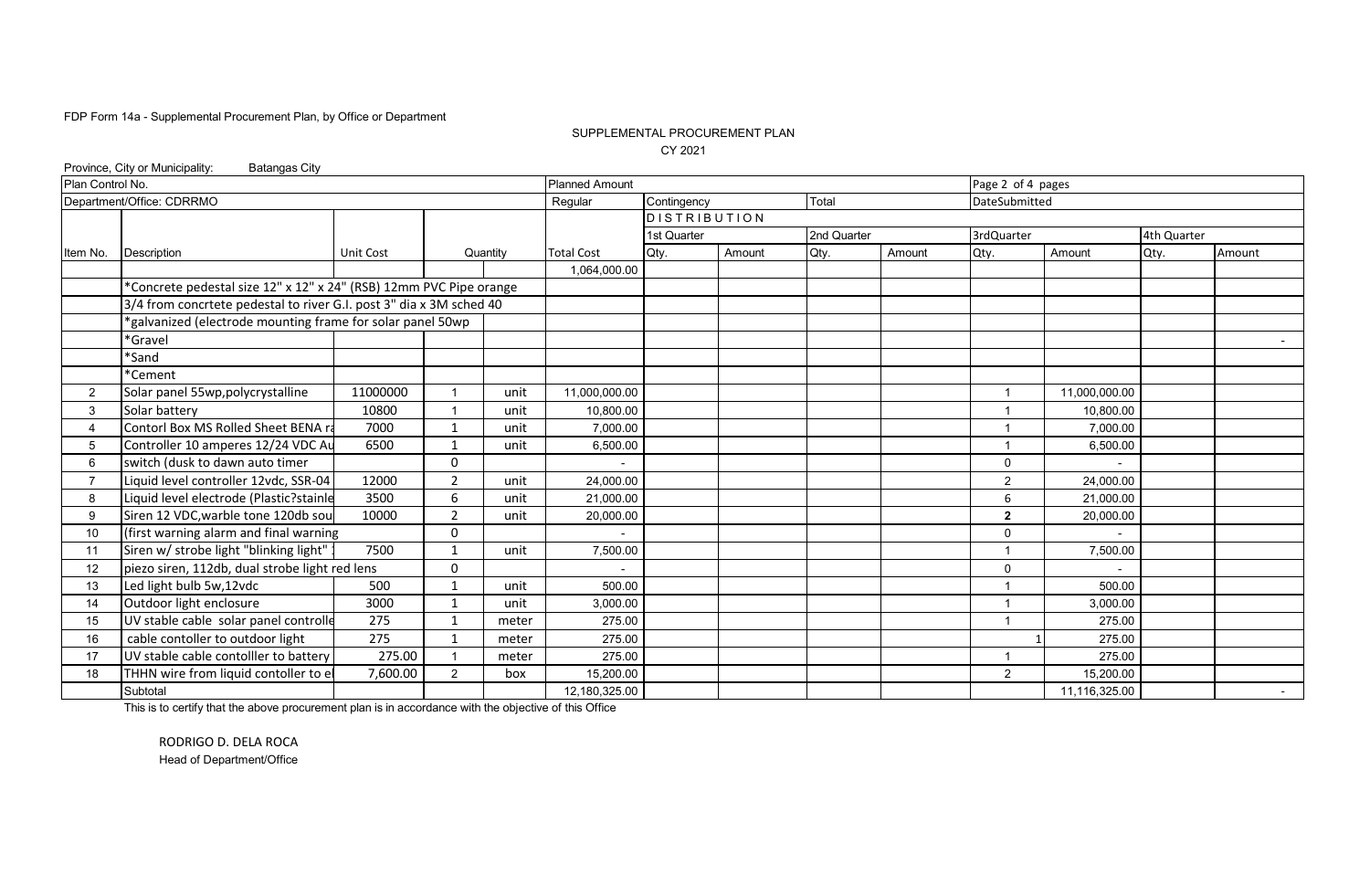FDP Form 14a - Supplemental Procurement Plan, by Office or Department

SUPPLEMENTAL PROCUREMENT PLAN

CY 2021

Province, City or Municipality: Batangas City

| Plan Control No. | | | | | Planned Amount | | | | | Page 2 of 4 pages | | | |
|---|---|---|---|---|---|---|---|---|---|---|---|---|---|
| Department/Office: CDRRMO | | | | | Regular | Contingency | | Total | | DateSubmitted | | | |
| | | | | | | DISTRIBUTION | | | | | | | |
| | | | | | | 1st Quarter | | 2nd Quarter | | 3rdQuarter | | 4th Quarter | |
| Item No. | Description | Unit Cost | Quantity | | Total Cost | Qty. | Amount | Qty. | Amount | Qty. | Amount | Qty. | Amount |
| | | | | | 1,064,000.00 | | | | | | | | |
| | *Concrete pedestal size 12" x 12" x 24" (RSB) 12mm PVC Pipe orange | | | | | | | | | | | | |
| | 3/4 from concrtete pedestal to river G.I. post 3" dia x 3M sched 40 | | | | | | | | | | | | |
| | *galvanized (electrode mounting frame for solar panel 50wp | | | | | | | | | | | | |
| | *Gravel | | | | | | | | | | | | - |
| | *Sand | | | | | | | | | | | | |
| | *Cement | | | | | | | | | | | | |
| 2 | Solar panel 55wp,polycrystalline | 11000000 | 1 | unit | 11,000,000.00 | | | | | 1 | 11,000,000.00 | | |
| 3 | Solar battery | 10800 | 1 | unit | 10,800.00 | | | | | 1 | 10,800.00 | | |
| 4 | Contorl Box MS Rolled Sheet BENA ra | 7000 | 1 | unit | 7,000.00 | | | | | 1 | 7,000.00 | | |
| 5 | Controller 10 amperes 12/24 VDC Au | 6500 | 1 | unit | 6,500.00 | | | | | 1 | 6,500.00 | | |
| 6 | switch (dusk to dawn auto timer | | 0 | | - | | | | | 0 | - | | |
| 7 | Liquid level controller 12vdc, SSR-04 | 12000 | 2 | unit | 24,000.00 | | | | | 2 | 24,000.00 | | |
| 8 | Liquid level electrode (Plastic?stainle | 3500 | 6 | unit | 21,000.00 | | | | | 6 | 21,000.00 | | |
| 9 | Siren 12 VDC,warble tone 120db sou | 10000 | 2 | unit | 20,000.00 | | | | | **2** | 20,000.00 | | |
| 10 | (first warning alarm and final warning | | 0 | | - | | | | | 0 | - | | |
| 11 | Siren w/ strobe light "blinking light" | 7500 | 1 | unit | 7,500.00 | | | | | 1 | 7,500.00 | | |
| 12 | piezo siren, 112db, dual strobe light red lens | | 0 | | - | | | | | 0 | - | | |
| 13 | Led light bulb 5w,12vdc | 500 | 1 | unit | 500.00 | | | | | 1 | 500.00 | | |
| 14 | Outdoor light enclosure | 3000 | 1 | unit | 3,000.00 | | | | | 1 | 3,000.00 | | |
| 15 | UV stable cable solar panel controlle | 275 | 1 | meter | 275.00 | | | | | 1 | 275.00 | | |
| 16 | cable contoller to outdoor light | 275 | 1 | meter | 275.00 | | | | | 1 | 275.00 | | |
| 17 | UV stable cable contolller to battery | 275.00 | 1 | meter | 275.00 | | | | | 1 | 275.00 | | |
| 18 | THHN wire from liquid contoller to el | 7,600.00 | 2 | box | 15,200.00 | | | | | 2 | 15,200.00 | | |
| | Subtotal | | | | 12,180,325.00 | | | | | | 11,116,325.00 | | - |

This is to certify that the above procurement plan is in accordance with the objective of this Office

RODRIGO D. DELA ROCA

Head of Department/Office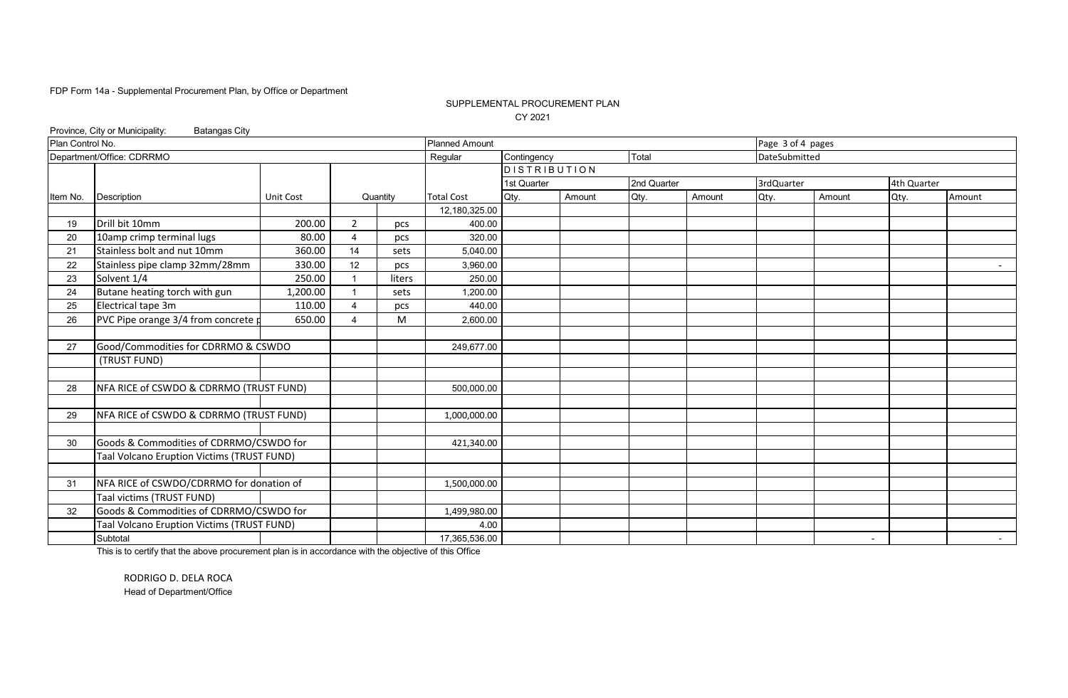FDP Form 14a - Supplemental Procurement Plan, by Office or Department

SUPPLEMENTAL PROCUREMENT PLAN

CY 2021

Province, City or Municipality: Batangas City

| Plan Control No. | | | | | Planned Amount | | | | | Page 3 of 4 pages | | | |
|---|---|---|---|---|---|---|---|---|---|---|---|---|---|
| Department/Office: CDRRMO | | | | | Regular | Contingency | | Total | | DateSubmitted | | | |
| | | | | | | DISTRIBUTION | | | | | | | |
| | | | | | | 1st Quarter | | 2nd Quarter | | 3rdQuarter | | 4th Quarter | |
| Item No. | Description | Unit Cost | Quantity | | Total Cost | Qty. | Amount | Qty. | Amount | Qty. | Amount | Qty. | Amount |
| | | | | | 12,180,325.00 | | | | | | | | |
| 19 | Drill bit 10mm | 200.00 | 2 | pcs | 400.00 | | | | | | | | |
| 20 | 10amp crimp terminal lugs | 80.00 | 4 | pcs | 320.00 | | | | | | | | |
| 21 | Stainless bolt and nut 10mm | 360.00 | 14 | sets | 5,040.00 | | | | | | | | |
| 22 | Stainless pipe clamp 32mm/28mm | 330.00 | 12 | pcs | 3,960.00 | | | | | | | | - |
| 23 | Solvent 1/4 | 250.00 | 1 | liters | 250.00 | | | | | | | | |
| 24 | Butane heating torch with gun | 1,200.00 | 1 | sets | 1,200.00 | | | | | | | | |
| 25 | Electrical tape 3m | 110.00 | 4 | pcs | 440.00 | | | | | | | | |
| 26 | PVC Pipe orange 3/4 from concrete p | 650.00 | 4 | M | 2,600.00 | | | | | | | | |
| | | | | | | | | | | | | | |
| 27 | Good/Commodities for CDRRMO & CSWDO | | | | 249,677.00 | | | | | | | | |
| | (TRUST FUND) | | | | | | | | | | | | |
| | | | | | | | | | | | | | |
| 28 | NFA RICE of CSWDO & CDRRMO (TRUST FUND) | | | | 500,000.00 | | | | | | | | |
| | | | | | | | | | | | | | |
| 29 | NFA RICE of CSWDO & CDRRMO (TRUST FUND) | | | | 1,000,000.00 | | | | | | | | |
| | | | | | | | | | | | | | |
| 30 | Goods & Commodities of CDRRMO/CSWDO for | | | | 421,340.00 | | | | | | | | |
| | Taal Volcano Eruption Victims (TRUST FUND) | | | | | | | | | | | | |
| | | | | | | | | | | | | | |
| 31 | NFA RICE of CSWDO/CDRRMO for donation of | | | | 1,500,000.00 | | | | | | | | |
| | Taal victims (TRUST FUND) | | | | | | | | | | | | |
| 32 | Goods & Commodities of CDRRMO/CSWDO for | | | | 1,499,980.00 | | | | | | | | |
| | Taal Volcano Eruption Victims (TRUST FUND) | | | | 4.00 | | | | | | | | |
| | Subtotal | | | | 17,365,536.00 | | | | | | - | | - |

This is to certify that the above procurement plan is in accordance with the objective of this Office

RODRIGO D. DELA ROCA
Head of Department/Office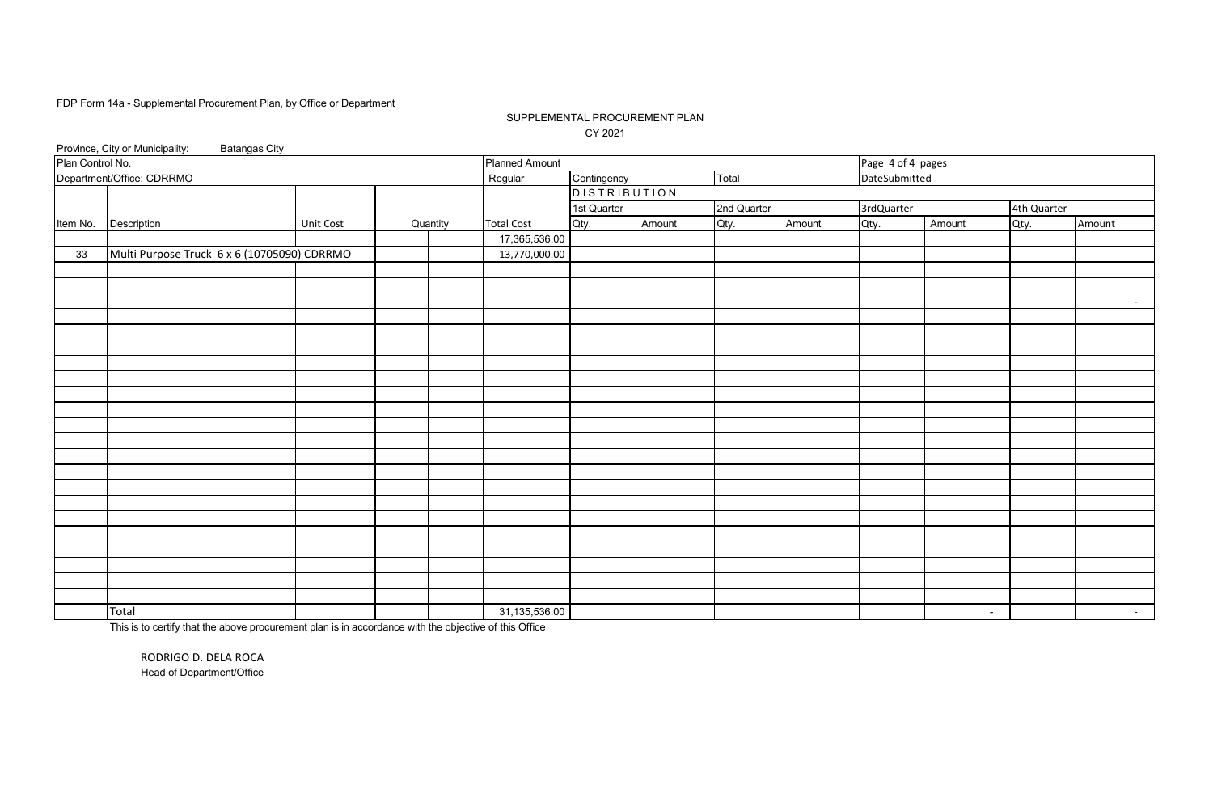FDP Form 14a - Supplemental Procurement Plan, by Office or Department

SUPPLEMENTAL PROCUREMENT PLAN

CY 2021

Province, City or Municipality: Batangas City

| Plan Control No. | | | | | Planned Amount | | | | | Page 4 of 4 pages | | | |
|---|---|---|---|---|---|---|---|---|---|---|---|---|---|
| Department/Office: CDRRMO | | | | | Regular | Contingency | | Total | | DateSubmitted | | | |
| | | | | | | DISTRIBUTION | | | | | | | |
| | | | | | | 1st Quarter | | 2nd Quarter | | 3rdQuarter | | 4th Quarter | |
| Item No. | Description | Unit Cost | Quantity | | Total Cost | Qty. | Amount | Qty. | Amount | Qty. | Amount | Qty. | Amount |
| | | | | | 17,365,536.00 | | | | | | | | |
| 33 | Multi Purpose Truck 6 x 6 (10705090) CDRRMO | | | | 13,770,000.00 | | | | | | | | |
| | | | | | | | | | | | | | |
| | | | | | | | | | | | | | |
| | | | | | | | | | | | | | - |
| | Total | | | | 31,135,536.00 | | | | | | - | | - |

This is to certify that the above procurement plan is in accordance with the objective of this Office

RODRIGO D. DELA ROCA
Head of Department/Office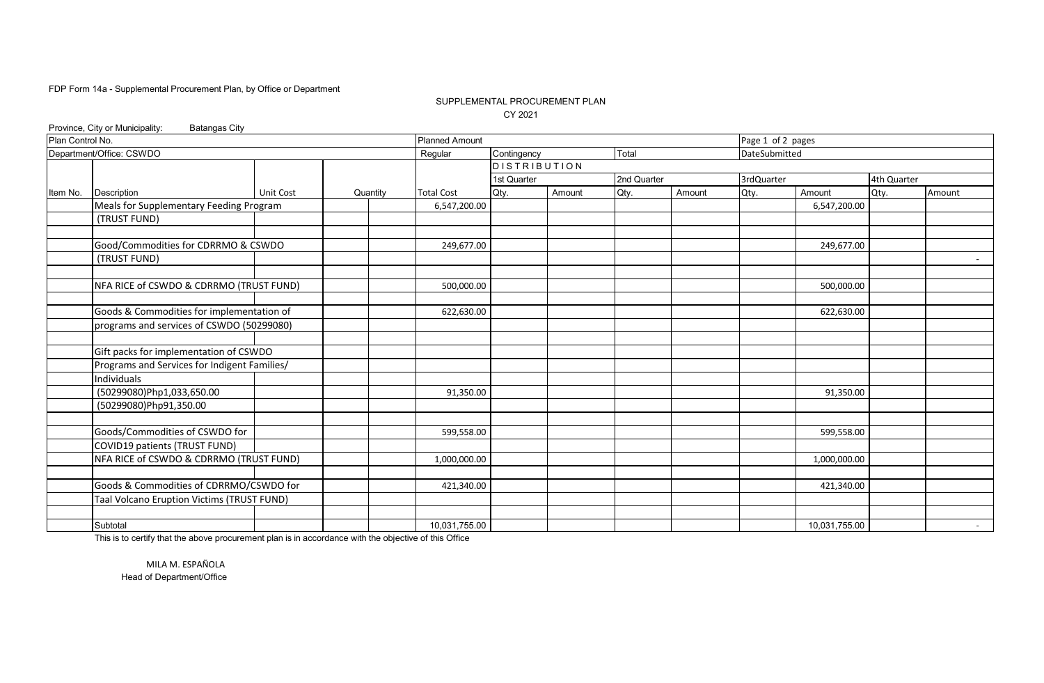FDP Form 14a - Supplemental Procurement Plan, by Office or Department

SUPPLEMENTAL PROCUREMENT PLAN

CY 2021

Province, City or Municipality: Batangas City

| Plan Control No. | | | | | Planned Amount | | | | | Page 1 of 2 pages | | | |
|---|---|---|---|---|---|---|---|---|---|---|---|---|---|
| Department/Office: CSWDO | | | | | Regular | Contingency | | Total | | DateSubmitted | | | |
| | | | | | | DISTRIBUTION | | | | | | | |
| | | | | | | 1st Quarter | | 2nd Quarter | | 3rdQuarter | | 4th Quarter | |
| Item No. | Description | Unit Cost | Quantity | | Total Cost | Qty. | Amount | Qty. | Amount | Qty. | Amount | Qty. | Amount |
| | Meals for Supplementary Feeding Program | | | | 6,547,200.00 | | | | | | 6,547,200.00 | | |
| | (TRUST FUND) | | | | | | | | | | | | |
| | | | | | | | | | | | | | |
| | Good/Commodities for CDRRMO & CSWDO | | | | 249,677.00 | | | | | | 249,677.00 | | |
| | (TRUST FUND) | | | | | | | | | | | | - |
| | | | | | | | | | | | | | |
| | NFA RICE of CSWDO & CDRRMO (TRUST FUND) | | | | 500,000.00 | | | | | | 500,000.00 | | |
| | | | | | | | | | | | | | |
| | Goods & Commodities for implementation of | | | | 622,630.00 | | | | | | 622,630.00 | | |
| | programs and services of CSWDO (50299080) | | | | | | | | | | | | |
| | | | | | | | | | | | | | |
| | Gift packs for implementation of CSWDO | | | | | | | | | | | | |
| | Programs and Services for Indigent Families/ | | | | | | | | | | | | |
| | Individuals | | | | | | | | | | | | |
| | (50299080)Php1,033,650.00 | | | | 91,350.00 | | | | | | 91,350.00 | | |
| | (50299080)Php91,350.00 | | | | | | | | | | | | |
| | | | | | | | | | | | | | |
| | Goods/Commodities of CSWDO for | | | | 599,558.00 | | | | | | 599,558.00 | | |
| | COVID19 patients (TRUST FUND) | | | | | | | | | | | | |
| | NFA RICE of CSWDO & CDRRMO (TRUST FUND) | | | | 1,000,000.00 | | | | | | 1,000,000.00 | | |
| | | | | | | | | | | | | | |
| | Goods & Commodities of CDRRMO/CSWDO for | | | | 421,340.00 | | | | | | 421,340.00 | | |
| | Taal Volcano Eruption Victims (TRUST FUND) | | | | | | | | | | | | |
| | | | | | | | | | | | | | |
| | Subtotal | | | | 10,031,755.00 | | | | | | 10,031,755.00 | | - |

This is to certify that the above procurement plan is in accordance with the objective of this Office

MILA M. ESPAÑOLA
Head of Department/Office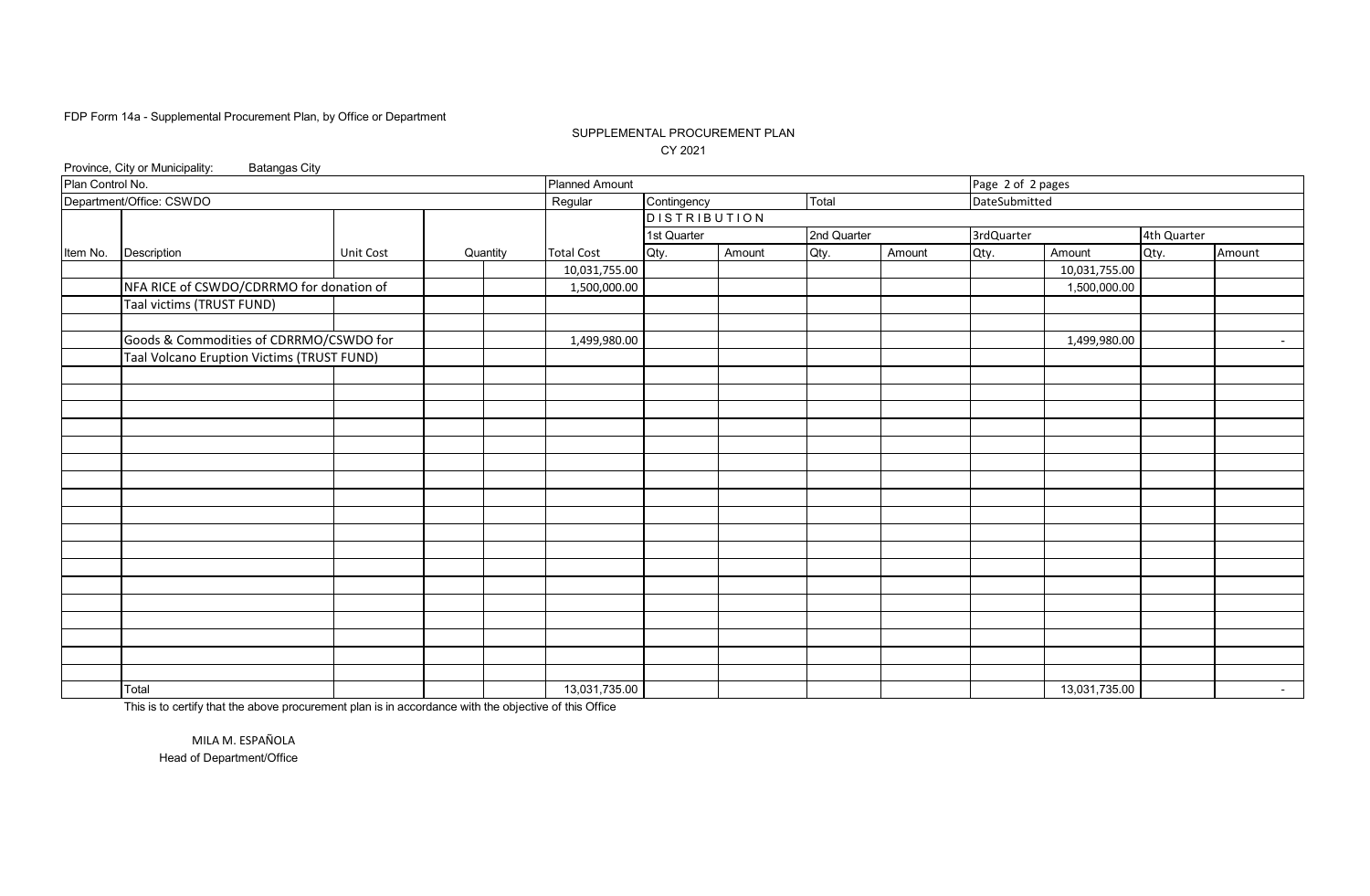FDP Form 14a - Supplemental Procurement Plan, by Office or Department

SUPPLEMENTAL PROCUREMENT PLAN

CY 2021

Province, City or Municipality: Batangas City

| Plan Control No. | | | | | Planned Amount | | | | | Page 2 of 2 pages | | | |
|---|---|---|---|---|---|---|---|---|---|---|---|---|---|
| Department/Office: CSWDO | | | | | Regular | Contingency | | Total | | DateSubmitted | | | |
| | | | | | | DISTRIBUTION | | | | | | | |
| | | | | | | 1st Quarter | | 2nd Quarter | | 3rdQuarter | | 4th Quarter | |
| Item No. | Description | Unit Cost | Quantity | | Total Cost | Qty. | Amount | Qty. | Amount | Qty. | Amount | Qty. | Amount |
| | | | | | 10,031,755.00 | | | | | | 10,031,755.00 | | |
| | NFA RICE of CSWDO/CDRRMO for donation of | | | | 1,500,000.00 | | | | | | 1,500,000.00 | | |
| | Taal victims (TRUST FUND) | | | | | | | | | | | | |
| | | | | | | | | | | | | | |
| | Goods & Commodities of CDRRMO/CSWDO for | | | | 1,499,980.00 | | | | | | 1,499,980.00 | | - |
| | Taal Volcano Eruption Victims (TRUST FUND) | | | | | | | | | | | | |
| | Total | | | | 13,031,735.00 | | | | | | 13,031,735.00 | | - |

This is to certify that the above procurement plan is in accordance with the objective of this Office

MILA M. ESPAÑOLA

Head of Department/Office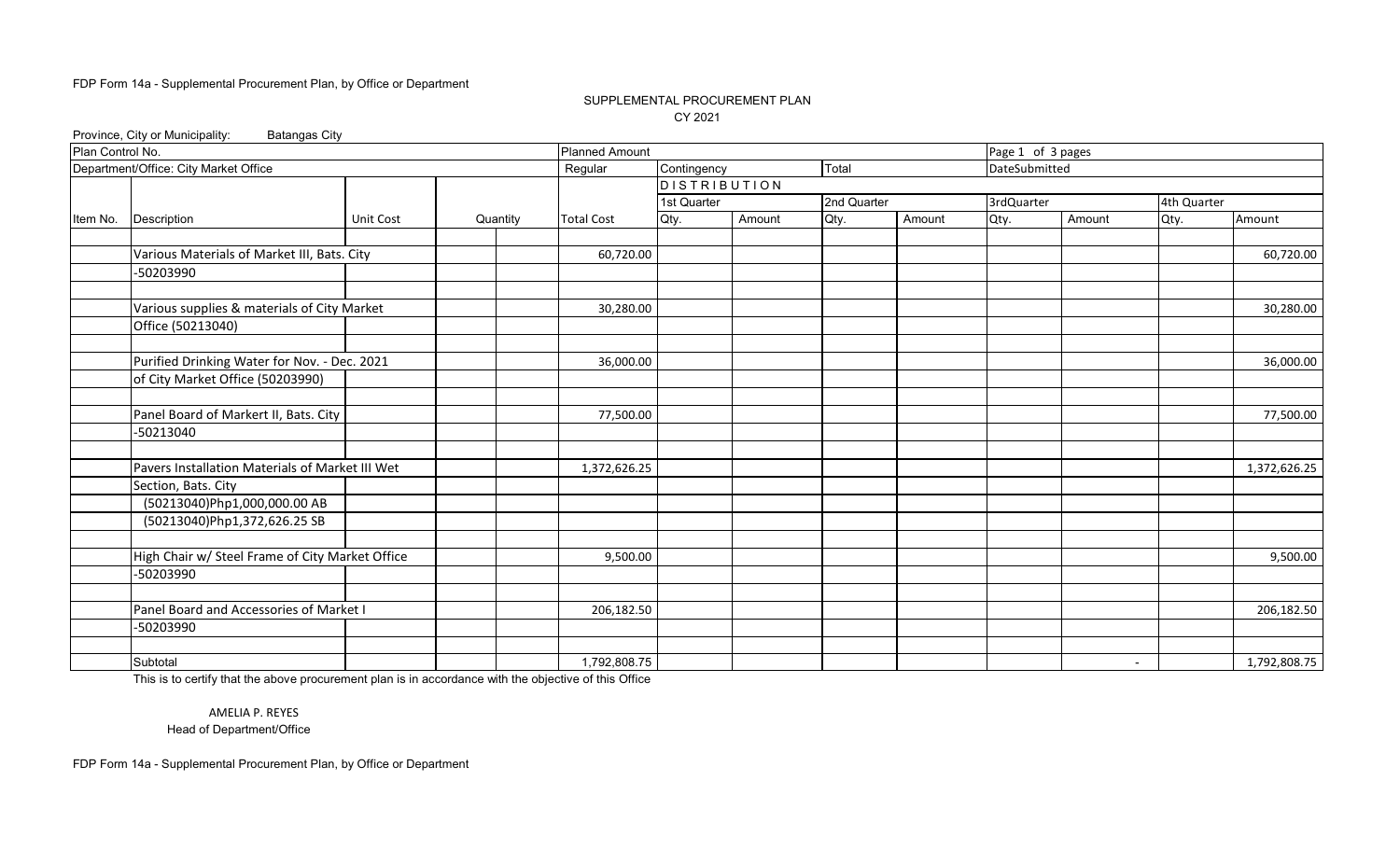FDP Form 14a - Supplemental Procurement Plan, by Office or Department

SUPPLEMENTAL PROCUREMENT PLAN

CY 2021

Province, City or Municipality: Batangas City

| Plan Control No. | | | | | Planned Amount | | | | | Page 1 of 3 pages | | | |
|---|---|---|---|---|---|---|---|---|---|---|---|---|---|
| Department/Office: City Market Office | | | | | Regular | Contingency | | Total | | DateSubmitted | | | |
| | | | | | | DISTRIBUTION | | | | | | | |
| | | | | | | 1st Quarter | | 2nd Quarter | | 3rdQuarter | | 4th Quarter | |
| Item No. | Description | Unit Cost | Quantity | | Total Cost | Qty. | Amount | Qty. | Amount | Qty. | Amount | Qty. | Amount |
| | Various Materials of Market III, Bats. City | | | | 60,720.00 | | | | | | | | 60,720.00 |
| | -50203990 | | | | | | | | | | | | |
| | Various supplies & materials of City Market | | | | 30,280.00 | | | | | | | | 30,280.00 |
| | Office (50213040) | | | | | | | | | | | | |
| | Purified Drinking Water for Nov. - Dec. 2021 | | | | 36,000.00 | | | | | | | | 36,000.00 |
| | of City Market Office (50203990) | | | | | | | | | | | | |
| | Panel Board of Markert II, Bats. City | | | | 77,500.00 | | | | | | | | 77,500.00 |
| | -50213040 | | | | | | | | | | | | |
| | Pavers Installation Materials of Market III Wet | | | | 1,372,626.25 | | | | | | | | 1,372,626.25 |
| | Section, Bats. City | | | | | | | | | | | | |
| | (50213040)Php1,000,000.00 AB | | | | | | | | | | | | |
| | (50213040)Php1,372,626.25 SB | | | | | | | | | | | | |
| | High Chair w/ Steel Frame of City Market Office | | | | 9,500.00 | | | | | | | | 9,500.00 |
| | -50203990 | | | | | | | | | | | | |
| | Panel Board and Accessories of Market I | | | | 206,182.50 | | | | | | | | 206,182.50 |
| | -50203990 | | | | | | | | | | | | |
| | Subtotal | | | | 1,792,808.75 | | | | | | - | | 1,792,808.75 |

This is to certify that the above procurement plan is in accordance with the objective of this Office

AMELIA P. REYES
Head of Department/Office

FDP Form 14a - Supplemental Procurement Plan, by Office or Department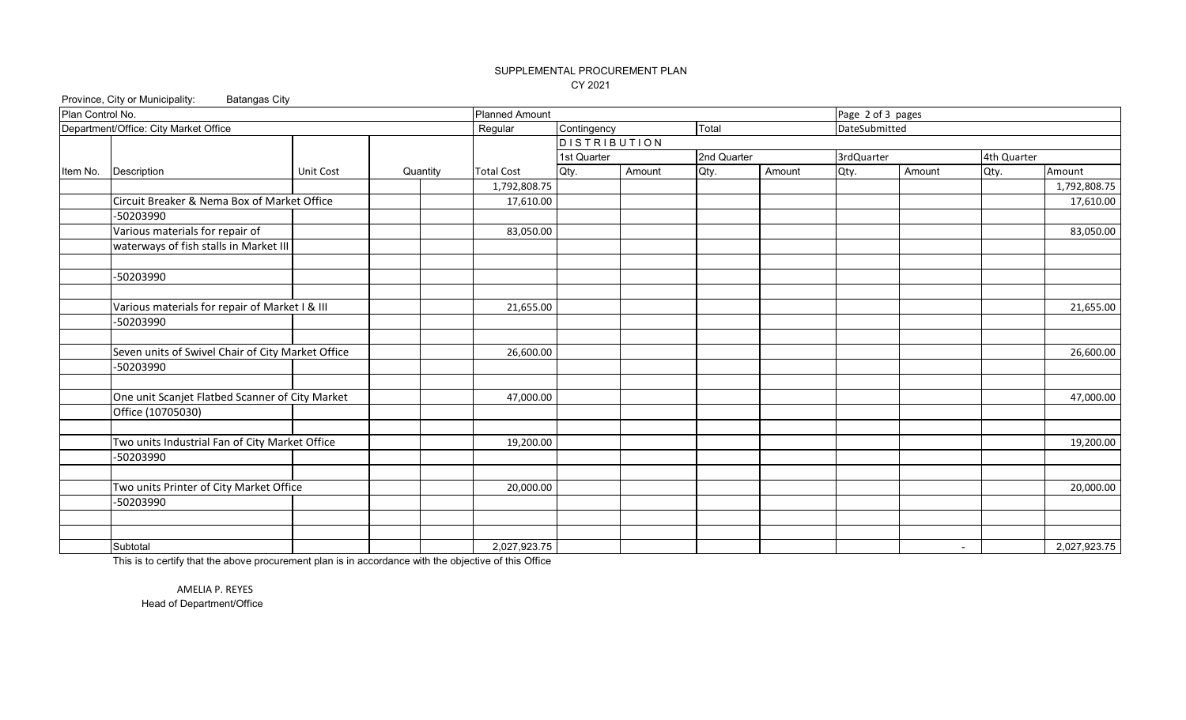SUPPLEMENTAL PROCUREMENT PLAN

CY 2021

Province, City or Municipality: Batangas City

| Plan Control No. | | | | Planned Amount | | | | | Page 2 of 3 pages | | | |
|---|---|---|---|---|---|---|---|---|---|---|---|---|
| Department/Office: City Market Office | | | | Regular | Contingency | | Total | | DateSubmitted | | | |
| | | | | | DISTRIBUTION | | | | | | | |
| | | | | | 1st Quarter | | 2nd Quarter | | 3rdQuarter | | 4th Quarter | |
| Item No. | Description | Unit Cost | Quantity | Total Cost | Qty. | Amount | Qty. | Amount | Qty. | Amount | Qty. | Amount |
| | | | | 1,792,808.75 | | | | | | | | 1,792,808.75 |
| | Circuit Breaker & Nema Box of Market Office | | | 17,610.00 | | | | | | | | 17,610.00 |
| | -50203990 | | | | | | | | | | | |
| | Various materials for repair of | | | 83,050.00 | | | | | | | | 83,050.00 |
| | waterways of fish stalls in Market III | | | | | | | | | | | |
| | | | | | | | | | | | | |
| | -50203990 | | | | | | | | | | | |
| | | | | | | | | | | | | |
| | Various materials for repair of Market I & III | | | 21,655.00 | | | | | | | | 21,655.00 |
| | -50203990 | | | | | | | | | | | |
| | | | | | | | | | | | | |
| | Seven units of Swivel Chair of City Market Office | | | 26,600.00 | | | | | | | | 26,600.00 |
| | -50203990 | | | | | | | | | | | |
| | | | | | | | | | | | | |
| | One unit Scanjet Flatbed Scanner of City Market | | | 47,000.00 | | | | | | | | 47,000.00 |
| | Office (10705030) | | | | | | | | | | | |
| | | | | | | | | | | | | |
| | Two units Industrial Fan of City Market Office | | | 19,200.00 | | | | | | | | 19,200.00 |
| | -50203990 | | | | | | | | | | | |
| | | | | | | | | | | | | |
| | Two units Printer of City Market Office | | | 20,000.00 | | | | | | | | 20,000.00 |
| | -50203990 | | | | | | | | | | | |
| | | | | | | | | | | | | |
| | | | | | | | | | | | | |
| | Subtotal | | | 2,027,923.75 | | | | | | - | | 2,027,923.75 |

This is to certify that the above procurement plan is in accordance with the objective of this Office

AMELIA P. REYES

Head of Department/Office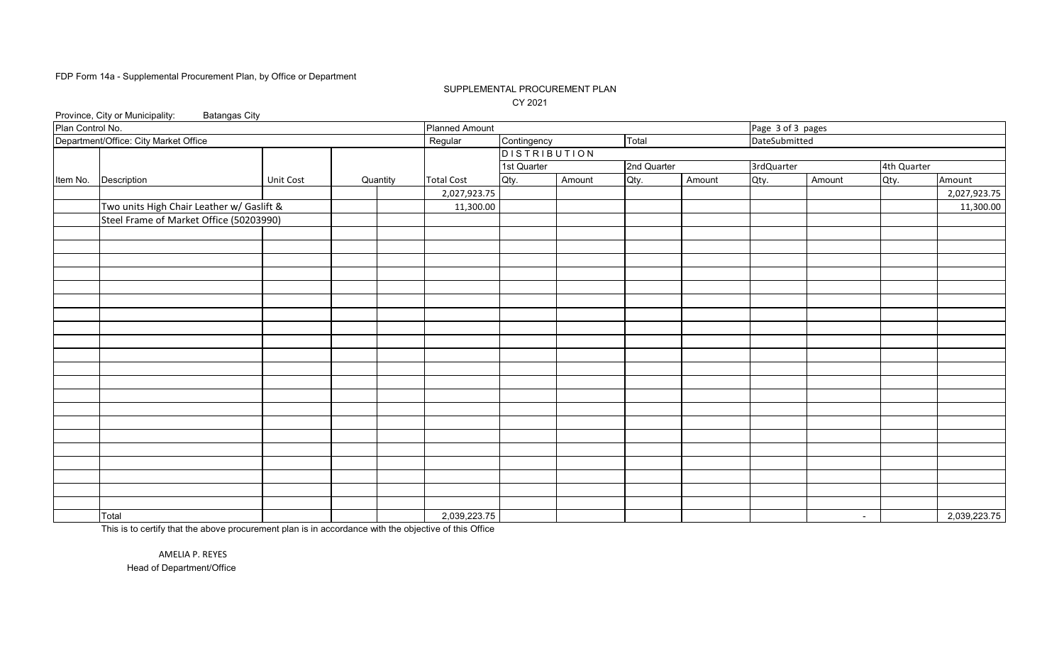FDP Form 14a - Supplemental Procurement Plan, by Office or Department

SUPPLEMENTAL PROCUREMENT PLAN

CY 2021

Province, City or Municipality: Batangas City

| Plan Control No. | | | | | Planned Amount | | | | | Page 3 of 3 pages | | | |
|---|---|---|---|---|---|---|---|---|---|---|---|---|---|
| Department/Office: City Market Office | | | | | Regular | Contingency | | Total | | DateSubmitted | | | |
| | | | | | | DISTRIBUTION | | | | | | | |
| | | | | | | 1st Quarter | | 2nd Quarter | | 3rdQuarter | | 4th Quarter | |
| Item No. | Description | Unit Cost | Quantity | | Total Cost | Qty. | Amount | Qty. | Amount | Qty. | Amount | Qty. | Amount |
| | | | | | 2,027,923.75 | | | | | | | | 2,027,923.75 |
| | Two units High Chair Leather w/ Gaslift & Steel Frame of Market Office (50203990) | | | | 11,300.00 | | | | | | | | 11,300.00 |
| | Total | | | | 2,039,223.75 | | | | | | - | | 2,039,223.75 |

This is to certify that the above procurement plan is in accordance with the objective of this Office

AMELIA P. REYES

Head of Department/Office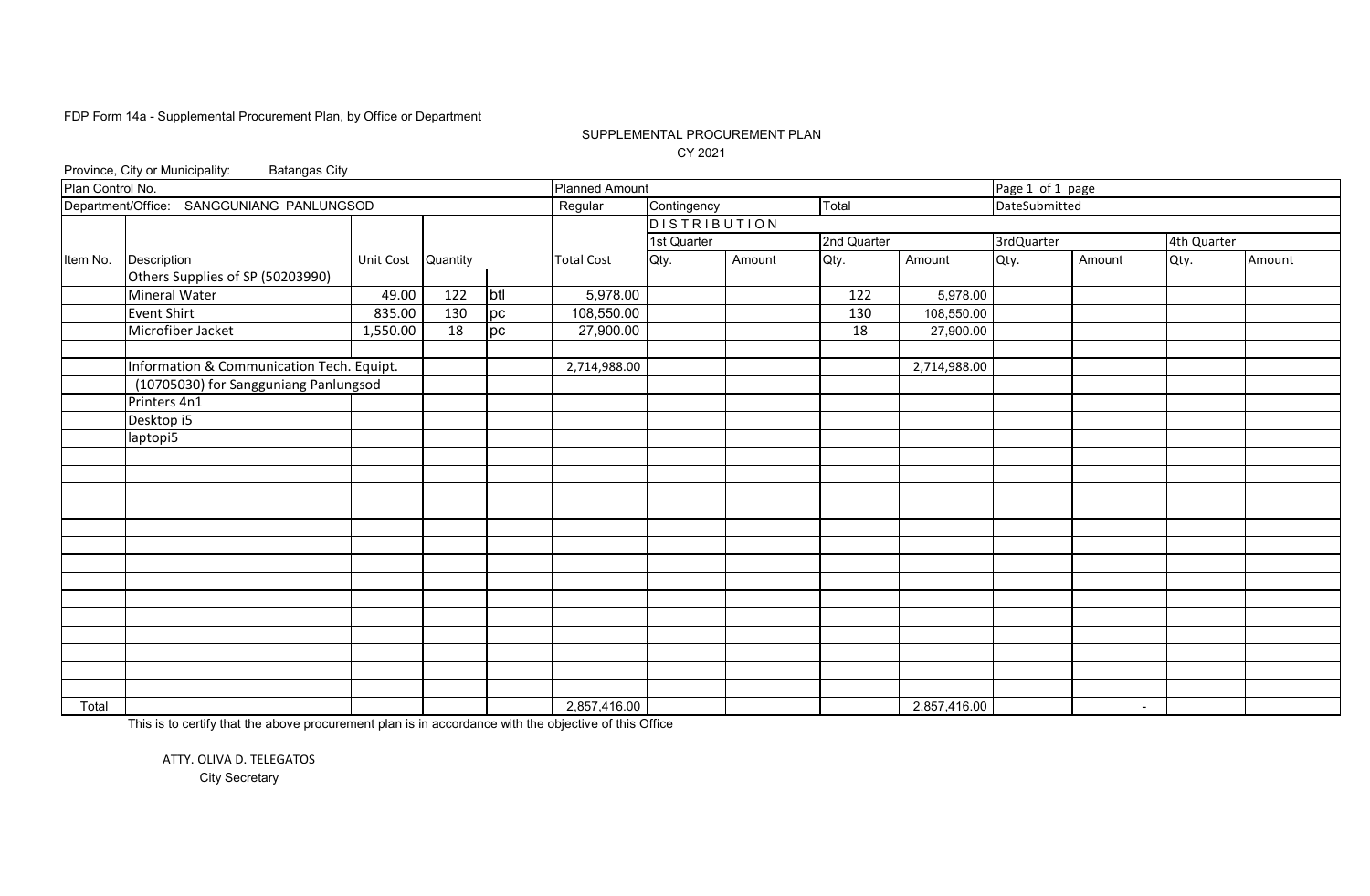FDP Form 14a - Supplemental Procurement Plan, by Office or Department

SUPPLEMENTAL PROCUREMENT PLAN

CY 2021

Province, City or Municipality: Batangas City

| Plan Control No. | | | | | Planned Amount | | | | | Page 1 of 1 page | | | |
|---|---|---|---|---|---|---|---|---|---|---|---|---|---|
| Department/Office: SANGGUNIANG PANLUNGSOD | | | | | Regular | Contingency | | Total | | DateSubmitted | | | |
| | | | | | | DISTRIBUTION | | | | | | | |
| | | | | | | 1st Quarter | | 2nd Quarter | | 3rdQuarter | | 4th Quarter | |
| Item No. | Description | Unit Cost | Quantity | | Total Cost | Qty. | Amount | Qty. | Amount | Qty. | Amount | Qty. | Amount |
| | Others Supplies of SP (50203990) | | | | | | | | | | | | |
| | Mineral Water | 49.00 | 122 | btl | 5,978.00 | | | 122 | 5,978.00 | | | | |
| | Event Shirt | 835.00 | 130 | pc | 108,550.00 | | | 130 | 108,550.00 | | | | |
| | Microfiber Jacket | 1,550.00 | 18 | pc | 27,900.00 | | | 18 | 27,900.00 | | | | |
| | | | | | | | | | | | | | |
| | Information & Communication Tech. Equipt. | | | | 2,714,988.00 | | | | 2,714,988.00 | | | | |
| | (10705030) for Sangguniang Panlungsod | | | | | | | | | | | | |
| | Printers 4n1 | | | | | | | | | | | | |
| | Desktop i5 | | | | | | | | | | | | |
| | laptopi5 | | | | | | | | | | | | |
| Total | | | | | 2,857,416.00 | | | | 2,857,416.00 | | - | | |

This is to certify that the above procurement plan is in accordance with the objective of this Office

ATTY. OLIVA D. TELEGATOS
City Secretary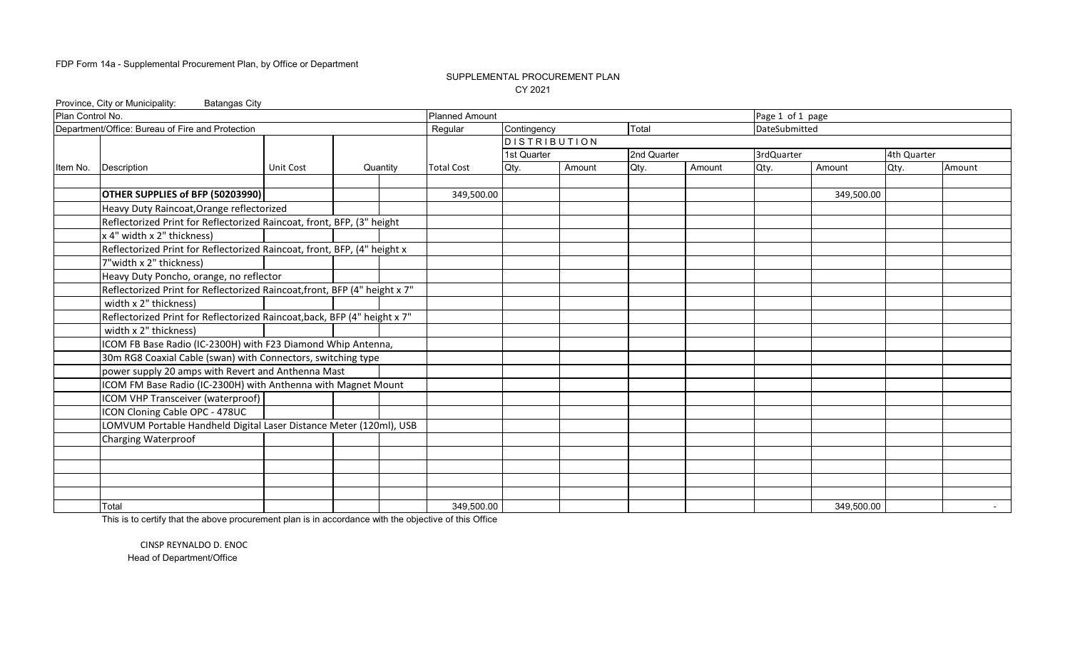FDP Form 14a - Supplemental Procurement Plan, by Office or Department

SUPPLEMENTAL PROCUREMENT PLAN

CY 2021

Province, City or Municipality: Batangas City

| Plan Control No. | | | | | Planned Amount | | | | | Page 1 of 1 page | | | |
|---|---|---|---|---|---|---|---|---|---|---|---|---|---|
| Department/Office: Bureau of Fire and Protection | | | | | Regular | Contingency | | Total | | DateSubmitted | | | |
| | | | | | | DISTRIBUTION | | | | | | | |
| | | | | | | 1st Quarter | | 2nd Quarter | | 3rdQuarter | | 4th Quarter | |
| Item No. | Description | Unit Cost | Quantity | | Total Cost | Qty. | Amount | Qty. | Amount | Qty. | Amount | Qty. | Amount |
| | | | | | | | | | | | | | |
| | **OTHER SUPPLIES of BFP (50203990)** | | | | 349,500.00 | | | | | | 349,500.00 | | |
| | Heavy Duty Raincoat,Orange reflectorized | | | | | | | | | | | | |
| | Reflectorized Print for Reflectorized Raincoat, front, BFP, (3" height | | | | | | | | | | | | |
| | x 4" width x 2" thickness) | | | | | | | | | | | | |
| | Reflectorized Print for Reflectorized Raincoat, front, BFP, (4" height x | | | | | | | | | | | | |
| | 7"width x 2" thickness) | | | | | | | | | | | | |
| | Heavy Duty Poncho, orange, no reflector | | | | | | | | | | | | |
| | Reflectorized Print for Reflectorized Raincoat,front, BFP (4" height x 7" | | | | | | | | | | | | |
| | width x 2" thickness) | | | | | | | | | | | | |
| | Reflectorized Print for Reflectorized Raincoat,back, BFP (4" height x 7" | | | | | | | | | | | | |
| | width x 2" thickness) | | | | | | | | | | | | |
| | ICOM FB Base Radio (IC-2300H) with F23 Diamond Whip Antenna, | | | | | | | | | | | | |
| | 30m RG8 Coaxial Cable (swan) with Connectors, switching type | | | | | | | | | | | | |
| | power supply 20 amps with Revert and Anthenna Mast | | | | | | | | | | | | |
| | ICOM FM Base Radio (IC-2300H) with Anthenna with Magnet Mount | | | | | | | | | | | | |
| | ICOM VHP Transceiver (waterproof) | | | | | | | | | | | | |
| | ICON Cloning Cable OPC - 478UC | | | | | | | | | | | | |
| | LOMVUM Portable Handheld Digital Laser Distance Meter (120ml), USB | | | | | | | | | | | | |
| | Charging Waterproof | | | | | | | | | | | | |
| | | | | | | | | | | | | | |
| | | | | | | | | | | | | | |
| | | | | | | | | | | | | | |
| | | | | | | | | | | | | | |
| | Total | | | | 349,500.00 | | | | | | 349,500.00 | | - |

This is to certify that the above procurement plan is in accordance with the objective of this Office

CINSP REYNALDO D. ENOC

Head of Department/Office